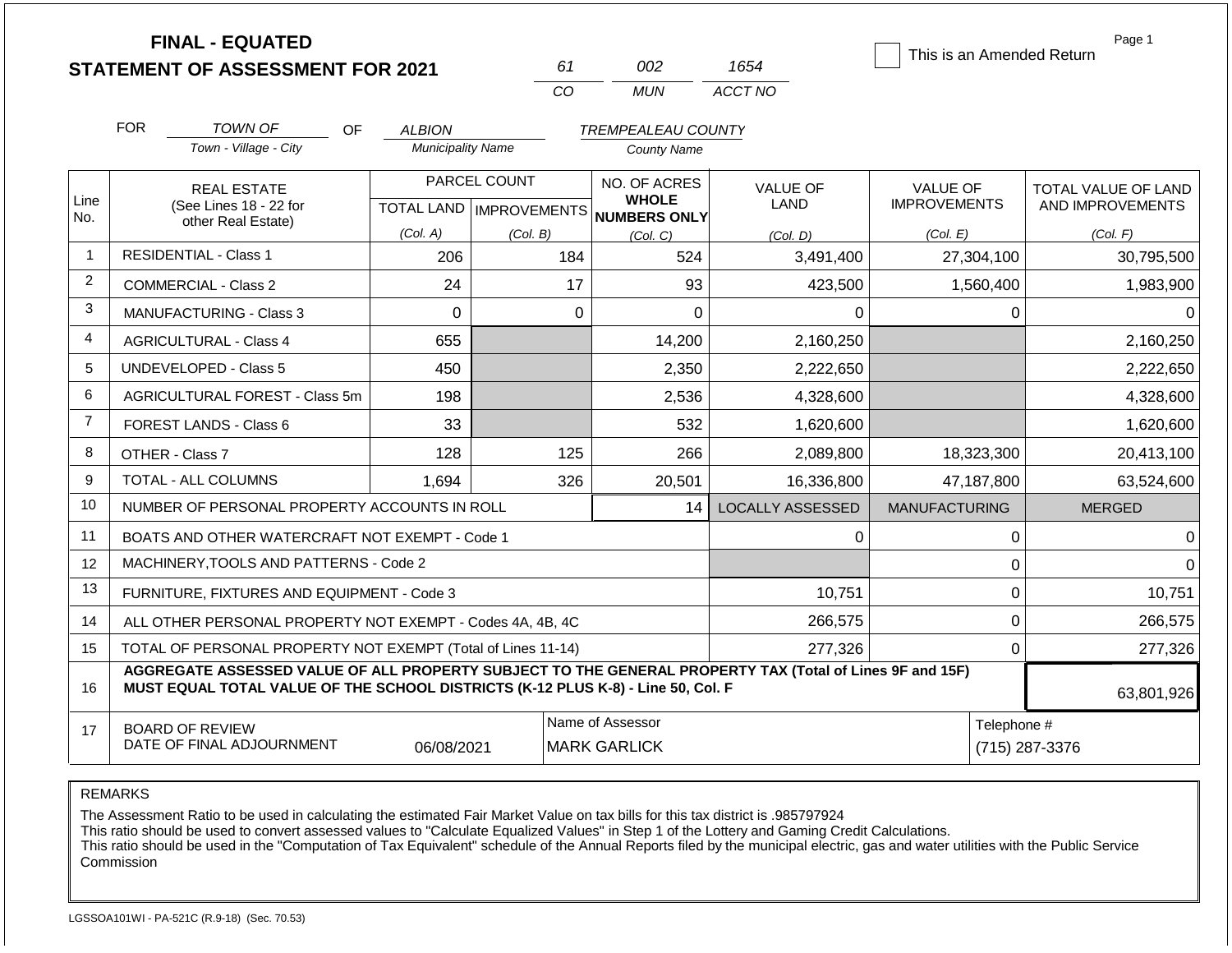# FINAL - EQUATED
## STATEMENT OF ASSESSMENT FOR 2021

| 61 | 002 | 1654 |
|---|---|---|
| CO | MUN | ACCT NO |

☐ This is an Amended Return

Page 1

FOR *TOWN OF* (Town - Village - City) OF *ALBION* (Municipality Name) *TREMPEALEAU COUNTY* (County Name)

| Line No. | REAL ESTATE (See Lines 18 - 22 for other Real Estate) | PARCEL COUNT TOTAL LAND (Col. A) | PARCEL COUNT IMPROVEMENTS (Col. B) | NO. OF ACRES WHOLE NUMBERS ONLY (Col. C) | VALUE OF LAND (Col. D) | VALUE OF IMPROVEMENTS (Col. E) | TOTAL VALUE OF LAND AND IMPROVEMENTS (Col. F) |
|---|---|---|---|---|---|---|---|
| 1 | RESIDENTIAL - Class 1 | 206 | 184 | 524 | 3,491,400 | 27,304,100 | 30,795,500 |
| 2 | COMMERCIAL - Class 2 | 24 | 17 | 93 | 423,500 | 1,560,400 | 1,983,900 |
| 3 | MANUFACTURING - Class 3 | 0 | 0 | 0 | 0 | 0 | 0 |
| 4 | AGRICULTURAL - Class 4 | 655 | | 14,200 | 2,160,250 | | 2,160,250 |
| 5 | UNDEVELOPED - Class 5 | 450 | | 2,350 | 2,222,650 | | 2,222,650 |
| 6 | AGRICULTURAL FOREST - Class 5m | 198 | | 2,536 | 4,328,600 | | 4,328,600 |
| 7 | FOREST LANDS - Class 6 | 33 | | 532 | 1,620,600 | | 1,620,600 |
| 8 | OTHER - Class 7 | 128 | 125 | 266 | 2,089,800 | 18,323,300 | 20,413,100 |
| 9 | TOTAL - ALL COLUMNS | 1,694 | 326 | 20,501 | 16,336,800 | 47,187,800 | 63,524,600 |
| 10 | NUMBER OF PERSONAL PROPERTY ACCOUNTS IN ROLL | | | 14 | LOCALLY ASSESSED | MANUFACTURING | MERGED |
| 11 | BOATS AND OTHER WATERCRAFT NOT EXEMPT - Code 1 | | | | 0 | 0 | 0 |
| 12 | MACHINERY,TOOLS AND PATTERNS - Code 2 | | | | | 0 | 0 |
| 13 | FURNITURE, FIXTURES AND EQUIPMENT - Code 3 | | | | 10,751 | 0 | 10,751 |
| 14 | ALL OTHER PERSONAL PROPERTY NOT EXEMPT - Codes 4A, 4B, 4C | | | | 266,575 | 0 | 266,575 |
| 15 | TOTAL OF PERSONAL PROPERTY NOT EXEMPT (Total of Lines 11-14) | | | | 277,326 | 0 | 277,326 |
| 16 | **AGGREGATE ASSESSED VALUE OF ALL PROPERTY SUBJECT TO THE GENERAL PROPERTY TAX (Total of Lines 9F and 15F) MUST EQUAL TOTAL VALUE OF THE SCHOOL DISTRICTS (K-12 PLUS K-8) - Line 50, Col. F** | | | | | | 63,801,926 |
| 17 | BOARD OF REVIEW DATE OF FINAL ADJOURNMENT | 06/08/2021 | | Name of Assessor: MARK GARLICK | | Telephone #: (715) 287-3376 | |

REMARKS

The Assessment Ratio to be used in calculating the estimated Fair Market Value on tax bills for this tax district is .985797924
This ratio should be used to convert assessed values to "Calculate Equalized Values" in Step 1 of the Lottery and Gaming Credit Calculations.
This ratio should be used in the "Computation of Tax Equivalent" schedule of the Annual Reports filed by the municipal electric, gas and water utilities with the Public Service Commission

LGSSOA101WI - PA-521C (R.9-18) (Sec. 70.53)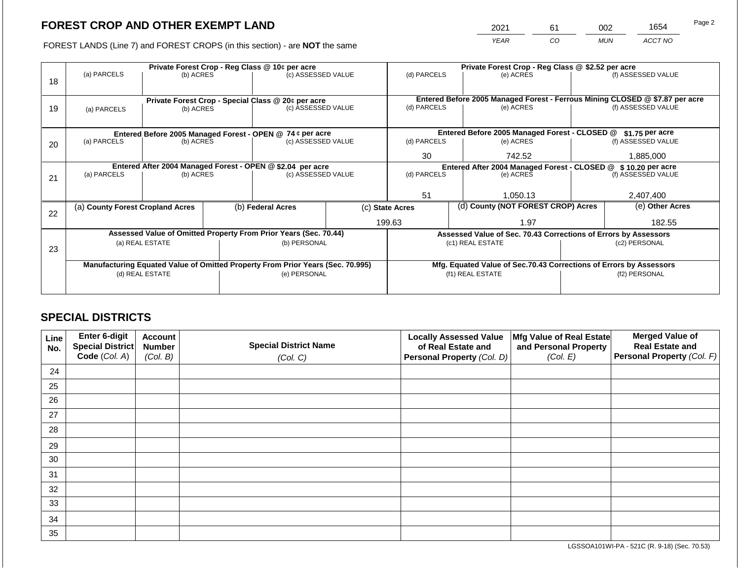# FOREST CROP AND OTHER EXEMPT LAND

| 2021 | 61 | 002 | 1654 |
|---|---|---|---|
| YEAR | CO | MUN | ACCT NO |

FOREST LANDS (Line 7) and FOREST CROPS (in this section) - are **NOT** the same

| Line | Private Forest Crop - Reg Class @ 10¢ per acre | | | Private Forest Crop - Reg Class @ $2.52 per acre | | |
|---|---|---|---|---|---|---|
| | (a) PARCELS | (b) ACRES | (c) ASSESSED VALUE | (d) PARCELS | (e) ACRES | (f) ASSESSED VALUE |
| 18 | | | | | | |
| | **Private Forest Crop - Special Class @ 20¢ per acre** | | | **Entered Before 2005 Managed Forest - Ferrous Mining CLOSED @ $7.87 per acre** | | |
| | (a) PARCELS | (b) ACRES | (c) ASSESSED VALUE | (d) PARCELS | (e) ACRES | (f) ASSESSED VALUE |
| 19 | | | | | | |
| | **Entered Before 2005 Managed Forest - OPEN @ 74 ¢ per acre** | | | **Entered Before 2005 Managed Forest - CLOSED @ $1.75 per acre** | | |
| | (a) PARCELS | (b) ACRES | (c) ASSESSED VALUE | (d) PARCELS | (e) ACRES | (f) ASSESSED VALUE |
| 20 | | | | 30 | 742.52 | 1,885,000 |
| | **Entered After 2004 Managed Forest - OPEN @ $2.04 per acre** | | | **Entered After 2004 Managed Forest - CLOSED @ $ 10.20 per acre** | | |
| | (a) PARCELS | (b) ACRES | (c) ASSESSED VALUE | (d) PARCELS | (e) ACRES | (f) ASSESSED VALUE |
| 21 | | | | 51 | 1,050.13 | 2,407,400 |

| Line | (a) County Forest Cropland Acres | (b) Federal Acres | (c) State Acres | (d) County (NOT FOREST CROP) Acres | (e) Other Acres |
|---|---|---|---|---|---|
| 22 | | | 199.63 | 1.97 | 182.55 |

| Line | Assessed Value of Omitted Property From Prior Years (Sec. 70.44) | | Assessed Value of Sec. 70.43 Corrections of Errors by Assessors | |
|---|---|---|---|---|
| | (a) REAL ESTATE | (b) PERSONAL | (c1) REAL ESTATE | (c2) PERSONAL |
| 23 | | | | |
| | **Manufacturing Equated Value of Omitted Property From Prior Years (Sec. 70.995)** | | **Mfg. Equated Value of Sec.70.43 Corrections of Errors by Assessors** | |
| | (d) REAL ESTATE | (e) PERSONAL | (f1) REAL ESTATE | (f2) PERSONAL |
| | | | | |

## SPECIAL DISTRICTS

| Line No. | Enter 6-digit Special District Code (Col. A) | Account Number (Col. B) | Special District Name (Col. C) | Locally Assessed Value of Real Estate and Personal Property (Col. D) | Mfg Value of Real Estate and Personal Property (Col. E) | Merged Value of Real Estate and Personal Property (Col. F) |
|---|---|---|---|---|---|---|
| 24 | | | | | | |
| 25 | | | | | | |
| 26 | | | | | | |
| 27 | | | | | | |
| 28 | | | | | | |
| 29 | | | | | | |
| 30 | | | | | | |
| 31 | | | | | | |
| 32 | | | | | | |
| 33 | | | | | | |
| 34 | | | | | | |
| 35 | | | | | | |

LGSSOA101WI-PA - 521C (R. 9-18) (Sec. 70.53)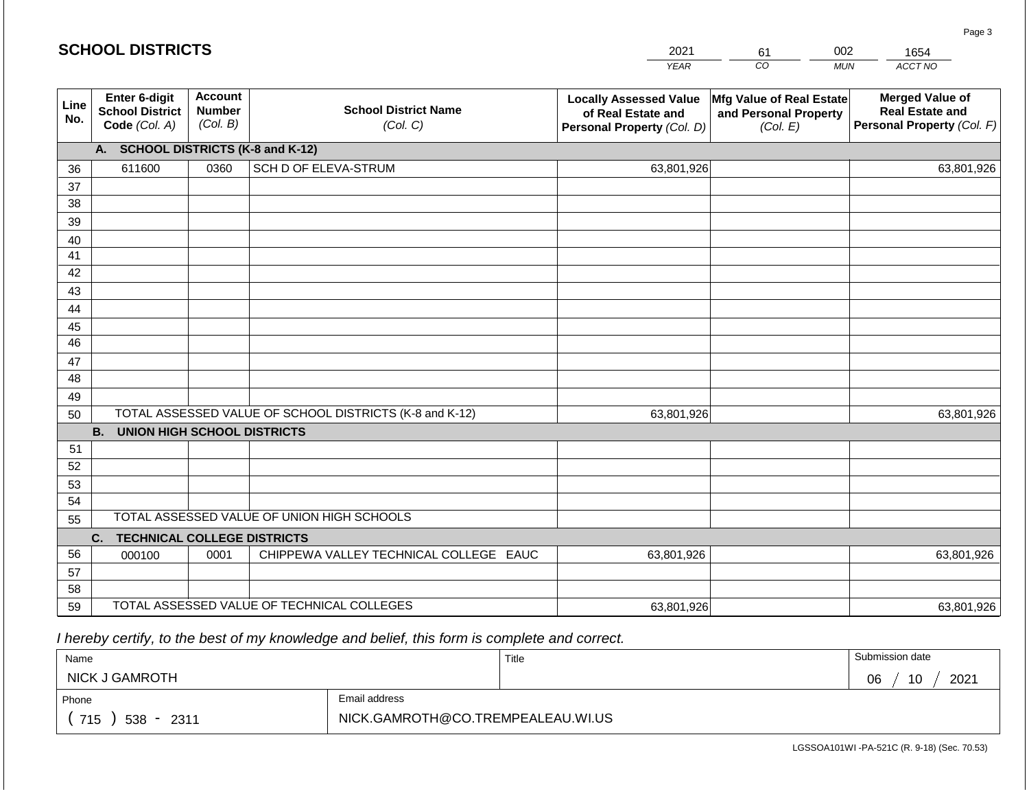## SCHOOL DISTRICTS

| 2021 | 61 | 002 | 1654 |
|---|---|---|---|
| YEAR | CO | MUN | ACCT NO |

| Line No. | Enter 6-digit School District Code (Col. A) | Account Number (Col. B) | School District Name (Col. C) | Locally Assessed Value of Real Estate and Personal Property (Col. D) | Mfg Value of Real Estate and Personal Property (Col. E) | Merged Value of Real Estate and Personal Property (Col. F) |
|---|---|---|---|---|---|---|
| | **A. SCHOOL DISTRICTS (K-8 and K-12)** | | | | | |
| 36 | 611600 | 0360 | SCH D OF ELEVA-STRUM | 63,801,926 | | 63,801,926 |
| 37 | | | | | | |
| 38 | | | | | | |
| 39 | | | | | | |
| 40 | | | | | | |
| 41 | | | | | | |
| 42 | | | | | | |
| 43 | | | | | | |
| 44 | | | | | | |
| 45 | | | | | | |
| 46 | | | | | | |
| 47 | | | | | | |
| 48 | | | | | | |
| 49 | | | | | | |
| 50 | TOTAL ASSESSED VALUE OF SCHOOL DISTRICTS (K-8 and K-12) | | | 63,801,926 | | 63,801,926 |
| | **B. UNION HIGH SCHOOL DISTRICTS** | | | | | |
| 51 | | | | | | |
| 52 | | | | | | |
| 53 | | | | | | |
| 54 | | | | | | |
| 55 | TOTAL ASSESSED VALUE OF UNION HIGH SCHOOLS | | | | | |
| | **C. TECHNICAL COLLEGE DISTRICTS** | | | | | |
| 56 | 000100 | 0001 | CHIPPEWA VALLEY TECHNICAL COLLEGE EAUC | 63,801,926 | | 63,801,926 |
| 57 | | | | | | |
| 58 | | | | | | |
| 59 | TOTAL ASSESSED VALUE OF TECHNICAL COLLEGES | | | 63,801,926 | | 63,801,926 |

*I hereby certify, to the best of my knowledge and belief, this form is complete and correct.*

| Name | | Title | Submission date |
|---|---|---|---|
| NICK J GAMROTH | | | 06 / 10 / 2021 |
| Phone | Email address | | |
| ( 715 ) 538 - 2311 | NICK.GAMROTH@CO.TREMPEALEAU.WI.US | | |

LGSSOA101WI -PA-521C (R. 9-18) (Sec. 70.53)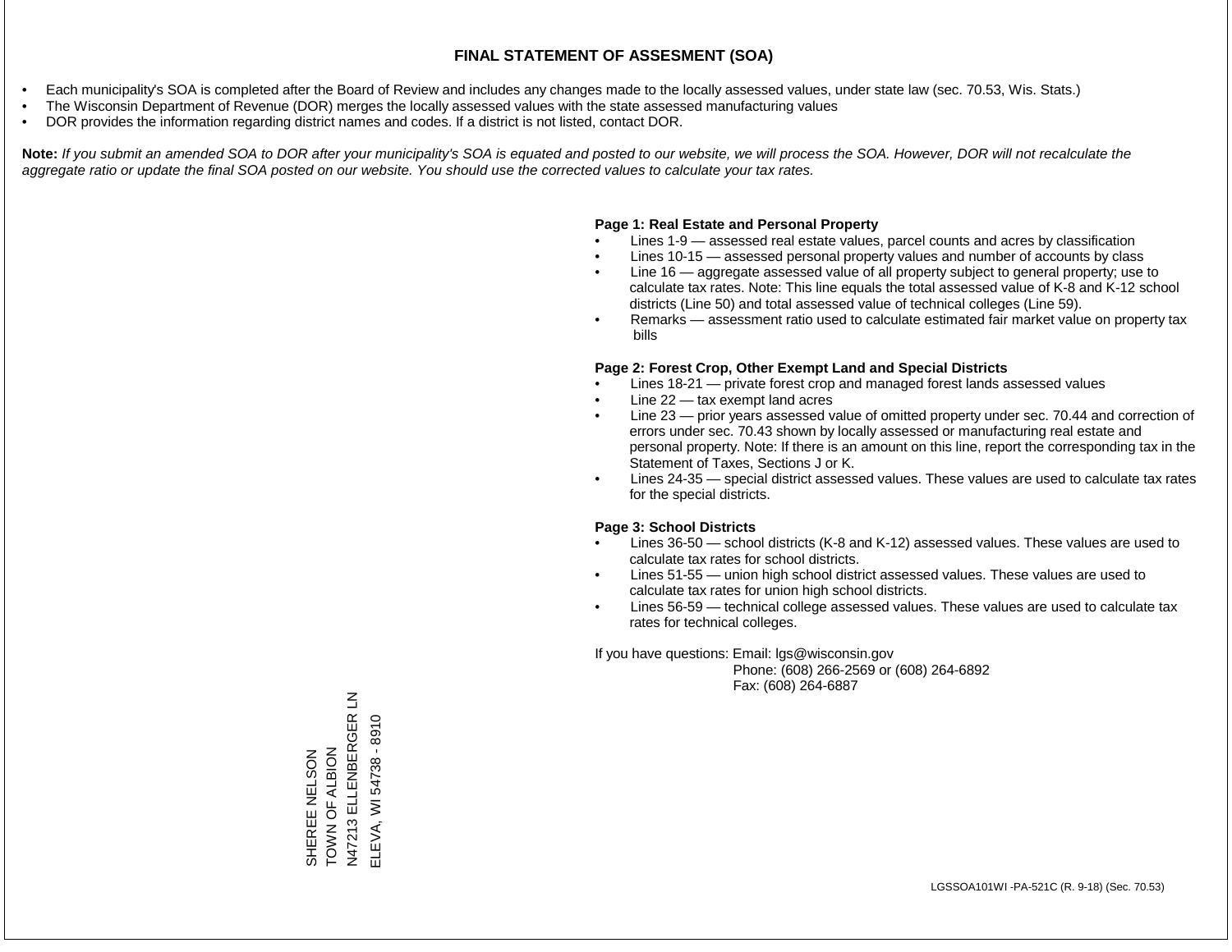# FINAL STATEMENT OF ASSESMENT (SOA)

- Each municipality's SOA is completed after the Board of Review and includes any changes made to the locally assessed values, under state law (sec. 70.53, Wis. Stats.)
- The Wisconsin Department of Revenue (DOR) merges the locally assessed values with the state assessed manufacturing values
- DOR provides the information regarding district names and codes. If a district is not listed, contact DOR.

**Note:** *If you submit an amended SOA to DOR after your municipality's SOA is equated and posted to our website, we will process the SOA. However, DOR will not recalculate the aggregate ratio or update the final SOA posted on our website. You should use the corrected values to calculate your tax rates.*

**Page 1: Real Estate and Personal Property**

- Lines 1-9 — assessed real estate values, parcel counts and acres by classification
- Lines 10-15 — assessed personal property values and number of accounts by class
- Line 16 — aggregate assessed value of all property subject to general property; use to calculate tax rates. Note: This line equals the total assessed value of K-8 and K-12 school districts (Line 50) and total assessed value of technical colleges (Line 59).
- Remarks — assessment ratio used to calculate estimated fair market value on property tax bills

**Page 2: Forest Crop, Other Exempt Land and Special Districts**

- Lines 18-21 — private forest crop and managed forest lands assessed values
- Line 22 — tax exempt land acres
- Line 23 — prior years assessed value of omitted property under sec. 70.44 and correction of errors under sec. 70.43 shown by locally assessed or manufacturing real estate and personal property. Note: If there is an amount on this line, report the corresponding tax in the Statement of Taxes, Sections J or K.
- Lines 24-35 — special district assessed values. These values are used to calculate tax rates for the special districts.

**Page 3: School Districts**

- Lines 36-50 — school districts (K-8 and K-12) assessed values. These values are used to calculate tax rates for school districts.
- Lines 51-55 — union high school district assessed values. These values are used to calculate tax rates for union high school districts.
- Lines 56-59 — technical college assessed values. These values are used to calculate tax rates for technical colleges.

If you have questions: Email: lgs@wisconsin.gov
Phone: (608) 266-2569 or (608) 264-6892
Fax: (608) 264-6887

SHEREE NELSON
TOWN OF ALBION
N47213 ELLENBERGER LN
ELEVA, WI 54738 - 8910

LGSSOA101WI -PA-521C (R. 9-18) (Sec. 70.53)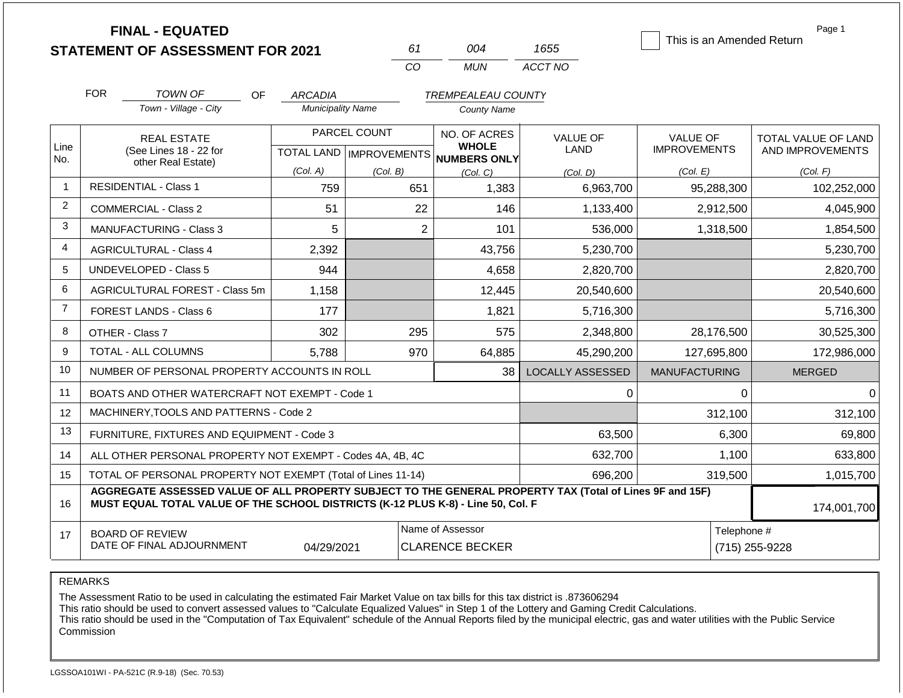# FINAL - EQUATED
## STATEMENT OF ASSESSMENT FOR 2021

| 61 | 004 | 1655 |
|---|---|---|
| CO | MUN | ACCT NO |

☐ This is an Amended Return

FOR *TOWN OF* (Town - Village - City) OF *ARCADIA* (Municipality Name) *TREMPEALEAU COUNTY* (County Name)

| Line No. | REAL ESTATE (See Lines 18 - 22 for other Real Estate) | PARCEL COUNT TOTAL LAND (Col. A) | PARCEL COUNT IMPROVEMENTS (Col. B) | NO. OF ACRES WHOLE NUMBERS ONLY (Col. C) | VALUE OF LAND (Col. D) | VALUE OF IMPROVEMENTS (Col. E) | TOTAL VALUE OF LAND AND IMPROVEMENTS (Col. F) |
|---|---|---|---|---|---|---|---|
| 1 | RESIDENTIAL - Class 1 | 759 | 651 | 1,383 | 6,963,700 | 95,288,300 | 102,252,000 |
| 2 | COMMERCIAL - Class 2 | 51 | 22 | 146 | 1,133,400 | 2,912,500 | 4,045,900 |
| 3 | MANUFACTURING - Class 3 | 5 | 2 | 101 | 536,000 | 1,318,500 | 1,854,500 |
| 4 | AGRICULTURAL - Class 4 | 2,392 | | 43,756 | 5,230,700 | | 5,230,700 |
| 5 | UNDEVELOPED - Class 5 | 944 | | 4,658 | 2,820,700 | | 2,820,700 |
| 6 | AGRICULTURAL FOREST - Class 5m | 1,158 | | 12,445 | 20,540,600 | | 20,540,600 |
| 7 | FOREST LANDS - Class 6 | 177 | | 1,821 | 5,716,300 | | 5,716,300 |
| 8 | OTHER - Class 7 | 302 | 295 | 575 | 2,348,800 | 28,176,500 | 30,525,300 |
| 9 | TOTAL - ALL COLUMNS | 5,788 | 970 | 64,885 | 45,290,200 | 127,695,800 | 172,986,000 |
| 10 | NUMBER OF PERSONAL PROPERTY ACCOUNTS IN ROLL | | | 38 | LOCALLY ASSESSED | MANUFACTURING | MERGED |
| 11 | BOATS AND OTHER WATERCRAFT NOT EXEMPT - Code 1 | | | | 0 | 0 | 0 |
| 12 | MACHINERY,TOOLS AND PATTERNS - Code 2 | | | | | 312,100 | 312,100 |
| 13 | FURNITURE, FIXTURES AND EQUIPMENT - Code 3 | | | | 63,500 | 6,300 | 69,800 |
| 14 | ALL OTHER PERSONAL PROPERTY NOT EXEMPT - Codes 4A, 4B, 4C | | | | 632,700 | 1,100 | 633,800 |
| 15 | TOTAL OF PERSONAL PROPERTY NOT EXEMPT (Total of Lines 11-14) | | | | 696,200 | 319,500 | 1,015,700 |
| 16 | **AGGREGATE ASSESSED VALUE OF ALL PROPERTY SUBJECT TO THE GENERAL PROPERTY TAX (Total of Lines 9F and 15F) MUST EQUAL TOTAL VALUE OF THE SCHOOL DISTRICTS (K-12 PLUS K-8) - Line 50, Col. F** | | | | | | 174,001,700 |
| 17 | BOARD OF REVIEW DATE OF FINAL ADJOURNMENT | 04/29/2021 | Name of Assessor: CLARENCE BECKER | | | Telephone #: (715) 255-9228 | |

REMARKS

The Assessment Ratio to be used in calculating the estimated Fair Market Value on tax bills for this tax district is .873606294
This ratio should be used to convert assessed values to "Calculate Equalized Values" in Step 1 of the Lottery and Gaming Credit Calculations.
This ratio should be used in the "Computation of Tax Equivalent" schedule of the Annual Reports filed by the municipal electric, gas and water utilities with the Public Service Commission

LGSSOA101WI - PA-521C (R.9-18) (Sec. 70.53)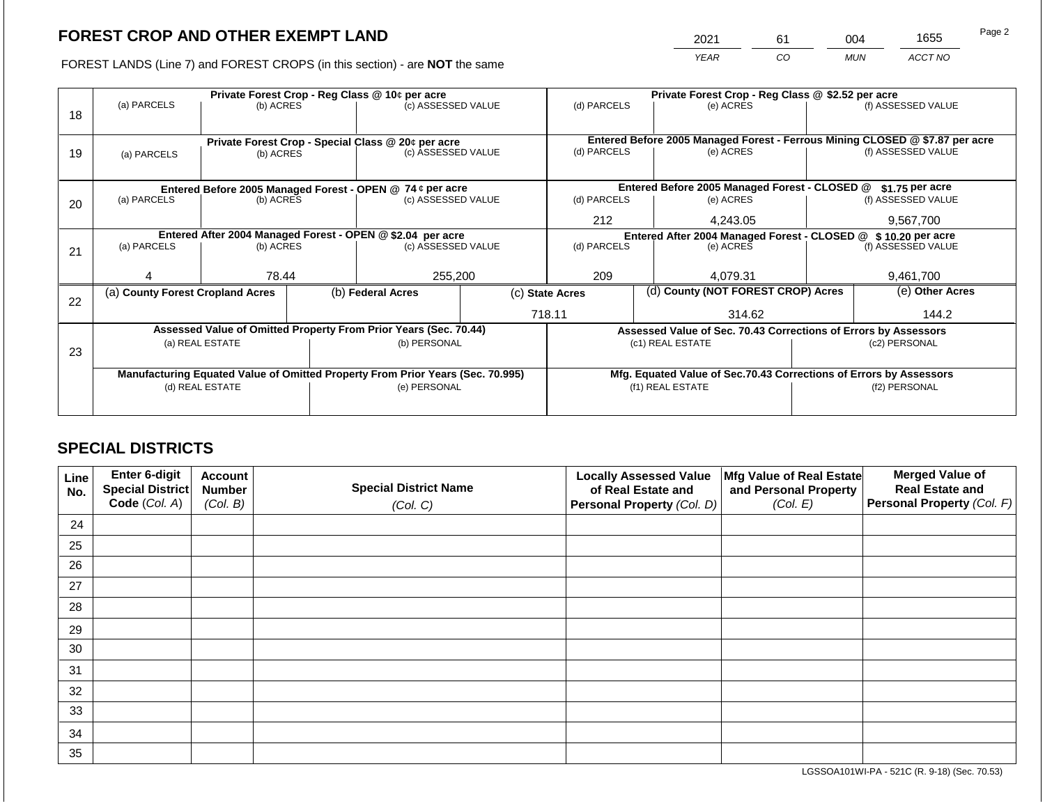# FOREST CROP AND OTHER EXEMPT LAND

FOREST LANDS (Line 7) and FOREST CROPS (in this section) - are **NOT** the same

| YEAR | CO | MUN | ACCT NO |
|---|---|---|---|
| 2021 | 61 | 004 | 1655 |

Page 2

| Line | Private Forest Crop - Reg Class @ 10¢ per acre | | | Private Forest Crop - Reg Class @ $2.52 per acre | | |
|---|---|---|---|---|---|---|
| 18 | (a) PARCELS | (b) ACRES | (c) ASSESSED VALUE | (d) PARCELS | (e) ACRES | (f) ASSESSED VALUE |
| | | | | | | |
| | **Private Forest Crop - Special Class @ 20¢ per acre** | | | **Entered Before 2005 Managed Forest - Ferrous Mining CLOSED @ $7.87 per acre** | | |
| 19 | (a) PARCELS | (b) ACRES | (c) ASSESSED VALUE | (d) PARCELS | (e) ACRES | (f) ASSESSED VALUE |
| | | | | | | |
| | **Entered Before 2005 Managed Forest - OPEN @ 74 ¢ per acre** | | | **Entered Before 2005 Managed Forest - CLOSED @ $1.75 per acre** | | |
| 20 | (a) PARCELS | (b) ACRES | (c) ASSESSED VALUE | (d) PARCELS | (e) ACRES | (f) ASSESSED VALUE |
| | | | | 212 | 4,243.05 | 9,567,700 |
| | **Entered After 2004 Managed Forest - OPEN @ $2.04 per acre** | | | **Entered After 2004 Managed Forest - CLOSED @ $ 10.20 per acre** | | |
| 21 | (a) PARCELS | (b) ACRES | (c) ASSESSED VALUE | (d) PARCELS | (e) ACRES | (f) ASSESSED VALUE |
| | 4 | 78.44 | 255,200 | 209 | 4,079.31 | 9,461,700 |

| Line | (a) County Forest Cropland Acres | (b) Federal Acres | (c) State Acres | (d) County (NOT FOREST CROP) Acres | (e) Other Acres |
|---|---|---|---|---|---|
| 22 | | | 718.11 | 314.62 | 144.2 |

| Line | Assessed Value of Omitted Property From Prior Years (Sec. 70.44) | | Assessed Value of Sec. 70.43 Corrections of Errors by Assessors | |
|---|---|---|---|---|
| 23 | (a) REAL ESTATE | (b) PERSONAL | (c1) REAL ESTATE | (c2) PERSONAL |
| | | | | |
| | **Manufacturing Equated Value of Omitted Property From Prior Years (Sec. 70.995)** | | **Mfg. Equated Value of Sec.70.43 Corrections of Errors by Assessors** | |
| | (d) REAL ESTATE | (e) PERSONAL | (f1) REAL ESTATE | (f2) PERSONAL |
| | | | | |

## SPECIAL DISTRICTS

| Line No. | Enter 6-digit Special District Code (Col. A) | Account Number (Col. B) | Special District Name (Col. C) | Locally Assessed Value of Real Estate and Personal Property (Col. D) | Mfg Value of Real Estate and Personal Property (Col. E) | Merged Value of Real Estate and Personal Property (Col. F) |
|---|---|---|---|---|---|---|
| 24 | | | | | | |
| 25 | | | | | | |
| 26 | | | | | | |
| 27 | | | | | | |
| 28 | | | | | | |
| 29 | | | | | | |
| 30 | | | | | | |
| 31 | | | | | | |
| 32 | | | | | | |
| 33 | | | | | | |
| 34 | | | | | | |
| 35 | | | | | | |

LGSSOA101WI-PA - 521C (R. 9-18) (Sec. 70.53)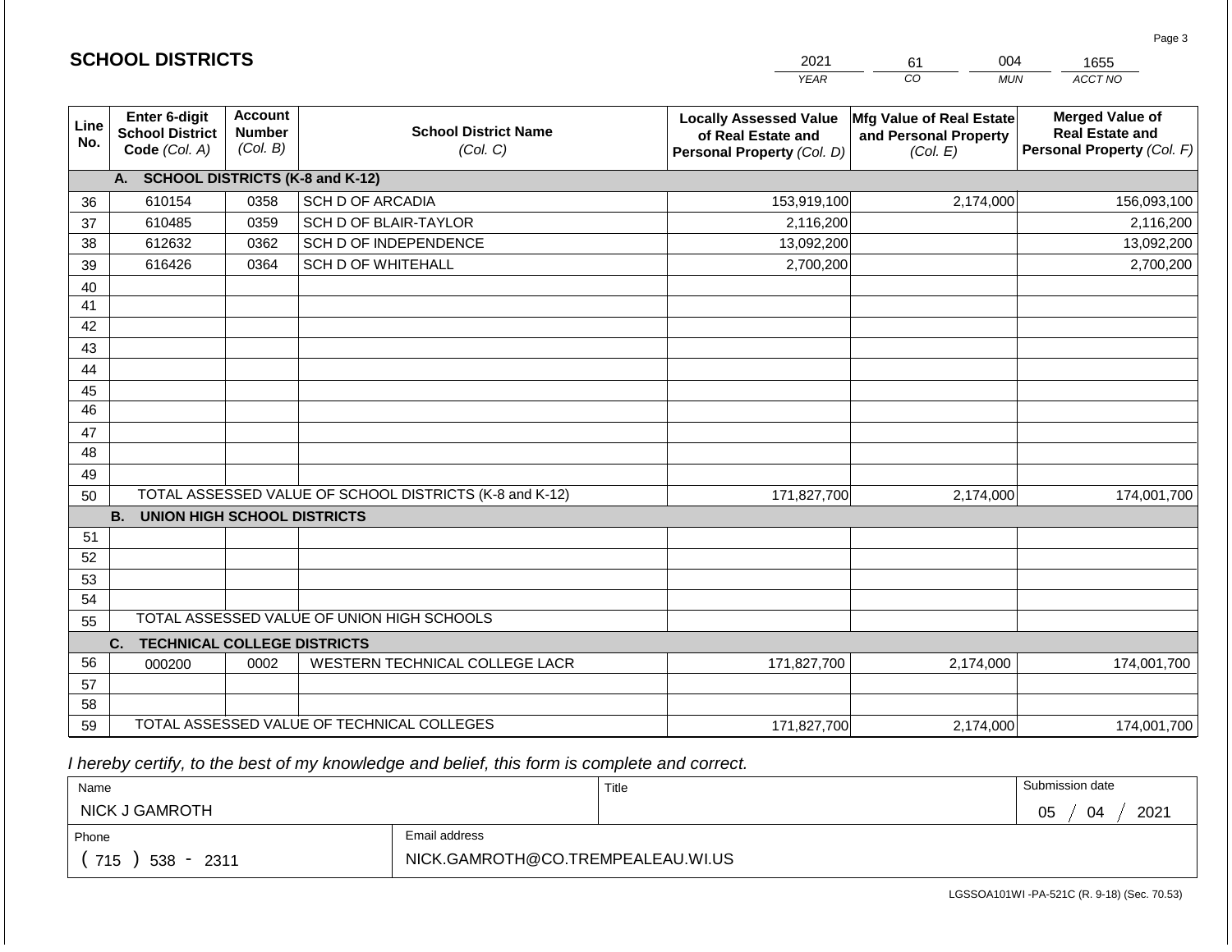# SCHOOL DISTRICTS

| 2021 | 61 | 004 | 1655 |
|---|---|---|---|
| YEAR | CO | MUN | ACCT NO |

| Line No. | Enter 6-digit School District Code (Col. A) | Account Number (Col. B) | School District Name (Col. C) | Locally Assessed Value of Real Estate and Personal Property (Col. D) | Mfg Value of Real Estate and Personal Property (Col. E) | Merged Value of Real Estate and Personal Property (Col. F) |
|---|---|---|---|---|---|---|
| | **A. SCHOOL DISTRICTS (K-8 and K-12)** | | | | | |
| 36 | 610154 | 0358 | SCH D OF ARCADIA | 153,919,100 | 2,174,000 | 156,093,100 |
| 37 | 610485 | 0359 | SCH D OF BLAIR-TAYLOR | 2,116,200 | | 2,116,200 |
| 38 | 612632 | 0362 | SCH D OF INDEPENDENCE | 13,092,200 | | 13,092,200 |
| 39 | 616426 | 0364 | SCH D OF WHITEHALL | 2,700,200 | | 2,700,200 |
| 40 | | | | | | |
| 41 | | | | | | |
| 42 | | | | | | |
| 43 | | | | | | |
| 44 | | | | | | |
| 45 | | | | | | |
| 46 | | | | | | |
| 47 | | | | | | |
| 48 | | | | | | |
| 49 | | | | | | |
| 50 | TOTAL ASSESSED VALUE OF SCHOOL DISTRICTS (K-8 and K-12) | | | 171,827,700 | 2,174,000 | 174,001,700 |
| | **B. UNION HIGH SCHOOL DISTRICTS** | | | | | |
| 51 | | | | | | |
| 52 | | | | | | |
| 53 | | | | | | |
| 54 | | | | | | |
| 55 | TOTAL ASSESSED VALUE OF UNION HIGH SCHOOLS | | | | | |
| | **C. TECHNICAL COLLEGE DISTRICTS** | | | | | |
| 56 | 000200 | 0002 | WESTERN TECHNICAL COLLEGE LACR | 171,827,700 | 2,174,000 | 174,001,700 |
| 57 | | | | | | |
| 58 | | | | | | |
| 59 | TOTAL ASSESSED VALUE OF TECHNICAL COLLEGES | | | 171,827,700 | 2,174,000 | 174,001,700 |

*I hereby certify, to the best of my knowledge and belief, this form is complete and correct.*

| Name | Title | Submission date |
|---|---|---|
| NICK J GAMROTH | | 05 / 04 / 2021 |

| Phone | Email address |
|---|---|
| ( 715 ) 538 - 2311 | NICK.GAMROTH@CO.TREMPEALEAU.WI.US |

LGSSOA101WI -PA-521C (R. 9-18) (Sec. 70.53)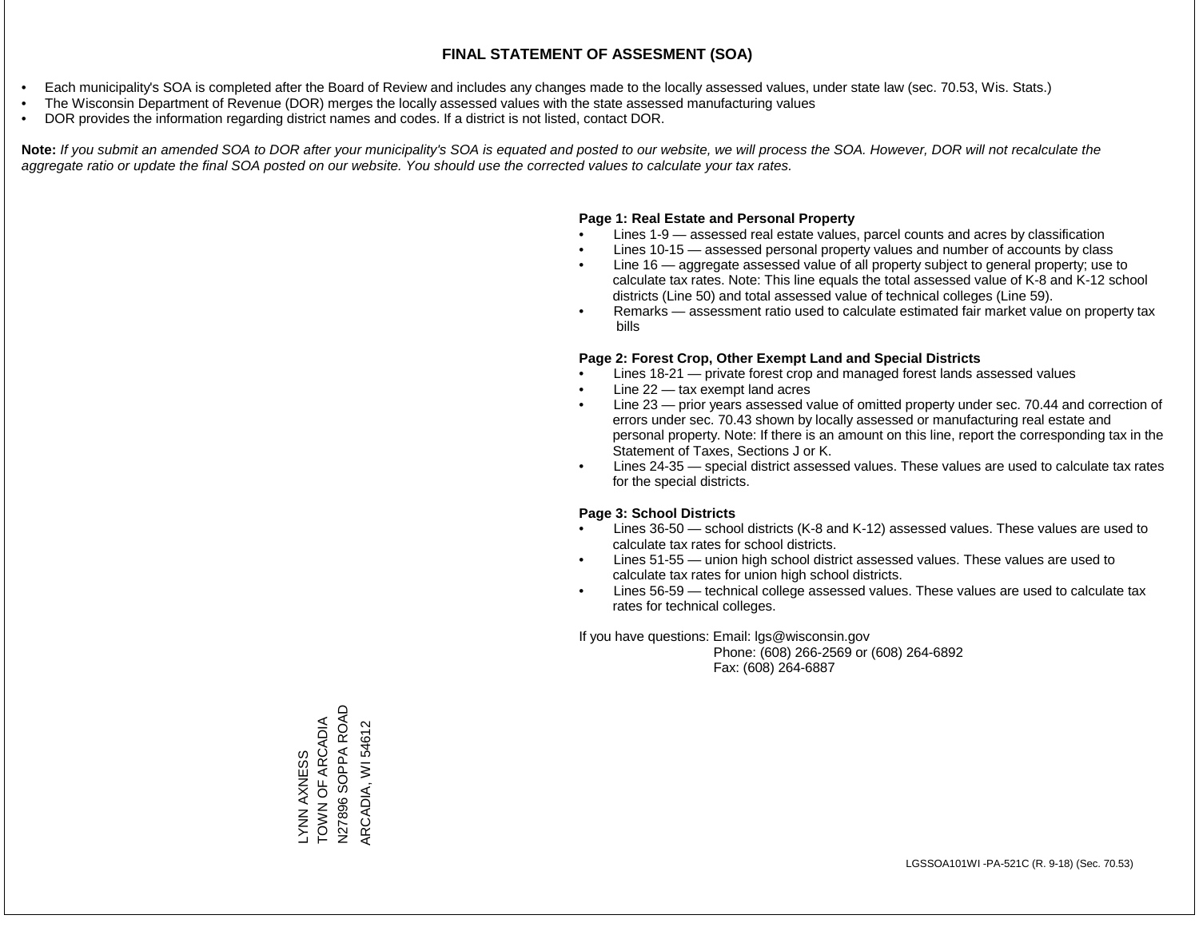# FINAL STATEMENT OF ASSESMENT (SOA)

- Each municipality's SOA is completed after the Board of Review and includes any changes made to the locally assessed values, under state law (sec. 70.53, Wis. Stats.)
- The Wisconsin Department of Revenue (DOR) merges the locally assessed values with the state assessed manufacturing values
- DOR provides the information regarding district names and codes. If a district is not listed, contact DOR.

**Note:** *If you submit an amended SOA to DOR after your municipality's SOA is equated and posted to our website, we will process the SOA. However, DOR will not recalculate the aggregate ratio or update the final SOA posted on our website. You should use the corrected values to calculate your tax rates.*

**Page 1: Real Estate and Personal Property**

- Lines 1-9 — assessed real estate values, parcel counts and acres by classification
- Lines 10-15 — assessed personal property values and number of accounts by class
- Line 16 — aggregate assessed value of all property subject to general property; use to calculate tax rates. Note: This line equals the total assessed value of K-8 and K-12 school districts (Line 50) and total assessed value of technical colleges (Line 59).
- Remarks — assessment ratio used to calculate estimated fair market value on property tax bills

**Page 2: Forest Crop, Other Exempt Land and Special Districts**

- Lines 18-21 — private forest crop and managed forest lands assessed values
- Line 22 — tax exempt land acres
- Line 23 — prior years assessed value of omitted property under sec. 70.44 and correction of errors under sec. 70.43 shown by locally assessed or manufacturing real estate and personal property. Note: If there is an amount on this line, report the corresponding tax in the Statement of Taxes, Sections J or K.
- Lines 24-35 — special district assessed values. These values are used to calculate tax rates for the special districts.

**Page 3: School Districts**

- Lines 36-50 — school districts (K-8 and K-12) assessed values. These values are used to calculate tax rates for school districts.
- Lines 51-55 — union high school district assessed values. These values are used to calculate tax rates for union high school districts.
- Lines 56-59 — technical college assessed values. These values are used to calculate tax rates for technical colleges.

If you have questions: Email: lgs@wisconsin.gov
Phone: (608) 266-2569 or (608) 264-6892
Fax: (608) 264-6887

LYNN AXNESS
TOWN OF ARCADIA
N27896 SOPPA ROAD
ARCADIA, WI 54612

LGSSOA101WI -PA-521C (R. 9-18) (Sec. 70.53)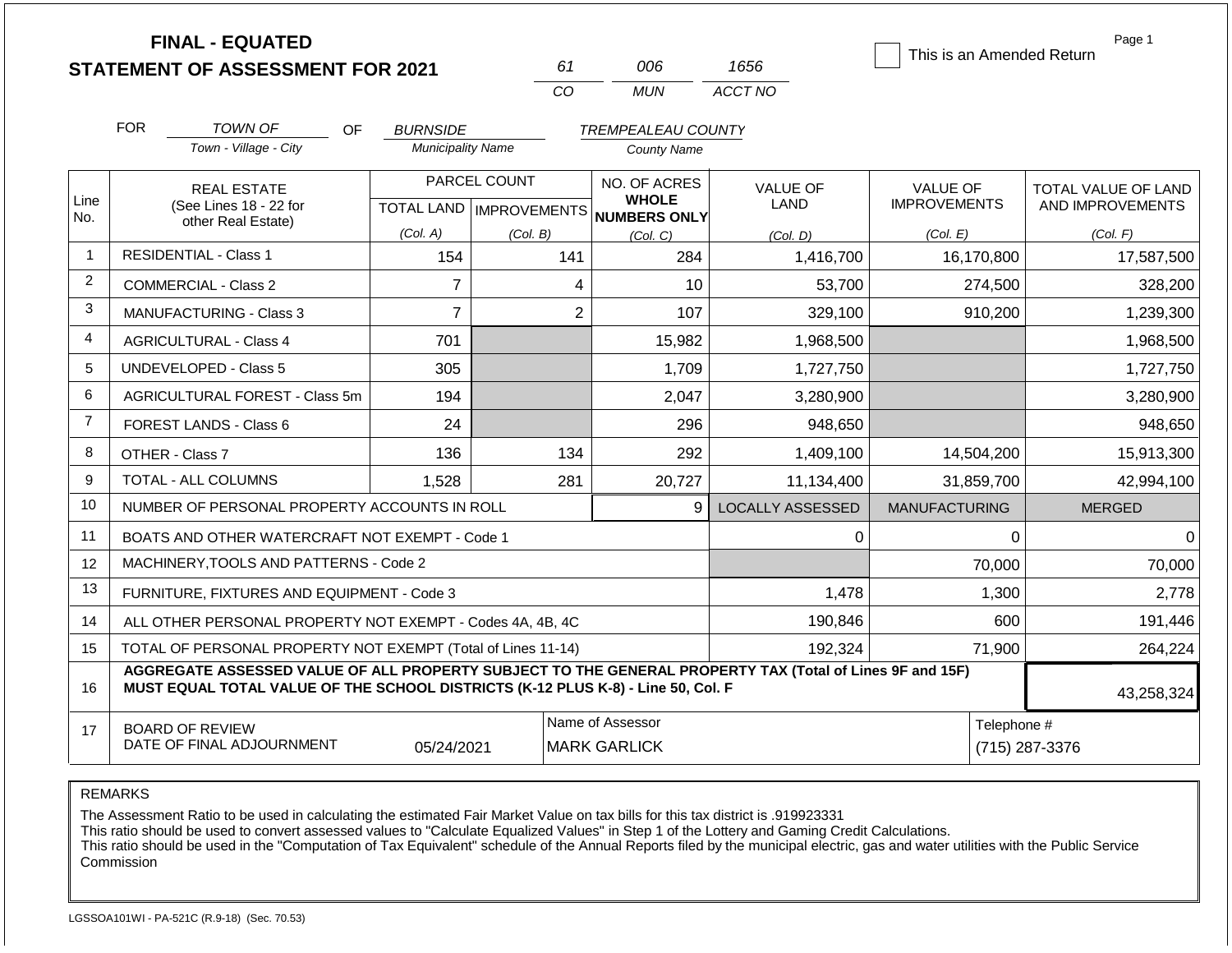# FINAL - EQUATED
## STATEMENT OF ASSESSMENT FOR 2021

61 | 006 | 1656
CO | MUN | ACCT NO

☐ This is an Amended Return

Page 1

FOR TOWN OF (Town - Village - City) OF BURNSIDE (Municipality Name) TREMPEALEAU COUNTY (County Name)

| Line No. | REAL ESTATE (See Lines 18 - 22 for other Real Estate) | PARCEL COUNT TOTAL LAND (Col. A) | PARCEL COUNT IMPROVEMENTS (Col. B) | NO. OF ACRES WHOLE NUMBERS ONLY (Col. C) | VALUE OF LAND (Col. D) | VALUE OF IMPROVEMENTS (Col. E) | TOTAL VALUE OF LAND AND IMPROVEMENTS (Col. F) |
|---|---|---|---|---|---|---|---|
| 1 | RESIDENTIAL - Class 1 | 154 | 141 | 284 | 1,416,700 | 16,170,800 | 17,587,500 |
| 2 | COMMERCIAL - Class 2 | 7 | 4 | 10 | 53,700 | 274,500 | 328,200 |
| 3 | MANUFACTURING - Class 3 | 7 | 2 | 107 | 329,100 | 910,200 | 1,239,300 |
| 4 | AGRICULTURAL - Class 4 | 701 | | 15,982 | 1,968,500 | | 1,968,500 |
| 5 | UNDEVELOPED - Class 5 | 305 | | 1,709 | 1,727,750 | | 1,727,750 |
| 6 | AGRICULTURAL FOREST - Class 5m | 194 | | 2,047 | 3,280,900 | | 3,280,900 |
| 7 | FOREST LANDS - Class 6 | 24 | | 296 | 948,650 | | 948,650 |
| 8 | OTHER - Class 7 | 136 | 134 | 292 | 1,409,100 | 14,504,200 | 15,913,300 |
| 9 | TOTAL - ALL COLUMNS | 1,528 | 281 | 20,727 | 11,134,400 | 31,859,700 | 42,994,100 |
| 10 | NUMBER OF PERSONAL PROPERTY ACCOUNTS IN ROLL | | | 9 | LOCALLY ASSESSED | MANUFACTURING | MERGED |
| 11 | BOATS AND OTHER WATERCRAFT NOT EXEMPT - Code 1 | | | | 0 | 0 | 0 |
| 12 | MACHINERY,TOOLS AND PATTERNS - Code 2 | | | | | 70,000 | 70,000 |
| 13 | FURNITURE, FIXTURES AND EQUIPMENT - Code 3 | | | | 1,478 | 1,300 | 2,778 |
| 14 | ALL OTHER PERSONAL PROPERTY NOT EXEMPT - Codes 4A, 4B, 4C | | | | 190,846 | 600 | 191,446 |
| 15 | TOTAL OF PERSONAL PROPERTY NOT EXEMPT (Total of Lines 11-14) | | | | 192,324 | 71,900 | 264,224 |
| 16 | **AGGREGATE ASSESSED VALUE OF ALL PROPERTY SUBJECT TO THE GENERAL PROPERTY TAX (Total of Lines 9F and 15F) MUST EQUAL TOTAL VALUE OF THE SCHOOL DISTRICTS (K-12 PLUS K-8) - Line 50, Col. F** | | | | | | 43,258,324 |
| 17 | BOARD OF REVIEW DATE OF FINAL ADJOURNMENT | 05/24/2021 | | Name of Assessor: MARK GARLICK | | | Telephone #: (715) 287-3376 |

REMARKS

The Assessment Ratio to be used in calculating the estimated Fair Market Value on tax bills for this tax district is .919923331
This ratio should be used to convert assessed values to "Calculate Equalized Values" in Step 1 of the Lottery and Gaming Credit Calculations.
This ratio should be used in the "Computation of Tax Equivalent" schedule of the Annual Reports filed by the municipal electric, gas and water utilities with the Public Service Commission

LGSSOA101WI - PA-521C (R.9-18) (Sec. 70.53)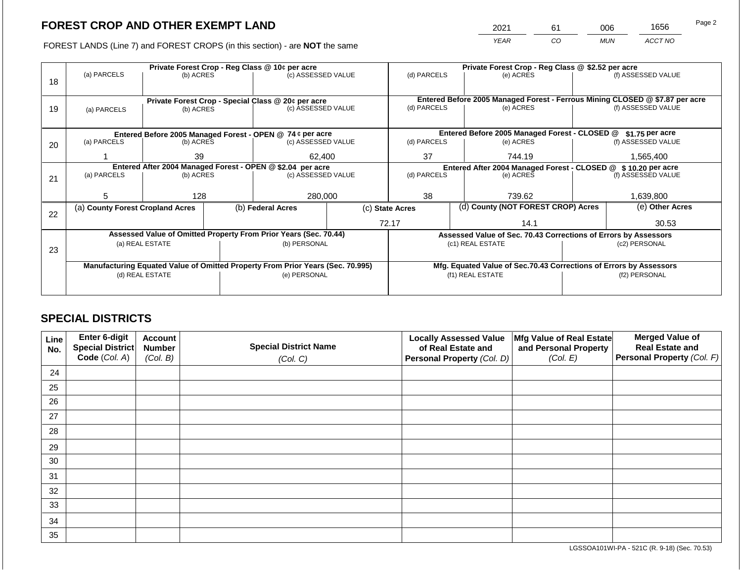# FOREST CROP AND OTHER EXEMPT LAND

| 2021 | 61 | 006 | 1656 |
|---|---|---|---|
| YEAR | CO | MUN | ACCT NO |

FOREST LANDS (Line 7) and FOREST CROPS (in this section) - are **NOT** the same

| Line | Private Forest Crop - Reg Class @ 10¢ per acre | | | Private Forest Crop - Reg Class @ $2.52 per acre | | |
|---|---|---|---|---|---|---|
| | (a) PARCELS | (b) ACRES | (c) ASSESSED VALUE | (d) PARCELS | (e) ACRES | (f) ASSESSED VALUE |
| 18 | | | | | | |
| | **Private Forest Crop - Special Class @ 20¢ per acre** | | | **Entered Before 2005 Managed Forest - Ferrous Mining CLOSED @ $7.87 per acre** | | |
| | (a) PARCELS | (b) ACRES | (c) ASSESSED VALUE | (d) PARCELS | (e) ACRES | (f) ASSESSED VALUE |
| 19 | | | | | | |
| | **Entered Before 2005 Managed Forest - OPEN @ 74 ¢ per acre** | | | **Entered Before 2005 Managed Forest - CLOSED @ $1.75 per acre** | | |
| | (a) PARCELS | (b) ACRES | (c) ASSESSED VALUE | (d) PARCELS | (e) ACRES | (f) ASSESSED VALUE |
| 20 | 1 | 39 | 62,400 | 37 | 744.19 | 1,565,400 |
| | **Entered After 2004 Managed Forest - OPEN @ $2.04 per acre** | | | **Entered After 2004 Managed Forest - CLOSED @ $ 10.20 per acre** | | |
| | (a) PARCELS | (b) ACRES | (c) ASSESSED VALUE | (d) PARCELS | (e) ACRES | (f) ASSESSED VALUE |
| 21 | 5 | 128 | 280,000 | 38 | 739.62 | 1,639,800 |

| Line | (a) County Forest Cropland Acres | (b) Federal Acres | (c) State Acres | (d) County (NOT FOREST CROP) Acres | (e) Other Acres |
|---|---|---|---|---|---|
| 22 | | | 72.17 | 14.1 | 30.53 |

| Line | Assessed Value of Omitted Property From Prior Years (Sec. 70.44) | | Assessed Value of Sec. 70.43 Corrections of Errors by Assessors | |
|---|---|---|---|---|
| | (a) REAL ESTATE | (b) PERSONAL | (c1) REAL ESTATE | (c2) PERSONAL |
| 23 | | | | |
| | **Manufacturing Equated Value of Omitted Property From Prior Years (Sec. 70.995)** | | **Mfg. Equated Value of Sec.70.43 Corrections of Errors by Assessors** | |
| | (d) REAL ESTATE | (e) PERSONAL | (f1) REAL ESTATE | (f2) PERSONAL |
| | | | | |

## SPECIAL DISTRICTS

| Line No. | Enter 6-digit Special District Code (Col. A) | Account Number (Col. B) | Special District Name (Col. C) | Locally Assessed Value of Real Estate and Personal Property (Col. D) | Mfg Value of Real Estate and Personal Property (Col. E) | Merged Value of Real Estate and Personal Property (Col. F) |
|---|---|---|---|---|---|---|
| 24 | | | | | | |
| 25 | | | | | | |
| 26 | | | | | | |
| 27 | | | | | | |
| 28 | | | | | | |
| 29 | | | | | | |
| 30 | | | | | | |
| 31 | | | | | | |
| 32 | | | | | | |
| 33 | | | | | | |
| 34 | | | | | | |
| 35 | | | | | | |

LGSSOA101WI-PA - 521C (R. 9-18) (Sec. 70.53)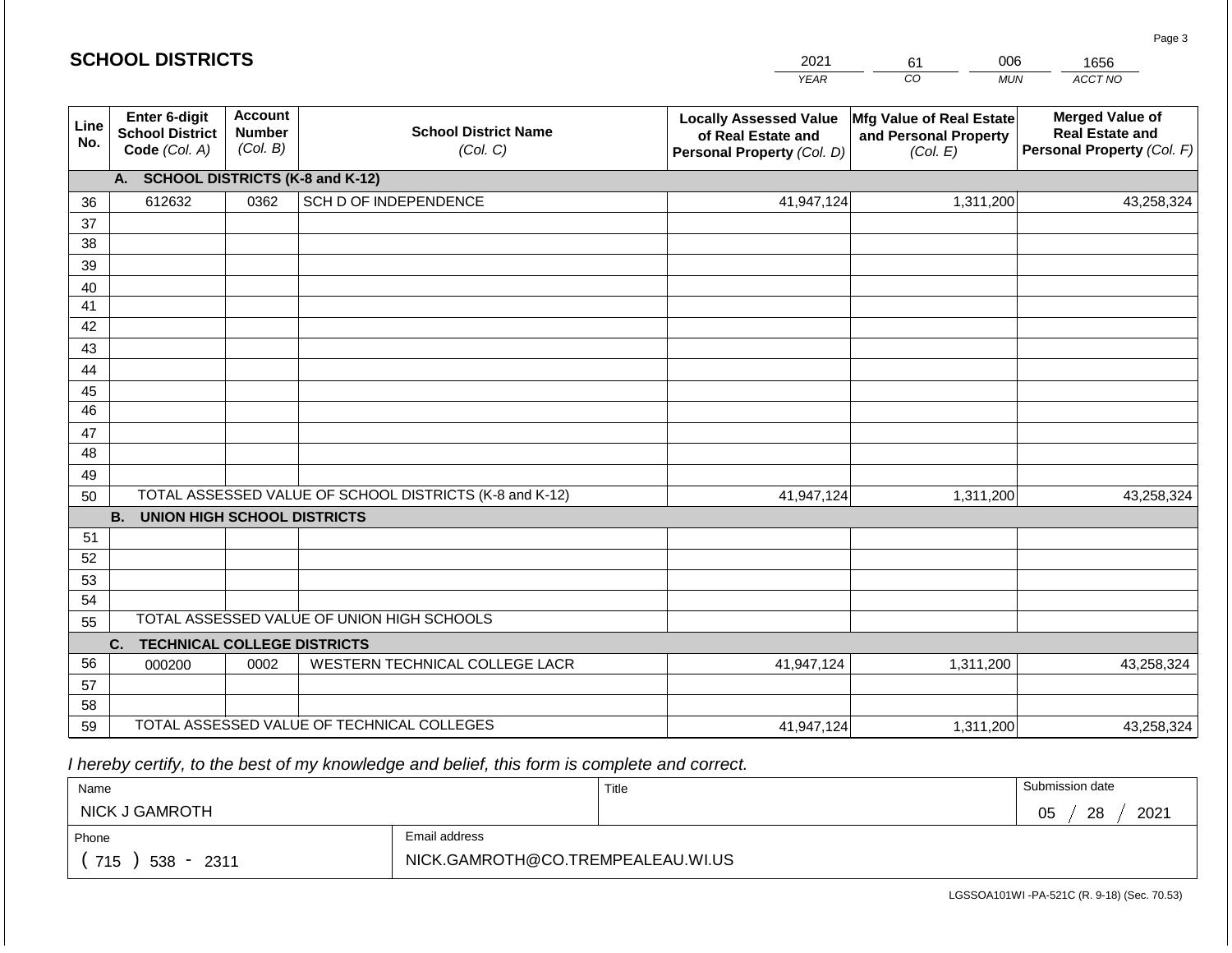# SCHOOL DISTRICTS

| 2021 | 61 | 006 | 1656 |
|---|---|---|---|
| *YEAR* | *CO* | *MUN* | *ACCT NO* |

| Line No. | Enter 6-digit School District Code *(Col. A)* | Account Number *(Col. B)* | School District Name *(Col. C)* | Locally Assessed Value of Real Estate and Personal Property *(Col. D)* | Mfg Value of Real Estate and Personal Property *(Col. E)* | Merged Value of Real Estate and Personal Property *(Col. F)* |
|---|---|---|---|---|---|---|
| | **A. SCHOOL DISTRICTS (K-8 and K-12)** | | | | | |
| 36 | 612632 | 0362 | SCH D OF INDEPENDENCE | 41,947,124 | 1,311,200 | 43,258,324 |
| 37 | | | | | | |
| 38 | | | | | | |
| 39 | | | | | | |
| 40 | | | | | | |
| 41 | | | | | | |
| 42 | | | | | | |
| 43 | | | | | | |
| 44 | | | | | | |
| 45 | | | | | | |
| 46 | | | | | | |
| 47 | | | | | | |
| 48 | | | | | | |
| 49 | | | | | | |
| 50 | TOTAL ASSESSED VALUE OF SCHOOL DISTRICTS (K-8 and K-12) | | | 41,947,124 | 1,311,200 | 43,258,324 |
| | **B. UNION HIGH SCHOOL DISTRICTS** | | | | | |
| 51 | | | | | | |
| 52 | | | | | | |
| 53 | | | | | | |
| 54 | | | | | | |
| 55 | TOTAL ASSESSED VALUE OF UNION HIGH SCHOOLS | | | | | |
| | **C. TECHNICAL COLLEGE DISTRICTS** | | | | | |
| 56 | 000200 | 0002 | WESTERN TECHNICAL COLLEGE LACR | 41,947,124 | 1,311,200 | 43,258,324 |
| 57 | | | | | | |
| 58 | | | | | | |
| 59 | TOTAL ASSESSED VALUE OF TECHNICAL COLLEGES | | | 41,947,124 | 1,311,200 | 43,258,324 |

*I hereby certify, to the best of my knowledge and belief, this form is complete and correct.*

| Name | | Title | Submission date |
|---|---|---|---|
| NICK J GAMROTH | | | 05 / 28 / 2021 |
| Phone | Email address | | |
| ( 715 ) 538 - 2311 | NICK.GAMROTH@CO.TREMPEALEAU.WI.US | | |

LGSSOA101WI -PA-521C (R. 9-18) (Sec. 70.53)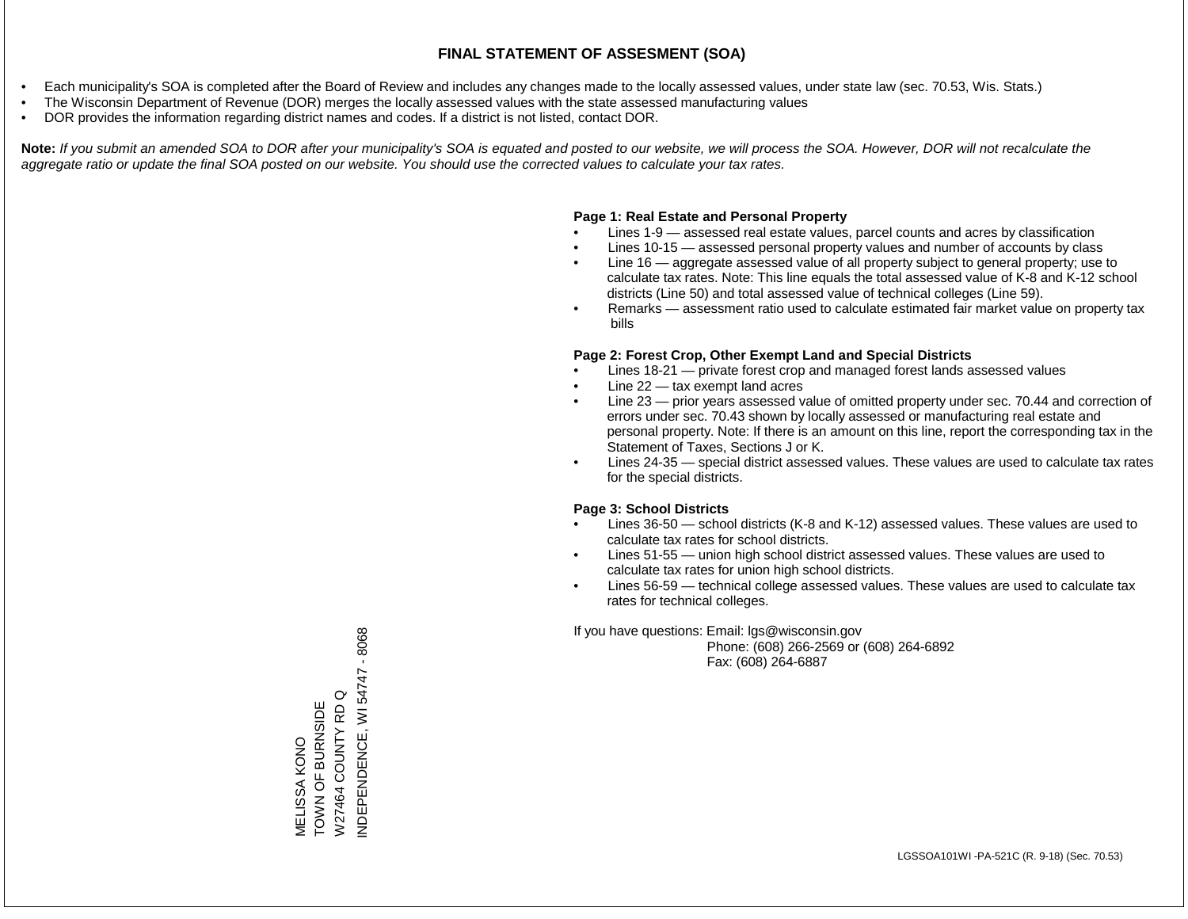# FINAL STATEMENT OF ASSESMENT (SOA)

- Each municipality's SOA is completed after the Board of Review and includes any changes made to the locally assessed values, under state law (sec. 70.53, Wis. Stats.)
- The Wisconsin Department of Revenue (DOR) merges the locally assessed values with the state assessed manufacturing values
- DOR provides the information regarding district names and codes. If a district is not listed, contact DOR.

**Note:** *If you submit an amended SOA to DOR after your municipality's SOA is equated and posted to our website, we will process the SOA. However, DOR will not recalculate the aggregate ratio or update the final SOA posted on our website. You should use the corrected values to calculate your tax rates.*

**Page 1: Real Estate and Personal Property**

- Lines 1-9 — assessed real estate values, parcel counts and acres by classification
- Lines 10-15 — assessed personal property values and number of accounts by class
- Line 16 — aggregate assessed value of all property subject to general property; use to calculate tax rates. Note: This line equals the total assessed value of K-8 and K-12 school districts (Line 50) and total assessed value of technical colleges (Line 59).
- Remarks — assessment ratio used to calculate estimated fair market value on property tax bills

**Page 2: Forest Crop, Other Exempt Land and Special Districts**

- Lines 18-21 — private forest crop and managed forest lands assessed values
- Line 22 — tax exempt land acres
- Line 23 — prior years assessed value of omitted property under sec. 70.44 and correction of errors under sec. 70.43 shown by locally assessed or manufacturing real estate and personal property. Note: If there is an amount on this line, report the corresponding tax in the Statement of Taxes, Sections J or K.
- Lines 24-35 — special district assessed values. These values are used to calculate tax rates for the special districts.

**Page 3: School Districts**

- Lines 36-50 — school districts (K-8 and K-12) assessed values. These values are used to calculate tax rates for school districts.
- Lines 51-55 — union high school district assessed values. These values are used to calculate tax rates for union high school districts.
- Lines 56-59 — technical college assessed values. These values are used to calculate tax rates for technical colleges.

If you have questions: Email: lgs@wisconsin.gov
Phone: (608) 266-2569 or (608) 264-6892
Fax: (608) 264-6887

MELISSA KONO
TOWN OF BURNSIDE
W27464 COUNTY RD Q
INDEPENDENCE, WI 54747 - 8068

LGSSOA101WI -PA-521C (R. 9-18) (Sec. 70.53)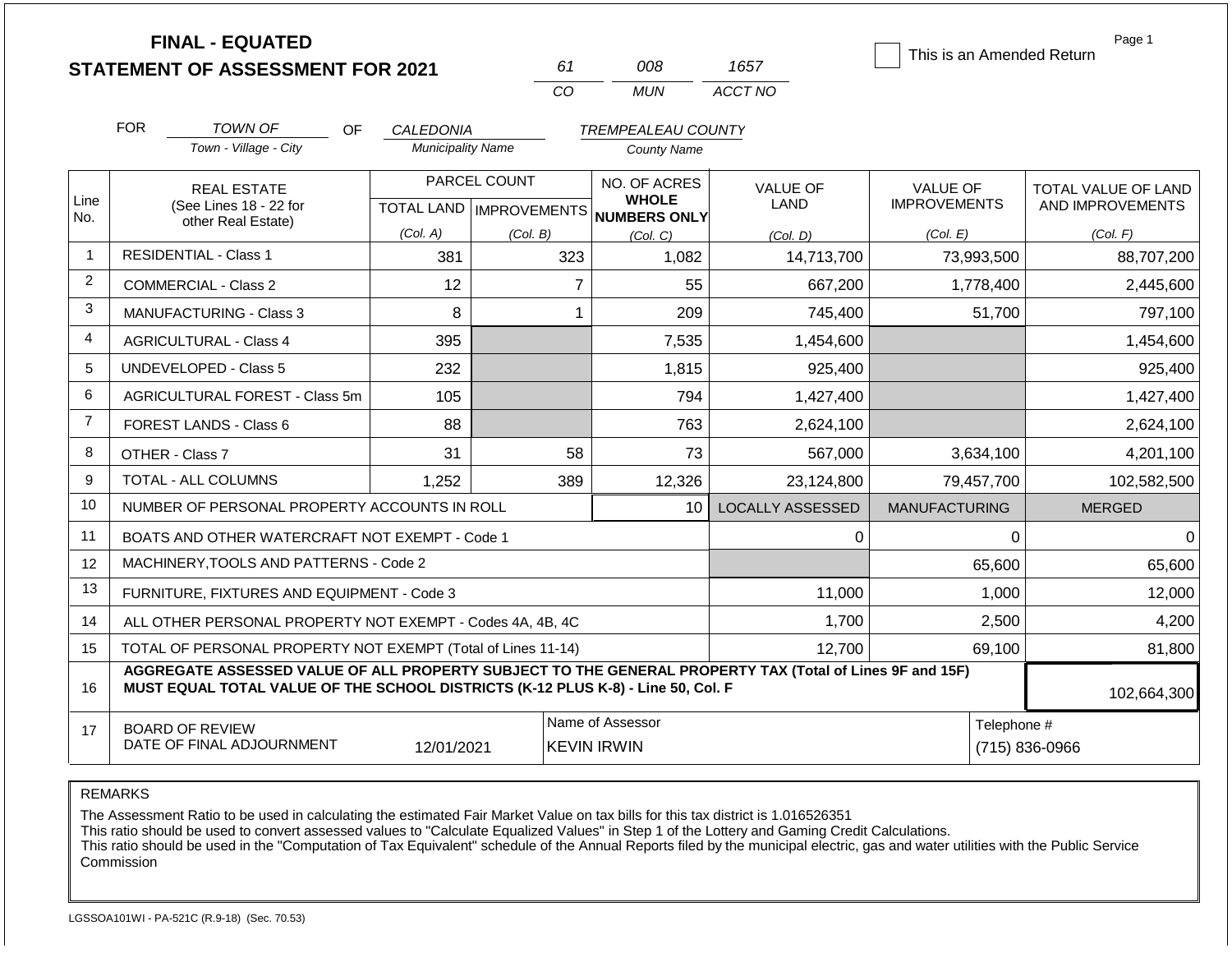# FINAL - EQUATED
## STATEMENT OF ASSESSMENT FOR 2021

| 61 | 008 | 1657 |
|---|---|---|
| CO | MUN | ACCT NO |

☐ This is an Amended Return

FOR *TOWN OF* (Town - Village - City) OF *CALEDONIA* (Municipality Name) *TREMPEALEAU COUNTY* (County Name)

| Line No. | REAL ESTATE (See Lines 18 - 22 for other Real Estate) | PARCEL COUNT TOTAL LAND (Col. A) | PARCEL COUNT IMPROVEMENTS (Col. B) | NO. OF ACRES WHOLE NUMBERS ONLY (Col. C) | VALUE OF LAND (Col. D) | VALUE OF IMPROVEMENTS (Col. E) | TOTAL VALUE OF LAND AND IMPROVEMENTS (Col. F) |
|---|---|---|---|---|---|---|---|
| 1 | RESIDENTIAL - Class 1 | 381 | 323 | 1,082 | 14,713,700 | 73,993,500 | 88,707,200 |
| 2 | COMMERCIAL - Class 2 | 12 | 7 | 55 | 667,200 | 1,778,400 | 2,445,600 |
| 3 | MANUFACTURING - Class 3 | 8 | 1 | 209 | 745,400 | 51,700 | 797,100 |
| 4 | AGRICULTURAL - Class 4 | 395 | | 7,535 | 1,454,600 | | 1,454,600 |
| 5 | UNDEVELOPED - Class 5 | 232 | | 1,815 | 925,400 | | 925,400 |
| 6 | AGRICULTURAL FOREST - Class 5m | 105 | | 794 | 1,427,400 | | 1,427,400 |
| 7 | FOREST LANDS - Class 6 | 88 | | 763 | 2,624,100 | | 2,624,100 |
| 8 | OTHER - Class 7 | 31 | 58 | 73 | 567,000 | 3,634,100 | 4,201,100 |
| 9 | TOTAL - ALL COLUMNS | 1,252 | 389 | 12,326 | 23,124,800 | 79,457,700 | 102,582,500 |
| 10 | NUMBER OF PERSONAL PROPERTY ACCOUNTS IN ROLL | | | 10 | LOCALLY ASSESSED | MANUFACTURING | MERGED |
| 11 | BOATS AND OTHER WATERCRAFT NOT EXEMPT - Code 1 | | | | 0 | 0 | 0 |
| 12 | MACHINERY,TOOLS AND PATTERNS - Code 2 | | | | | 65,600 | 65,600 |
| 13 | FURNITURE, FIXTURES AND EQUIPMENT - Code 3 | | | | 11,000 | 1,000 | 12,000 |
| 14 | ALL OTHER PERSONAL PROPERTY NOT EXEMPT - Codes 4A, 4B, 4C | | | | 1,700 | 2,500 | 4,200 |
| 15 | TOTAL OF PERSONAL PROPERTY NOT EXEMPT (Total of Lines 11-14) | | | | 12,700 | 69,100 | 81,800 |
| 16 | **AGGREGATE ASSESSED VALUE OF ALL PROPERTY SUBJECT TO THE GENERAL PROPERTY TAX (Total of Lines 9F and 15F) MUST EQUAL TOTAL VALUE OF THE SCHOOL DISTRICTS (K-12 PLUS K-8) - Line 50, Col. F** | | | | | | 102,664,300 |
| 17 | BOARD OF REVIEW DATE OF FINAL ADJOURNMENT | 12/01/2021 | | Name of Assessor: KEVIN IRWIN | | Telephone #: (715) 836-0966 | |

REMARKS

The Assessment Ratio to be used in calculating the estimated Fair Market Value on tax bills for this tax district is 1.016526351
This ratio should be used to convert assessed values to "Calculate Equalized Values" in Step 1 of the Lottery and Gaming Credit Calculations.
This ratio should be used in the "Computation of Tax Equivalent" schedule of the Annual Reports filed by the municipal electric, gas and water utilities with the Public Service Commission

LGSSOA101WI - PA-521C (R.9-18) (Sec. 70.53)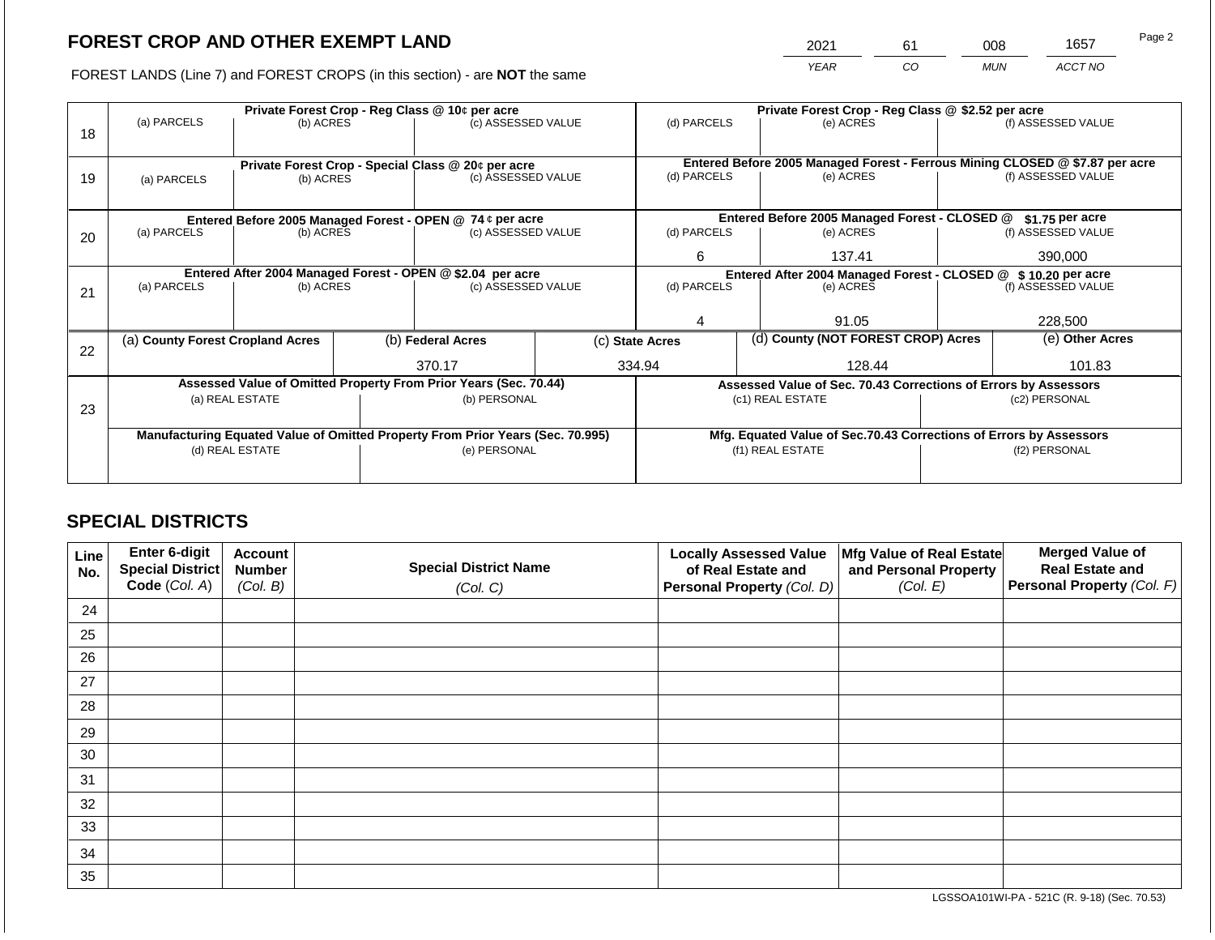# FOREST CROP AND OTHER EXEMPT LAND

| 2021 | 61 | 008 | 1657 |
|---|---|---|---|
| *YEAR* | *CO* | *MUN* | *ACCT NO* |

FOREST LANDS (Line 7) and FOREST CROPS (in this section) - are **NOT** the same

| Line | | | | | | |
|---|---|---|---|---|---|---|
| 18 | **Private Forest Crop - Reg Class @ 10¢ per acre** | | | **Private Forest Crop - Reg Class @ \$2.52 per acre** | | |
| | (a) PARCELS | (b) ACRES | (c) ASSESSED VALUE | (d) PARCELS | (e) ACRES | (f) ASSESSED VALUE |
| | | | | | | |
| 19 | **Private Forest Crop - Special Class @ 20¢ per acre** | | | **Entered Before 2005 Managed Forest - Ferrous Mining CLOSED @ \$7.87 per acre** | | |
| | (a) PARCELS | (b) ACRES | (c) ASSESSED VALUE | (d) PARCELS | (e) ACRES | (f) ASSESSED VALUE |
| | | | | | | |
| 20 | **Entered Before 2005 Managed Forest - OPEN @ 74 ¢ per acre** | | | **Entered Before 2005 Managed Forest - CLOSED @ \$1.75 per acre** | | |
| | (a) PARCELS | (b) ACRES | (c) ASSESSED VALUE | (d) PARCELS | (e) ACRES | (f) ASSESSED VALUE |
| | | | | 6 | 137.41 | 390,000 |
| 21 | **Entered After 2004 Managed Forest - OPEN @ \$2.04 per acre** | | | **Entered After 2004 Managed Forest - CLOSED @ \$ 10.20 per acre** | | |
| | (a) PARCELS | (b) ACRES | (c) ASSESSED VALUE | (d) PARCELS | (e) ACRES | (f) ASSESSED VALUE |
| | | | | 4 | 91.05 | 228,500 |

| Line | (a) County Forest Cropland Acres | (b) Federal Acres | (c) State Acres | (d) County (NOT FOREST CROP) Acres | (e) Other Acres |
|---|---|---|---|---|---|
| 22 | | 370.17 | 334.94 | 128.44 | 101.83 |

| Line | **Assessed Value of Omitted Property From Prior Years (Sec. 70.44)** | | **Assessed Value of Sec. 70.43 Corrections of Errors by Assessors** | |
|---|---|---|---|---|
| 23 | (a) REAL ESTATE | (b) PERSONAL | (c1) REAL ESTATE | (c2) PERSONAL |
| | | | | |
| | **Manufacturing Equated Value of Omitted Property From Prior Years (Sec. 70.995)** | | **Mfg. Equated Value of Sec.70.43 Corrections of Errors by Assessors** | |
| | (d) REAL ESTATE | (e) PERSONAL | (f1) REAL ESTATE | (f2) PERSONAL |
| | | | | |

## SPECIAL DISTRICTS

| Line No. | Enter 6-digit Special District Code (Col. A) | Account Number (Col. B) | Special District Name (Col. C) | Locally Assessed Value of Real Estate and Personal Property (Col. D) | Mfg Value of Real Estate and Personal Property (Col. E) | Merged Value of Real Estate and Personal Property (Col. F) |
|---|---|---|---|---|---|---|
| 24 | | | | | | |
| 25 | | | | | | |
| 26 | | | | | | |
| 27 | | | | | | |
| 28 | | | | | | |
| 29 | | | | | | |
| 30 | | | | | | |
| 31 | | | | | | |
| 32 | | | | | | |
| 33 | | | | | | |
| 34 | | | | | | |
| 35 | | | | | | |

LGSSOA101WI-PA - 521C (R. 9-18) (Sec. 70.53)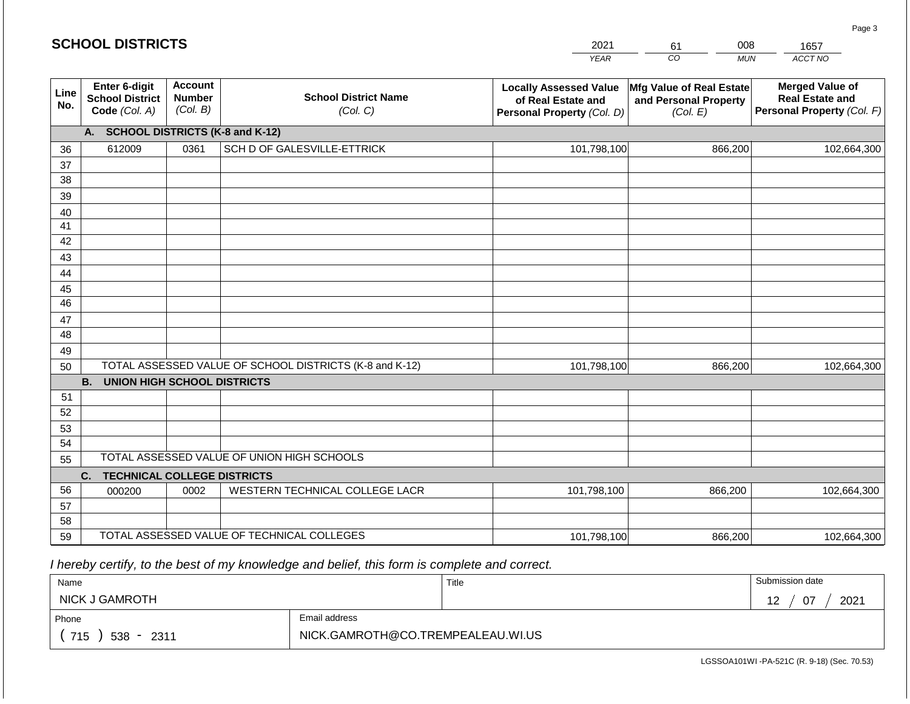## SCHOOL DISTRICTS

| 2021 | 61 | 008 | 1657 |
|---|---|---|---|
| *YEAR* | *CO* | *MUN* | *ACCT NO* |

| Line No. | Enter 6-digit School District Code *(Col. A)* | Account Number *(Col. B)* | School District Name *(Col. C)* | Locally Assessed Value of Real Estate and Personal Property *(Col. D)* | Mfg Value of Real Estate and Personal Property *(Col. E)* | Merged Value of Real Estate and Personal Property *(Col. F)* |
|---|---|---|---|---|---|---|
| | **A. SCHOOL DISTRICTS (K-8 and K-12)** | | | | | |
| 36 | 612009 | 0361 | SCH D OF GALESVILLE-ETTRICK | 101,798,100 | 866,200 | 102,664,300 |
| 37 | | | | | | |
| 38 | | | | | | |
| 39 | | | | | | |
| 40 | | | | | | |
| 41 | | | | | | |
| 42 | | | | | | |
| 43 | | | | | | |
| 44 | | | | | | |
| 45 | | | | | | |
| 46 | | | | | | |
| 47 | | | | | | |
| 48 | | | | | | |
| 49 | | | | | | |
| 50 | TOTAL ASSESSED VALUE OF SCHOOL DISTRICTS (K-8 and K-12) | | | 101,798,100 | 866,200 | 102,664,300 |
| | **B. UNION HIGH SCHOOL DISTRICTS** | | | | | |
| 51 | | | | | | |
| 52 | | | | | | |
| 53 | | | | | | |
| 54 | | | | | | |
| 55 | TOTAL ASSESSED VALUE OF UNION HIGH SCHOOLS | | | | | |
| | **C. TECHNICAL COLLEGE DISTRICTS** | | | | | |
| 56 | 000200 | 0002 | WESTERN TECHNICAL COLLEGE LACR | 101,798,100 | 866,200 | 102,664,300 |
| 57 | | | | | | |
| 58 | | | | | | |
| 59 | TOTAL ASSESSED VALUE OF TECHNICAL COLLEGES | | | 101,798,100 | 866,200 | 102,664,300 |

*I hereby certify, to the best of my knowledge and belief, this form is complete and correct.*

| Name | | Title | Submission date |
|---|---|---|---|
| NICK J GAMROTH | | | 12 / 07 / 2021 |
| Phone | Email address | | |
| ( 715 ) 538 - 2311 | NICK.GAMROTH@CO.TREMPEALEAU.WI.US | | |

LGSSOA101WI -PA-521C (R. 9-18) (Sec. 70.53)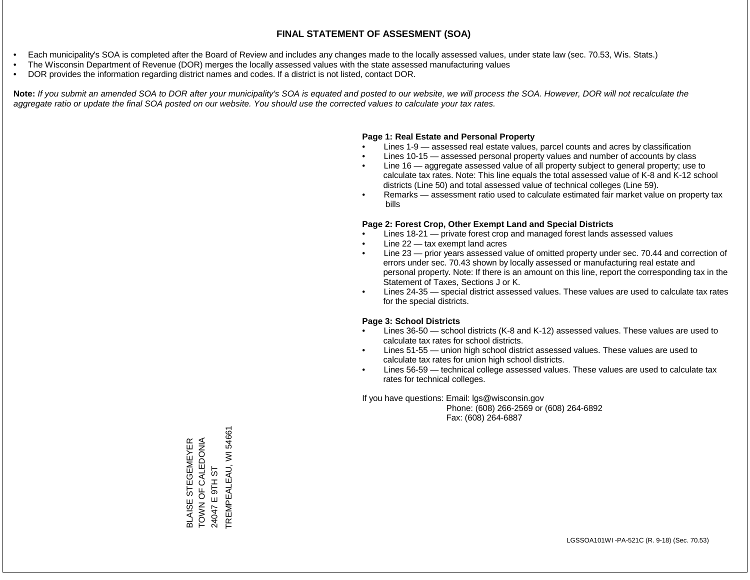# FINAL STATEMENT OF ASSESMENT (SOA)

- Each municipality's SOA is completed after the Board of Review and includes any changes made to the locally assessed values, under state law (sec. 70.53, Wis. Stats.)
- The Wisconsin Department of Revenue (DOR) merges the locally assessed values with the state assessed manufacturing values
- DOR provides the information regarding district names and codes. If a district is not listed, contact DOR.

**Note:** *If you submit an amended SOA to DOR after your municipality's SOA is equated and posted to our website, we will process the SOA. However, DOR will not recalculate the aggregate ratio or update the final SOA posted on our website. You should use the corrected values to calculate your tax rates.*

**Page 1: Real Estate and Personal Property**

- Lines 1-9 — assessed real estate values, parcel counts and acres by classification
- Lines 10-15 — assessed personal property values and number of accounts by class
- Line 16 — aggregate assessed value of all property subject to general property; use to calculate tax rates. Note: This line equals the total assessed value of K-8 and K-12 school districts (Line 50) and total assessed value of technical colleges (Line 59).
- Remarks — assessment ratio used to calculate estimated fair market value on property tax bills

**Page 2: Forest Crop, Other Exempt Land and Special Districts**

- Lines 18-21 — private forest crop and managed forest lands assessed values
- Line 22 — tax exempt land acres
- Line 23 — prior years assessed value of omitted property under sec. 70.44 and correction of errors under sec. 70.43 shown by locally assessed or manufacturing real estate and personal property. Note: If there is an amount on this line, report the corresponding tax in the Statement of Taxes, Sections J or K.
- Lines 24-35 — special district assessed values. These values are used to calculate tax rates for the special districts.

**Page 3: School Districts**

- Lines 36-50 — school districts (K-8 and K-12) assessed values. These values are used to calculate tax rates for school districts.
- Lines 51-55 — union high school district assessed values. These values are used to calculate tax rates for union high school districts.
- Lines 56-59 — technical college assessed values. These values are used to calculate tax rates for technical colleges.

If you have questions: Email: lgs@wisconsin.gov
Phone: (608) 266-2569 or (608) 264-6892
Fax: (608) 264-6887

BLAISE STEGEMEYER
TOWN OF CALEDONIA
24047 E 9TH ST
TREMPEALEAU, WI 54661

LGSSOA101WI -PA-521C (R. 9-18) (Sec. 70.53)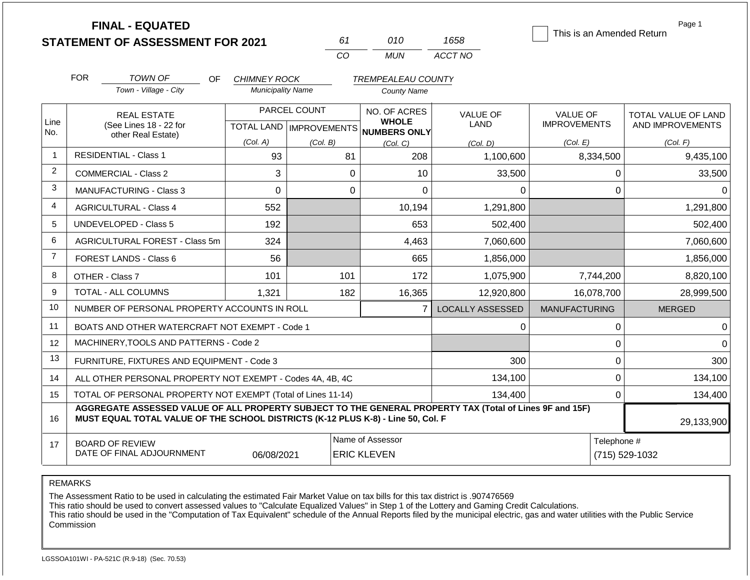# FINAL - EQUATED
## STATEMENT OF ASSESSMENT FOR 2021

| 61 | 010 | 1658 |
|---|---|---|
| CO | MUN | ACCT NO |

☐ This is an Amended Return

Page 1

FOR *TOWN OF* (Town - Village - City) OF *CHIMNEY ROCK* (Municipality Name) *TREMPEALEAU COUNTY* (County Name)

| Line No. | REAL ESTATE (See Lines 18 - 22 for other Real Estate) | PARCEL COUNT TOTAL LAND (Col. A) | PARCEL COUNT IMPROVEMENTS (Col. B) | NO. OF ACRES WHOLE NUMBERS ONLY (Col. C) | VALUE OF LAND (Col. D) | VALUE OF IMPROVEMENTS (Col. E) | TOTAL VALUE OF LAND AND IMPROVEMENTS (Col. F) |
|---|---|---|---|---|---|---|---|
| 1 | RESIDENTIAL - Class 1 | 93 | 81 | 208 | 1,100,600 | 8,334,500 | 9,435,100 |
| 2 | COMMERCIAL - Class 2 | 3 | 0 | 10 | 33,500 | 0 | 33,500 |
| 3 | MANUFACTURING - Class 3 | 0 | 0 | 0 | 0 | 0 | 0 |
| 4 | AGRICULTURAL - Class 4 | 552 | | 10,194 | 1,291,800 | | 1,291,800 |
| 5 | UNDEVELOPED - Class 5 | 192 | | 653 | 502,400 | | 502,400 |
| 6 | AGRICULTURAL FOREST - Class 5m | 324 | | 4,463 | 7,060,600 | | 7,060,600 |
| 7 | FOREST LANDS - Class 6 | 56 | | 665 | 1,856,000 | | 1,856,000 |
| 8 | OTHER - Class 7 | 101 | 101 | 172 | 1,075,900 | 7,744,200 | 8,820,100 |
| 9 | TOTAL - ALL COLUMNS | 1,321 | 182 | 16,365 | 12,920,800 | 16,078,700 | 28,999,500 |
| 10 | NUMBER OF PERSONAL PROPERTY ACCOUNTS IN ROLL | | | 7 | LOCALLY ASSESSED | MANUFACTURING | MERGED |
| 11 | BOATS AND OTHER WATERCRAFT NOT EXEMPT - Code 1 | | | | 0 | 0 | 0 |
| 12 | MACHINERY,TOOLS AND PATTERNS - Code 2 | | | | | 0 | 0 |
| 13 | FURNITURE, FIXTURES AND EQUIPMENT - Code 3 | | | | 300 | 0 | 300 |
| 14 | ALL OTHER PERSONAL PROPERTY NOT EXEMPT - Codes 4A, 4B, 4C | | | | 134,100 | 0 | 134,100 |
| 15 | TOTAL OF PERSONAL PROPERTY NOT EXEMPT (Total of Lines 11-14) | | | | 134,400 | 0 | 134,400 |
| 16 | **AGGREGATE ASSESSED VALUE OF ALL PROPERTY SUBJECT TO THE GENERAL PROPERTY TAX (Total of Lines 9F and 15F) MUST EQUAL TOTAL VALUE OF THE SCHOOL DISTRICTS (K-12 PLUS K-8) - Line 50, Col. F** | | | | | | 29,133,900 |
| 17 | BOARD OF REVIEW DATE OF FINAL ADJOURNMENT | 06/08/2021 | | Name of Assessor: ERIC KLEVEN | | | Telephone #: (715) 529-1032 |

REMARKS

The Assessment Ratio to be used in calculating the estimated Fair Market Value on tax bills for this tax district is .907476569
This ratio should be used to convert assessed values to "Calculate Equalized Values" in Step 1 of the Lottery and Gaming Credit Calculations.
This ratio should be used in the "Computation of Tax Equivalent" schedule of the Annual Reports filed by the municipal electric, gas and water utilities with the Public Service Commission

LGSSOA101WI - PA-521C (R.9-18) (Sec. 70.53)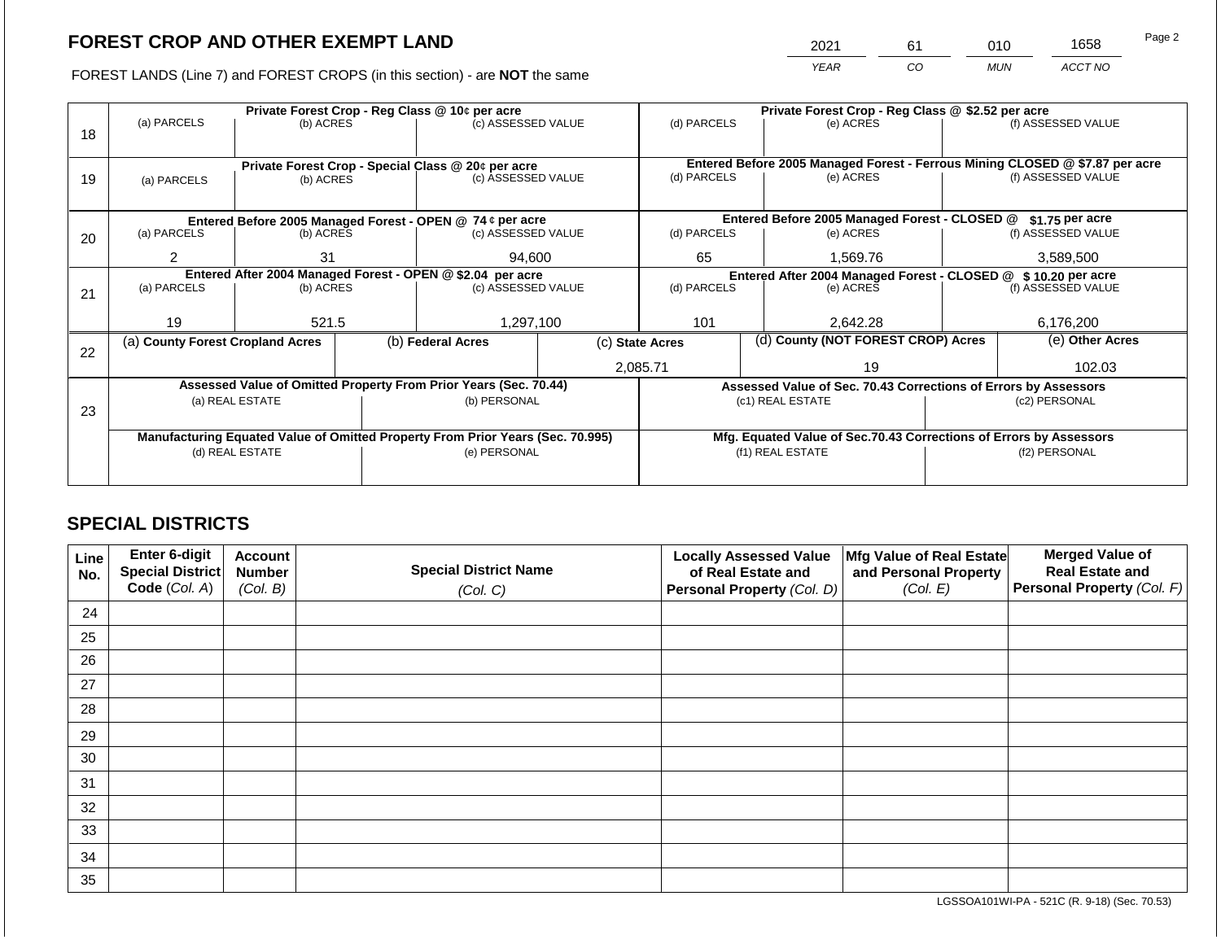# FOREST CROP AND OTHER EXEMPT LAND

| 2021 | 61 | 010 | 1658 |
|---|---|---|---|
| *YEAR* | *CO* | *MUN* | *ACCT NO* |

FOREST LANDS (Line 7) and FOREST CROPS (in this section) - are **NOT** the same

| Line | (a) PARCELS | (b) ACRES | (c) ASSESSED VALUE | (d) PARCELS | (e) ACRES | (f) ASSESSED VALUE |
|---|---|---|---|---|---|---|
| 18 | **Private Forest Crop - Reg Class @ 10¢ per acre** | | | **Private Forest Crop - Reg Class @ $2.52 per acre** | | |
| | | | | | | |
| 19 | **Private Forest Crop - Special Class @ 20¢ per acre** | | | **Entered Before 2005 Managed Forest - Ferrous Mining CLOSED @ $7.87 per acre** | | |
| | | | | | | |
| 20 | **Entered Before 2005 Managed Forest - OPEN @ 74 ¢ per acre** | | | **Entered Before 2005 Managed Forest - CLOSED @ $1.75 per acre** | | |
| | 2 | 31 | 94,600 | 65 | 1,569.76 | 3,589,500 |
| 21 | **Entered After 2004 Managed Forest - OPEN @ $2.04 per acre** | | | **Entered After 2004 Managed Forest - CLOSED @ $ 10.20 per acre** | | |
| | 19 | 521.5 | 1,297,100 | 101 | 2,642.28 | 6,176,200 |

| Line | (a) County Forest Cropland Acres | (b) Federal Acres | (c) State Acres | (d) County (NOT FOREST CROP) Acres | (e) Other Acres |
|---|---|---|---|---|---|
| 22 | | | 2,085.71 | 19 | 102.03 |

| Line | Assessed Value of Omitted Property From Prior Years (Sec. 70.44) | | Assessed Value of Sec. 70.43 Corrections of Errors by Assessors | |
|---|---|---|---|---|
| 23 | (a) REAL ESTATE | (b) PERSONAL | (c1) REAL ESTATE | (c2) PERSONAL |
| | | | | |
| | **Manufacturing Equated Value of Omitted Property From Prior Years (Sec. 70.995)** | | **Mfg. Equated Value of Sec.70.43 Corrections of Errors by Assessors** | |
| | (d) REAL ESTATE | (e) PERSONAL | (f1) REAL ESTATE | (f2) PERSONAL |
| | | | | |

## SPECIAL DISTRICTS

| Line No. | Enter 6-digit Special District Code *(Col. A)* | Account Number *(Col. B)* | Special District Name *(Col. C)* | Locally Assessed Value of Real Estate and Personal Property *(Col. D)* | Mfg Value of Real Estate and Personal Property *(Col. E)* | Merged Value of Real Estate and Personal Property *(Col. F)* |
|---|---|---|---|---|---|---|
| 24 | | | | | | |
| 25 | | | | | | |
| 26 | | | | | | |
| 27 | | | | | | |
| 28 | | | | | | |
| 29 | | | | | | |
| 30 | | | | | | |
| 31 | | | | | | |
| 32 | | | | | | |
| 33 | | | | | | |
| 34 | | | | | | |
| 35 | | | | | | |

LGSSOA101WI-PA - 521C (R. 9-18) (Sec. 70.53)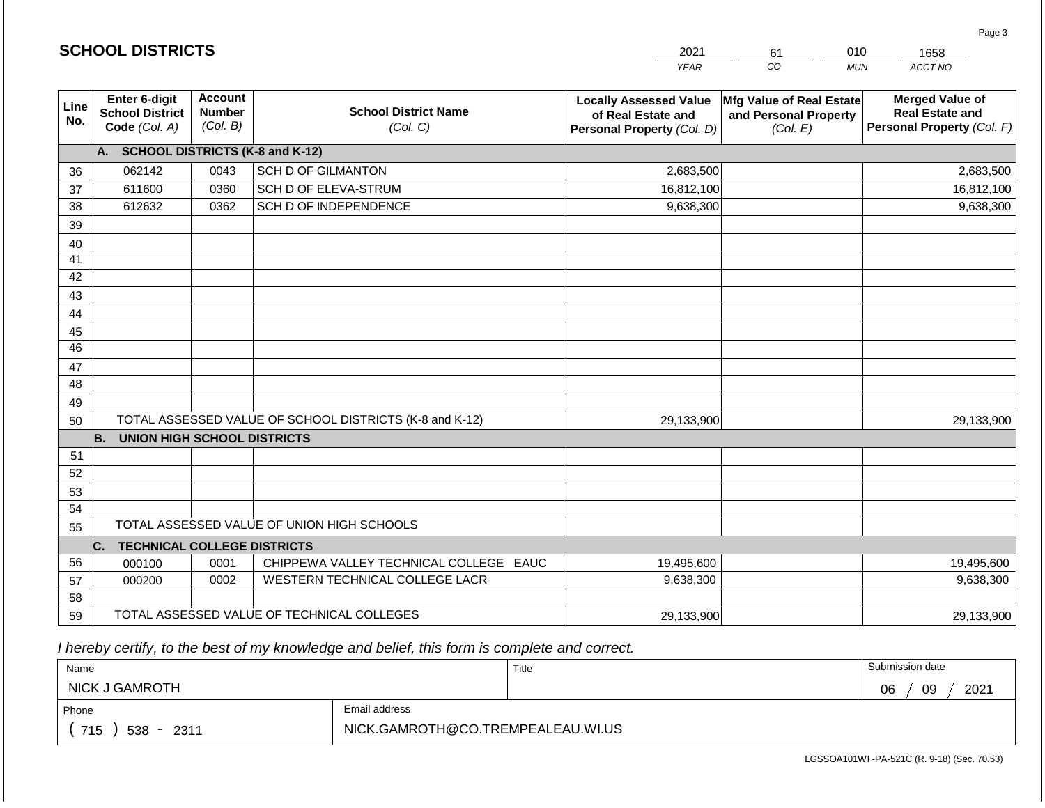## SCHOOL DISTRICTS

| 2021 | 61 | 010 | 1658 |
|---|---|---|---|
| YEAR | CO | MUN | ACCT NO |

| Line No. | Enter 6-digit School District Code (Col. A) | Account Number (Col. B) | School District Name (Col. C) | Locally Assessed Value of Real Estate and Personal Property (Col. D) | Mfg Value of Real Estate and Personal Property (Col. E) | Merged Value of Real Estate and Personal Property (Col. F) |
|---|---|---|---|---|---|---|
| | **A. SCHOOL DISTRICTS (K-8 and K-12)** | | | | | |
| 36 | 062142 | 0043 | SCH D OF GILMANTON | 2,683,500 | | 2,683,500 |
| 37 | 611600 | 0360 | SCH D OF ELEVA-STRUM | 16,812,100 | | 16,812,100 |
| 38 | 612632 | 0362 | SCH D OF INDEPENDENCE | 9,638,300 | | 9,638,300 |
| 39 | | | | | | |
| 40 | | | | | | |
| 41 | | | | | | |
| 42 | | | | | | |
| 43 | | | | | | |
| 44 | | | | | | |
| 45 | | | | | | |
| 46 | | | | | | |
| 47 | | | | | | |
| 48 | | | | | | |
| 49 | | | | | | |
| 50 | TOTAL ASSESSED VALUE OF SCHOOL DISTRICTS (K-8 and K-12) | | | 29,133,900 | | 29,133,900 |
| | **B. UNION HIGH SCHOOL DISTRICTS** | | | | | |
| 51 | | | | | | |
| 52 | | | | | | |
| 53 | | | | | | |
| 54 | | | | | | |
| 55 | TOTAL ASSESSED VALUE OF UNION HIGH SCHOOLS | | | | | |
| | **C. TECHNICAL COLLEGE DISTRICTS** | | | | | |
| 56 | 000100 | 0001 | CHIPPEWA VALLEY TECHNICAL COLLEGE EAUC | 19,495,600 | | 19,495,600 |
| 57 | 000200 | 0002 | WESTERN TECHNICAL COLLEGE LACR | 9,638,300 | | 9,638,300 |
| 58 | | | | | | |
| 59 | TOTAL ASSESSED VALUE OF TECHNICAL COLLEGES | | | 29,133,900 | | 29,133,900 |

*I hereby certify, to the best of my knowledge and belief, this form is complete and correct.*

| Name | Title | Submission date |
|---|---|---|
| NICK J GAMROTH | | 06 / 09 / 2021 |
| **Phone** | **Email address** | |
| ( 715 ) 538 - 2311 | NICK.GAMROTH@CO.TREMPEALEAU.WI.US | |

LGSSOA101WI -PA-521C (R. 9-18) (Sec. 70.53)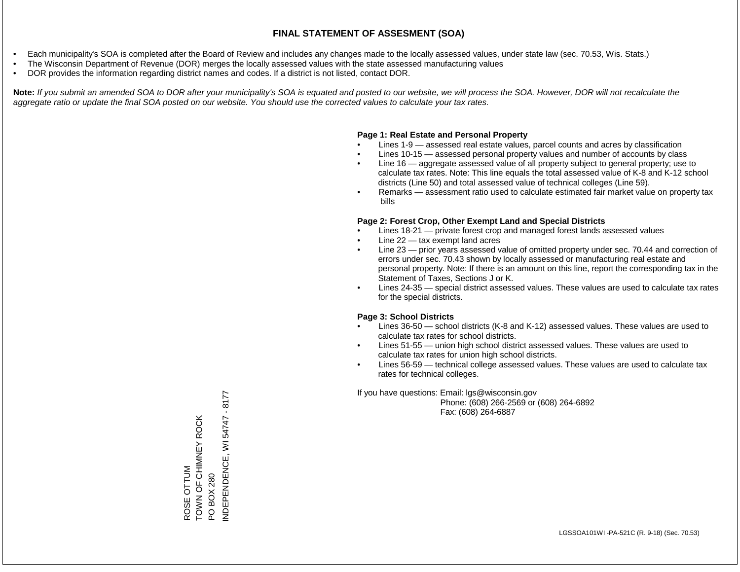# FINAL STATEMENT OF ASSESMENT (SOA)

- Each municipality's SOA is completed after the Board of Review and includes any changes made to the locally assessed values, under state law (sec. 70.53, Wis. Stats.)
- The Wisconsin Department of Revenue (DOR) merges the locally assessed values with the state assessed manufacturing values
- DOR provides the information regarding district names and codes. If a district is not listed, contact DOR.

**Note:** *If you submit an amended SOA to DOR after your municipality's SOA is equated and posted to our website, we will process the SOA. However, DOR will not recalculate the aggregate ratio or update the final SOA posted on our website. You should use the corrected values to calculate your tax rates.*

**Page 1: Real Estate and Personal Property**

- Lines 1-9 — assessed real estate values, parcel counts and acres by classification
- Lines 10-15 — assessed personal property values and number of accounts by class
- Line 16 — aggregate assessed value of all property subject to general property; use to calculate tax rates. Note: This line equals the total assessed value of K-8 and K-12 school districts (Line 50) and total assessed value of technical colleges (Line 59).
- Remarks — assessment ratio used to calculate estimated fair market value on property tax bills

**Page 2: Forest Crop, Other Exempt Land and Special Districts**

- Lines 18-21 — private forest crop and managed forest lands assessed values
- Line 22 — tax exempt land acres
- Line 23 — prior years assessed value of omitted property under sec. 70.44 and correction of errors under sec. 70.43 shown by locally assessed or manufacturing real estate and personal property. Note: If there is an amount on this line, report the corresponding tax in the Statement of Taxes, Sections J or K.
- Lines 24-35 — special district assessed values. These values are used to calculate tax rates for the special districts.

**Page 3: School Districts**

- Lines 36-50 — school districts (K-8 and K-12) assessed values. These values are used to calculate tax rates for school districts.
- Lines 51-55 — union high school district assessed values. These values are used to calculate tax rates for union high school districts.
- Lines 56-59 — technical college assessed values. These values are used to calculate tax rates for technical colleges.

If you have questions: Email: lgs@wisconsin.gov
Phone: (608) 266-2569 or (608) 264-6892
Fax: (608) 264-6887

ROSE OTTUM
TOWN OF CHIMNEY ROCK
PO BOX 280
INDEPENDENCE, WI 54747 - 8177

LGSSOA101WI -PA-521C (R. 9-18) (Sec. 70.53)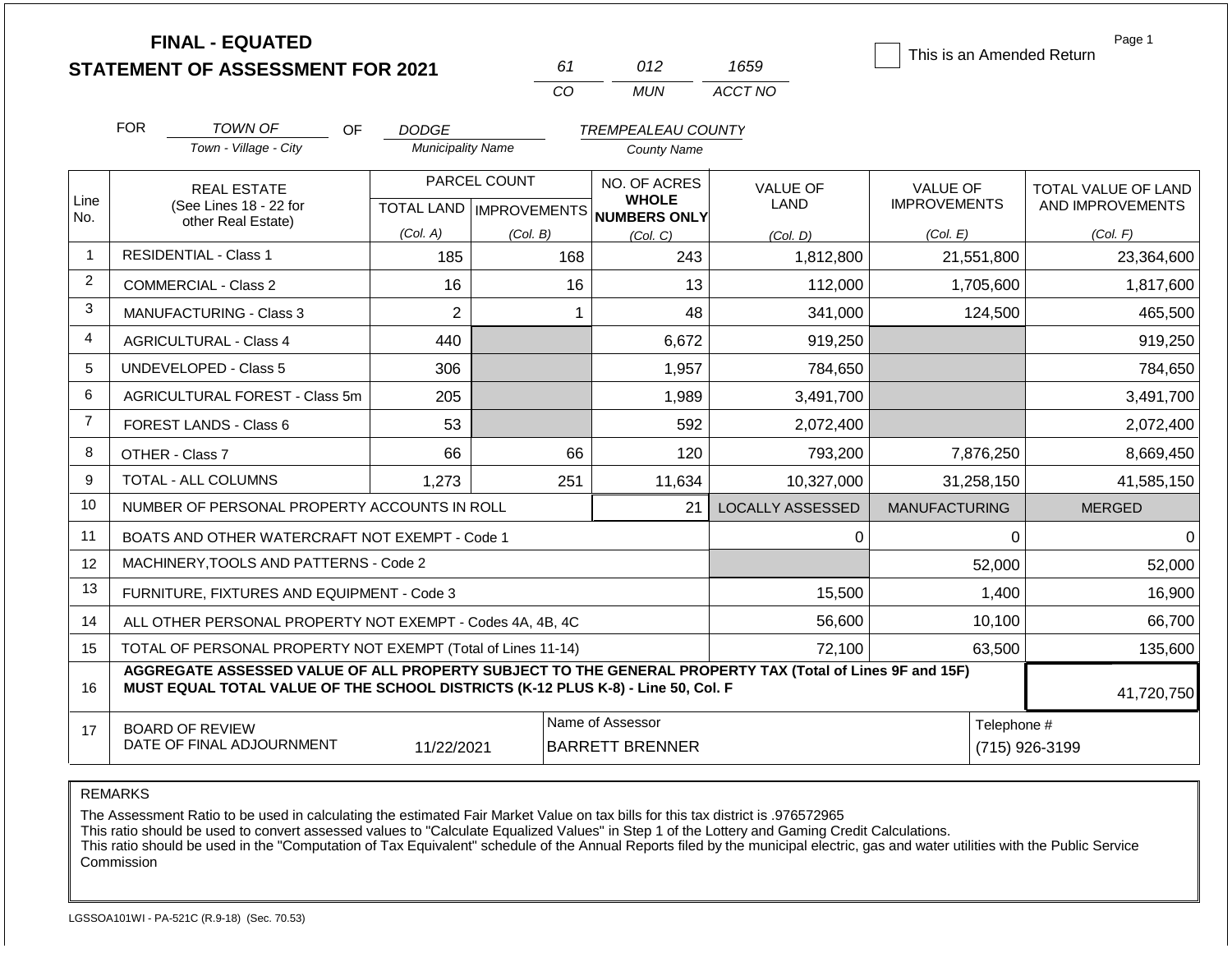# FINAL - EQUATED
# STATEMENT OF ASSESSMENT FOR 2021

| 61 | 012 | 1659 |
|---|---|---|
| CO | MUN | ACCT NO |

☐ This is an Amended Return

Page 1

FOR *TOWN OF* (Town - Village - City) OF *DODGE* (Municipality Name) *TREMPEALEAU COUNTY* (County Name)

| Line No. | REAL ESTATE (See Lines 18 - 22 for other Real Estate) | PARCEL COUNT TOTAL LAND (Col. A) | IMPROVEMENTS (Col. B) | NO. OF ACRES WHOLE NUMBERS ONLY (Col. C) | VALUE OF LAND (Col. D) | VALUE OF IMPROVEMENTS (Col. E) | TOTAL VALUE OF LAND AND IMPROVEMENTS (Col. F) |
|---|---|---|---|---|---|---|---|
| 1 | RESIDENTIAL - Class 1 | 185 | 168 | 243 | 1,812,800 | 21,551,800 | 23,364,600 |
| 2 | COMMERCIAL - Class 2 | 16 | 16 | 13 | 112,000 | 1,705,600 | 1,817,600 |
| 3 | MANUFACTURING - Class 3 | 2 | 1 | 48 | 341,000 | 124,500 | 465,500 |
| 4 | AGRICULTURAL - Class 4 | 440 | | 6,672 | 919,250 | | 919,250 |
| 5 | UNDEVELOPED - Class 5 | 306 | | 1,957 | 784,650 | | 784,650 |
| 6 | AGRICULTURAL FOREST - Class 5m | 205 | | 1,989 | 3,491,700 | | 3,491,700 |
| 7 | FOREST LANDS - Class 6 | 53 | | 592 | 2,072,400 | | 2,072,400 |
| 8 | OTHER - Class 7 | 66 | 66 | 120 | 793,200 | 7,876,250 | 8,669,450 |
| 9 | TOTAL - ALL COLUMNS | 1,273 | 251 | 11,634 | 10,327,000 | 31,258,150 | 41,585,150 |
| 10 | NUMBER OF PERSONAL PROPERTY ACCOUNTS IN ROLL | | | 21 | LOCALLY ASSESSED | MANUFACTURING | MERGED |
| 11 | BOATS AND OTHER WATERCRAFT NOT EXEMPT - Code 1 | | | | 0 | 0 | 0 |
| 12 | MACHINERY,TOOLS AND PATTERNS - Code 2 | | | | | 52,000 | 52,000 |
| 13 | FURNITURE, FIXTURES AND EQUIPMENT - Code 3 | | | | 15,500 | 1,400 | 16,900 |
| 14 | ALL OTHER PERSONAL PROPERTY NOT EXEMPT - Codes 4A, 4B, 4C | | | | 56,600 | 10,100 | 66,700 |
| 15 | TOTAL OF PERSONAL PROPERTY NOT EXEMPT (Total of Lines 11-14) | | | | 72,100 | 63,500 | 135,600 |
| 16 | **AGGREGATE ASSESSED VALUE OF ALL PROPERTY SUBJECT TO THE GENERAL PROPERTY TAX (Total of Lines 9F and 15F) MUST EQUAL TOTAL VALUE OF THE SCHOOL DISTRICTS (K-12 PLUS K-8) - Line 50, Col. F** | | | | | | 41,720,750 |
| 17 | BOARD OF REVIEW DATE OF FINAL ADJOURNMENT | 11/22/2021 | | Name of Assessor: BARRETT BRENNER | | Telephone #: (715) 926-3199 | |

REMARKS

The Assessment Ratio to be used in calculating the estimated Fair Market Value on tax bills for this tax district is .976572965
This ratio should be used to convert assessed values to "Calculate Equalized Values" in Step 1 of the Lottery and Gaming Credit Calculations.
This ratio should be used in the "Computation of Tax Equivalent" schedule of the Annual Reports filed by the municipal electric, gas and water utilities with the Public Service Commission

LGSSOA101WI - PA-521C (R.9-18) (Sec. 70.53)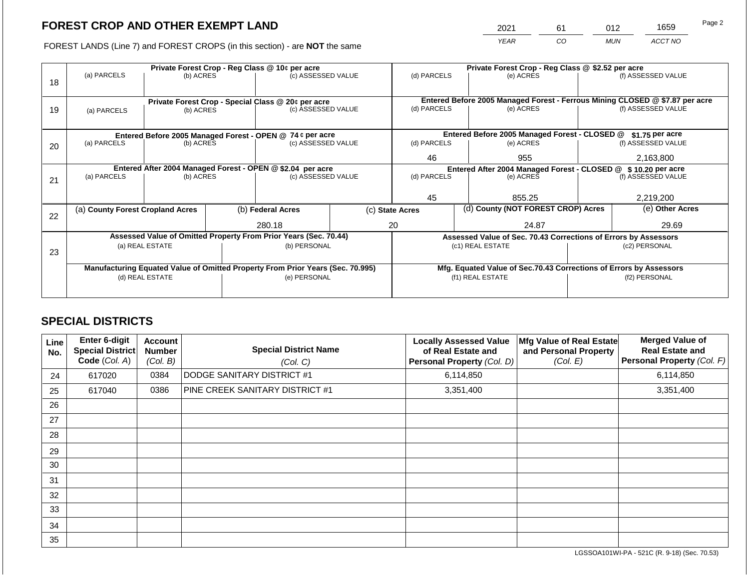## FOREST CROP AND OTHER EXEMPT LAND

| 2021 | 61 | 012 | 1659 |
|---|---|---|---|
| *YEAR* | *CO* | *MUN* | *ACCT NO* |

FOREST LANDS (Line 7) and FOREST CROPS (in this section) - are **NOT** the same

| Line | (a) PARCELS | (b) ACRES | (c) ASSESSED VALUE | (d) PARCELS | (e) ACRES | (f) ASSESSED VALUE |
|---|---|---|---|---|---|---|
| 18 | **Private Forest Crop - Reg Class @ 10¢ per acre** | | | **Private Forest Crop - Reg Class @ $2.52 per acre** | | |
| 18 | | | | | | |
| 19 | **Private Forest Crop - Special Class @ 20¢ per acre** | | | **Entered Before 2005 Managed Forest - Ferrous Mining CLOSED @ $7.87 per acre** | | |
| 19 | | | | | | |
| 20 | **Entered Before 2005 Managed Forest - OPEN @ 74 ¢ per acre** | | | **Entered Before 2005 Managed Forest - CLOSED @ $1.75 per acre** | | |
| 20 | | | | 46 | 955 | 2,163,800 |
| 21 | **Entered After 2004 Managed Forest - OPEN @ $2.04 per acre** | | | **Entered After 2004 Managed Forest - CLOSED @ $ 10.20 per acre** | | |
| 21 | | | | 45 | 855.25 | 2,219,200 |

| Line | (a) County Forest Cropland Acres | (b) Federal Acres | (c) State Acres | (d) County (NOT FOREST CROP) Acres | (e) Other Acres |
|---|---|---|---|---|---|
| 22 | | 280.18 | 20 | 24.87 | 29.69 |

| Line | Assessed Value of Omitted Property From Prior Years (Sec. 70.44) | | Assessed Value of Sec. 70.43 Corrections of Errors by Assessors | |
|---|---|---|---|---|
| 23 | (a) REAL ESTATE | (b) PERSONAL | (c1) REAL ESTATE | (c2) PERSONAL |
| | | | | |
| | **Manufacturing Equated Value of Omitted Property From Prior Years (Sec. 70.995)** | | **Mfg. Equated Value of Sec.70.43 Corrections of Errors by Assessors** | |
| | (d) REAL ESTATE | (e) PERSONAL | (f1) REAL ESTATE | (f2) PERSONAL |
| | | | | |

## SPECIAL DISTRICTS

| Line No. | Enter 6-digit Special District Code *(Col. A)* | Account Number *(Col. B)* | Special District Name *(Col. C)* | Locally Assessed Value of Real Estate and Personal Property *(Col. D)* | Mfg Value of Real Estate and Personal Property *(Col. E)* | Merged Value of Real Estate and Personal Property *(Col. F)* |
|---|---|---|---|---|---|---|
| 24 | 617020 | 0384 | DODGE SANITARY DISTRICT #1 | 6,114,850 | | 6,114,850 |
| 25 | 617040 | 0386 | PINE CREEK SANITARY DISTRICT #1 | 3,351,400 | | 3,351,400 |
| 26 | | | | | | |
| 27 | | | | | | |
| 28 | | | | | | |
| 29 | | | | | | |
| 30 | | | | | | |
| 31 | | | | | | |
| 32 | | | | | | |
| 33 | | | | | | |
| 34 | | | | | | |
| 35 | | | | | | |

LGSSOA101WI-PA - 521C (R. 9-18) (Sec. 70.53)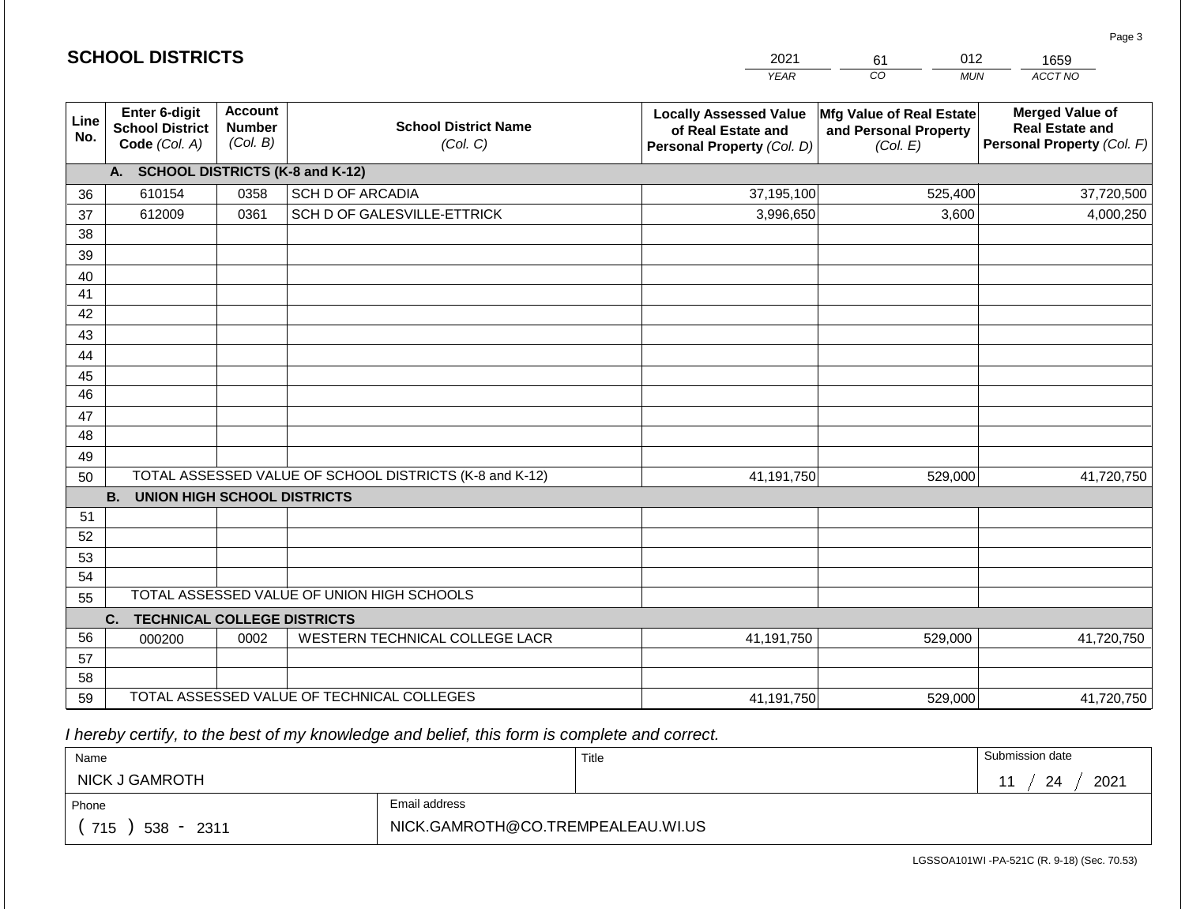## SCHOOL DISTRICTS

| 2021 | 61 | 012 | 1659 |
|---|---|---|---|
| YEAR | CO | MUN | ACCT NO |

| Line No. | Enter 6-digit School District Code (Col. A) | Account Number (Col. B) | School District Name (Col. C) | Locally Assessed Value of Real Estate and Personal Property (Col. D) | Mfg Value of Real Estate and Personal Property (Col. E) | Merged Value of Real Estate and Personal Property (Col. F) |
|---|---|---|---|---|---|---|
| | **A. SCHOOL DISTRICTS (K-8 and K-12)** | | | | | |
| 36 | 610154 | 0358 | SCH D OF ARCADIA | 37,195,100 | 525,400 | 37,720,500 |
| 37 | 612009 | 0361 | SCH D OF GALESVILLE-ETTRICK | 3,996,650 | 3,600 | 4,000,250 |
| 38 | | | | | | |
| 39 | | | | | | |
| 40 | | | | | | |
| 41 | | | | | | |
| 42 | | | | | | |
| 43 | | | | | | |
| 44 | | | | | | |
| 45 | | | | | | |
| 46 | | | | | | |
| 47 | | | | | | |
| 48 | | | | | | |
| 49 | | | | | | |
| 50 | TOTAL ASSESSED VALUE OF SCHOOL DISTRICTS (K-8 and K-12) | | | 41,191,750 | 529,000 | 41,720,750 |
| | **B. UNION HIGH SCHOOL DISTRICTS** | | | | | |
| 51 | | | | | | |
| 52 | | | | | | |
| 53 | | | | | | |
| 54 | | | | | | |
| 55 | TOTAL ASSESSED VALUE OF UNION HIGH SCHOOLS | | | | | |
| | **C. TECHNICAL COLLEGE DISTRICTS** | | | | | |
| 56 | 000200 | 0002 | WESTERN TECHNICAL COLLEGE LACR | 41,191,750 | 529,000 | 41,720,750 |
| 57 | | | | | | |
| 58 | | | | | | |
| 59 | TOTAL ASSESSED VALUE OF TECHNICAL COLLEGES | | | 41,191,750 | 529,000 | 41,720,750 |

*I hereby certify, to the best of my knowledge and belief, this form is complete and correct.*

| Name | | Title | Submission date |
|---|---|---|---|
| NICK J GAMROTH | | | 11 / 24 / 2021 |
| Phone | Email address | | |
| ( 715 ) 538 - 2311 | NICK.GAMROTH@CO.TREMPEALEAU.WI.US | | |

LGSSOA101WI -PA-521C (R. 9-18) (Sec. 70.53)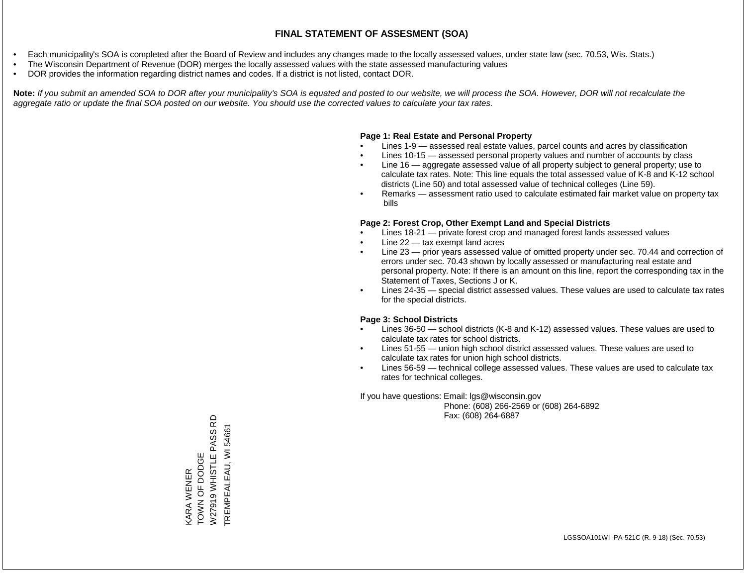# FINAL STATEMENT OF ASSESMENT (SOA)

- Each municipality's SOA is completed after the Board of Review and includes any changes made to the locally assessed values, under state law (sec. 70.53, Wis. Stats.)
- The Wisconsin Department of Revenue (DOR) merges the locally assessed values with the state assessed manufacturing values
- DOR provides the information regarding district names and codes. If a district is not listed, contact DOR.

**Note:** *If you submit an amended SOA to DOR after your municipality's SOA is equated and posted to our website, we will process the SOA. However, DOR will not recalculate the aggregate ratio or update the final SOA posted on our website. You should use the corrected values to calculate your tax rates.*

**Page 1: Real Estate and Personal Property**

- Lines 1-9 — assessed real estate values, parcel counts and acres by classification
- Lines 10-15 — assessed personal property values and number of accounts by class
- Line 16 — aggregate assessed value of all property subject to general property; use to calculate tax rates. Note: This line equals the total assessed value of K-8 and K-12 school districts (Line 50) and total assessed value of technical colleges (Line 59).
- Remarks — assessment ratio used to calculate estimated fair market value on property tax bills

**Page 2: Forest Crop, Other Exempt Land and Special Districts**

- Lines 18-21 — private forest crop and managed forest lands assessed values
- Line 22 — tax exempt land acres
- Line 23 — prior years assessed value of omitted property under sec. 70.44 and correction of errors under sec. 70.43 shown by locally assessed or manufacturing real estate and personal property. Note: If there is an amount on this line, report the corresponding tax in the Statement of Taxes, Sections J or K.
- Lines 24-35 — special district assessed values. These values are used to calculate tax rates for the special districts.

**Page 3: School Districts**

- Lines 36-50 — school districts (K-8 and K-12) assessed values. These values are used to calculate tax rates for school districts.
- Lines 51-55 — union high school district assessed values. These values are used to calculate tax rates for union high school districts.
- Lines 56-59 — technical college assessed values. These values are used to calculate tax rates for technical colleges.

If you have questions: Email: lgs@wisconsin.gov
Phone: (608) 266-2569 or (608) 264-6892
Fax: (608) 264-6887

KARA WENER
TOWN OF DODGE
W27919 WHISTLE PASS RD
TREMPEALEAU, WI 54661

LGSSOA101WI -PA-521C (R. 9-18) (Sec. 70.53)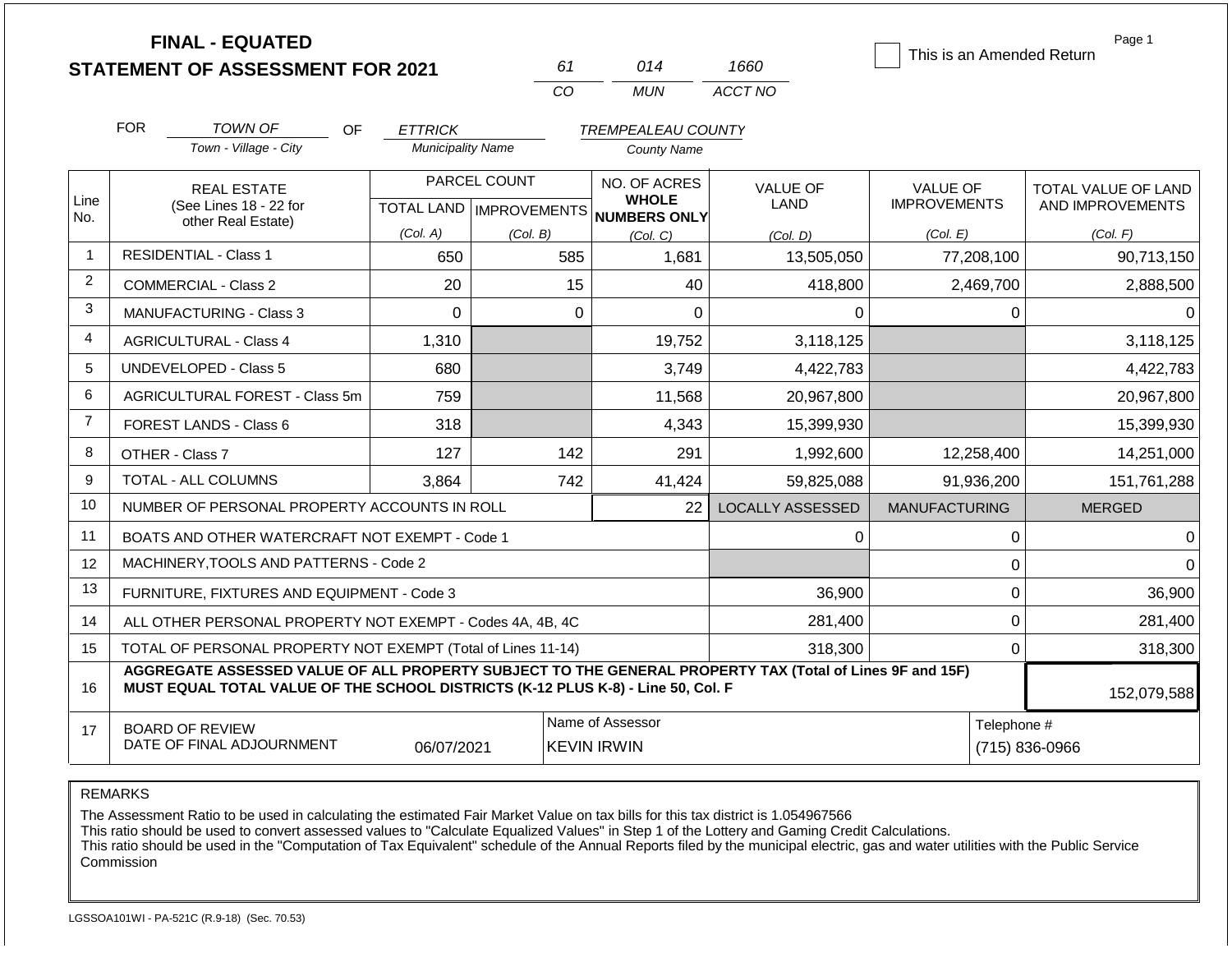# FINAL - EQUATED
## STATEMENT OF ASSESSMENT FOR 2021

| 61 | 014 | 1660 |
|---|---|---|
| CO | MUN | ACCT NO |

☐ This is an Amended Return

Page 1

FOR *TOWN OF* (Town - Village - City) OF *ETTRICK* (Municipality Name) *TREMPEALEAU COUNTY* (County Name)

| Line No. | REAL ESTATE (See Lines 18 - 22 for other Real Estate) | PARCEL COUNT TOTAL LAND (Col. A) | PARCEL COUNT IMPROVEMENTS (Col. B) | NO. OF ACRES WHOLE NUMBERS ONLY (Col. C) | VALUE OF LAND (Col. D) | VALUE OF IMPROVEMENTS (Col. E) | TOTAL VALUE OF LAND AND IMPROVEMENTS (Col. F) |
|---|---|---|---|---|---|---|---|
| 1 | RESIDENTIAL - Class 1 | 650 | 585 | 1,681 | 13,505,050 | 77,208,100 | 90,713,150 |
| 2 | COMMERCIAL - Class 2 | 20 | 15 | 40 | 418,800 | 2,469,700 | 2,888,500 |
| 3 | MANUFACTURING - Class 3 | 0 | 0 | 0 | 0 | 0 | 0 |
| 4 | AGRICULTURAL - Class 4 | 1,310 | | 19,752 | 3,118,125 | | 3,118,125 |
| 5 | UNDEVELOPED - Class 5 | 680 | | 3,749 | 4,422,783 | | 4,422,783 |
| 6 | AGRICULTURAL FOREST - Class 5m | 759 | | 11,568 | 20,967,800 | | 20,967,800 |
| 7 | FOREST LANDS - Class 6 | 318 | | 4,343 | 15,399,930 | | 15,399,930 |
| 8 | OTHER - Class 7 | 127 | 142 | 291 | 1,992,600 | 12,258,400 | 14,251,000 |
| 9 | TOTAL - ALL COLUMNS | 3,864 | 742 | 41,424 | 59,825,088 | 91,936,200 | 151,761,288 |
| 10 | NUMBER OF PERSONAL PROPERTY ACCOUNTS IN ROLL | | | 22 | LOCALLY ASSESSED | MANUFACTURING | MERGED |
| 11 | BOATS AND OTHER WATERCRAFT NOT EXEMPT - Code 1 | | | | 0 | 0 | 0 |
| 12 | MACHINERY,TOOLS AND PATTERNS - Code 2 | | | | | 0 | 0 |
| 13 | FURNITURE, FIXTURES AND EQUIPMENT - Code 3 | | | | 36,900 | 0 | 36,900 |
| 14 | ALL OTHER PERSONAL PROPERTY NOT EXEMPT - Codes 4A, 4B, 4C | | | | 281,400 | 0 | 281,400 |
| 15 | TOTAL OF PERSONAL PROPERTY NOT EXEMPT (Total of Lines 11-14) | | | | 318,300 | 0 | 318,300 |
| 16 | **AGGREGATE ASSESSED VALUE OF ALL PROPERTY SUBJECT TO THE GENERAL PROPERTY TAX (Total of Lines 9F and 15F) MUST EQUAL TOTAL VALUE OF THE SCHOOL DISTRICTS (K-12 PLUS K-8) - Line 50, Col. F** | | | | | | 152,079,588 |
| 17 | BOARD OF REVIEW DATE OF FINAL ADJOURNMENT | 06/07/2021 | | Name of Assessor: KEVIN IRWIN | | | Telephone #: (715) 836-0966 |

REMARKS

The Assessment Ratio to be used in calculating the estimated Fair Market Value on tax bills for this tax district is 1.054967566
This ratio should be used to convert assessed values to "Calculate Equalized Values" in Step 1 of the Lottery and Gaming Credit Calculations.
This ratio should be used in the "Computation of Tax Equivalent" schedule of the Annual Reports filed by the municipal electric, gas and water utilities with the Public Service Commission

LGSSOA101WI - PA-521C (R.9-18) (Sec. 70.53)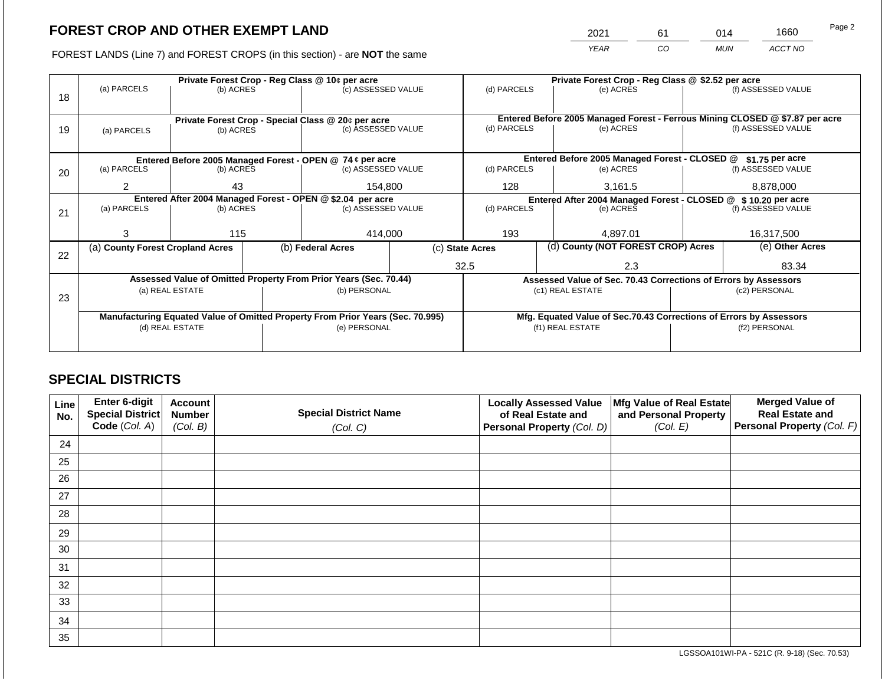# FOREST CROP AND OTHER EXEMPT LAND

FOREST LANDS (Line 7) and FOREST CROPS (in this section) - are **NOT** the same

| 2021 | 61 | 014 | 1660 |
|---|---|---|---|
| YEAR | CO | MUN | ACCT NO |

| Line | Private Forest Crop - Reg Class @ 10¢ per acre | | | Private Forest Crop - Reg Class @ $2.52 per acre | | |
|---|---|---|---|---|---|---|
| 18 | (a) PARCELS | (b) ACRES | (c) ASSESSED VALUE | (d) PARCELS | (e) ACRES | (f) ASSESSED VALUE |
| | | | | | | |
| | **Private Forest Crop - Special Class @ 20¢ per acre** | | | **Entered Before 2005 Managed Forest - Ferrous Mining CLOSED @ $7.87 per acre** | | |
| 19 | (a) PARCELS | (b) ACRES | (c) ASSESSED VALUE | (d) PARCELS | (e) ACRES | (f) ASSESSED VALUE |
| | | | | | | |
| | **Entered Before 2005 Managed Forest - OPEN @ 74 ¢ per acre** | | | **Entered Before 2005 Managed Forest - CLOSED @ $1.75 per acre** | | |
| 20 | (a) PARCELS | (b) ACRES | (c) ASSESSED VALUE | (d) PARCELS | (e) ACRES | (f) ASSESSED VALUE |
| | 2 | 43 | 154,800 | 128 | 3,161.5 | 8,878,000 |
| | **Entered After 2004 Managed Forest - OPEN @ $2.04 per acre** | | | **Entered After 2004 Managed Forest - CLOSED @ $10.20 per acre** | | |
| 21 | (a) PARCELS | (b) ACRES | (c) ASSESSED VALUE | (d) PARCELS | (e) ACRES | (f) ASSESSED VALUE |
| | 3 | 115 | 414,000 | 193 | 4,897.01 | 16,317,500 |

| Line | (a) County Forest Cropland Acres | (b) Federal Acres | (c) State Acres | (d) County (NOT FOREST CROP) Acres | (e) Other Acres |
|---|---|---|---|---|---|
| 22 | | | 32.5 | 2.3 | 83.34 |

| Line | Assessed Value of Omitted Property From Prior Years (Sec. 70.44) | | Assessed Value of Sec. 70.43 Corrections of Errors by Assessors | |
|---|---|---|---|---|
| 23 | (a) REAL ESTATE | (b) PERSONAL | (c1) REAL ESTATE | (c2) PERSONAL |
| | | | | |
| | **Manufacturing Equated Value of Omitted Property From Prior Years (Sec. 70.995)** | | **Mfg. Equated Value of Sec.70.43 Corrections of Errors by Assessors** | |
| | (d) REAL ESTATE | (e) PERSONAL | (f1) REAL ESTATE | (f2) PERSONAL |
| | | | | |

## SPECIAL DISTRICTS

| Line No. | Enter 6-digit Special District Code (Col. A) | Account Number (Col. B) | Special District Name (Col. C) | Locally Assessed Value of Real Estate and Personal Property (Col. D) | Mfg Value of Real Estate and Personal Property (Col. E) | Merged Value of Real Estate and Personal Property (Col. F) |
|---|---|---|---|---|---|---|
| 24 | | | | | | |
| 25 | | | | | | |
| 26 | | | | | | |
| 27 | | | | | | |
| 28 | | | | | | |
| 29 | | | | | | |
| 30 | | | | | | |
| 31 | | | | | | |
| 32 | | | | | | |
| 33 | | | | | | |
| 34 | | | | | | |
| 35 | | | | | | |

LGSSOA101WI-PA - 521C (R. 9-18) (Sec. 70.53)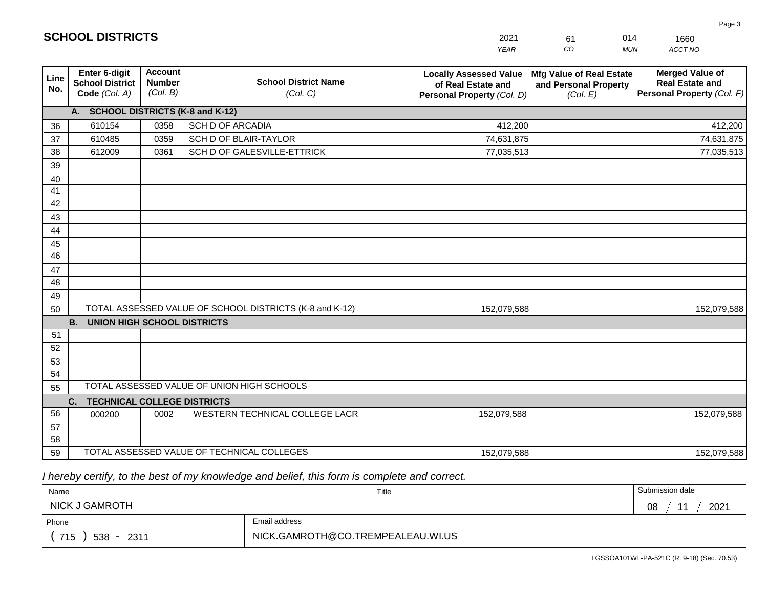## SCHOOL DISTRICTS

| 2021 | 61 | 014 | 1660 |
|---|---|---|---|
| YEAR | CO | MUN | ACCT NO |

| Line No. | Enter 6-digit School District Code *(Col. A)* | Account Number *(Col. B)* | School District Name *(Col. C)* | Locally Assessed Value of Real Estate and Personal Property *(Col. D)* | Mfg Value of Real Estate and Personal Property *(Col. E)* | Merged Value of Real Estate and Personal Property *(Col. F)* |
|---|---|---|---|---|---|---|
| | **A. SCHOOL DISTRICTS (K-8 and K-12)** | | | | | |
| 36 | 610154 | 0358 | SCH D OF ARCADIA | 412,200 | | 412,200 |
| 37 | 610485 | 0359 | SCH D OF BLAIR-TAYLOR | 74,631,875 | | 74,631,875 |
| 38 | 612009 | 0361 | SCH D OF GALESVILLE-ETTRICK | 77,035,513 | | 77,035,513 |
| 39 | | | | | | |
| 40 | | | | | | |
| 41 | | | | | | |
| 42 | | | | | | |
| 43 | | | | | | |
| 44 | | | | | | |
| 45 | | | | | | |
| 46 | | | | | | |
| 47 | | | | | | |
| 48 | | | | | | |
| 49 | | | | | | |
| 50 | TOTAL ASSESSED VALUE OF SCHOOL DISTRICTS (K-8 and K-12) | | | 152,079,588 | | 152,079,588 |
| | **B. UNION HIGH SCHOOL DISTRICTS** | | | | | |
| 51 | | | | | | |
| 52 | | | | | | |
| 53 | | | | | | |
| 54 | | | | | | |
| 55 | TOTAL ASSESSED VALUE OF UNION HIGH SCHOOLS | | | | | |
| | **C. TECHNICAL COLLEGE DISTRICTS** | | | | | |
| 56 | 000200 | 0002 | WESTERN TECHNICAL COLLEGE LACR | 152,079,588 | | 152,079,588 |
| 57 | | | | | | |
| 58 | | | | | | |
| 59 | TOTAL ASSESSED VALUE OF TECHNICAL COLLEGES | | | 152,079,588 | | 152,079,588 |

*I hereby certify, to the best of my knowledge and belief, this form is complete and correct.*

| Name | Title | Submission date |
|---|---|---|
| NICK J GAMROTH | | 08 / 11 / 2021 |

| Phone | Email address |
|---|---|
| ( 715 ) 538 - 2311 | NICK.GAMROTH@CO.TREMPEALEAU.WI.US |

LGSSOA101WI -PA-521C (R. 9-18) (Sec. 70.53)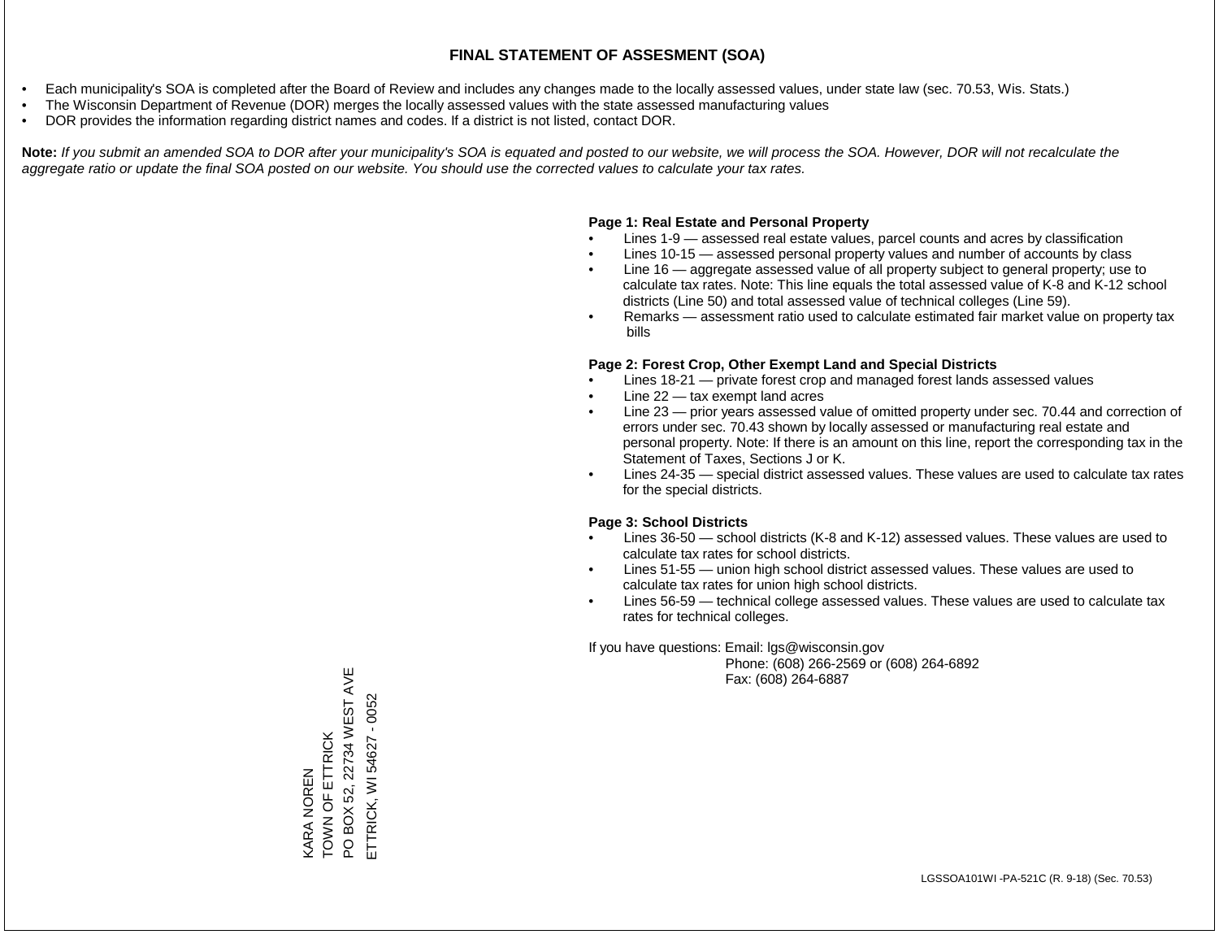# FINAL STATEMENT OF ASSESMENT (SOA)

- Each municipality's SOA is completed after the Board of Review and includes any changes made to the locally assessed values, under state law (sec. 70.53, Wis. Stats.)
- The Wisconsin Department of Revenue (DOR) merges the locally assessed values with the state assessed manufacturing values
- DOR provides the information regarding district names and codes. If a district is not listed, contact DOR.

**Note:** *If you submit an amended SOA to DOR after your municipality's SOA is equated and posted to our website, we will process the SOA. However, DOR will not recalculate the aggregate ratio or update the final SOA posted on our website. You should use the corrected values to calculate your tax rates.*

**Page 1: Real Estate and Personal Property**

- Lines 1-9 — assessed real estate values, parcel counts and acres by classification
- Lines 10-15 — assessed personal property values and number of accounts by class
- Line 16 — aggregate assessed value of all property subject to general property; use to calculate tax rates. Note: This line equals the total assessed value of K-8 and K-12 school districts (Line 50) and total assessed value of technical colleges (Line 59).
- Remarks — assessment ratio used to calculate estimated fair market value on property tax bills

**Page 2: Forest Crop, Other Exempt Land and Special Districts**

- Lines 18-21 — private forest crop and managed forest lands assessed values
- Line 22 — tax exempt land acres
- Line 23 — prior years assessed value of omitted property under sec. 70.44 and correction of errors under sec. 70.43 shown by locally assessed or manufacturing real estate and personal property. Note: If there is an amount on this line, report the corresponding tax in the Statement of Taxes, Sections J or K.
- Lines 24-35 — special district assessed values. These values are used to calculate tax rates for the special districts.

**Page 3: School Districts**

- Lines 36-50 — school districts (K-8 and K-12) assessed values. These values are used to calculate tax rates for school districts.
- Lines 51-55 — union high school district assessed values. These values are used to calculate tax rates for union high school districts.
- Lines 56-59 — technical college assessed values. These values are used to calculate tax rates for technical colleges.

If you have questions: Email: lgs@wisconsin.gov
Phone: (608) 266-2569 or (608) 264-6892
Fax: (608) 264-6887

KARA NOREN
TOWN OF ETTRICK
PO BOX 52, 22734 WEST AVE
ETTRICK, WI 54627 - 0052

LGSSOA101WI -PA-521C (R. 9-18) (Sec. 70.53)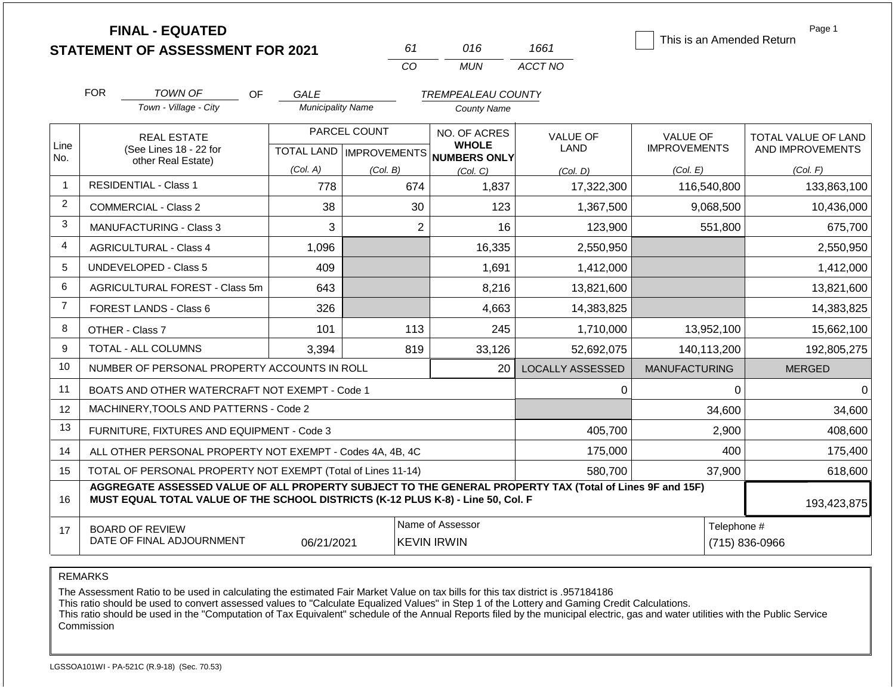# FINAL - EQUATED
## STATEMENT OF ASSESSMENT FOR 2021

61 | 016 | 1661
CO | MUN | ACCT NO

☐ This is an Amended Return

Page 1

FOR TOWN OF (Town - Village - City) OF GALE (Municipality Name) TREMPEALEAU COUNTY (County Name)

| Line No. | REAL ESTATE (See Lines 18 - 22 for other Real Estate) | PARCEL COUNT TOTAL LAND (Col. A) | PARCEL COUNT IMPROVEMENTS (Col. B) | NO. OF ACRES WHOLE NUMBERS ONLY (Col. C) | VALUE OF LAND (Col. D) | VALUE OF IMPROVEMENTS (Col. E) | TOTAL VALUE OF LAND AND IMPROVEMENTS (Col. F) |
|---|---|---|---|---|---|---|---|
| 1 | RESIDENTIAL - Class 1 | 778 | 674 | 1,837 | 17,322,300 | 116,540,800 | 133,863,100 |
| 2 | COMMERCIAL - Class 2 | 38 | 30 | 123 | 1,367,500 | 9,068,500 | 10,436,000 |
| 3 | MANUFACTURING - Class 3 | 3 | 2 | 16 | 123,900 | 551,800 | 675,700 |
| 4 | AGRICULTURAL - Class 4 | 1,096 | | 16,335 | 2,550,950 | | 2,550,950 |
| 5 | UNDEVELOPED - Class 5 | 409 | | 1,691 | 1,412,000 | | 1,412,000 |
| 6 | AGRICULTURAL FOREST - Class 5m | 643 | | 8,216 | 13,821,600 | | 13,821,600 |
| 7 | FOREST LANDS - Class 6 | 326 | | 4,663 | 14,383,825 | | 14,383,825 |
| 8 | OTHER - Class 7 | 101 | 113 | 245 | 1,710,000 | 13,952,100 | 15,662,100 |
| 9 | TOTAL - ALL COLUMNS | 3,394 | 819 | 33,126 | 52,692,075 | 140,113,200 | 192,805,275 |
| 10 | NUMBER OF PERSONAL PROPERTY ACCOUNTS IN ROLL | | | 20 | LOCALLY ASSESSED | MANUFACTURING | MERGED |
| 11 | BOATS AND OTHER WATERCRAFT NOT EXEMPT - Code 1 | | | | 0 | 0 | 0 |
| 12 | MACHINERY,TOOLS AND PATTERNS - Code 2 | | | | | 34,600 | 34,600 |
| 13 | FURNITURE, FIXTURES AND EQUIPMENT - Code 3 | | | | 405,700 | 2,900 | 408,600 |
| 14 | ALL OTHER PERSONAL PROPERTY NOT EXEMPT - Codes 4A, 4B, 4C | | | | 175,000 | 400 | 175,400 |
| 15 | TOTAL OF PERSONAL PROPERTY NOT EXEMPT (Total of Lines 11-14) | | | | 580,700 | 37,900 | 618,600 |
| 16 | **AGGREGATE ASSESSED VALUE OF ALL PROPERTY SUBJECT TO THE GENERAL PROPERTY TAX (Total of Lines 9F and 15F) MUST EQUAL TOTAL VALUE OF THE SCHOOL DISTRICTS (K-12 PLUS K-8) - Line 50, Col. F** | | | | | | 193,423,875 |
| 17 | BOARD OF REVIEW DATE OF FINAL ADJOURNMENT | 06/21/2021 | Name of Assessor: KEVIN IRWIN | | | Telephone #: (715) 836-0966 | |

REMARKS

The Assessment Ratio to be used in calculating the estimated Fair Market Value on tax bills for this tax district is .957184186
This ratio should be used to convert assessed values to "Calculate Equalized Values" in Step 1 of the Lottery and Gaming Credit Calculations.
This ratio should be used in the "Computation of Tax Equivalent" schedule of the Annual Reports filed by the municipal electric, gas and water utilities with the Public Service Commission

LGSSOA101WI - PA-521C (R.9-18) (Sec. 70.53)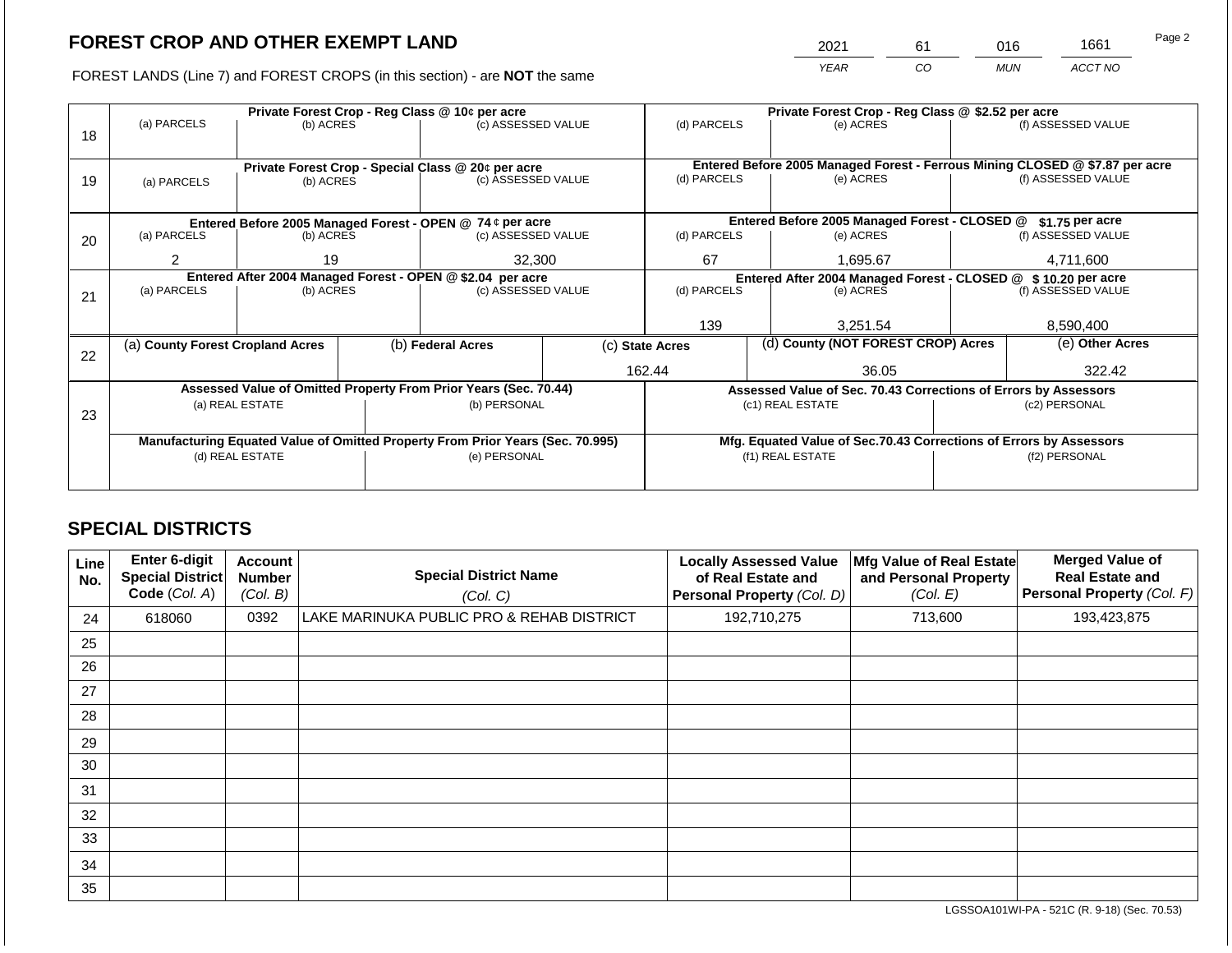## FOREST CROP AND OTHER EXEMPT LAND

FOREST LANDS (Line 7) and FOREST CROPS (in this section) - are **NOT** the same

| YEAR | CO | MUN | ACCT NO |
|---|---|---|---|
| 2021 | 61 | 016 | 1661 |

| Line | Private Forest Crop - Reg Class @ 10¢ per acre | | | Private Forest Crop - Reg Class @ \$2.52 per acre | | |
|---|---|---|---|---|---|---|
| | (a) PARCELS | (b) ACRES | (c) ASSESSED VALUE | (d) PARCELS | (e) ACRES | (f) ASSESSED VALUE |
| 18 | | | | | | |
| | **Private Forest Crop - Special Class @ 20¢ per acre** | | | **Entered Before 2005 Managed Forest - Ferrous Mining CLOSED @ \$7.87 per acre** | | |
| | (a) PARCELS | (b) ACRES | (c) ASSESSED VALUE | (d) PARCELS | (e) ACRES | (f) ASSESSED VALUE |
| 19 | | | | | | |
| | **Entered Before 2005 Managed Forest - OPEN @ 74 ¢ per acre** | | | **Entered Before 2005 Managed Forest - CLOSED @ \$1.75 per acre** | | |
| | (a) PARCELS | (b) ACRES | (c) ASSESSED VALUE | (d) PARCELS | (e) ACRES | (f) ASSESSED VALUE |
| 20 | 2 | 19 | 32,300 | 67 | 1,695.67 | 4,711,600 |
| | **Entered After 2004 Managed Forest - OPEN @ \$2.04 per acre** | | | **Entered After 2004 Managed Forest - CLOSED @ \$ 10.20 per acre** | | |
| | (a) PARCELS | (b) ACRES | (c) ASSESSED VALUE | (d) PARCELS | (e) ACRES | (f) ASSESSED VALUE |
| 21 | | | | 139 | 3,251.54 | 8,590,400 |

| Line | (a) County Forest Cropland Acres | (b) Federal Acres | (c) State Acres | (d) County (NOT FOREST CROP) Acres | (e) Other Acres |
|---|---|---|---|---|---|
| 22 | | | 162.44 | 36.05 | 322.42 |

| Line | Assessed Value of Omitted Property From Prior Years (Sec. 70.44) | | Assessed Value of Sec. 70.43 Corrections of Errors by Assessors | |
|---|---|---|---|---|
| | (a) REAL ESTATE | (b) PERSONAL | (c1) REAL ESTATE | (c2) PERSONAL |
| 23 | | | | |
| | **Manufacturing Equated Value of Omitted Property From Prior Years (Sec. 70.995)** | | **Mfg. Equated Value of Sec.70.43 Corrections of Errors by Assessors** | |
| | (d) REAL ESTATE | (e) PERSONAL | (f1) REAL ESTATE | (f2) PERSONAL |
| | | | | |

## SPECIAL DISTRICTS

| Line No. | Enter 6-digit Special District Code (Col. A) | Account Number (Col. B) | Special District Name (Col. C) | Locally Assessed Value of Real Estate and Personal Property (Col. D) | Mfg Value of Real Estate and Personal Property (Col. E) | Merged Value of Real Estate and Personal Property (Col. F) |
|---|---|---|---|---|---|---|
| 24 | 618060 | 0392 | LAKE MARINUKA PUBLIC PRO & REHAB DISTRICT | 192,710,275 | 713,600 | 193,423,875 |
| 25 | | | | | | |
| 26 | | | | | | |
| 27 | | | | | | |
| 28 | | | | | | |
| 29 | | | | | | |
| 30 | | | | | | |
| 31 | | | | | | |
| 32 | | | | | | |
| 33 | | | | | | |
| 34 | | | | | | |
| 35 | | | | | | |

LGSSOA101WI-PA - 521C (R. 9-18) (Sec. 70.53)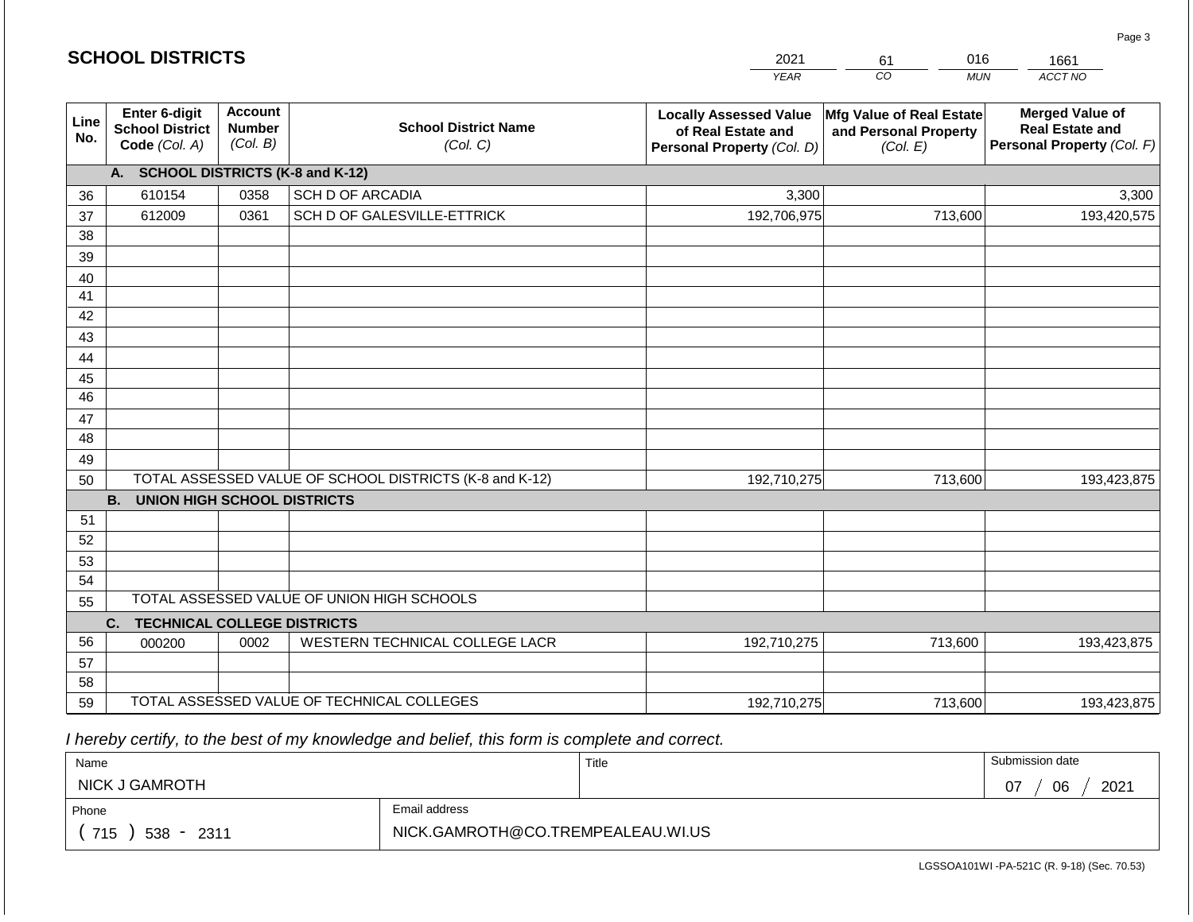## SCHOOL DISTRICTS

| 2021 | 61 | 016 | 1661 |
|---|---|---|---|
| YEAR | CO | MUN | ACCT NO |

| Line No. | Enter 6-digit School District Code (Col. A) | Account Number (Col. B) | School District Name (Col. C) | Locally Assessed Value of Real Estate and Personal Property (Col. D) | Mfg Value of Real Estate and Personal Property (Col. E) | Merged Value of Real Estate and Personal Property (Col. F) |
|---|---|---|---|---|---|---|
| | **A. SCHOOL DISTRICTS (K-8 and K-12)** | | | | | |
| 36 | 610154 | 0358 | SCH D OF ARCADIA | 3,300 | | 3,300 |
| 37 | 612009 | 0361 | SCH D OF GALESVILLE-ETTRICK | 192,706,975 | 713,600 | 193,420,575 |
| 38 | | | | | | |
| 39 | | | | | | |
| 40 | | | | | | |
| 41 | | | | | | |
| 42 | | | | | | |
| 43 | | | | | | |
| 44 | | | | | | |
| 45 | | | | | | |
| 46 | | | | | | |
| 47 | | | | | | |
| 48 | | | | | | |
| 49 | | | | | | |
| 50 | TOTAL ASSESSED VALUE OF SCHOOL DISTRICTS (K-8 and K-12) | | | 192,710,275 | 713,600 | 193,423,875 |
| | **B. UNION HIGH SCHOOL DISTRICTS** | | | | | |
| 51 | | | | | | |
| 52 | | | | | | |
| 53 | | | | | | |
| 54 | | | | | | |
| 55 | TOTAL ASSESSED VALUE OF UNION HIGH SCHOOLS | | | | | |
| | **C. TECHNICAL COLLEGE DISTRICTS** | | | | | |
| 56 | 000200 | 0002 | WESTERN TECHNICAL COLLEGE LACR | 192,710,275 | 713,600 | 193,423,875 |
| 57 | | | | | | |
| 58 | | | | | | |
| 59 | TOTAL ASSESSED VALUE OF TECHNICAL COLLEGES | | | 192,710,275 | 713,600 | 193,423,875 |

*I hereby certify, to the best of my knowledge and belief, this form is complete and correct.*

| Name | Title | Submission date |
|---|---|---|
| NICK J GAMROTH | | 07 / 06 / 2021 |
| Phone | Email address | |
| ( 715 ) 538 - 2311 | NICK.GAMROTH@CO.TREMPEALEAU.WI.US | |

LGSSOA101WI -PA-521C (R. 9-18) (Sec. 70.53)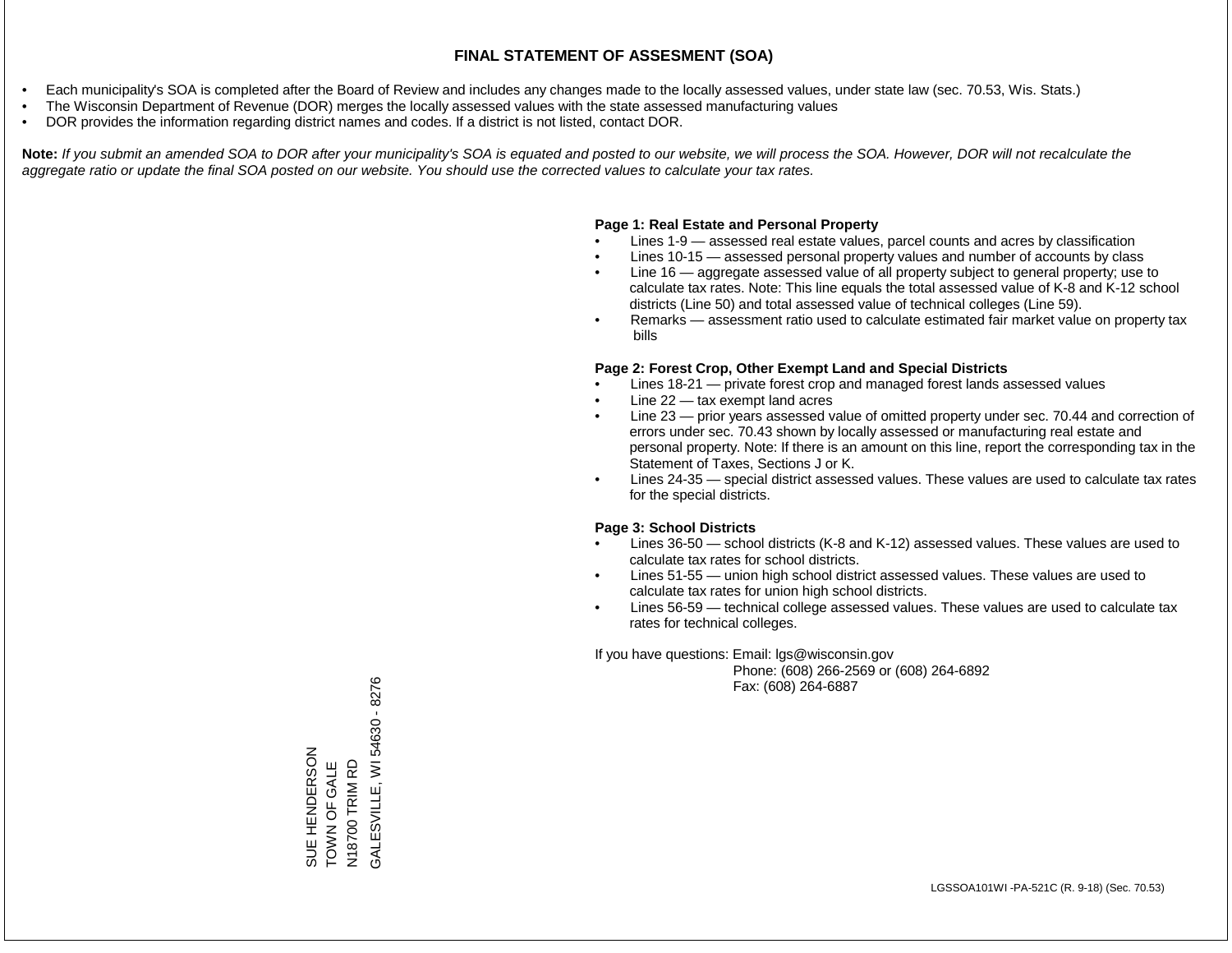# FINAL STATEMENT OF ASSESMENT (SOA)

- Each municipality's SOA is completed after the Board of Review and includes any changes made to the locally assessed values, under state law (sec. 70.53, Wis. Stats.)
- The Wisconsin Department of Revenue (DOR) merges the locally assessed values with the state assessed manufacturing values
- DOR provides the information regarding district names and codes. If a district is not listed, contact DOR.

**Note:** *If you submit an amended SOA to DOR after your municipality's SOA is equated and posted to our website, we will process the SOA. However, DOR will not recalculate the aggregate ratio or update the final SOA posted on our website. You should use the corrected values to calculate your tax rates.*

**Page 1: Real Estate and Personal Property**

- Lines 1-9 — assessed real estate values, parcel counts and acres by classification
- Lines 10-15 — assessed personal property values and number of accounts by class
- Line 16 — aggregate assessed value of all property subject to general property; use to calculate tax rates. Note: This line equals the total assessed value of K-8 and K-12 school districts (Line 50) and total assessed value of technical colleges (Line 59).
- Remarks — assessment ratio used to calculate estimated fair market value on property tax bills

**Page 2: Forest Crop, Other Exempt Land and Special Districts**

- Lines 18-21 — private forest crop and managed forest lands assessed values
- Line 22 — tax exempt land acres
- Line 23 — prior years assessed value of omitted property under sec. 70.44 and correction of errors under sec. 70.43 shown by locally assessed or manufacturing real estate and personal property. Note: If there is an amount on this line, report the corresponding tax in the Statement of Taxes, Sections J or K.
- Lines 24-35 — special district assessed values. These values are used to calculate tax rates for the special districts.

**Page 3: School Districts**

- Lines 36-50 — school districts (K-8 and K-12) assessed values. These values are used to calculate tax rates for school districts.
- Lines 51-55 — union high school district assessed values. These values are used to calculate tax rates for union high school districts.
- Lines 56-59 — technical college assessed values. These values are used to calculate tax rates for technical colleges.

If you have questions: Email: lgs@wisconsin.gov
Phone: (608) 266-2569 or (608) 264-6892
Fax: (608) 264-6887

SUE HENDERSON
TOWN OF GALE
N18700 TRIM RD
GALESVILLE, WI 54630 - 8276

LGSSOA101WI -PA-521C (R. 9-18) (Sec. 70.53)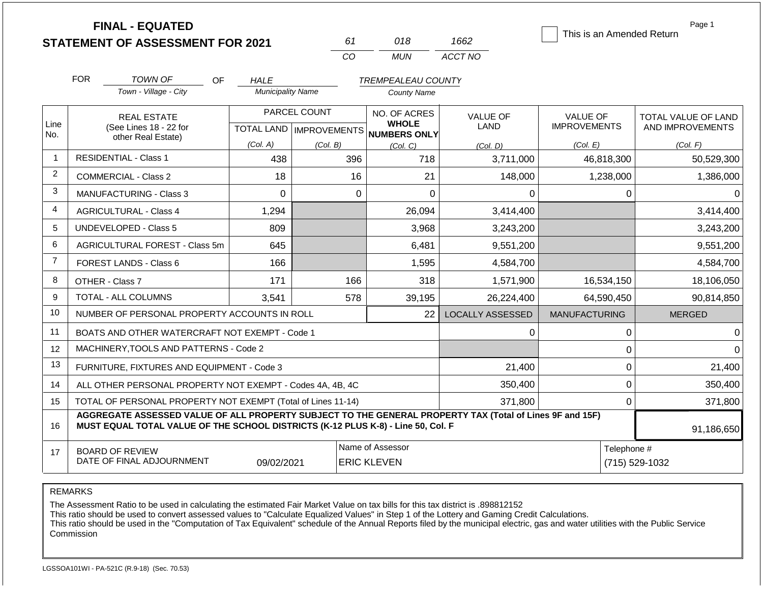# FINAL - EQUATED
# STATEMENT OF ASSESSMENT FOR 2021

| 61 | 018 | 1662 |
|---|---|---|
| CO | MUN | ACCT NO |

☐ This is an Amended Return

FOR *TOWN OF* (Town - Village - City) OF *HALE* (Municipality Name) *TREMPEALEAU COUNTY* (County Name)

| Line No. | REAL ESTATE (See Lines 18 - 22 for other Real Estate) | PARCEL COUNT TOTAL LAND (Col. A) | PARCEL COUNT IMPROVEMENTS (Col. B) | NO. OF ACRES WHOLE NUMBERS ONLY (Col. C) | VALUE OF LAND (Col. D) | VALUE OF IMPROVEMENTS (Col. E) | TOTAL VALUE OF LAND AND IMPROVEMENTS (Col. F) |
|---|---|---|---|---|---|---|---|
| 1 | RESIDENTIAL - Class 1 | 438 | 396 | 718 | 3,711,000 | 46,818,300 | 50,529,300 |
| 2 | COMMERCIAL - Class 2 | 18 | 16 | 21 | 148,000 | 1,238,000 | 1,386,000 |
| 3 | MANUFACTURING - Class 3 | 0 | 0 | 0 | 0 | 0 | 0 |
| 4 | AGRICULTURAL - Class 4 | 1,294 | | 26,094 | 3,414,400 | | 3,414,400 |
| 5 | UNDEVELOPED - Class 5 | 809 | | 3,968 | 3,243,200 | | 3,243,200 |
| 6 | AGRICULTURAL FOREST - Class 5m | 645 | | 6,481 | 9,551,200 | | 9,551,200 |
| 7 | FOREST LANDS - Class 6 | 166 | | 1,595 | 4,584,700 | | 4,584,700 |
| 8 | OTHER - Class 7 | 171 | 166 | 318 | 1,571,900 | 16,534,150 | 18,106,050 |
| 9 | TOTAL - ALL COLUMNS | 3,541 | 578 | 39,195 | 26,224,400 | 64,590,450 | 90,814,850 |
| 10 | NUMBER OF PERSONAL PROPERTY ACCOUNTS IN ROLL | | | 22 | LOCALLY ASSESSED | MANUFACTURING | MERGED |
| 11 | BOATS AND OTHER WATERCRAFT NOT EXEMPT - Code 1 | | | | 0 | 0 | 0 |
| 12 | MACHINERY,TOOLS AND PATTERNS - Code 2 | | | | | 0 | 0 |
| 13 | FURNITURE, FIXTURES AND EQUIPMENT - Code 3 | | | | 21,400 | 0 | 21,400 |
| 14 | ALL OTHER PERSONAL PROPERTY NOT EXEMPT - Codes 4A, 4B, 4C | | | | 350,400 | 0 | 350,400 |
| 15 | TOTAL OF PERSONAL PROPERTY NOT EXEMPT (Total of Lines 11-14) | | | | 371,800 | 0 | 371,800 |
| 16 | AGGREGATE ASSESSED VALUE OF ALL PROPERTY SUBJECT TO THE GENERAL PROPERTY TAX (Total of Lines 9F and 15F) MUST EQUAL TOTAL VALUE OF THE SCHOOL DISTRICTS (K-12 PLUS K-8) - Line 50, Col. F | | | | | | 91,186,650 |
| 17 | BOARD OF REVIEW DATE OF FINAL ADJOURNMENT | 09/02/2021 | | Name of Assessor: ERIC KLEVEN | | | Telephone #: (715) 529-1032 |

REMARKS

The Assessment Ratio to be used in calculating the estimated Fair Market Value on tax bills for this tax district is .898812152
This ratio should be used to convert assessed values to "Calculate Equalized Values" in Step 1 of the Lottery and Gaming Credit Calculations.
This ratio should be used in the "Computation of Tax Equivalent" schedule of the Annual Reports filed by the municipal electric, gas and water utilities with the Public Service Commission

LGSSOA101WI - PA-521C (R.9-18) (Sec. 70.53)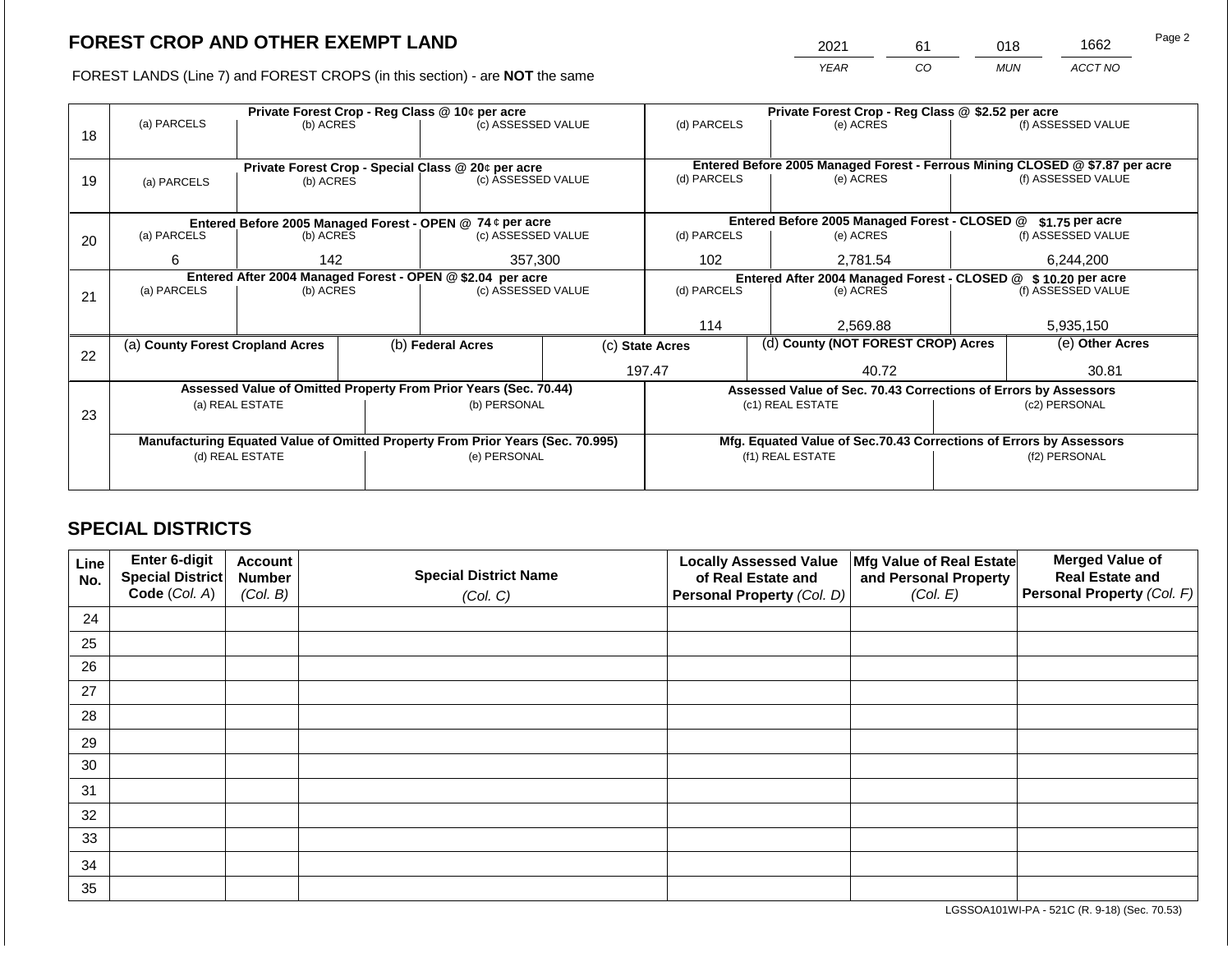## FOREST CROP AND OTHER EXEMPT LAND

FOREST LANDS (Line 7) and FOREST CROPS (in this section) - are **NOT** the same

| YEAR | CO | MUN | ACCT NO |
|---|---|---|---|
| 2021 | 61 | 018 | 1662 |

| Line | | | | | | |
|---|---|---|---|---|---|---|
| 18 | **Private Forest Crop - Reg Class @ 10¢ per acre** | | | **Private Forest Crop - Reg Class @ $2.52 per acre** | | |
| | (a) PARCELS | (b) ACRES | (c) ASSESSED VALUE | (d) PARCELS | (e) ACRES | (f) ASSESSED VALUE |
| | | | | | | |
| 19 | **Private Forest Crop - Special Class @ 20¢ per acre** | | | **Entered Before 2005 Managed Forest - Ferrous Mining CLOSED @ $7.87 per acre** | | |
| | (a) PARCELS | (b) ACRES | (c) ASSESSED VALUE | (d) PARCELS | (e) ACRES | (f) ASSESSED VALUE |
| | | | | | | |
| 20 | **Entered Before 2005 Managed Forest - OPEN @ 74 ¢ per acre** | | | **Entered Before 2005 Managed Forest - CLOSED @ $1.75 per acre** | | |
| | (a) PARCELS | (b) ACRES | (c) ASSESSED VALUE | (d) PARCELS | (e) ACRES | (f) ASSESSED VALUE |
| | 6 | 142 | 357,300 | 102 | 2,781.54 | 6,244,200 |
| 21 | **Entered After 2004 Managed Forest - OPEN @ $2.04 per acre** | | | **Entered After 2004 Managed Forest - CLOSED @ $ 10.20 per acre** | | |
| | (a) PARCELS | (b) ACRES | (c) ASSESSED VALUE | (d) PARCELS | (e) ACRES | (f) ASSESSED VALUE |
| | | | | 114 | 2,569.88 | 5,935,150 |

| Line | (a) County Forest Cropland Acres | (b) Federal Acres | (c) State Acres | (d) County (NOT FOREST CROP) Acres | (e) Other Acres |
|---|---|---|---|---|---|
| 22 | | | 197.47 | 40.72 | 30.81 |

| Line | Assessed Value of Omitted Property From Prior Years (Sec. 70.44) | | Assessed Value of Sec. 70.43 Corrections of Errors by Assessors | |
|---|---|---|---|---|
| 23 | (a) REAL ESTATE | (b) PERSONAL | (c1) REAL ESTATE | (c2) PERSONAL |
| | | | | |
| | **Manufacturing Equated Value of Omitted Property From Prior Years (Sec. 70.995)** | | **Mfg. Equated Value of Sec.70.43 Corrections of Errors by Assessors** | |
| | (d) REAL ESTATE | (e) PERSONAL | (f1) REAL ESTATE | (f2) PERSONAL |
| | | | | |

## SPECIAL DISTRICTS

| Line No. | Enter 6-digit Special District Code (Col. A) | Account Number (Col. B) | Special District Name (Col. C) | Locally Assessed Value of Real Estate and Personal Property (Col. D) | Mfg Value of Real Estate and Personal Property (Col. E) | Merged Value of Real Estate and Personal Property (Col. F) |
|---|---|---|---|---|---|---|
| 24 | | | | | | |
| 25 | | | | | | |
| 26 | | | | | | |
| 27 | | | | | | |
| 28 | | | | | | |
| 29 | | | | | | |
| 30 | | | | | | |
| 31 | | | | | | |
| 32 | | | | | | |
| 33 | | | | | | |
| 34 | | | | | | |
| 35 | | | | | | |

LGSSOA101WI-PA - 521C (R. 9-18) (Sec. 70.53)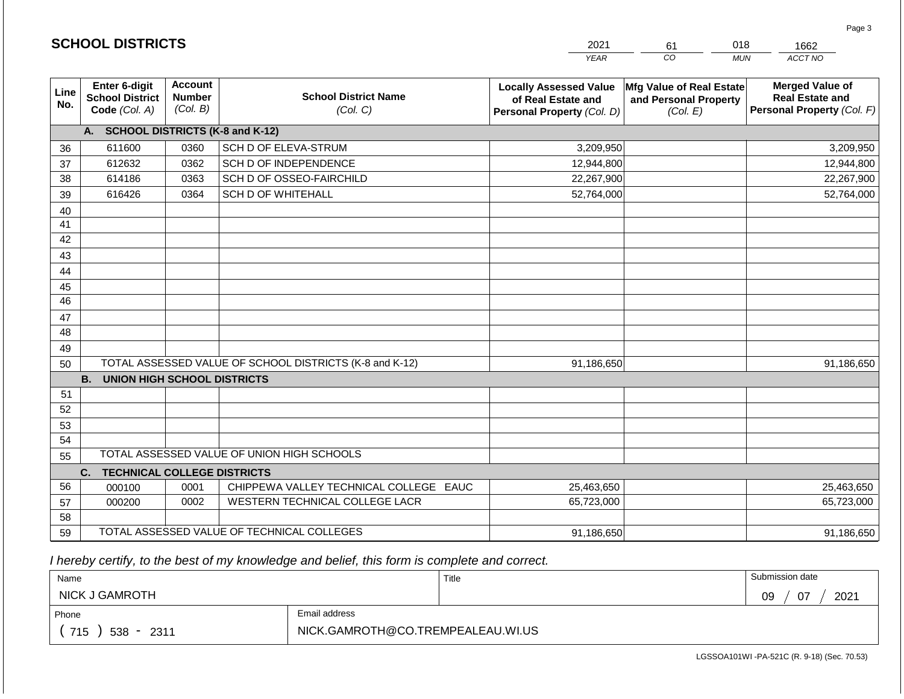# SCHOOL DISTRICTS

| 2021 | 61 | 018 | 1662 |
|---|---|---|---|
| YEAR | CO | MUN | ACCT NO |

| Line No. | Enter 6-digit School District Code (Col. A) | Account Number (Col. B) | School District Name (Col. C) | Locally Assessed Value of Real Estate and Personal Property (Col. D) | Mfg Value of Real Estate and Personal Property (Col. E) | Merged Value of Real Estate and Personal Property (Col. F) |
|---|---|---|---|---|---|---|
| | **A. SCHOOL DISTRICTS (K-8 and K-12)** | | | | | |
| 36 | 611600 | 0360 | SCH D OF ELEVA-STRUM | 3,209,950 | | 3,209,950 |
| 37 | 612632 | 0362 | SCH D OF INDEPENDENCE | 12,944,800 | | 12,944,800 |
| 38 | 614186 | 0363 | SCH D OF OSSEO-FAIRCHILD | 22,267,900 | | 22,267,900 |
| 39 | 616426 | 0364 | SCH D OF WHITEHALL | 52,764,000 | | 52,764,000 |
| 40 | | | | | | |
| 41 | | | | | | |
| 42 | | | | | | |
| 43 | | | | | | |
| 44 | | | | | | |
| 45 | | | | | | |
| 46 | | | | | | |
| 47 | | | | | | |
| 48 | | | | | | |
| 49 | | | | | | |
| 50 | TOTAL ASSESSED VALUE OF SCHOOL DISTRICTS (K-8 and K-12) | | | 91,186,650 | | 91,186,650 |
| | **B. UNION HIGH SCHOOL DISTRICTS** | | | | | |
| 51 | | | | | | |
| 52 | | | | | | |
| 53 | | | | | | |
| 54 | | | | | | |
| 55 | TOTAL ASSESSED VALUE OF UNION HIGH SCHOOLS | | | | | |
| | **C. TECHNICAL COLLEGE DISTRICTS** | | | | | |
| 56 | 000100 | 0001 | CHIPPEWA VALLEY TECHNICAL COLLEGE EAUC | 25,463,650 | | 25,463,650 |
| 57 | 000200 | 0002 | WESTERN TECHNICAL COLLEGE LACR | 65,723,000 | | 65,723,000 |
| 58 | | | | | | |
| 59 | TOTAL ASSESSED VALUE OF TECHNICAL COLLEGES | | | 91,186,650 | | 91,186,650 |

*I hereby certify, to the best of my knowledge and belief, this form is complete and correct.*

| Name | | Title | Submission date |
|---|---|---|---|
| NICK J GAMROTH | | | 09 / 07 / 2021 |
| Phone | Email address | | |
| ( 715 ) 538 - 2311 | NICK.GAMROTH@CO.TREMPEALEAU.WI.US | | |

LGSSOA101WI -PA-521C (R. 9-18) (Sec. 70.53)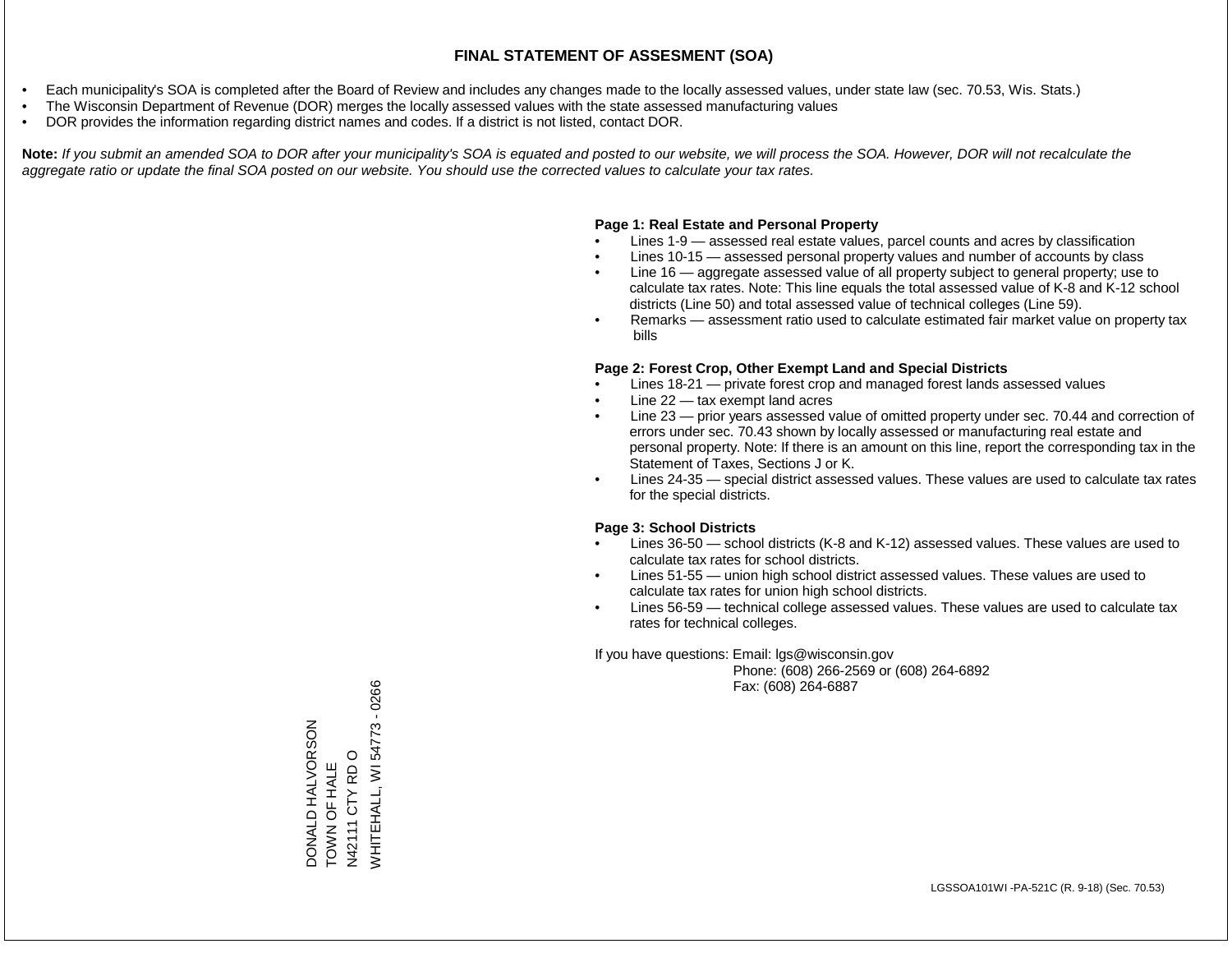# FINAL STATEMENT OF ASSESMENT (SOA)

- Each municipality's SOA is completed after the Board of Review and includes any changes made to the locally assessed values, under state law (sec. 70.53, Wis. Stats.)
- The Wisconsin Department of Revenue (DOR) merges the locally assessed values with the state assessed manufacturing values
- DOR provides the information regarding district names and codes. If a district is not listed, contact DOR.

**Note:** *If you submit an amended SOA to DOR after your municipality's SOA is equated and posted to our website, we will process the SOA. However, DOR will not recalculate the aggregate ratio or update the final SOA posted on our website. You should use the corrected values to calculate your tax rates.*

**Page 1: Real Estate and Personal Property**

- Lines 1-9 — assessed real estate values, parcel counts and acres by classification
- Lines 10-15 — assessed personal property values and number of accounts by class
- Line 16 — aggregate assessed value of all property subject to general property; use to calculate tax rates. Note: This line equals the total assessed value of K-8 and K-12 school districts (Line 50) and total assessed value of technical colleges (Line 59).
- Remarks — assessment ratio used to calculate estimated fair market value on property tax bills

**Page 2: Forest Crop, Other Exempt Land and Special Districts**

- Lines 18-21 — private forest crop and managed forest lands assessed values
- Line 22 — tax exempt land acres
- Line 23 — prior years assessed value of omitted property under sec. 70.44 and correction of errors under sec. 70.43 shown by locally assessed or manufacturing real estate and personal property. Note: If there is an amount on this line, report the corresponding tax in the Statement of Taxes, Sections J or K.
- Lines 24-35 — special district assessed values. These values are used to calculate tax rates for the special districts.

**Page 3: School Districts**

- Lines 36-50 — school districts (K-8 and K-12) assessed values. These values are used to calculate tax rates for school districts.
- Lines 51-55 — union high school district assessed values. These values are used to calculate tax rates for union high school districts.
- Lines 56-59 — technical college assessed values. These values are used to calculate tax rates for technical colleges.

If you have questions: Email: lgs@wisconsin.gov
Phone: (608) 266-2569 or (608) 264-6892
Fax: (608) 264-6887

DONALD HALVORSON
TOWN OF HALE
N42111 CTY RD O
WHITEHALL, WI 54773 - 0266

LGSSOA101WI -PA-521C (R. 9-18) (Sec. 70.53)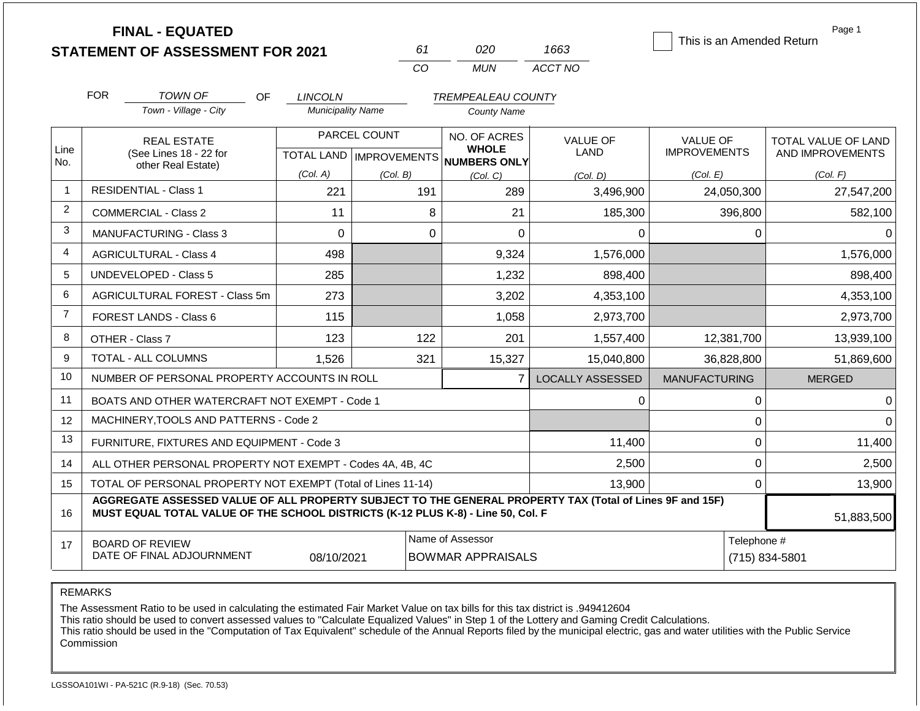**FINAL - EQUATED**
**STATEMENT OF ASSESSMENT FOR 2021**

| 61 | 020 | 1663 |
|---|---|---|
| CO | MUN | ACCT NO |

☐ This is an Amended Return

Page 1

FOR *TOWN OF* (Town - Village - City) OF *LINCOLN* (Municipality Name) *TREMPEALEAU COUNTY* (County Name)

| Line No. | REAL ESTATE (See Lines 18 - 22 for other Real Estate) | PARCEL COUNT TOTAL LAND (Col. A) | IMPROVEMENTS (Col. B) | NO. OF ACRES WHOLE NUMBERS ONLY (Col. C) | VALUE OF LAND (Col. D) | VALUE OF IMPROVEMENTS (Col. E) | TOTAL VALUE OF LAND AND IMPROVEMENTS (Col. F) |
|---|---|---|---|---|---|---|---|
| 1 | RESIDENTIAL - Class 1 | 221 | 191 | 289 | 3,496,900 | 24,050,300 | 27,547,200 |
| 2 | COMMERCIAL - Class 2 | 11 | 8 | 21 | 185,300 | 396,800 | 582,100 |
| 3 | MANUFACTURING - Class 3 | 0 | 0 | 0 | 0 | 0 | 0 |
| 4 | AGRICULTURAL - Class 4 | 498 | | 9,324 | 1,576,000 | | 1,576,000 |
| 5 | UNDEVELOPED - Class 5 | 285 | | 1,232 | 898,400 | | 898,400 |
| 6 | AGRICULTURAL FOREST - Class 5m | 273 | | 3,202 | 4,353,100 | | 4,353,100 |
| 7 | FOREST LANDS - Class 6 | 115 | | 1,058 | 2,973,700 | | 2,973,700 |
| 8 | OTHER - Class 7 | 123 | 122 | 201 | 1,557,400 | 12,381,700 | 13,939,100 |
| 9 | TOTAL - ALL COLUMNS | 1,526 | 321 | 15,327 | 15,040,800 | 36,828,800 | 51,869,600 |
| 10 | NUMBER OF PERSONAL PROPERTY ACCOUNTS IN ROLL | | | 7 | LOCALLY ASSESSED | MANUFACTURING | MERGED |
| 11 | BOATS AND OTHER WATERCRAFT NOT EXEMPT - Code 1 | | | | 0 | 0 | 0 |
| 12 | MACHINERY,TOOLS AND PATTERNS - Code 2 | | | | | 0 | 0 |
| 13 | FURNITURE, FIXTURES AND EQUIPMENT - Code 3 | | | | 11,400 | 0 | 11,400 |
| 14 | ALL OTHER PERSONAL PROPERTY NOT EXEMPT - Codes 4A, 4B, 4C | | | | 2,500 | 0 | 2,500 |
| 15 | TOTAL OF PERSONAL PROPERTY NOT EXEMPT (Total of Lines 11-14) | | | | 13,900 | 0 | 13,900 |
| 16 | **AGGREGATE ASSESSED VALUE OF ALL PROPERTY SUBJECT TO THE GENERAL PROPERTY TAX (Total of Lines 9F and 15F) MUST EQUAL TOTAL VALUE OF THE SCHOOL DISTRICTS (K-12 PLUS K-8) - Line 50, Col. F** | | | | | | 51,883,500 |
| 17 | BOARD OF REVIEW DATE OF FINAL ADJOURNMENT | 08/10/2021 | | Name of Assessor: BOWMAR APPRAISALS | | Telephone #: (715) 834-5801 | |

REMARKS

The Assessment Ratio to be used in calculating the estimated Fair Market Value on tax bills for this tax district is .949412604
This ratio should be used to convert assessed values to "Calculate Equalized Values" in Step 1 of the Lottery and Gaming Credit Calculations.
This ratio should be used in the "Computation of Tax Equivalent" schedule of the Annual Reports filed by the municipal electric, gas and water utilities with the Public Service Commission

LGSSOA101WI - PA-521C (R.9-18) (Sec. 70.53)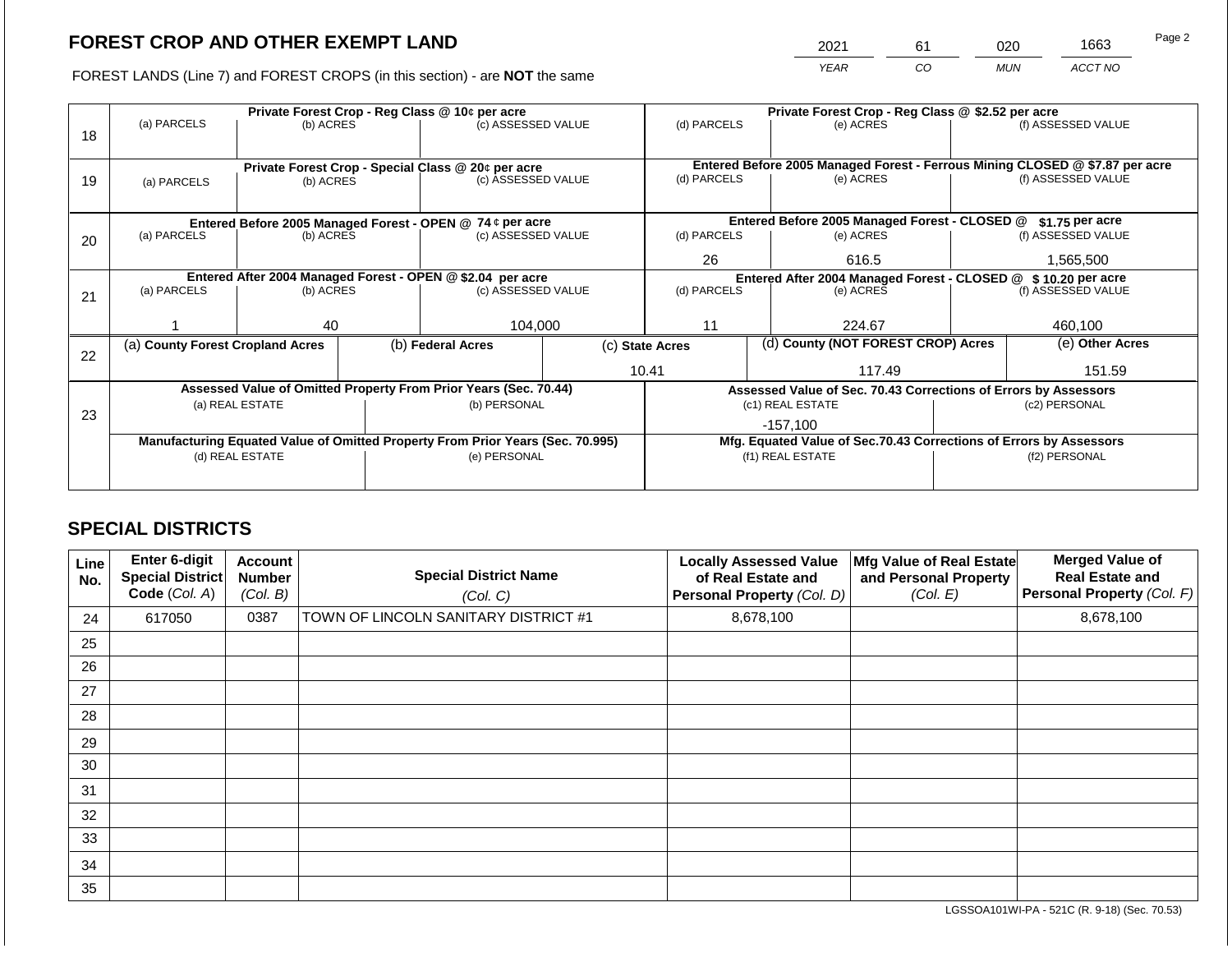# FOREST CROP AND OTHER EXEMPT LAND

FOREST LANDS (Line 7) and FOREST CROPS (in this section) - are **NOT** the same

| YEAR | CO | MUN | ACCT NO |
|---|---|---|---|
| 2021 | 61 | 020 | 1663 |

| Line | | | | | | |
|---|---|---|---|---|---|---|
| 18 | **Private Forest Crop - Reg Class @ 10¢ per acre** | | | **Private Forest Crop - Reg Class @ $2.52 per acre** | | |
| | (a) PARCELS | (b) ACRES | (c) ASSESSED VALUE | (d) PARCELS | (e) ACRES | (f) ASSESSED VALUE |
| | | | | | | |
| 19 | **Private Forest Crop - Special Class @ 20¢ per acre** | | | **Entered Before 2005 Managed Forest - Ferrous Mining CLOSED @ $7.87 per acre** | | |
| | (a) PARCELS | (b) ACRES | (c) ASSESSED VALUE | (d) PARCELS | (e) ACRES | (f) ASSESSED VALUE |
| | | | | | | |
| 20 | **Entered Before 2005 Managed Forest - OPEN @ 74 ¢ per acre** | | | **Entered Before 2005 Managed Forest - CLOSED @ $1.75 per acre** | | |
| | (a) PARCELS | (b) ACRES | (c) ASSESSED VALUE | (d) PARCELS | (e) ACRES | (f) ASSESSED VALUE |
| | | | | 26 | 616.5 | 1,565,500 |
| 21 | **Entered After 2004 Managed Forest - OPEN @ $2.04 per acre** | | | **Entered After 2004 Managed Forest - CLOSED @ $ 10.20 per acre** | | |
| | (a) PARCELS | (b) ACRES | (c) ASSESSED VALUE | (d) PARCELS | (e) ACRES | (f) ASSESSED VALUE |
| | 1 | 40 | 104,000 | 11 | 224.67 | 460,100 |

| Line | (a) County Forest Cropland Acres | (b) Federal Acres | (c) State Acres | (d) County (NOT FOREST CROP) Acres | (e) Other Acres |
|---|---|---|---|---|---|
| 22 | | | 10.41 | 117.49 | 151.59 |

| Line | | | | |
|---|---|---|---|---|
| 23 | **Assessed Value of Omitted Property From Prior Years (Sec. 70.44)** | | **Assessed Value of Sec. 70.43 Corrections of Errors by Assessors** | |
| | (a) REAL ESTATE | (b) PERSONAL | (c1) REAL ESTATE | (c2) PERSONAL |
| | | | -157,100 | |
| | **Manufacturing Equated Value of Omitted Property From Prior Years (Sec. 70.995)** | | **Mfg. Equated Value of Sec.70.43 Corrections of Errors by Assessors** | |
| | (d) REAL ESTATE | (e) PERSONAL | (f1) REAL ESTATE | (f2) PERSONAL |
| | | | | |

## SPECIAL DISTRICTS

| Line No. | Enter 6-digit Special District Code (Col. A) | Account Number (Col. B) | Special District Name (Col. C) | Locally Assessed Value of Real Estate and Personal Property (Col. D) | Mfg Value of Real Estate and Personal Property (Col. E) | Merged Value of Real Estate and Personal Property (Col. F) |
|---|---|---|---|---|---|---|
| 24 | 617050 | 0387 | TOWN OF LINCOLN SANITARY DISTRICT #1 | 8,678,100 | | 8,678,100 |
| 25 | | | | | | |
| 26 | | | | | | |
| 27 | | | | | | |
| 28 | | | | | | |
| 29 | | | | | | |
| 30 | | | | | | |
| 31 | | | | | | |
| 32 | | | | | | |
| 33 | | | | | | |
| 34 | | | | | | |
| 35 | | | | | | |

LGSSOA101WI-PA - 521C (R. 9-18) (Sec. 70.53)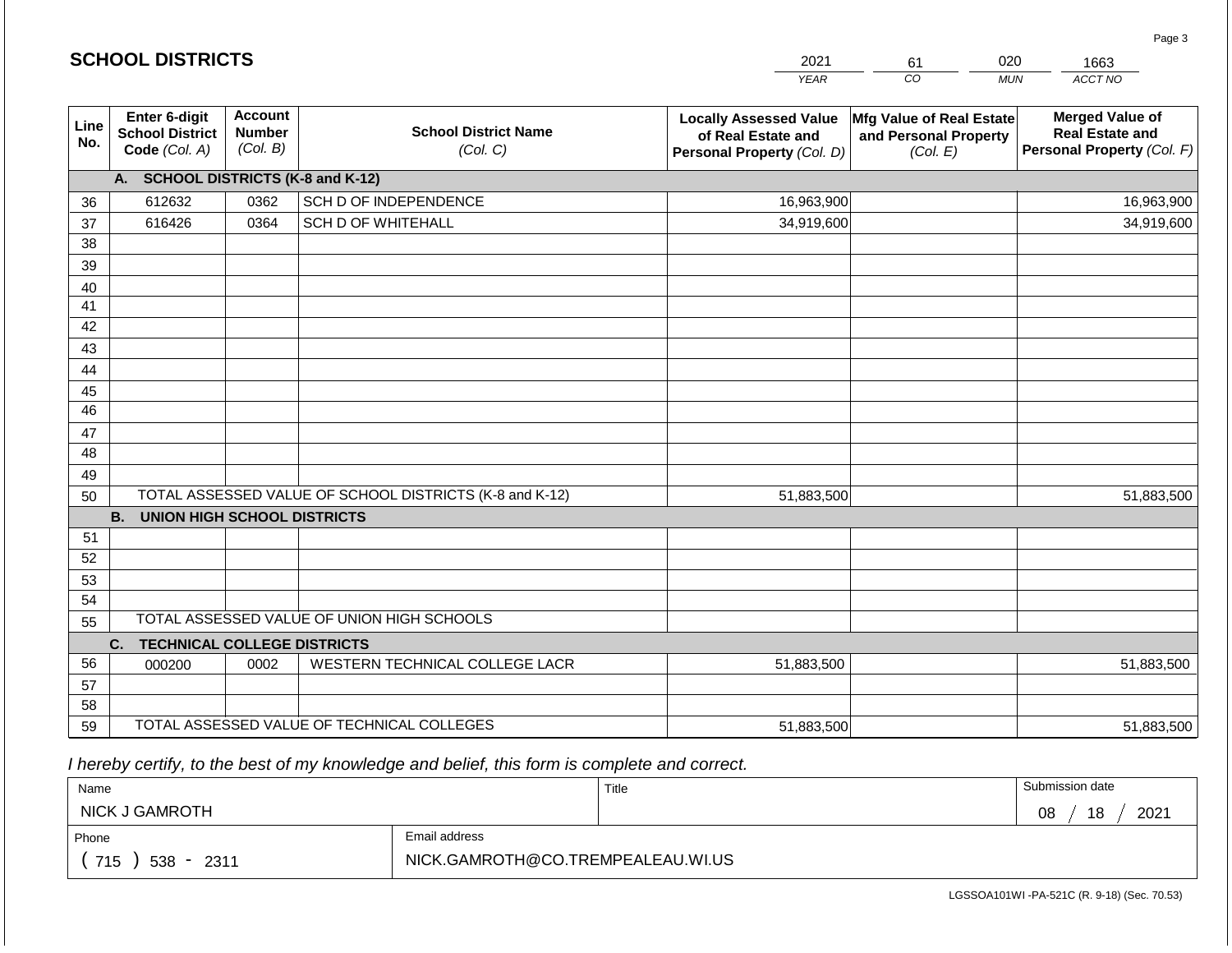## SCHOOL DISTRICTS

| 2021 | 61 | 020 | 1663 |
|---|---|---|---|
| *YEAR* | *CO* | *MUN* | *ACCT NO* |

| Line No. | Enter 6-digit School District Code *(Col. A)* | Account Number *(Col. B)* | School District Name *(Col. C)* | Locally Assessed Value of Real Estate and Personal Property *(Col. D)* | Mfg Value of Real Estate and Personal Property *(Col. E)* | Merged Value of Real Estate and Personal Property *(Col. F)* |
|---|---|---|---|---|---|---|
| | **A. SCHOOL DISTRICTS (K-8 and K-12)** | | | | | |
| 36 | 612632 | 0362 | SCH D OF INDEPENDENCE | 16,963,900 | | 16,963,900 |
| 37 | 616426 | 0364 | SCH D OF WHITEHALL | 34,919,600 | | 34,919,600 |
| 38 | | | | | | |
| 39 | | | | | | |
| 40 | | | | | | |
| 41 | | | | | | |
| 42 | | | | | | |
| 43 | | | | | | |
| 44 | | | | | | |
| 45 | | | | | | |
| 46 | | | | | | |
| 47 | | | | | | |
| 48 | | | | | | |
| 49 | | | | | | |
| 50 | TOTAL ASSESSED VALUE OF SCHOOL DISTRICTS (K-8 and K-12) | | | 51,883,500 | | 51,883,500 |
| | **B. UNION HIGH SCHOOL DISTRICTS** | | | | | |
| 51 | | | | | | |
| 52 | | | | | | |
| 53 | | | | | | |
| 54 | | | | | | |
| 55 | TOTAL ASSESSED VALUE OF UNION HIGH SCHOOLS | | | | | |
| | **C. TECHNICAL COLLEGE DISTRICTS** | | | | | |
| 56 | 000200 | 0002 | WESTERN TECHNICAL COLLEGE LACR | 51,883,500 | | 51,883,500 |
| 57 | | | | | | |
| 58 | | | | | | |
| 59 | TOTAL ASSESSED VALUE OF TECHNICAL COLLEGES | | | 51,883,500 | | 51,883,500 |

*I hereby certify, to the best of my knowledge and belief, this form is complete and correct.*

| Name | | Title | Submission date |
|---|---|---|---|
| NICK J GAMROTH | | | 08 / 18 / 2021 |
| Phone | Email address | | |
| ( 715 ) 538 - 2311 | NICK.GAMROTH@CO.TREMPEALEAU.WI.US | | |

LGSSOA101WI -PA-521C (R. 9-18) (Sec. 70.53)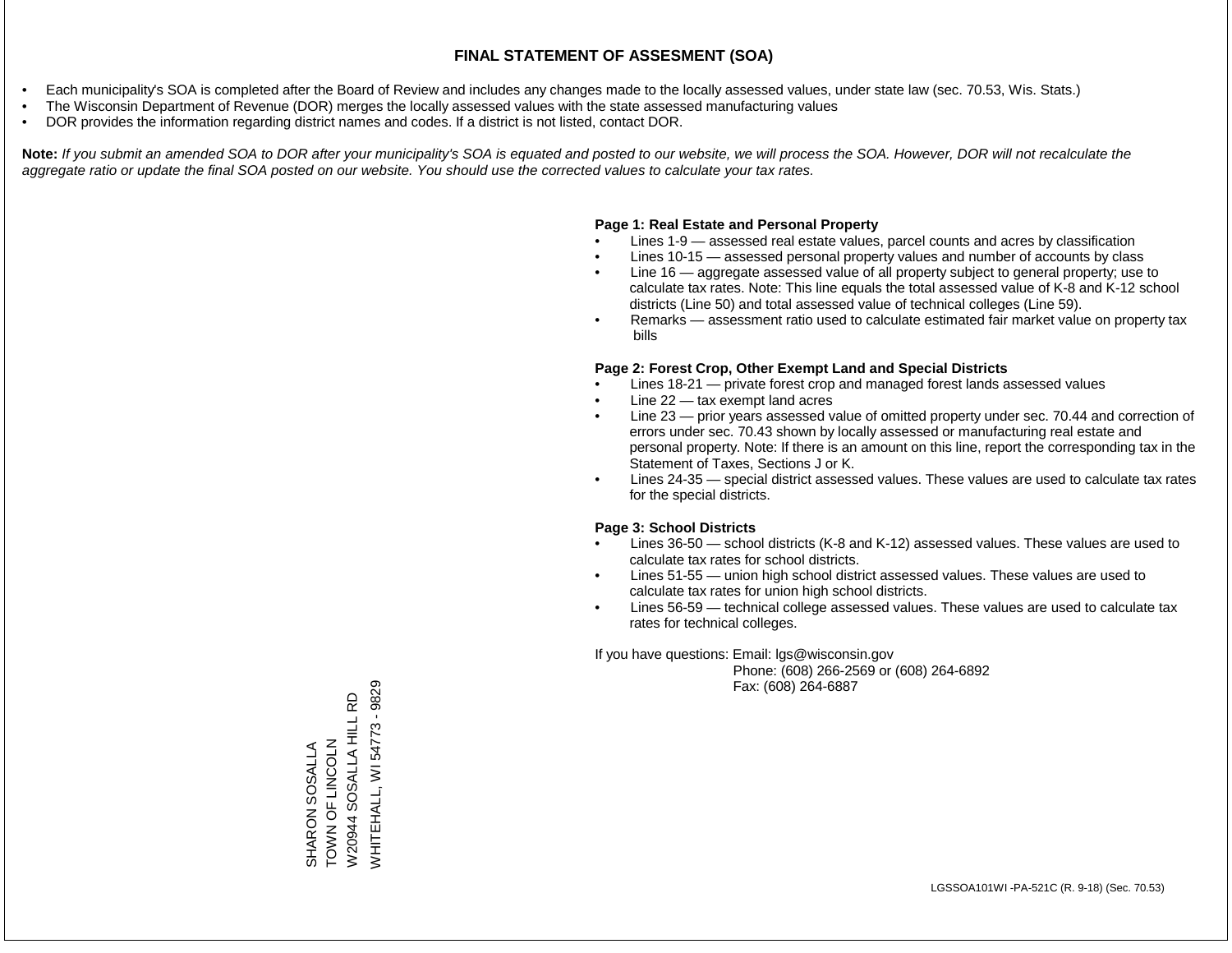## FINAL STATEMENT OF ASSESMENT (SOA)

- Each municipality's SOA is completed after the Board of Review and includes any changes made to the locally assessed values, under state law (sec. 70.53, Wis. Stats.)
- The Wisconsin Department of Revenue (DOR) merges the locally assessed values with the state assessed manufacturing values
- DOR provides the information regarding district names and codes. If a district is not listed, contact DOR.

**Note:** *If you submit an amended SOA to DOR after your municipality's SOA is equated and posted to our website, we will process the SOA. However, DOR will not recalculate the aggregate ratio or update the final SOA posted on our website. You should use the corrected values to calculate your tax rates.*

**Page 1: Real Estate and Personal Property**

- Lines 1-9 — assessed real estate values, parcel counts and acres by classification
- Lines 10-15 — assessed personal property values and number of accounts by class
- Line 16 — aggregate assessed value of all property subject to general property; use to calculate tax rates. Note: This line equals the total assessed value of K-8 and K-12 school districts (Line 50) and total assessed value of technical colleges (Line 59).
- Remarks — assessment ratio used to calculate estimated fair market value on property tax bills

**Page 2: Forest Crop, Other Exempt Land and Special Districts**

- Lines 18-21 — private forest crop and managed forest lands assessed values
- Line 22 — tax exempt land acres
- Line 23 — prior years assessed value of omitted property under sec. 70.44 and correction of errors under sec. 70.43 shown by locally assessed or manufacturing real estate and personal property. Note: If there is an amount on this line, report the corresponding tax in the Statement of Taxes, Sections J or K.
- Lines 24-35 — special district assessed values. These values are used to calculate tax rates for the special districts.

**Page 3: School Districts**

- Lines 36-50 — school districts (K-8 and K-12) assessed values. These values are used to calculate tax rates for school districts.
- Lines 51-55 — union high school district assessed values. These values are used to calculate tax rates for union high school districts.
- Lines 56-59 — technical college assessed values. These values are used to calculate tax rates for technical colleges.

If you have questions: Email: lgs@wisconsin.gov
Phone: (608) 266-2569 or (608) 264-6892
Fax: (608) 264-6887

SHARON SOSALLA
TOWN OF LINCOLN
W20944 SOSALLA HILL RD
WHITEHALL, WI 54773 - 9829

LGSSOA101WI -PA-521C (R. 9-18) (Sec. 70.53)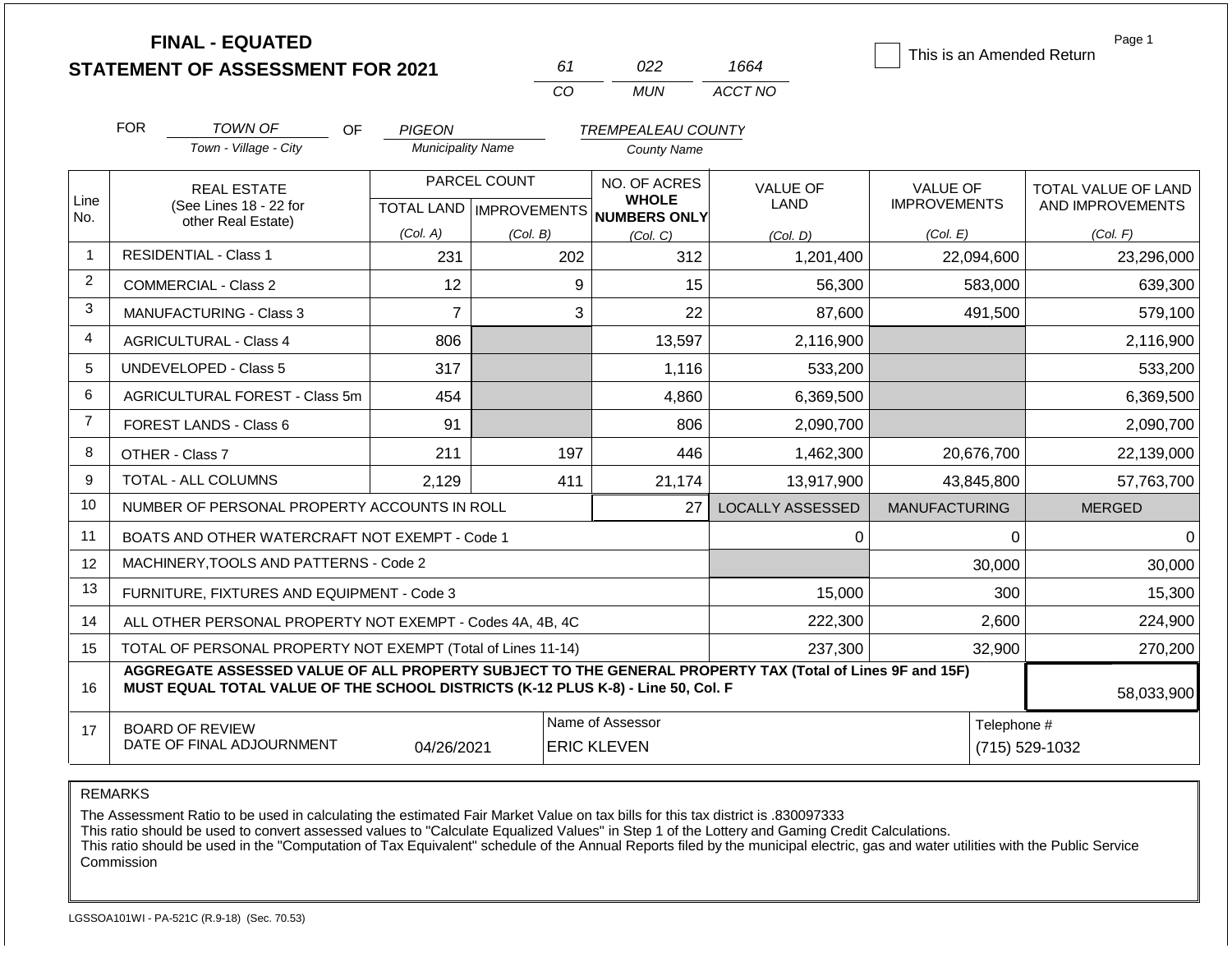**FINAL - EQUATED**
**STATEMENT OF ASSESSMENT FOR 2021**

| 61 | 022 | 1664 |
|---|---|---|
| CO | MUN | ACCT NO |

☐ This is an Amended Return

Page 1

FOR *TOWN OF* (Town - Village - City) OF *PIGEON* (Municipality Name) *TREMPEALEAU COUNTY* (County Name)

| Line No. | REAL ESTATE (See Lines 18 - 22 for other Real Estate) | PARCEL COUNT TOTAL LAND (Col. A) | PARCEL COUNT IMPROVEMENTS (Col. B) | NO. OF ACRES WHOLE NUMBERS ONLY (Col. C) | VALUE OF LAND (Col. D) | VALUE OF IMPROVEMENTS (Col. E) | TOTAL VALUE OF LAND AND IMPROVEMENTS (Col. F) |
|---|---|---|---|---|---|---|---|
| 1 | RESIDENTIAL - Class 1 | 231 | 202 | 312 | 1,201,400 | 22,094,600 | 23,296,000 |
| 2 | COMMERCIAL - Class 2 | 12 | 9 | 15 | 56,300 | 583,000 | 639,300 |
| 3 | MANUFACTURING - Class 3 | 7 | 3 | 22 | 87,600 | 491,500 | 579,100 |
| 4 | AGRICULTURAL - Class 4 | 806 | | 13,597 | 2,116,900 | | 2,116,900 |
| 5 | UNDEVELOPED - Class 5 | 317 | | 1,116 | 533,200 | | 533,200 |
| 6 | AGRICULTURAL FOREST - Class 5m | 454 | | 4,860 | 6,369,500 | | 6,369,500 |
| 7 | FOREST LANDS - Class 6 | 91 | | 806 | 2,090,700 | | 2,090,700 |
| 8 | OTHER - Class 7 | 211 | 197 | 446 | 1,462,300 | 20,676,700 | 22,139,000 |
| 9 | TOTAL - ALL COLUMNS | 2,129 | 411 | 21,174 | 13,917,900 | 43,845,800 | 57,763,700 |
| 10 | NUMBER OF PERSONAL PROPERTY ACCOUNTS IN ROLL | | | 27 | LOCALLY ASSESSED | MANUFACTURING | MERGED |
| 11 | BOATS AND OTHER WATERCRAFT NOT EXEMPT - Code 1 | | | | 0 | 0 | 0 |
| 12 | MACHINERY,TOOLS AND PATTERNS - Code 2 | | | | | 30,000 | 30,000 |
| 13 | FURNITURE, FIXTURES AND EQUIPMENT - Code 3 | | | | 15,000 | 300 | 15,300 |
| 14 | ALL OTHER PERSONAL PROPERTY NOT EXEMPT - Codes 4A, 4B, 4C | | | | 222,300 | 2,600 | 224,900 |
| 15 | TOTAL OF PERSONAL PROPERTY NOT EXEMPT (Total of Lines 11-14) | | | | 237,300 | 32,900 | 270,200 |
| 16 | **AGGREGATE ASSESSED VALUE OF ALL PROPERTY SUBJECT TO THE GENERAL PROPERTY TAX (Total of Lines 9F and 15F) MUST EQUAL TOTAL VALUE OF THE SCHOOL DISTRICTS (K-12 PLUS K-8) - Line 50, Col. F** | | | | | | 58,033,900 |
| 17 | BOARD OF REVIEW DATE OF FINAL ADJOURNMENT | 04/26/2021 | | Name of Assessor: ERIC KLEVEN | | Telephone #: (715) 529-1032 | |

REMARKS

The Assessment Ratio to be used in calculating the estimated Fair Market Value on tax bills for this tax district is .830097333
This ratio should be used to convert assessed values to "Calculate Equalized Values" in Step 1 of the Lottery and Gaming Credit Calculations.
This ratio should be used in the "Computation of Tax Equivalent" schedule of the Annual Reports filed by the municipal electric, gas and water utilities with the Public Service Commission

LGSSOA101WI - PA-521C (R.9-18) (Sec. 70.53)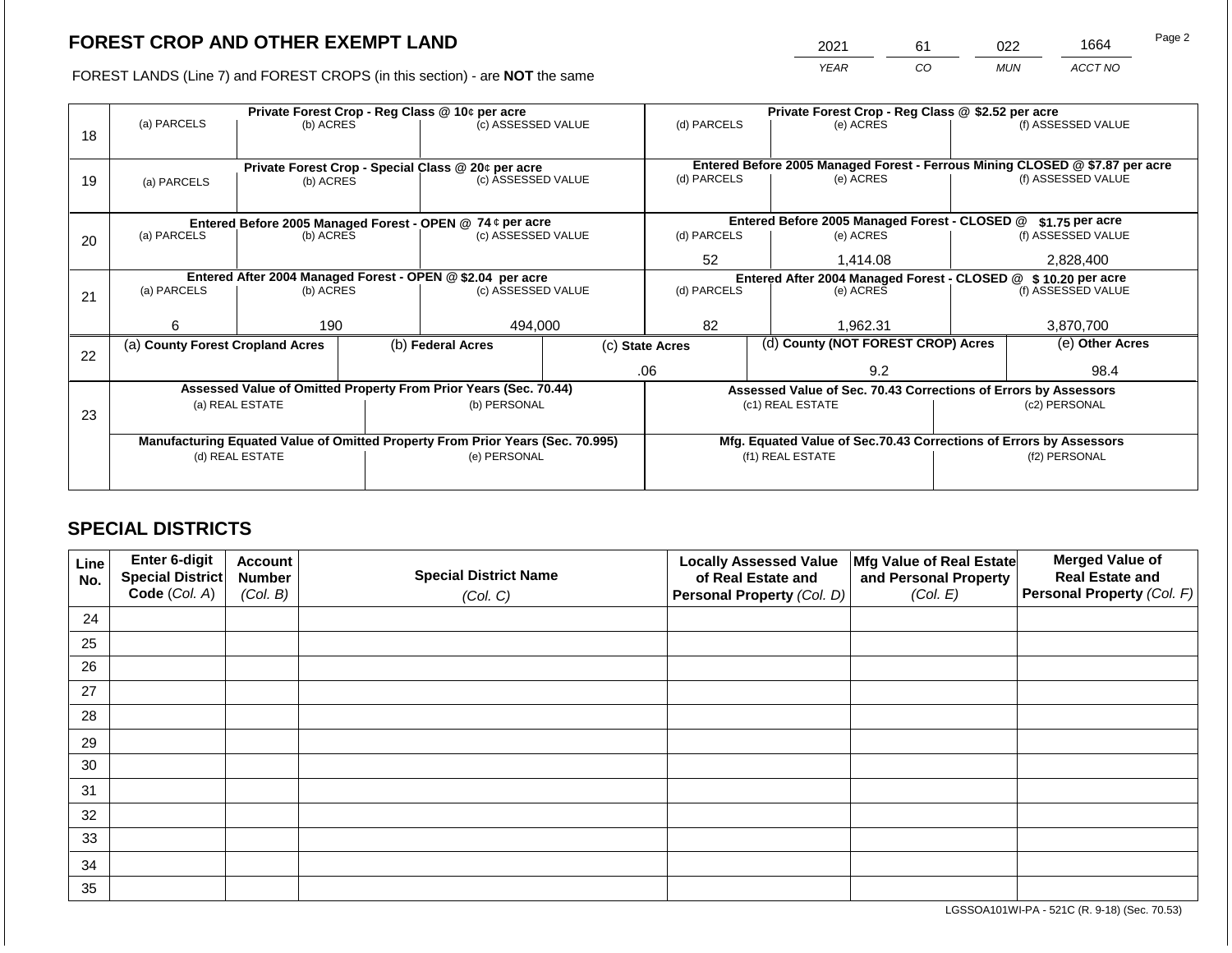# FOREST CROP AND OTHER EXEMPT LAND

FOREST LANDS (Line 7) and FOREST CROPS (in this section) - are **NOT** the same

| YEAR | CO | MUN | ACCT NO |
|---|---|---|---|
| 2021 | 61 | 022 | 1664 |

| Line | Private Forest Crop - Reg Class @ 10¢ per acre | | | Private Forest Crop - Reg Class @ $2.52 per acre | | |
|---|---|---|---|---|---|---|
| | (a) PARCELS | (b) ACRES | (c) ASSESSED VALUE | (d) PARCELS | (e) ACRES | (f) ASSESSED VALUE |
| 18 | | | | | | |
| | **Private Forest Crop - Special Class @ 20¢ per acre** | | | **Entered Before 2005 Managed Forest - Ferrous Mining CLOSED @ $7.87 per acre** | | |
| | (a) PARCELS | (b) ACRES | (c) ASSESSED VALUE | (d) PARCELS | (e) ACRES | (f) ASSESSED VALUE |
| 19 | | | | | | |
| | **Entered Before 2005 Managed Forest - OPEN @ 74 ¢ per acre** | | | **Entered Before 2005 Managed Forest - CLOSED @ $1.75 per acre** | | |
| | (a) PARCELS | (b) ACRES | (c) ASSESSED VALUE | (d) PARCELS | (e) ACRES | (f) ASSESSED VALUE |
| 20 | | | | 52 | 1,414.08 | 2,828,400 |
| | **Entered After 2004 Managed Forest - OPEN @ $2.04 per acre** | | | **Entered After 2004 Managed Forest - CLOSED @ $ 10.20 per acre** | | |
| | (a) PARCELS | (b) ACRES | (c) ASSESSED VALUE | (d) PARCELS | (e) ACRES | (f) ASSESSED VALUE |
| 21 | 6 | 190 | 494,000 | 82 | 1,962.31 | 3,870,700 |

| Line | (a) County Forest Cropland Acres | (b) Federal Acres | (c) State Acres | (d) County (NOT FOREST CROP) Acres | (e) Other Acres |
|---|---|---|---|---|---|
| 22 | | | .06 | 9.2 | 98.4 |

| Line | Assessed Value of Omitted Property From Prior Years (Sec. 70.44) | | Assessed Value of Sec. 70.43 Corrections of Errors by Assessors | |
|---|---|---|---|---|
| | (a) REAL ESTATE | (b) PERSONAL | (c1) REAL ESTATE | (c2) PERSONAL |
| 23 | | | | |
| | **Manufacturing Equated Value of Omitted Property From Prior Years (Sec. 70.995)** | | **Mfg. Equated Value of Sec.70.43 Corrections of Errors by Assessors** | |
| | (d) REAL ESTATE | (e) PERSONAL | (f1) REAL ESTATE | (f2) PERSONAL |
| | | | | |

## SPECIAL DISTRICTS

| Line No. | Enter 6-digit Special District Code (Col. A) | Account Number (Col. B) | Special District Name (Col. C) | Locally Assessed Value of Real Estate and Personal Property (Col. D) | Mfg Value of Real Estate and Personal Property (Col. E) | Merged Value of Real Estate and Personal Property (Col. F) |
|---|---|---|---|---|---|---|
| 24 | | | | | | |
| 25 | | | | | | |
| 26 | | | | | | |
| 27 | | | | | | |
| 28 | | | | | | |
| 29 | | | | | | |
| 30 | | | | | | |
| 31 | | | | | | |
| 32 | | | | | | |
| 33 | | | | | | |
| 34 | | | | | | |
| 35 | | | | | | |

LGSSOA101WI-PA - 521C (R. 9-18) (Sec. 70.53)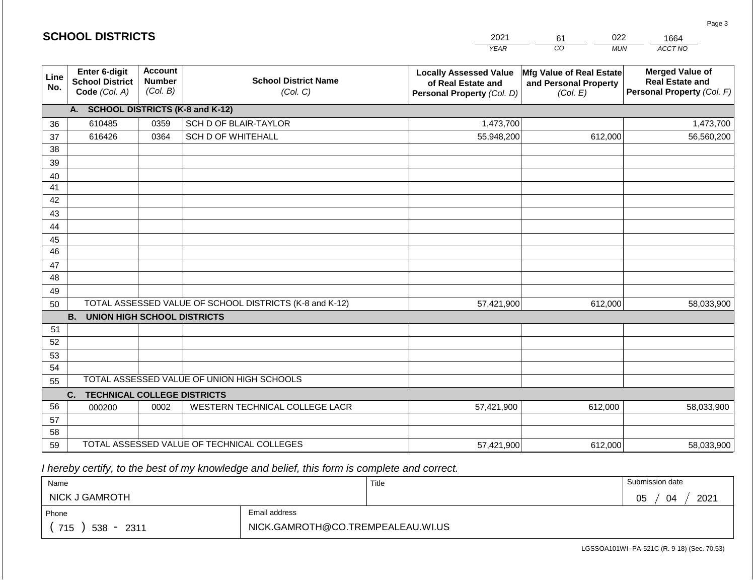## SCHOOL DISTRICTS

| 2021 | 61 | 022 | 1664 |
|---|---|---|---|
| *YEAR* | *CO* | *MUN* | *ACCT NO* |

| Line No. | Enter 6-digit School District Code *(Col. A)* | Account Number *(Col. B)* | School District Name *(Col. C)* | Locally Assessed Value of Real Estate and Personal Property *(Col. D)* | Mfg Value of Real Estate and Personal Property *(Col. E)* | Merged Value of Real Estate and Personal Property *(Col. F)* |
|---|---|---|---|---|---|---|
| | **A. SCHOOL DISTRICTS (K-8 and K-12)** | | | | | |
| 36 | 610485 | 0359 | SCH D OF BLAIR-TAYLOR | 1,473,700 | | 1,473,700 |
| 37 | 616426 | 0364 | SCH D OF WHITEHALL | 55,948,200 | 612,000 | 56,560,200 |
| 38 | | | | | | |
| 39 | | | | | | |
| 40 | | | | | | |
| 41 | | | | | | |
| 42 | | | | | | |
| 43 | | | | | | |
| 44 | | | | | | |
| 45 | | | | | | |
| 46 | | | | | | |
| 47 | | | | | | |
| 48 | | | | | | |
| 49 | | | | | | |
| 50 | TOTAL ASSESSED VALUE OF SCHOOL DISTRICTS (K-8 and K-12) | | | 57,421,900 | 612,000 | 58,033,900 |
| | **B. UNION HIGH SCHOOL DISTRICTS** | | | | | |
| 51 | | | | | | |
| 52 | | | | | | |
| 53 | | | | | | |
| 54 | | | | | | |
| 55 | TOTAL ASSESSED VALUE OF UNION HIGH SCHOOLS | | | | | |
| | **C. TECHNICAL COLLEGE DISTRICTS** | | | | | |
| 56 | 000200 | 0002 | WESTERN TECHNICAL COLLEGE LACR | 57,421,900 | 612,000 | 58,033,900 |
| 57 | | | | | | |
| 58 | | | | | | |
| 59 | TOTAL ASSESSED VALUE OF TECHNICAL COLLEGES | | | 57,421,900 | 612,000 | 58,033,900 |

*I hereby certify, to the best of my knowledge and belief, this form is complete and correct.*

| Name | Title | Submission date |
|---|---|---|
| NICK J GAMROTH | | 05 / 04 / 2021 |
| **Phone** | **Email address** | |
| ( 715 ) 538 - 2311 | NICK.GAMROTH@CO.TREMPEALEAU.WI.US | |

LGSSOA101WI -PA-521C (R. 9-18) (Sec. 70.53)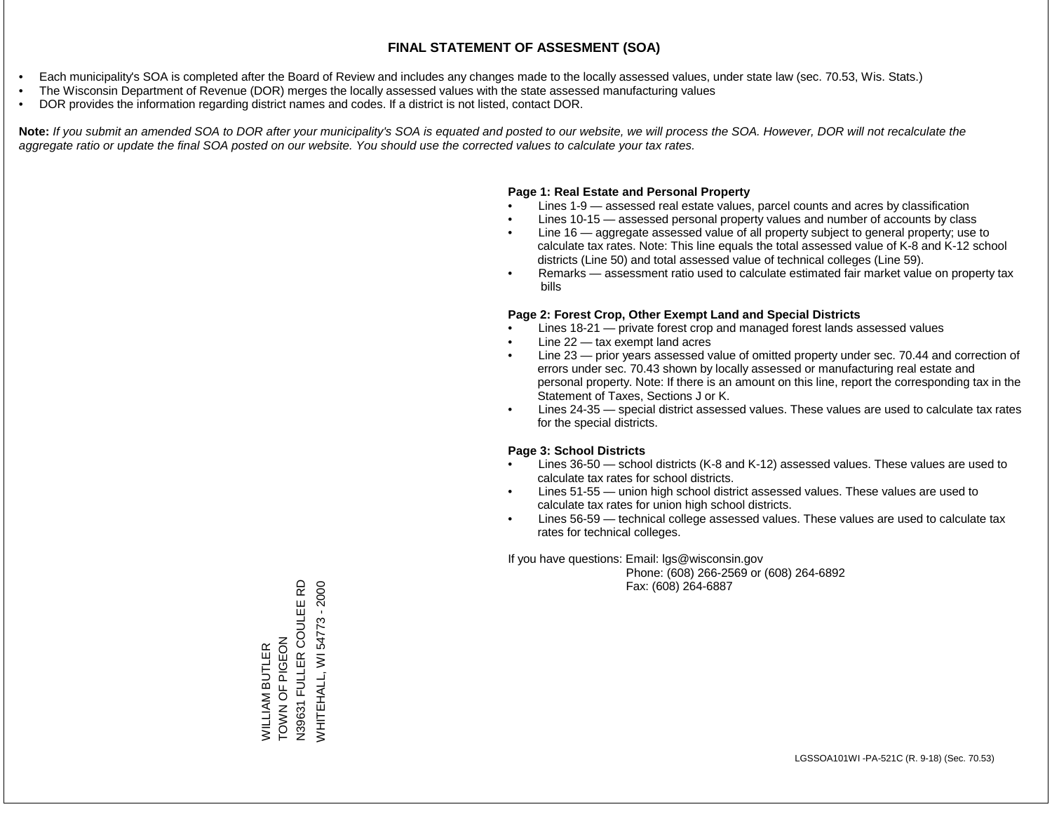# FINAL STATEMENT OF ASSESMENT (SOA)

- Each municipality's SOA is completed after the Board of Review and includes any changes made to the locally assessed values, under state law (sec. 70.53, Wis. Stats.)
- The Wisconsin Department of Revenue (DOR) merges the locally assessed values with the state assessed manufacturing values
- DOR provides the information regarding district names and codes. If a district is not listed, contact DOR.

**Note:** *If you submit an amended SOA to DOR after your municipality's SOA is equated and posted to our website, we will process the SOA. However, DOR will not recalculate the aggregate ratio or update the final SOA posted on our website. You should use the corrected values to calculate your tax rates.*

**Page 1: Real Estate and Personal Property**

- Lines 1-9 — assessed real estate values, parcel counts and acres by classification
- Lines 10-15 — assessed personal property values and number of accounts by class
- Line 16 — aggregate assessed value of all property subject to general property; use to calculate tax rates. Note: This line equals the total assessed value of K-8 and K-12 school districts (Line 50) and total assessed value of technical colleges (Line 59).
- Remarks — assessment ratio used to calculate estimated fair market value on property tax bills

**Page 2: Forest Crop, Other Exempt Land and Special Districts**

- Lines 18-21 — private forest crop and managed forest lands assessed values
- Line 22 — tax exempt land acres
- Line 23 — prior years assessed value of omitted property under sec. 70.44 and correction of errors under sec. 70.43 shown by locally assessed or manufacturing real estate and personal property. Note: If there is an amount on this line, report the corresponding tax in the Statement of Taxes, Sections J or K.
- Lines 24-35 — special district assessed values. These values are used to calculate tax rates for the special districts.

**Page 3: School Districts**

- Lines 36-50 — school districts (K-8 and K-12) assessed values. These values are used to calculate tax rates for school districts.
- Lines 51-55 — union high school district assessed values. These values are used to calculate tax rates for union high school districts.
- Lines 56-59 — technical college assessed values. These values are used to calculate tax rates for technical colleges.

If you have questions: Email: lgs@wisconsin.gov
Phone: (608) 266-2569 or (608) 264-6892
Fax: (608) 264-6887

WILLIAM BUTLER
TOWN OF PIGEON
N39631 FULLER COULEE RD
WHITEHALL, WI 54773 - 2000

LGSSOA101WI -PA-521C (R. 9-18) (Sec. 70.53)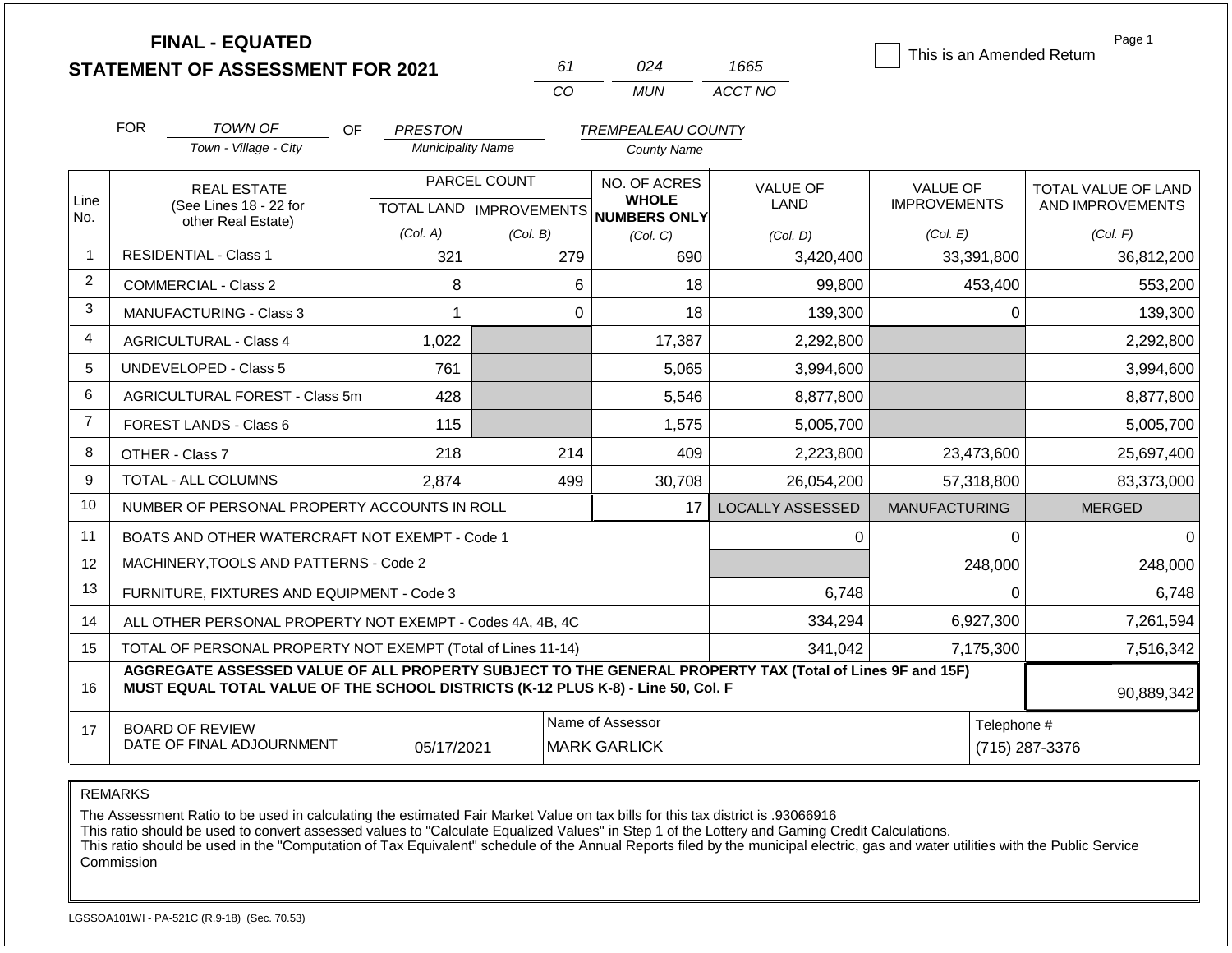**FINAL - EQUATED**
**STATEMENT OF ASSESSMENT FOR 2021**

| 61 | 024 | 1665 |
|---|---|---|
| CO | MUN | ACCT NO |

☐ This is an Amended Return

FOR *TOWN OF* OF *PRESTON* *TREMPEALEAU COUNTY*
Town - Village - City / Municipality Name / County Name

| Line No. | REAL ESTATE (See Lines 18 - 22 for other Real Estate) | PARCEL COUNT TOTAL LAND (Col. A) | PARCEL COUNT IMPROVEMENTS (Col. B) | NO. OF ACRES WHOLE NUMBERS ONLY (Col. C) | VALUE OF LAND (Col. D) | VALUE OF IMPROVEMENTS (Col. E) | TOTAL VALUE OF LAND AND IMPROVEMENTS (Col. F) |
|---|---|---|---|---|---|---|---|
| 1 | RESIDENTIAL - Class 1 | 321 | 279 | 690 | 3,420,400 | 33,391,800 | 36,812,200 |
| 2 | COMMERCIAL - Class 2 | 8 | 6 | 18 | 99,800 | 453,400 | 553,200 |
| 3 | MANUFACTURING - Class 3 | 1 | 0 | 18 | 139,300 | 0 | 139,300 |
| 4 | AGRICULTURAL - Class 4 | 1,022 | | 17,387 | 2,292,800 | | 2,292,800 |
| 5 | UNDEVELOPED - Class 5 | 761 | | 5,065 | 3,994,600 | | 3,994,600 |
| 6 | AGRICULTURAL FOREST - Class 5m | 428 | | 5,546 | 8,877,800 | | 8,877,800 |
| 7 | FOREST LANDS - Class 6 | 115 | | 1,575 | 5,005,700 | | 5,005,700 |
| 8 | OTHER - Class 7 | 218 | 214 | 409 | 2,223,800 | 23,473,600 | 25,697,400 |
| 9 | TOTAL - ALL COLUMNS | 2,874 | 499 | 30,708 | 26,054,200 | 57,318,800 | 83,373,000 |
| 10 | NUMBER OF PERSONAL PROPERTY ACCOUNTS IN ROLL | | | 17 | LOCALLY ASSESSED | MANUFACTURING | MERGED |
| 11 | BOATS AND OTHER WATERCRAFT NOT EXEMPT - Code 1 | | | | 0 | 0 | 0 |
| 12 | MACHINERY,TOOLS AND PATTERNS - Code 2 | | | | | 248,000 | 248,000 |
| 13 | FURNITURE, FIXTURES AND EQUIPMENT - Code 3 | | | | 6,748 | 0 | 6,748 |
| 14 | ALL OTHER PERSONAL PROPERTY NOT EXEMPT - Codes 4A, 4B, 4C | | | | 334,294 | 6,927,300 | 7,261,594 |
| 15 | TOTAL OF PERSONAL PROPERTY NOT EXEMPT (Total of Lines 11-14) | | | | 341,042 | 7,175,300 | 7,516,342 |
| 16 | **AGGREGATE ASSESSED VALUE OF ALL PROPERTY SUBJECT TO THE GENERAL PROPERTY TAX (Total of Lines 9F and 15F) MUST EQUAL TOTAL VALUE OF THE SCHOOL DISTRICTS (K-12 PLUS K-8) - Line 50, Col. F** | | | | | | 90,889,342 |
| 17 | BOARD OF REVIEW DATE OF FINAL ADJOURNMENT | 05/17/2021 | | Name of Assessor: MARK GARLICK | | | Telephone #: (715) 287-3376 |

REMARKS

The Assessment Ratio to be used in calculating the estimated Fair Market Value on tax bills for this tax district is .93066916
This ratio should be used to convert assessed values to "Calculate Equalized Values" in Step 1 of the Lottery and Gaming Credit Calculations.
This ratio should be used in the "Computation of Tax Equivalent" schedule of the Annual Reports filed by the municipal electric, gas and water utilities with the Public Service Commission

LGSSOA101WI - PA-521C (R.9-18) (Sec. 70.53)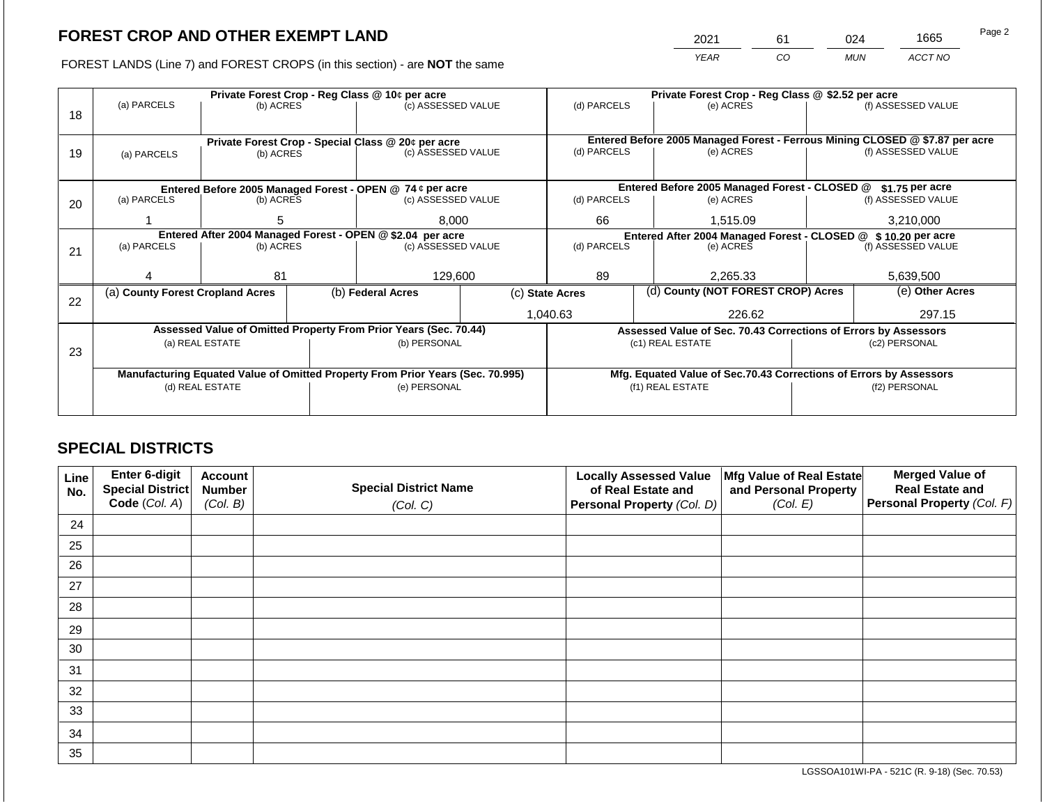## FOREST CROP AND OTHER EXEMPT LAND

FOREST LANDS (Line 7) and FOREST CROPS (in this section) - are **NOT** the same

| YEAR | CO | MUN | ACCT NO |
|---|---|---|---|
| 2021 | 61 | 024 | 1665 |

| Line | Private Forest Crop - Reg Class @ 10¢ per acre | | | Private Forest Crop - Reg Class @ $2.52 per acre | | |
|---|---|---|---|---|---|---|
| | (a) PARCELS | (b) ACRES | (c) ASSESSED VALUE | (d) PARCELS | (e) ACRES | (f) ASSESSED VALUE |
| 18 | | | | | | |
| | **Private Forest Crop - Special Class @ 20¢ per acre** | | | **Entered Before 2005 Managed Forest - Ferrous Mining CLOSED @ $7.87 per acre** | | |
| | (a) PARCELS | (b) ACRES | (c) ASSESSED VALUE | (d) PARCELS | (e) ACRES | (f) ASSESSED VALUE |
| 19 | | | | | | |
| | **Entered Before 2005 Managed Forest - OPEN @ 74 ¢ per acre** | | | **Entered Before 2005 Managed Forest - CLOSED @ $1.75 per acre** | | |
| | (a) PARCELS | (b) ACRES | (c) ASSESSED VALUE | (d) PARCELS | (e) ACRES | (f) ASSESSED VALUE |
| 20 | 1 | 5 | 8,000 | 66 | 1,515.09 | 3,210,000 |
| | **Entered After 2004 Managed Forest - OPEN @ $2.04 per acre** | | | **Entered After 2004 Managed Forest - CLOSED @ $ 10.20 per acre** | | |
| | (a) PARCELS | (b) ACRES | (c) ASSESSED VALUE | (d) PARCELS | (e) ACRES | (f) ASSESSED VALUE |
| 21 | 4 | 81 | 129,600 | 89 | 2,265.33 | 5,639,500 |

| Line | (a) County Forest Cropland Acres | (b) Federal Acres | (c) State Acres | (d) County (NOT FOREST CROP) Acres | (e) Other Acres |
|---|---|---|---|---|---|
| 22 | | | 1,040.63 | 226.62 | 297.15 |

| Line | Assessed Value of Omitted Property From Prior Years (Sec. 70.44) | | Assessed Value of Sec. 70.43 Corrections of Errors by Assessors | |
|---|---|---|---|---|
| | (a) REAL ESTATE | (b) PERSONAL | (c1) REAL ESTATE | (c2) PERSONAL |
| 23 | | | | |
| | **Manufacturing Equated Value of Omitted Property From Prior Years (Sec. 70.995)** | | **Mfg. Equated Value of Sec.70.43 Corrections of Errors by Assessors** | |
| | (d) REAL ESTATE | (e) PERSONAL | (f1) REAL ESTATE | (f2) PERSONAL |
| | | | | |

## SPECIAL DISTRICTS

| Line No. | Enter 6-digit Special District Code (Col. A) | Account Number (Col. B) | Special District Name (Col. C) | Locally Assessed Value of Real Estate and Personal Property (Col. D) | Mfg Value of Real Estate and Personal Property (Col. E) | Merged Value of Real Estate and Personal Property (Col. F) |
|---|---|---|---|---|---|---|
| 24 | | | | | | |
| 25 | | | | | | |
| 26 | | | | | | |
| 27 | | | | | | |
| 28 | | | | | | |
| 29 | | | | | | |
| 30 | | | | | | |
| 31 | | | | | | |
| 32 | | | | | | |
| 33 | | | | | | |
| 34 | | | | | | |
| 35 | | | | | | |

LGSSOA101WI-PA - 521C (R. 9-18) (Sec. 70.53)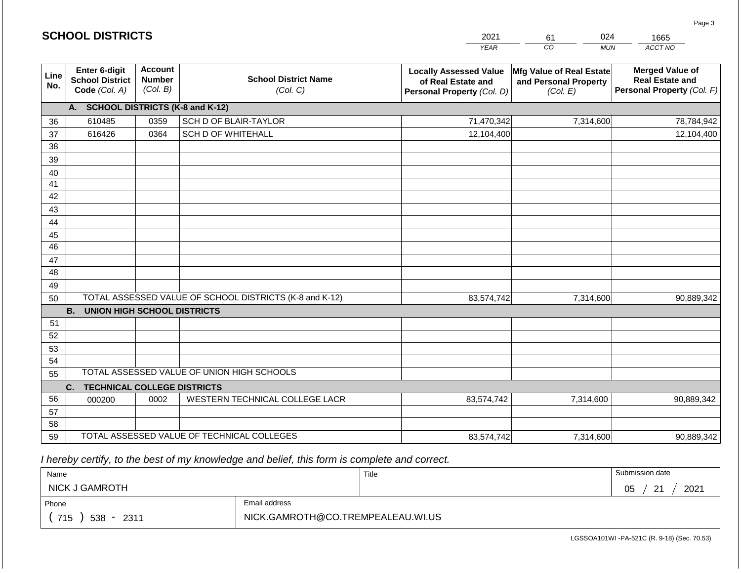## SCHOOL DISTRICTS

| 2021 | 61 | 024 | 1665 |
|---|---|---|---|
| YEAR | CO | MUN | ACCT NO |

| Line No. | Enter 6-digit School District Code (Col. A) | Account Number (Col. B) | School District Name (Col. C) | Locally Assessed Value of Real Estate and Personal Property (Col. D) | Mfg Value of Real Estate and Personal Property (Col. E) | Merged Value of Real Estate and Personal Property (Col. F) |
|---|---|---|---|---|---|---|
| | **A. SCHOOL DISTRICTS (K-8 and K-12)** | | | | | |
| 36 | 610485 | 0359 | SCH D OF BLAIR-TAYLOR | 71,470,342 | 7,314,600 | 78,784,942 |
| 37 | 616426 | 0364 | SCH D OF WHITEHALL | 12,104,400 | | 12,104,400 |
| 38 | | | | | | |
| 39 | | | | | | |
| 40 | | | | | | |
| 41 | | | | | | |
| 42 | | | | | | |
| 43 | | | | | | |
| 44 | | | | | | |
| 45 | | | | | | |
| 46 | | | | | | |
| 47 | | | | | | |
| 48 | | | | | | |
| 49 | | | | | | |
| 50 | TOTAL ASSESSED VALUE OF SCHOOL DISTRICTS (K-8 and K-12) | | | 83,574,742 | 7,314,600 | 90,889,342 |
| | **B. UNION HIGH SCHOOL DISTRICTS** | | | | | |
| 51 | | | | | | |
| 52 | | | | | | |
| 53 | | | | | | |
| 54 | | | | | | |
| 55 | TOTAL ASSESSED VALUE OF UNION HIGH SCHOOLS | | | | | |
| | **C. TECHNICAL COLLEGE DISTRICTS** | | | | | |
| 56 | 000200 | 0002 | WESTERN TECHNICAL COLLEGE LACR | 83,574,742 | 7,314,600 | 90,889,342 |
| 57 | | | | | | |
| 58 | | | | | | |
| 59 | TOTAL ASSESSED VALUE OF TECHNICAL COLLEGES | | | 83,574,742 | 7,314,600 | 90,889,342 |

*I hereby certify, to the best of my knowledge and belief, this form is complete and correct.*

| Name | Title | Submission date |
|---|---|---|
| NICK J GAMROTH | | 05 / 21 / 2021 |

| Phone | Email address |
|---|---|
| ( 715 ) 538 - 2311 | NICK.GAMROTH@CO.TREMPEALEAU.WI.US |

LGSSOA101WI -PA-521C (R. 9-18) (Sec. 70.53)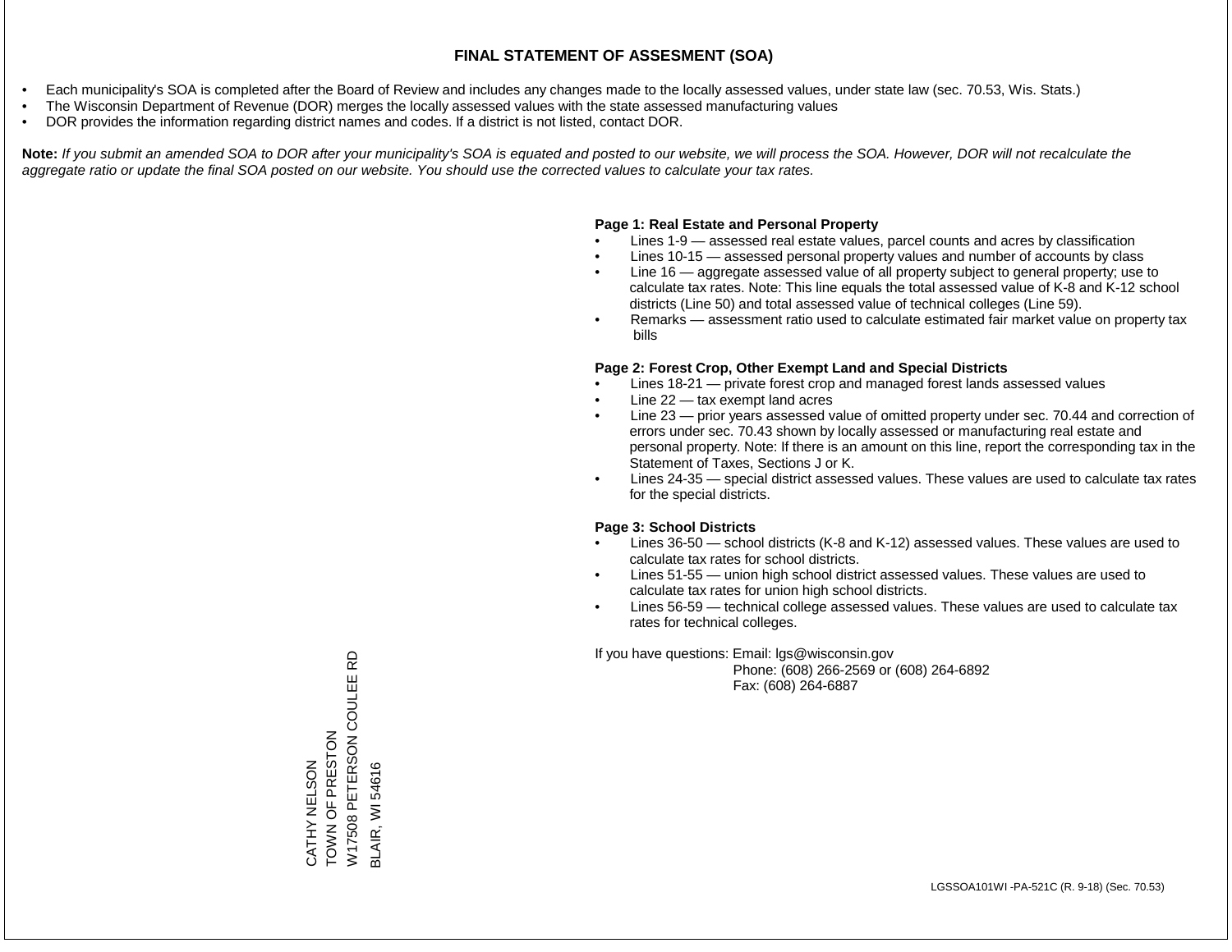# FINAL STATEMENT OF ASSESMENT (SOA)

- Each municipality's SOA is completed after the Board of Review and includes any changes made to the locally assessed values, under state law (sec. 70.53, Wis. Stats.)
- The Wisconsin Department of Revenue (DOR) merges the locally assessed values with the state assessed manufacturing values
- DOR provides the information regarding district names and codes. If a district is not listed, contact DOR.

**Note:** *If you submit an amended SOA to DOR after your municipality's SOA is equated and posted to our website, we will process the SOA. However, DOR will not recalculate the aggregate ratio or update the final SOA posted on our website. You should use the corrected values to calculate your tax rates.*

**Page 1: Real Estate and Personal Property**

- Lines 1-9 — assessed real estate values, parcel counts and acres by classification
- Lines 10-15 — assessed personal property values and number of accounts by class
- Line 16 — aggregate assessed value of all property subject to general property; use to calculate tax rates. Note: This line equals the total assessed value of K-8 and K-12 school districts (Line 50) and total assessed value of technical colleges (Line 59).
- Remarks — assessment ratio used to calculate estimated fair market value on property tax bills

**Page 2: Forest Crop, Other Exempt Land and Special Districts**

- Lines 18-21 — private forest crop and managed forest lands assessed values
- Line 22 — tax exempt land acres
- Line 23 — prior years assessed value of omitted property under sec. 70.44 and correction of errors under sec. 70.43 shown by locally assessed or manufacturing real estate and personal property. Note: If there is an amount on this line, report the corresponding tax in the Statement of Taxes, Sections J or K.
- Lines 24-35 — special district assessed values. These values are used to calculate tax rates for the special districts.

**Page 3: School Districts**

- Lines 36-50 — school districts (K-8 and K-12) assessed values. These values are used to calculate tax rates for school districts.
- Lines 51-55 — union high school district assessed values. These values are used to calculate tax rates for union high school districts.
- Lines 56-59 — technical college assessed values. These values are used to calculate tax rates for technical colleges.

If you have questions: Email: lgs@wisconsin.gov
Phone: (608) 266-2569 or (608) 264-6892
Fax: (608) 264-6887

CATHY NELSON
TOWN OF PRESTON
W17508 PETERSON COULEE RD
BLAIR, WI 54616

LGSSOA101WI -PA-521C (R. 9-18) (Sec. 70.53)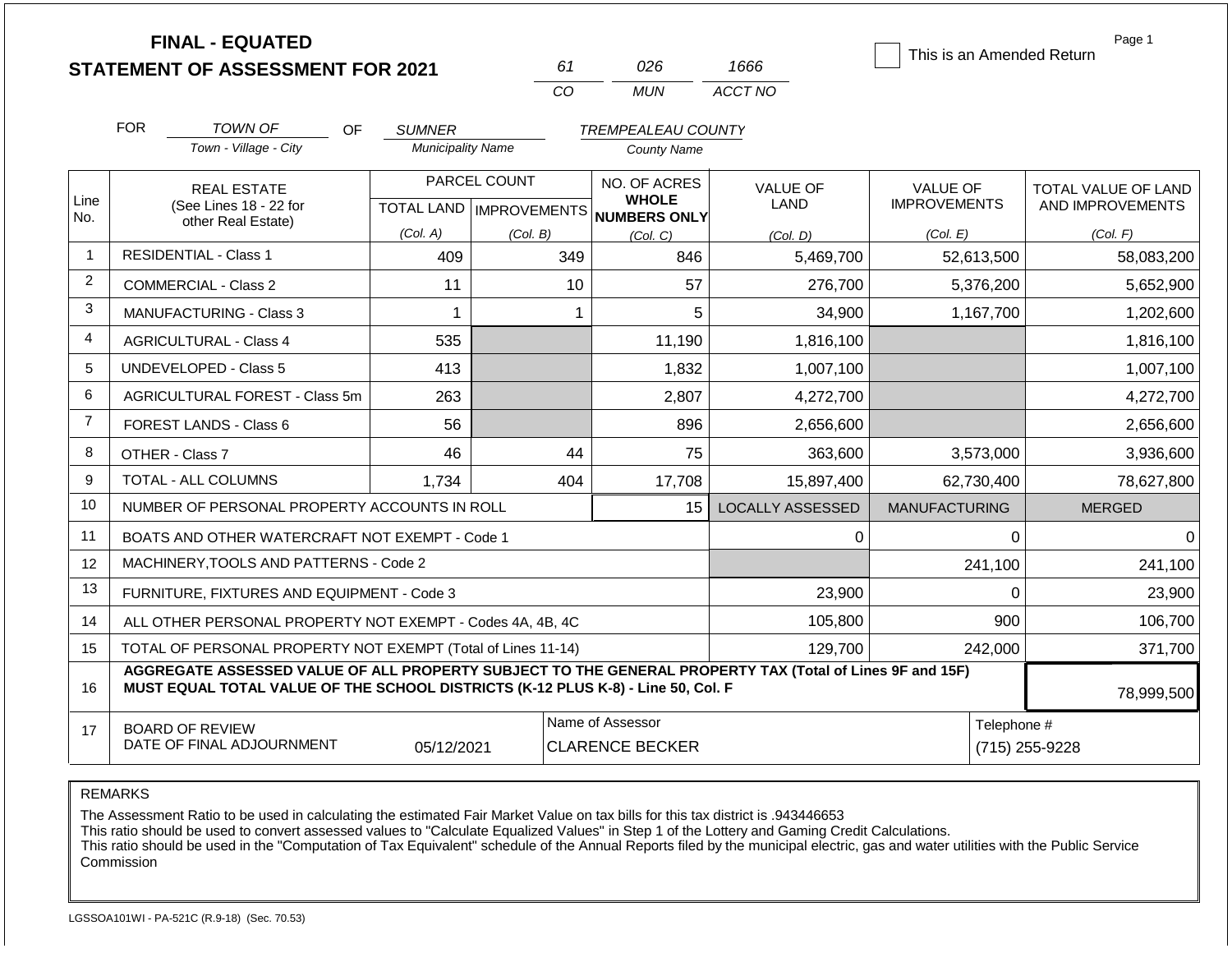# FINAL - EQUATED
## STATEMENT OF ASSESSMENT FOR 2021

| 61 | 026 | 1666 |
|---|---|---|
| CO | MUN | ACCT NO |

☐ This is an Amended Return

Page 1

FOR *TOWN OF* (Town - Village - City) OF *SUMNER* (Municipality Name) *TREMPEALEAU COUNTY* (County Name)

| Line No. | REAL ESTATE (See Lines 18 - 22 for other Real Estate) | PARCEL COUNT TOTAL LAND (Col. A) | PARCEL COUNT IMPROVEMENTS (Col. B) | NO. OF ACRES WHOLE NUMBERS ONLY (Col. C) | VALUE OF LAND (Col. D) | VALUE OF IMPROVEMENTS (Col. E) | TOTAL VALUE OF LAND AND IMPROVEMENTS (Col. F) |
|---|---|---|---|---|---|---|---|
| 1 | RESIDENTIAL - Class 1 | 409 | 349 | 846 | 5,469,700 | 52,613,500 | 58,083,200 |
| 2 | COMMERCIAL - Class 2 | 11 | 10 | 57 | 276,700 | 5,376,200 | 5,652,900 |
| 3 | MANUFACTURING - Class 3 | 1 | 1 | 5 | 34,900 | 1,167,700 | 1,202,600 |
| 4 | AGRICULTURAL - Class 4 | 535 | | 11,190 | 1,816,100 | | 1,816,100 |
| 5 | UNDEVELOPED - Class 5 | 413 | | 1,832 | 1,007,100 | | 1,007,100 |
| 6 | AGRICULTURAL FOREST - Class 5m | 263 | | 2,807 | 4,272,700 | | 4,272,700 |
| 7 | FOREST LANDS - Class 6 | 56 | | 896 | 2,656,600 | | 2,656,600 |
| 8 | OTHER - Class 7 | 46 | 44 | 75 | 363,600 | 3,573,000 | 3,936,600 |
| 9 | TOTAL - ALL COLUMNS | 1,734 | 404 | 17,708 | 15,897,400 | 62,730,400 | 78,627,800 |
| 10 | NUMBER OF PERSONAL PROPERTY ACCOUNTS IN ROLL | | | 15 | LOCALLY ASSESSED | MANUFACTURING | MERGED |
| 11 | BOATS AND OTHER WATERCRAFT NOT EXEMPT - Code 1 | | | | 0 | 0 | 0 |
| 12 | MACHINERY,TOOLS AND PATTERNS - Code 2 | | | | | 241,100 | 241,100 |
| 13 | FURNITURE, FIXTURES AND EQUIPMENT - Code 3 | | | | 23,900 | 0 | 23,900 |
| 14 | ALL OTHER PERSONAL PROPERTY NOT EXEMPT - Codes 4A, 4B, 4C | | | | 105,800 | 900 | 106,700 |
| 15 | TOTAL OF PERSONAL PROPERTY NOT EXEMPT (Total of Lines 11-14) | | | | 129,700 | 242,000 | 371,700 |
| 16 | **AGGREGATE ASSESSED VALUE OF ALL PROPERTY SUBJECT TO THE GENERAL PROPERTY TAX (Total of Lines 9F and 15F) MUST EQUAL TOTAL VALUE OF THE SCHOOL DISTRICTS (K-12 PLUS K-8) - Line 50, Col. F** | | | | | | 78,999,500 |
| 17 | BOARD OF REVIEW DATE OF FINAL ADJOURNMENT | 05/12/2021 | Name of Assessor: CLARENCE BECKER | | | Telephone #: (715) 255-9228 | |

REMARKS

The Assessment Ratio to be used in calculating the estimated Fair Market Value on tax bills for this tax district is .943446653
This ratio should be used to convert assessed values to "Calculate Equalized Values" in Step 1 of the Lottery and Gaming Credit Calculations.
This ratio should be used in the "Computation of Tax Equivalent" schedule of the Annual Reports filed by the municipal electric, gas and water utilities with the Public Service Commission

LGSSOA101WI - PA-521C (R.9-18) (Sec. 70.53)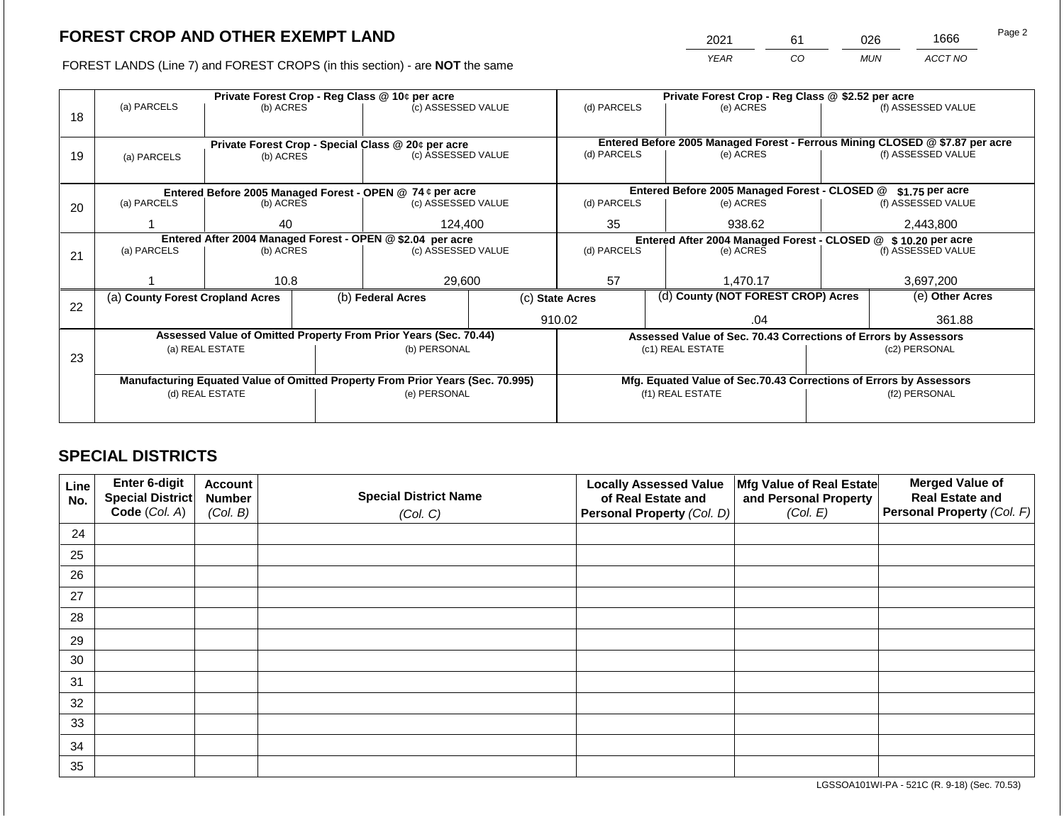# FOREST CROP AND OTHER EXEMPT LAND

FOREST LANDS (Line 7) and FOREST CROPS (in this section) - are **NOT** the same

| YEAR | CO | MUN | ACCT NO |
|---|---|---|---|
| 2021 | 61 | 026 | 1666 |

| Line | Private Forest Crop - Reg Class @ 10¢ per acre | | | Private Forest Crop - Reg Class @ $2.52 per acre | | |
|---|---|---|---|---|---|---|
| 18 | (a) PARCELS | (b) ACRES | (c) ASSESSED VALUE | (d) PARCELS | (e) ACRES | (f) ASSESSED VALUE |
| | | | | | | |
| | **Private Forest Crop - Special Class @ 20¢ per acre** | | | **Entered Before 2005 Managed Forest - Ferrous Mining CLOSED @ $7.87 per acre** | | |
| 19 | (a) PARCELS | (b) ACRES | (c) ASSESSED VALUE | (d) PARCELS | (e) ACRES | (f) ASSESSED VALUE |
| | | | | | | |
| | **Entered Before 2005 Managed Forest - OPEN @ 74 ¢ per acre** | | | **Entered Before 2005 Managed Forest - CLOSED @ $1.75 per acre** | | |
| 20 | (a) PARCELS | (b) ACRES | (c) ASSESSED VALUE | (d) PARCELS | (e) ACRES | (f) ASSESSED VALUE |
| | 1 | 40 | 124,400 | 35 | 938.62 | 2,443,800 |
| | **Entered After 2004 Managed Forest - OPEN @ $2.04 per acre** | | | **Entered After 2004 Managed Forest - CLOSED @ $ 10.20 per acre** | | |
| 21 | (a) PARCELS | (b) ACRES | (c) ASSESSED VALUE | (d) PARCELS | (e) ACRES | (f) ASSESSED VALUE |
| | 1 | 10.8 | 29,600 | 57 | 1,470.17 | 3,697,200 |

| Line | (a) County Forest Cropland Acres | (b) Federal Acres | (c) State Acres | (d) County (NOT FOREST CROP) Acres | (e) Other Acres |
|---|---|---|---|---|---|
| 22 | | | 910.02 | .04 | 361.88 |

| Line | Assessed Value of Omitted Property From Prior Years (Sec. 70.44) | | Assessed Value of Sec. 70.43 Corrections of Errors by Assessors | |
|---|---|---|---|---|
| 23 | (a) REAL ESTATE | (b) PERSONAL | (c1) REAL ESTATE | (c2) PERSONAL |
| | | | | |
| | **Manufacturing Equated Value of Omitted Property From Prior Years (Sec. 70.995)** | | **Mfg. Equated Value of Sec.70.43 Corrections of Errors by Assessors** | |
| | (d) REAL ESTATE | (e) PERSONAL | (f1) REAL ESTATE | (f2) PERSONAL |
| | | | | |

## SPECIAL DISTRICTS

| Line No. | Enter 6-digit Special District Code (Col. A) | Account Number (Col. B) | Special District Name (Col. C) | Locally Assessed Value of Real Estate and Personal Property (Col. D) | Mfg Value of Real Estate and Personal Property (Col. E) | Merged Value of Real Estate and Personal Property (Col. F) |
|---|---|---|---|---|---|---|
| 24 | | | | | | |
| 25 | | | | | | |
| 26 | | | | | | |
| 27 | | | | | | |
| 28 | | | | | | |
| 29 | | | | | | |
| 30 | | | | | | |
| 31 | | | | | | |
| 32 | | | | | | |
| 33 | | | | | | |
| 34 | | | | | | |
| 35 | | | | | | |

LGSSOA101WI-PA - 521C (R. 9-18) (Sec. 70.53)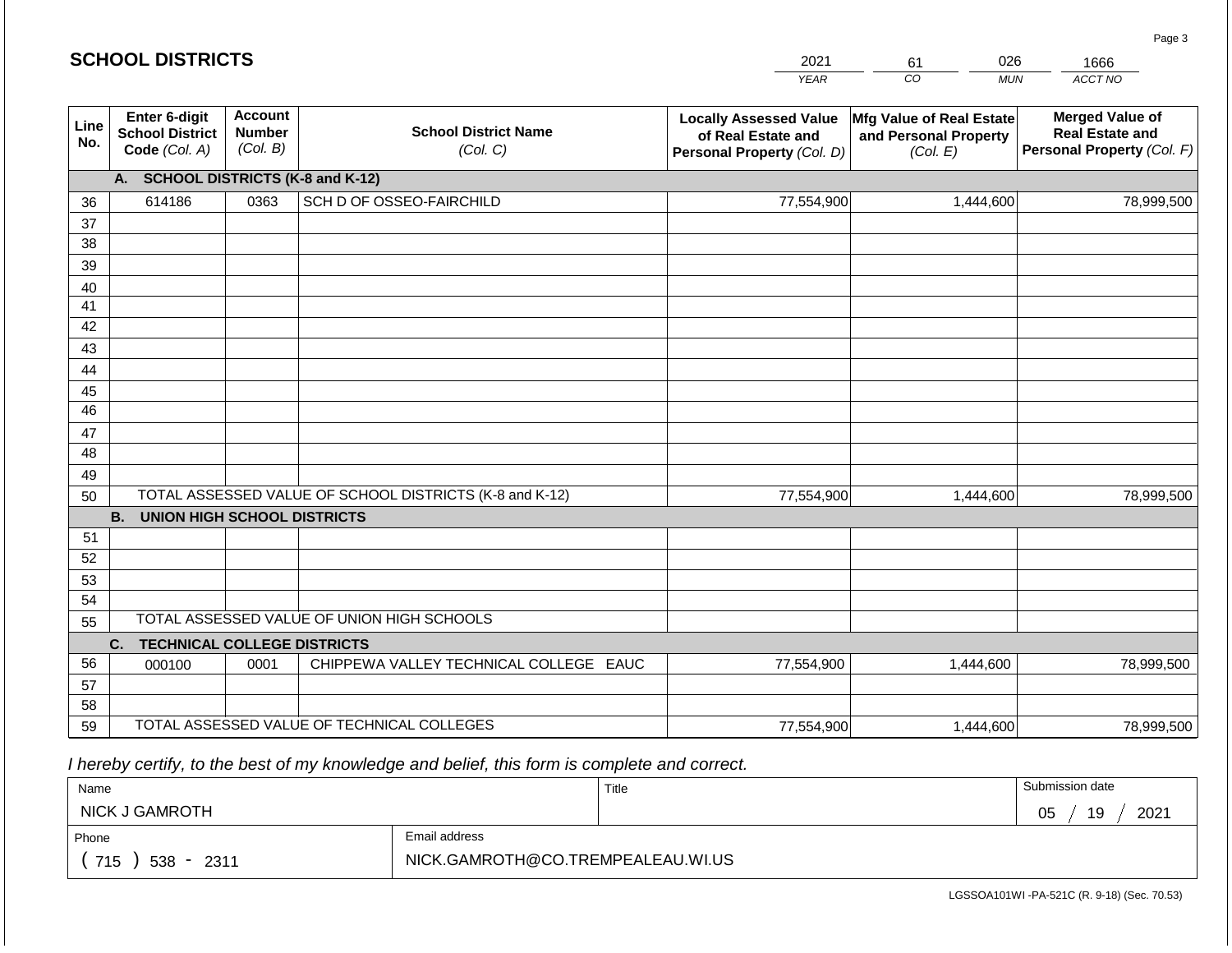## SCHOOL DISTRICTS

| 2021 | 61 | 026 | 1666 |
|---|---|---|---|
| YEAR | CO | MUN | ACCT NO |

| Line No. | Enter 6-digit School District Code (Col. A) | Account Number (Col. B) | School District Name (Col. C) | Locally Assessed Value of Real Estate and Personal Property (Col. D) | Mfg Value of Real Estate and Personal Property (Col. E) | Merged Value of Real Estate and Personal Property (Col. F) |
|---|---|---|---|---|---|---|
| | **A. SCHOOL DISTRICTS (K-8 and K-12)** | | | | | |
| 36 | 614186 | 0363 | SCH D OF OSSEO-FAIRCHILD | 77,554,900 | 1,444,600 | 78,999,500 |
| 37 | | | | | | |
| 38 | | | | | | |
| 39 | | | | | | |
| 40 | | | | | | |
| 41 | | | | | | |
| 42 | | | | | | |
| 43 | | | | | | |
| 44 | | | | | | |
| 45 | | | | | | |
| 46 | | | | | | |
| 47 | | | | | | |
| 48 | | | | | | |
| 49 | | | | | | |
| 50 | TOTAL ASSESSED VALUE OF SCHOOL DISTRICTS (K-8 and K-12) | | | 77,554,900 | 1,444,600 | 78,999,500 |
| | **B. UNION HIGH SCHOOL DISTRICTS** | | | | | |
| 51 | | | | | | |
| 52 | | | | | | |
| 53 | | | | | | |
| 54 | | | | | | |
| 55 | TOTAL ASSESSED VALUE OF UNION HIGH SCHOOLS | | | | | |
| | **C. TECHNICAL COLLEGE DISTRICTS** | | | | | |
| 56 | 000100 | 0001 | CHIPPEWA VALLEY TECHNICAL COLLEGE EAUC | 77,554,900 | 1,444,600 | 78,999,500 |
| 57 | | | | | | |
| 58 | | | | | | |
| 59 | TOTAL ASSESSED VALUE OF TECHNICAL COLLEGES | | | 77,554,900 | 1,444,600 | 78,999,500 |

*I hereby certify, to the best of my knowledge and belief, this form is complete and correct.*

| Name | Title | Submission date |
|---|---|---|
| NICK J GAMROTH | | 05 / 19 / 2021 |

| Phone | Email address |
|---|---|
| ( 715 ) 538 - 2311 | NICK.GAMROTH@CO.TREMPEALEAU.WI.US |

LGSSOA101WI -PA-521C (R. 9-18) (Sec. 70.53)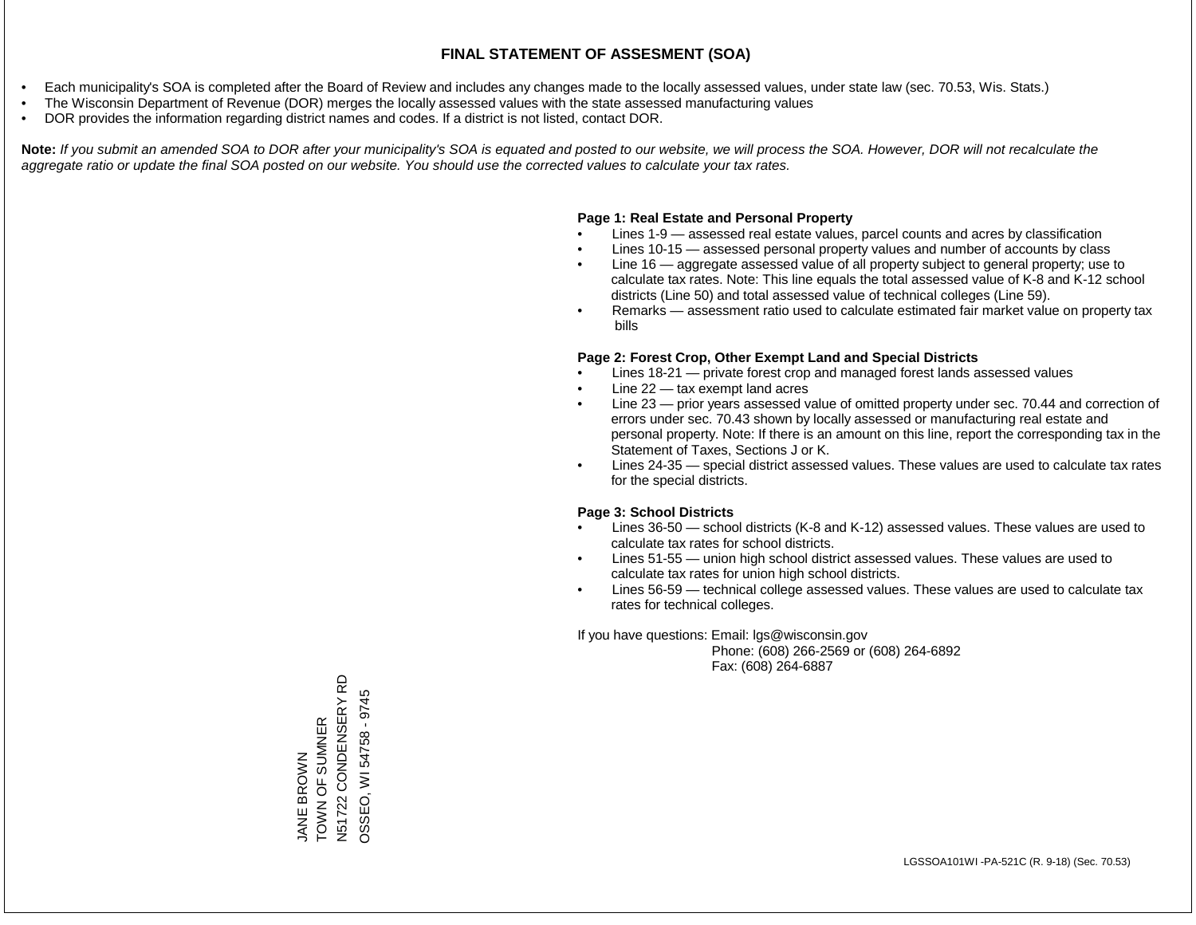# FINAL STATEMENT OF ASSESMENT (SOA)

- Each municipality's SOA is completed after the Board of Review and includes any changes made to the locally assessed values, under state law (sec. 70.53, Wis. Stats.)
- The Wisconsin Department of Revenue (DOR) merges the locally assessed values with the state assessed manufacturing values
- DOR provides the information regarding district names and codes. If a district is not listed, contact DOR.

**Note:** *If you submit an amended SOA to DOR after your municipality's SOA is equated and posted to our website, we will process the SOA. However, DOR will not recalculate the aggregate ratio or update the final SOA posted on our website. You should use the corrected values to calculate your tax rates.*

**Page 1: Real Estate and Personal Property**

- Lines 1-9 — assessed real estate values, parcel counts and acres by classification
- Lines 10-15 — assessed personal property values and number of accounts by class
- Line 16 — aggregate assessed value of all property subject to general property; use to calculate tax rates. Note: This line equals the total assessed value of K-8 and K-12 school districts (Line 50) and total assessed value of technical colleges (Line 59).
- Remarks — assessment ratio used to calculate estimated fair market value on property tax bills

**Page 2: Forest Crop, Other Exempt Land and Special Districts**

- Lines 18-21 — private forest crop and managed forest lands assessed values
- Line 22 — tax exempt land acres
- Line 23 — prior years assessed value of omitted property under sec. 70.44 and correction of errors under sec. 70.43 shown by locally assessed or manufacturing real estate and personal property. Note: If there is an amount on this line, report the corresponding tax in the Statement of Taxes, Sections J or K.
- Lines 24-35 — special district assessed values. These values are used to calculate tax rates for the special districts.

**Page 3: School Districts**

- Lines 36-50 — school districts (K-8 and K-12) assessed values. These values are used to calculate tax rates for school districts.
- Lines 51-55 — union high school district assessed values. These values are used to calculate tax rates for union high school districts.
- Lines 56-59 — technical college assessed values. These values are used to calculate tax rates for technical colleges.

If you have questions: Email: lgs@wisconsin.gov
Phone: (608) 266-2569 or (608) 264-6892
Fax: (608) 264-6887

JANE BROWN
TOWN OF SUMNER
N51722 CONDENSERY RD
OSSEO, WI 54758 - 9745

LGSSOA101WI -PA-521C (R. 9-18) (Sec. 70.53)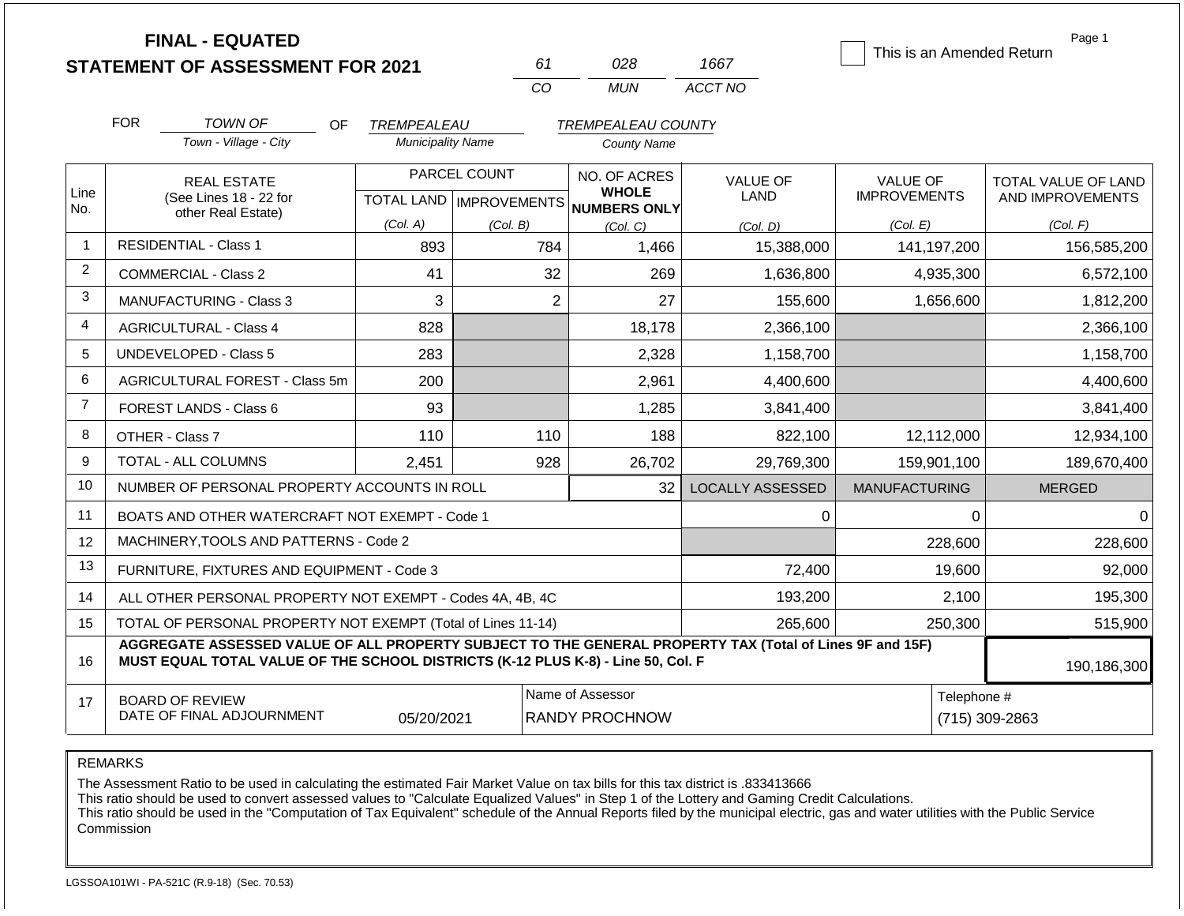**FINAL - EQUATED**
**STATEMENT OF ASSESSMENT FOR 2021**

| 61 | 028 | 1667 |
|---|---|---|
| CO | MUN | ACCT NO |

☐ This is an Amended Return

Page 1

FOR *TOWN OF* (Town - Village - City) OF *TREMPEALEAU* (Municipality Name) *TREMPEALEAU COUNTY* (County Name)

| Line No. | REAL ESTATE (See Lines 18 - 22 for other Real Estate) | PARCEL COUNT TOTAL LAND (Col. A) | PARCEL COUNT IMPROVEMENTS (Col. B) | NO. OF ACRES WHOLE NUMBERS ONLY (Col. C) | VALUE OF LAND (Col. D) | VALUE OF IMPROVEMENTS (Col. E) | TOTAL VALUE OF LAND AND IMPROVEMENTS (Col. F) |
|---|---|---|---|---|---|---|---|
| 1 | RESIDENTIAL - Class 1 | 893 | 784 | 1,466 | 15,388,000 | 141,197,200 | 156,585,200 |
| 2 | COMMERCIAL - Class 2 | 41 | 32 | 269 | 1,636,800 | 4,935,300 | 6,572,100 |
| 3 | MANUFACTURING - Class 3 | 3 | 2 | 27 | 155,600 | 1,656,600 | 1,812,200 |
| 4 | AGRICULTURAL - Class 4 | 828 | | 18,178 | 2,366,100 | | 2,366,100 |
| 5 | UNDEVELOPED - Class 5 | 283 | | 2,328 | 1,158,700 | | 1,158,700 |
| 6 | AGRICULTURAL FOREST - Class 5m | 200 | | 2,961 | 4,400,600 | | 4,400,600 |
| 7 | FOREST LANDS - Class 6 | 93 | | 1,285 | 3,841,400 | | 3,841,400 |
| 8 | OTHER - Class 7 | 110 | 110 | 188 | 822,100 | 12,112,000 | 12,934,100 |
| 9 | TOTAL - ALL COLUMNS | 2,451 | 928 | 26,702 | 29,769,300 | 159,901,100 | 189,670,400 |
| 10 | NUMBER OF PERSONAL PROPERTY ACCOUNTS IN ROLL | | | 32 | LOCALLY ASSESSED | MANUFACTURING | MERGED |
| 11 | BOATS AND OTHER WATERCRAFT NOT EXEMPT - Code 1 | | | | 0 | 0 | 0 |
| 12 | MACHINERY,TOOLS AND PATTERNS - Code 2 | | | | | 228,600 | 228,600 |
| 13 | FURNITURE, FIXTURES AND EQUIPMENT - Code 3 | | | | 72,400 | 19,600 | 92,000 |
| 14 | ALL OTHER PERSONAL PROPERTY NOT EXEMPT - Codes 4A, 4B, 4C | | | | 193,200 | 2,100 | 195,300 |
| 15 | TOTAL OF PERSONAL PROPERTY NOT EXEMPT (Total of Lines 11-14) | | | | 265,600 | 250,300 | 515,900 |
| 16 | **AGGREGATE ASSESSED VALUE OF ALL PROPERTY SUBJECT TO THE GENERAL PROPERTY TAX (Total of Lines 9F and 15F) MUST EQUAL TOTAL VALUE OF THE SCHOOL DISTRICTS (K-12 PLUS K-8) - Line 50, Col. F** | | | | | | 190,186,300 |
| 17 | BOARD OF REVIEW DATE OF FINAL ADJOURNMENT | 05/20/2021 | | Name of Assessor: RANDY PROCHNOW | | | Telephone #: (715) 309-2863 |

REMARKS

The Assessment Ratio to be used in calculating the estimated Fair Market Value on tax bills for this tax district is .833413666
This ratio should be used to convert assessed values to "Calculate Equalized Values" in Step 1 of the Lottery and Gaming Credit Calculations.
This ratio should be used in the "Computation of Tax Equivalent" schedule of the Annual Reports filed by the municipal electric, gas and water utilities with the Public Service Commission

LGSSOA101WI - PA-521C (R.9-18) (Sec. 70.53)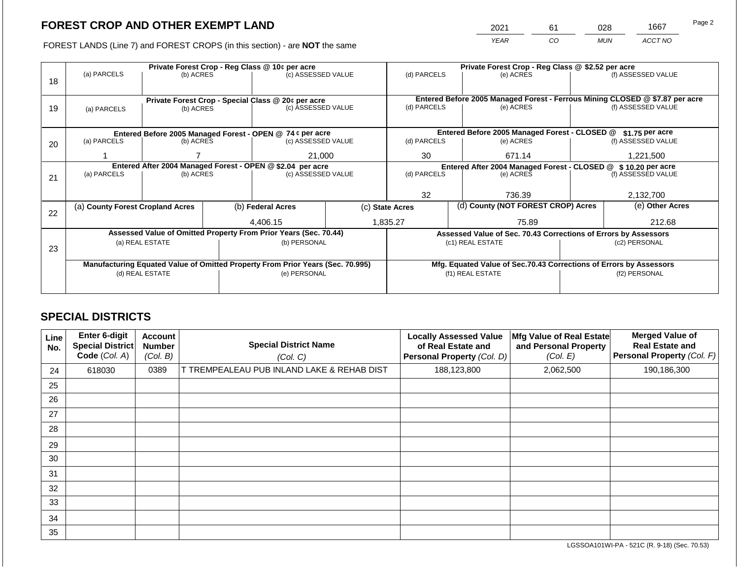## FOREST CROP AND OTHER EXEMPT LAND

FOREST LANDS (Line 7) and FOREST CROPS (in this section) - are **NOT** the same

| 2021 | 61 | 028 | 1667 |
|---|---|---|---|
| *YEAR* | *CO* | *MUN* | *ACCT NO* |

| Line | Private Forest Crop - Reg Class @ 10¢ per acre | | | Private Forest Crop - Reg Class @ $2.52 per acre | | |
|---|---|---|---|---|---|---|
| 18 | (a) PARCELS | (b) ACRES | (c) ASSESSED VALUE | (d) PARCELS | (e) ACRES | (f) ASSESSED VALUE |
| | | | | | | |
| | **Private Forest Crop - Special Class @ 20¢ per acre** | | | **Entered Before 2005 Managed Forest - Ferrous Mining CLOSED @ $7.87 per acre** | | |
| 19 | (a) PARCELS | (b) ACRES | (c) ASSESSED VALUE | (d) PARCELS | (e) ACRES | (f) ASSESSED VALUE |
| | | | | | | |
| | **Entered Before 2005 Managed Forest - OPEN @ 74 ¢ per acre** | | | **Entered Before 2005 Managed Forest - CLOSED @ $1.75 per acre** | | |
| 20 | (a) PARCELS | (b) ACRES | (c) ASSESSED VALUE | (d) PARCELS | (e) ACRES | (f) ASSESSED VALUE |
| | 1 | 7 | 21,000 | 30 | 671.14 | 1,221,500 |
| | **Entered After 2004 Managed Forest - OPEN @ $2.04 per acre** | | | **Entered After 2004 Managed Forest - CLOSED @ $ 10.20 per acre** | | |
| 21 | (a) PARCELS | (b) ACRES | (c) ASSESSED VALUE | (d) PARCELS | (e) ACRES | (f) ASSESSED VALUE |
| | | | | 32 | 736.39 | 2,132,700 |

| Line | (a) County Forest Cropland Acres | (b) Federal Acres | (c) State Acres | (d) County (NOT FOREST CROP) Acres | (e) Other Acres |
|---|---|---|---|---|---|
| 22 | | 4,406.15 | 1,835.27 | 75.89 | 212.68 |

| Line | Assessed Value of Omitted Property From Prior Years (Sec. 70.44) | | Assessed Value of Sec. 70.43 Corrections of Errors by Assessors | |
|---|---|---|---|---|
| 23 | (a) REAL ESTATE | (b) PERSONAL | (c1) REAL ESTATE | (c2) PERSONAL |
| | | | | |
| | **Manufacturing Equated Value of Omitted Property From Prior Years (Sec. 70.995)** | | **Mfg. Equated Value of Sec.70.43 Corrections of Errors by Assessors** | |
| | (d) REAL ESTATE | (e) PERSONAL | (f1) REAL ESTATE | (f2) PERSONAL |
| | | | | |

## SPECIAL DISTRICTS

| Line No. | Enter 6-digit Special District Code (Col. A) | Account Number (Col. B) | Special District Name (Col. C) | Locally Assessed Value of Real Estate and Personal Property (Col. D) | Mfg Value of Real Estate and Personal Property (Col. E) | Merged Value of Real Estate and Personal Property (Col. F) |
|---|---|---|---|---|---|---|
| 24 | 618030 | 0389 | T TREMPEALEAU PUB INLAND LAKE & REHAB DIST | 188,123,800 | 2,062,500 | 190,186,300 |
| 25 | | | | | | |
| 26 | | | | | | |
| 27 | | | | | | |
| 28 | | | | | | |
| 29 | | | | | | |
| 30 | | | | | | |
| 31 | | | | | | |
| 32 | | | | | | |
| 33 | | | | | | |
| 34 | | | | | | |
| 35 | | | | | | |

LGSSOA101WI-PA - 521C (R. 9-18) (Sec. 70.53)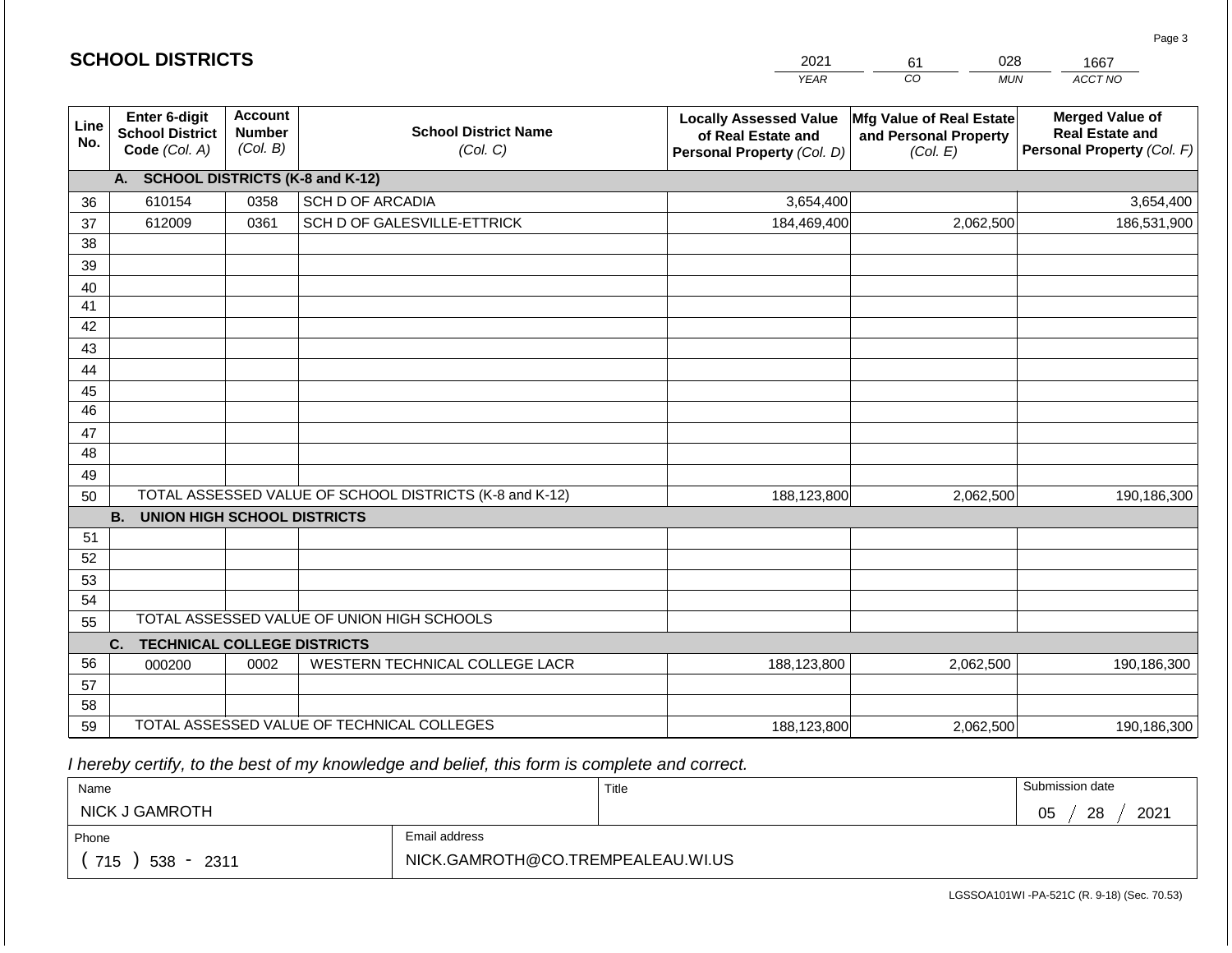# SCHOOL DISTRICTS

| 2021 | 61 | 028 | 1667 |
|---|---|---|---|
| YEAR | CO | MUN | ACCT NO |

| Line No. | Enter 6-digit School District Code (Col. A) | Account Number (Col. B) | School District Name (Col. C) | Locally Assessed Value of Real Estate and Personal Property (Col. D) | Mfg Value of Real Estate and Personal Property (Col. E) | Merged Value of Real Estate and Personal Property (Col. F) |
|---|---|---|---|---|---|---|
| | **A. SCHOOL DISTRICTS (K-8 and K-12)** | | | | | |
| 36 | 610154 | 0358 | SCH D OF ARCADIA | 3,654,400 | | 3,654,400 |
| 37 | 612009 | 0361 | SCH D OF GALESVILLE-ETTRICK | 184,469,400 | 2,062,500 | 186,531,900 |
| 38 | | | | | | |
| 39 | | | | | | |
| 40 | | | | | | |
| 41 | | | | | | |
| 42 | | | | | | |
| 43 | | | | | | |
| 44 | | | | | | |
| 45 | | | | | | |
| 46 | | | | | | |
| 47 | | | | | | |
| 48 | | | | | | |
| 49 | | | | | | |
| 50 | TOTAL ASSESSED VALUE OF SCHOOL DISTRICTS (K-8 and K-12) | | | 188,123,800 | 2,062,500 | 190,186,300 |
| | **B. UNION HIGH SCHOOL DISTRICTS** | | | | | |
| 51 | | | | | | |
| 52 | | | | | | |
| 53 | | | | | | |
| 54 | | | | | | |
| 55 | TOTAL ASSESSED VALUE OF UNION HIGH SCHOOLS | | | | | |
| | **C. TECHNICAL COLLEGE DISTRICTS** | | | | | |
| 56 | 000200 | 0002 | WESTERN TECHNICAL COLLEGE LACR | 188,123,800 | 2,062,500 | 190,186,300 |
| 57 | | | | | | |
| 58 | | | | | | |
| 59 | TOTAL ASSESSED VALUE OF TECHNICAL COLLEGES | | | 188,123,800 | 2,062,500 | 190,186,300 |

*I hereby certify, to the best of my knowledge and belief, this form is complete and correct.*

| Name | Title | Submission date |
|---|---|---|
| NICK J GAMROTH | | 05 / 28 / 2021 |
| Phone | Email address | |
| ( 715 ) 538 - 2311 | NICK.GAMROTH@CO.TREMPEALEAU.WI.US | |

LGSSOA101WI -PA-521C (R. 9-18) (Sec. 70.53)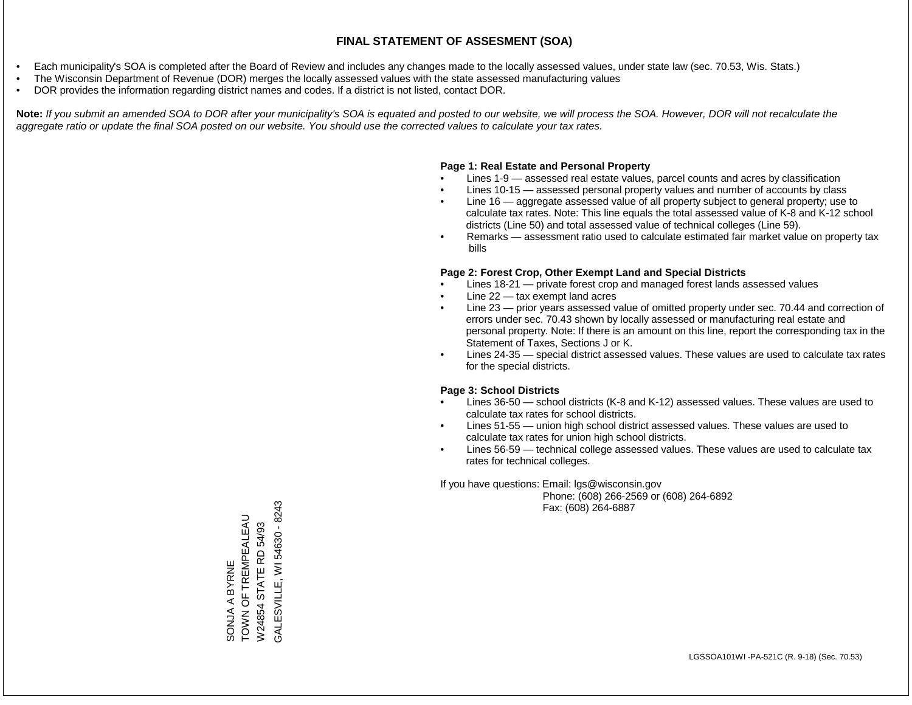# FINAL STATEMENT OF ASSESMENT (SOA)

- Each municipality's SOA is completed after the Board of Review and includes any changes made to the locally assessed values, under state law (sec. 70.53, Wis. Stats.)
- The Wisconsin Department of Revenue (DOR) merges the locally assessed values with the state assessed manufacturing values
- DOR provides the information regarding district names and codes. If a district is not listed, contact DOR.

**Note:** *If you submit an amended SOA to DOR after your municipality's SOA is equated and posted to our website, we will process the SOA. However, DOR will not recalculate the aggregate ratio or update the final SOA posted on our website. You should use the corrected values to calculate your tax rates.*

**Page 1: Real Estate and Personal Property**

- Lines 1-9 — assessed real estate values, parcel counts and acres by classification
- Lines 10-15 — assessed personal property values and number of accounts by class
- Line 16 — aggregate assessed value of all property subject to general property; use to calculate tax rates. Note: This line equals the total assessed value of K-8 and K-12 school districts (Line 50) and total assessed value of technical colleges (Line 59).
- Remarks — assessment ratio used to calculate estimated fair market value on property tax bills

**Page 2: Forest Crop, Other Exempt Land and Special Districts**

- Lines 18-21 — private forest crop and managed forest lands assessed values
- Line 22 — tax exempt land acres
- Line 23 — prior years assessed value of omitted property under sec. 70.44 and correction of errors under sec. 70.43 shown by locally assessed or manufacturing real estate and personal property. Note: If there is an amount on this line, report the corresponding tax in the Statement of Taxes, Sections J or K.
- Lines 24-35 — special district assessed values. These values are used to calculate tax rates for the special districts.

**Page 3: School Districts**

- Lines 36-50 — school districts (K-8 and K-12) assessed values. These values are used to calculate tax rates for school districts.
- Lines 51-55 — union high school district assessed values. These values are used to calculate tax rates for union high school districts.
- Lines 56-59 — technical college assessed values. These values are used to calculate tax rates for technical colleges.

If you have questions: Email: lgs@wisconsin.gov
Phone: (608) 266-2569 or (608) 264-6892
Fax: (608) 264-6887

SONJA A BYRNE
TOWN OF TREMPEALEAU
W24854 STATE RD 54/93
GALESVILLE, WI 54630 - 8243

LGSSOA101WI -PA-521C (R. 9-18) (Sec. 70.53)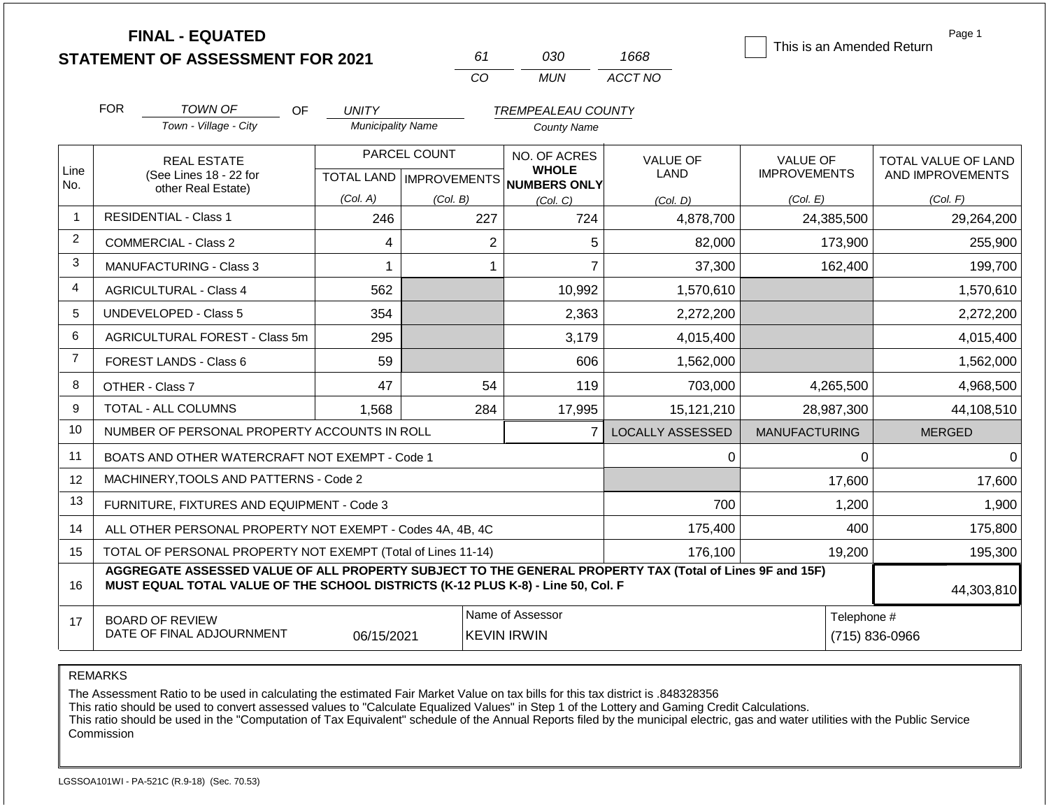# FINAL - EQUATED
# STATEMENT OF ASSESSMENT FOR 2021

| 61 | 030 | 1668 |
|---|---|---|
| CO | MUN | ACCT NO |

This is an Amended Return

FOR *TOWN OF* (Town - Village - City) OF *UNITY* (Municipality Name) *TREMPEALEAU COUNTY* (County Name)

| Line No. | REAL ESTATE (See Lines 18 - 22 for other Real Estate) | PARCEL COUNT TOTAL LAND (Col. A) | PARCEL COUNT IMPROVEMENTS (Col. B) | NO. OF ACRES WHOLE NUMBERS ONLY (Col. C) | VALUE OF LAND (Col. D) | VALUE OF IMPROVEMENTS (Col. E) | TOTAL VALUE OF LAND AND IMPROVEMENTS (Col. F) |
|---|---|---|---|---|---|---|---|
| 1 | RESIDENTIAL - Class 1 | 246 | 227 | 724 | 4,878,700 | 24,385,500 | 29,264,200 |
| 2 | COMMERCIAL - Class 2 | 4 | 2 | 5 | 82,000 | 173,900 | 255,900 |
| 3 | MANUFACTURING - Class 3 | 1 | 1 | 7 | 37,300 | 162,400 | 199,700 |
| 4 | AGRICULTURAL - Class 4 | 562 | | 10,992 | 1,570,610 | | 1,570,610 |
| 5 | UNDEVELOPED - Class 5 | 354 | | 2,363 | 2,272,200 | | 2,272,200 |
| 6 | AGRICULTURAL FOREST - Class 5m | 295 | | 3,179 | 4,015,400 | | 4,015,400 |
| 7 | FOREST LANDS - Class 6 | 59 | | 606 | 1,562,000 | | 1,562,000 |
| 8 | OTHER - Class 7 | 47 | 54 | 119 | 703,000 | 4,265,500 | 4,968,500 |
| 9 | TOTAL - ALL COLUMNS | 1,568 | 284 | 17,995 | 15,121,210 | 28,987,300 | 44,108,510 |
| 10 | NUMBER OF PERSONAL PROPERTY ACCOUNTS IN ROLL | | | 7 | LOCALLY ASSESSED | MANUFACTURING | MERGED |
| 11 | BOATS AND OTHER WATERCRAFT NOT EXEMPT - Code 1 | | | | 0 | 0 | 0 |
| 12 | MACHINERY,TOOLS AND PATTERNS - Code 2 | | | | | 17,600 | 17,600 |
| 13 | FURNITURE, FIXTURES AND EQUIPMENT - Code 3 | | | | 700 | 1,200 | 1,900 |
| 14 | ALL OTHER PERSONAL PROPERTY NOT EXEMPT - Codes 4A, 4B, 4C | | | | 175,400 | 400 | 175,800 |
| 15 | TOTAL OF PERSONAL PROPERTY NOT EXEMPT (Total of Lines 11-14) | | | | 176,100 | 19,200 | 195,300 |
| 16 | **AGGREGATE ASSESSED VALUE OF ALL PROPERTY SUBJECT TO THE GENERAL PROPERTY TAX (Total of Lines 9F and 15F) MUST EQUAL TOTAL VALUE OF THE SCHOOL DISTRICTS (K-12 PLUS K-8) - Line 50, Col. F** | | | | | | 44,303,810 |
| 17 | BOARD OF REVIEW DATE OF FINAL ADJOURNMENT | 06/15/2021 | | Name of Assessor: KEVIN IRWIN | | Telephone #: (715) 836-0966 | |

REMARKS

The Assessment Ratio to be used in calculating the estimated Fair Market Value on tax bills for this tax district is .848328356
This ratio should be used to convert assessed values to "Calculate Equalized Values" in Step 1 of the Lottery and Gaming Credit Calculations.
This ratio should be used in the "Computation of Tax Equivalent" schedule of the Annual Reports filed by the municipal electric, gas and water utilities with the Public Service Commission

LGSSOA101WI - PA-521C (R.9-18) (Sec. 70.53)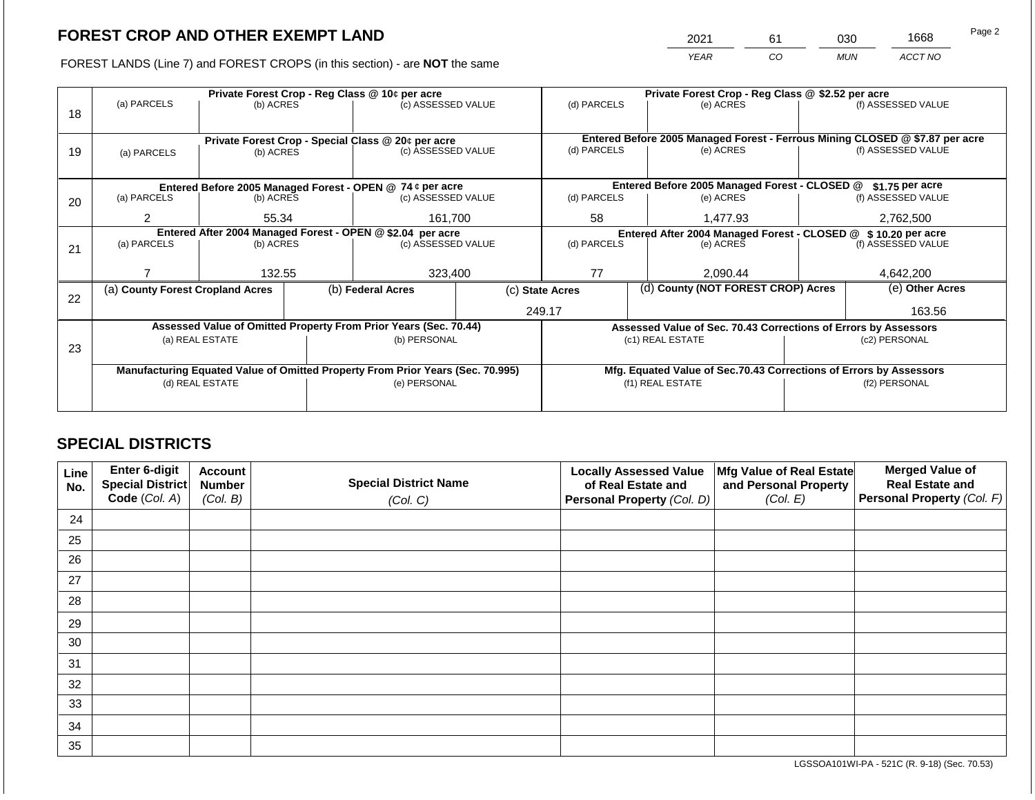# FOREST CROP AND OTHER EXEMPT LAND

FOREST LANDS (Line 7) and FOREST CROPS (in this section) - are **NOT** the same

| 2021 | 61 | 030 | 1668 |
|---|---|---|---|
| *YEAR* | *CO* | *MUN* | *ACCT NO* |

| Line | Private Forest Crop - Reg Class @ 10¢ per acre | | | Private Forest Crop - Reg Class @ $2.52 per acre | | |
|---|---|---|---|---|---|---|
| 18 | (a) PARCELS | (b) ACRES | (c) ASSESSED VALUE | (d) PARCELS | (e) ACRES | (f) ASSESSED VALUE |
| | | | | | | |
| | **Private Forest Crop - Special Class @ 20¢ per acre** | | | **Entered Before 2005 Managed Forest - Ferrous Mining CLOSED @ $7.87 per acre** | | |
| 19 | (a) PARCELS | (b) ACRES | (c) ASSESSED VALUE | (d) PARCELS | (e) ACRES | (f) ASSESSED VALUE |
| | | | | | | |
| | **Entered Before 2005 Managed Forest - OPEN @ 74 ¢ per acre** | | | **Entered Before 2005 Managed Forest - CLOSED @ $1.75 per acre** | | |
| 20 | (a) PARCELS | (b) ACRES | (c) ASSESSED VALUE | (d) PARCELS | (e) ACRES | (f) ASSESSED VALUE |
| | 2 | 55.34 | 161,700 | 58 | 1,477.93 | 2,762,500 |
| | **Entered After 2004 Managed Forest - OPEN @ $2.04 per acre** | | | **Entered After 2004 Managed Forest - CLOSED @ $ 10.20 per acre** | | |
| 21 | (a) PARCELS | (b) ACRES | (c) ASSESSED VALUE | (d) PARCELS | (e) ACRES | (f) ASSESSED VALUE |
| | 7 | 132.55 | 323,400 | 77 | 2,090.44 | 4,642,200 |

| Line | (a) County Forest Cropland Acres | (b) Federal Acres | (c) State Acres | (d) County (NOT FOREST CROP) Acres | (e) Other Acres |
|---|---|---|---|---|---|
| 22 | | | 249.17 | | 163.56 |

| Line | Assessed Value of Omitted Property From Prior Years (Sec. 70.44) | | Assessed Value of Sec. 70.43 Corrections of Errors by Assessors | |
|---|---|---|---|---|
| 23 | (a) REAL ESTATE | (b) PERSONAL | (c1) REAL ESTATE | (c2) PERSONAL |
| | | | | |
| | **Manufacturing Equated Value of Omitted Property From Prior Years (Sec. 70.995)** | | **Mfg. Equated Value of Sec.70.43 Corrections of Errors by Assessors** | |
| | (d) REAL ESTATE | (e) PERSONAL | (f1) REAL ESTATE | (f2) PERSONAL |
| | | | | |

## SPECIAL DISTRICTS

| Line No. | Enter 6-digit Special District Code *(Col. A)* | Account Number *(Col. B)* | Special District Name *(Col. C)* | Locally Assessed Value of Real Estate and Personal Property *(Col. D)* | Mfg Value of Real Estate and Personal Property *(Col. E)* | Merged Value of Real Estate and Personal Property *(Col. F)* |
|---|---|---|---|---|---|---|
| 24 | | | | | | |
| 25 | | | | | | |
| 26 | | | | | | |
| 27 | | | | | | |
| 28 | | | | | | |
| 29 | | | | | | |
| 30 | | | | | | |
| 31 | | | | | | |
| 32 | | | | | | |
| 33 | | | | | | |
| 34 | | | | | | |
| 35 | | | | | | |

LGSSOA101WI-PA - 521C (R. 9-18) (Sec. 70.53)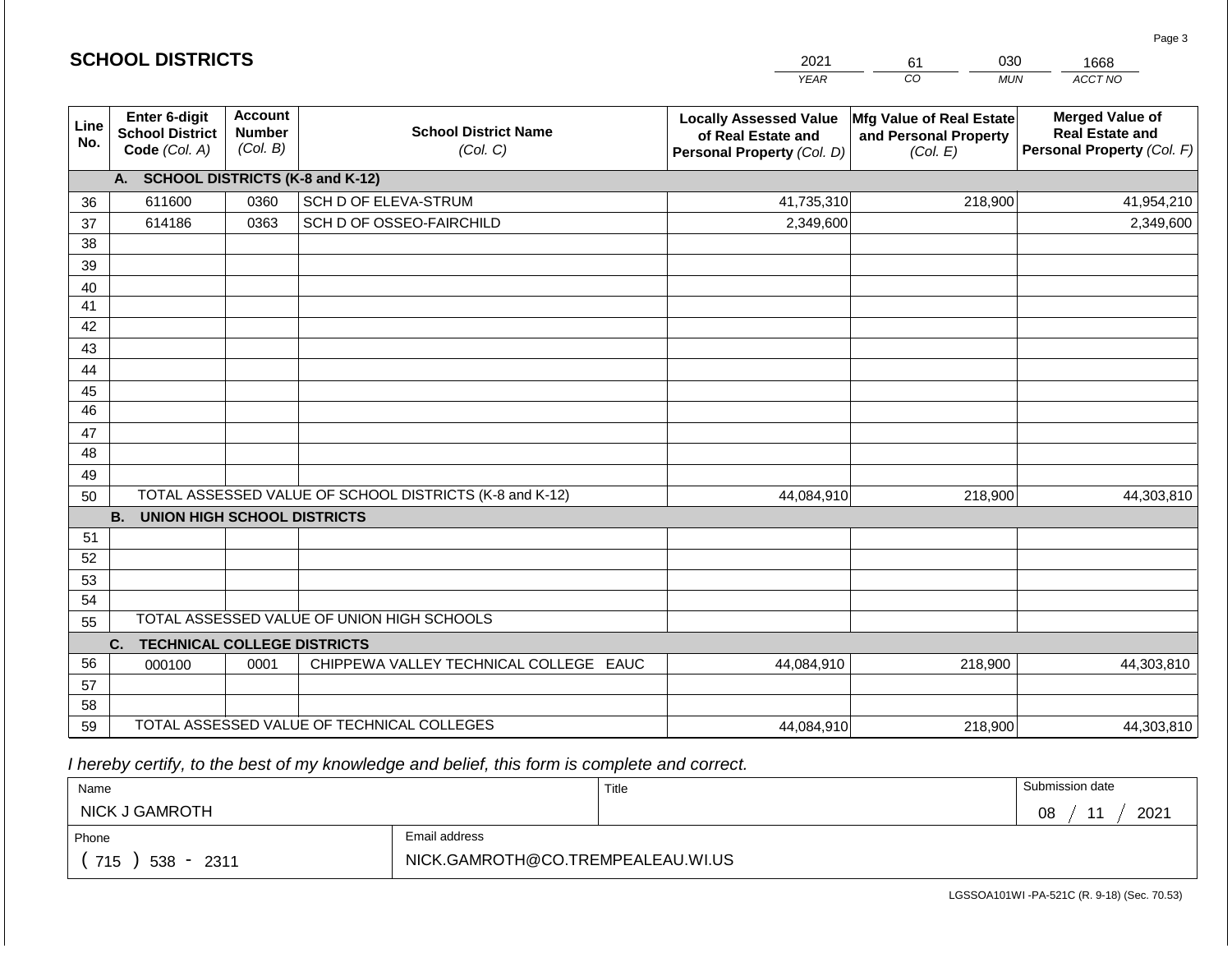## SCHOOL DISTRICTS

| 2021 | 61 | 030 | 1668 |
|---|---|---|---|
| YEAR | CO | MUN | ACCT NO |

| Line No. | Enter 6-digit School District Code (Col. A) | Account Number (Col. B) | School District Name (Col. C) | Locally Assessed Value of Real Estate and Personal Property (Col. D) | Mfg Value of Real Estate and Personal Property (Col. E) | Merged Value of Real Estate and Personal Property (Col. F) |
|---|---|---|---|---|---|---|
| | **A. SCHOOL DISTRICTS (K-8 and K-12)** | | | | | |
| 36 | 611600 | 0360 | SCH D OF ELEVA-STRUM | 41,735,310 | 218,900 | 41,954,210 |
| 37 | 614186 | 0363 | SCH D OF OSSEO-FAIRCHILD | 2,349,600 | | 2,349,600 |
| 38 | | | | | | |
| 39 | | | | | | |
| 40 | | | | | | |
| 41 | | | | | | |
| 42 | | | | | | |
| 43 | | | | | | |
| 44 | | | | | | |
| 45 | | | | | | |
| 46 | | | | | | |
| 47 | | | | | | |
| 48 | | | | | | |
| 49 | | | | | | |
| 50 | TOTAL ASSESSED VALUE OF SCHOOL DISTRICTS (K-8 and K-12) | | | 44,084,910 | 218,900 | 44,303,810 |
| | **B. UNION HIGH SCHOOL DISTRICTS** | | | | | |
| 51 | | | | | | |
| 52 | | | | | | |
| 53 | | | | | | |
| 54 | | | | | | |
| 55 | TOTAL ASSESSED VALUE OF UNION HIGH SCHOOLS | | | | | |
| | **C. TECHNICAL COLLEGE DISTRICTS** | | | | | |
| 56 | 000100 | 0001 | CHIPPEWA VALLEY TECHNICAL COLLEGE EAUC | 44,084,910 | 218,900 | 44,303,810 |
| 57 | | | | | | |
| 58 | | | | | | |
| 59 | TOTAL ASSESSED VALUE OF TECHNICAL COLLEGES | | | 44,084,910 | 218,900 | 44,303,810 |

*I hereby certify, to the best of my knowledge and belief, this form is complete and correct.*

| Name | Title | Submission date |
|---|---|---|
| NICK J GAMROTH | | 08 / 11 / 2021 |
| Phone | Email address | |
| ( 715 ) 538 - 2311 | NICK.GAMROTH@CO.TREMPEALEAU.WI.US | |

LGSSOA101WI -PA-521C (R. 9-18) (Sec. 70.53)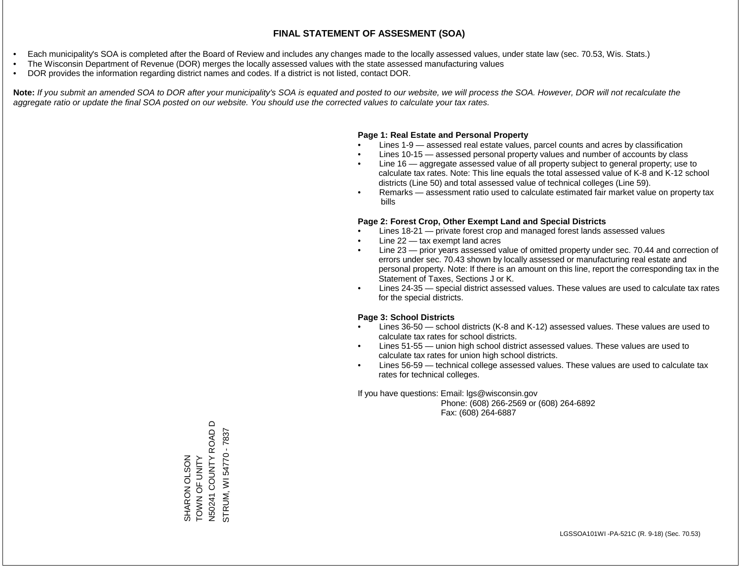# FINAL STATEMENT OF ASSESMENT (SOA)

- Each municipality's SOA is completed after the Board of Review and includes any changes made to the locally assessed values, under state law (sec. 70.53, Wis. Stats.)
- The Wisconsin Department of Revenue (DOR) merges the locally assessed values with the state assessed manufacturing values
- DOR provides the information regarding district names and codes. If a district is not listed, contact DOR.

**Note:** *If you submit an amended SOA to DOR after your municipality's SOA is equated and posted to our website, we will process the SOA. However, DOR will not recalculate the aggregate ratio or update the final SOA posted on our website. You should use the corrected values to calculate your tax rates.*

**Page 1: Real Estate and Personal Property**

- Lines 1-9 — assessed real estate values, parcel counts and acres by classification
- Lines 10-15 — assessed personal property values and number of accounts by class
- Line 16 — aggregate assessed value of all property subject to general property; use to calculate tax rates. Note: This line equals the total assessed value of K-8 and K-12 school districts (Line 50) and total assessed value of technical colleges (Line 59).
- Remarks — assessment ratio used to calculate estimated fair market value on property tax bills

**Page 2: Forest Crop, Other Exempt Land and Special Districts**

- Lines 18-21 — private forest crop and managed forest lands assessed values
- Line 22 — tax exempt land acres
- Line 23 — prior years assessed value of omitted property under sec. 70.44 and correction of errors under sec. 70.43 shown by locally assessed or manufacturing real estate and personal property. Note: If there is an amount on this line, report the corresponding tax in the Statement of Taxes, Sections J or K.
- Lines 24-35 — special district assessed values. These values are used to calculate tax rates for the special districts.

**Page 3: School Districts**

- Lines 36-50 — school districts (K-8 and K-12) assessed values. These values are used to calculate tax rates for school districts.
- Lines 51-55 — union high school district assessed values. These values are used to calculate tax rates for union high school districts.
- Lines 56-59 — technical college assessed values. These values are used to calculate tax rates for technical colleges.

If you have questions: Email: lgs@wisconsin.gov
Phone: (608) 266-2569 or (608) 264-6892
Fax: (608) 264-6887

SHARON OLSON
TOWN OF UNITY
N50241 COUNTY ROAD D
STRUM, WI 54770 - 7837

LGSSOA101WI -PA-521C (R. 9-18) (Sec. 70.53)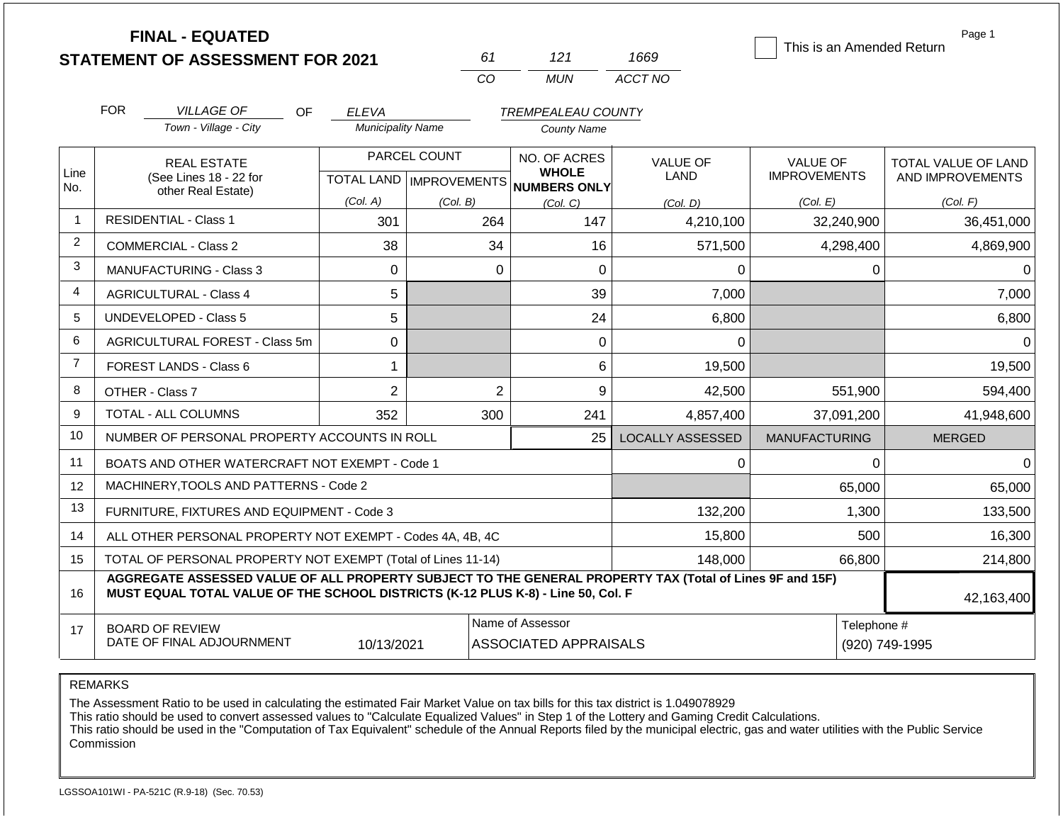# FINAL - EQUATED
## STATEMENT OF ASSESSMENT FOR 2021

| 61 | 121 | 1669 |
|---|---|---|
| CO | MUN | ACCT NO |

☐ This is an Amended Return

Page 1

FOR *VILLAGE OF* (Town - Village - City) OF *ELEVA* (Municipality Name) *TREMPEALEAU COUNTY* (County Name)

| Line No. | REAL ESTATE (See Lines 18 - 22 for other Real Estate) | PARCEL COUNT TOTAL LAND (Col. A) | PARCEL COUNT IMPROVEMENTS (Col. B) | NO. OF ACRES WHOLE NUMBERS ONLY (Col. C) | VALUE OF LAND (Col. D) | VALUE OF IMPROVEMENTS (Col. E) | TOTAL VALUE OF LAND AND IMPROVEMENTS (Col. F) |
|---|---|---|---|---|---|---|---|
| 1 | RESIDENTIAL - Class 1 | 301 | 264 | 147 | 4,210,100 | 32,240,900 | 36,451,000 |
| 2 | COMMERCIAL - Class 2 | 38 | 34 | 16 | 571,500 | 4,298,400 | 4,869,900 |
| 3 | MANUFACTURING - Class 3 | 0 | 0 | 0 | 0 | 0 | 0 |
| 4 | AGRICULTURAL - Class 4 | 5 | | 39 | 7,000 | | 7,000 |
| 5 | UNDEVELOPED - Class 5 | 5 | | 24 | 6,800 | | 6,800 |
| 6 | AGRICULTURAL FOREST - Class 5m | 0 | | 0 | 0 | | 0 |
| 7 | FOREST LANDS - Class 6 | 1 | | 6 | 19,500 | | 19,500 |
| 8 | OTHER - Class 7 | 2 | 2 | 9 | 42,500 | 551,900 | 594,400 |
| 9 | TOTAL - ALL COLUMNS | 352 | 300 | 241 | 4,857,400 | 37,091,200 | 41,948,600 |
| 10 | NUMBER OF PERSONAL PROPERTY ACCOUNTS IN ROLL | | | 25 | LOCALLY ASSESSED | MANUFACTURING | MERGED |
| 11 | BOATS AND OTHER WATERCRAFT NOT EXEMPT - Code 1 | | | | 0 | 0 | 0 |
| 12 | MACHINERY,TOOLS AND PATTERNS - Code 2 | | | | | 65,000 | 65,000 |
| 13 | FURNITURE, FIXTURES AND EQUIPMENT - Code 3 | | | | 132,200 | 1,300 | 133,500 |
| 14 | ALL OTHER PERSONAL PROPERTY NOT EXEMPT - Codes 4A, 4B, 4C | | | | 15,800 | 500 | 16,300 |
| 15 | TOTAL OF PERSONAL PROPERTY NOT EXEMPT (Total of Lines 11-14) | | | | 148,000 | 66,800 | 214,800 |
| 16 | **AGGREGATE ASSESSED VALUE OF ALL PROPERTY SUBJECT TO THE GENERAL PROPERTY TAX (Total of Lines 9F and 15F) MUST EQUAL TOTAL VALUE OF THE SCHOOL DISTRICTS (K-12 PLUS K-8) - Line 50, Col. F** | | | | | | 42,163,400 |
| 17 | BOARD OF REVIEW DATE OF FINAL ADJOURNMENT | 10/13/2021 | | Name of Assessor: ASSOCIATED APPRAISALS | | | Telephone #: (920) 749-1995 |

REMARKS

The Assessment Ratio to be used in calculating the estimated Fair Market Value on tax bills for this tax district is 1.049078929
This ratio should be used to convert assessed values to "Calculate Equalized Values" in Step 1 of the Lottery and Gaming Credit Calculations.
This ratio should be used in the "Computation of Tax Equivalent" schedule of the Annual Reports filed by the municipal electric, gas and water utilities with the Public Service Commission

LGSSOA101WI - PA-521C (R.9-18) (Sec. 70.53)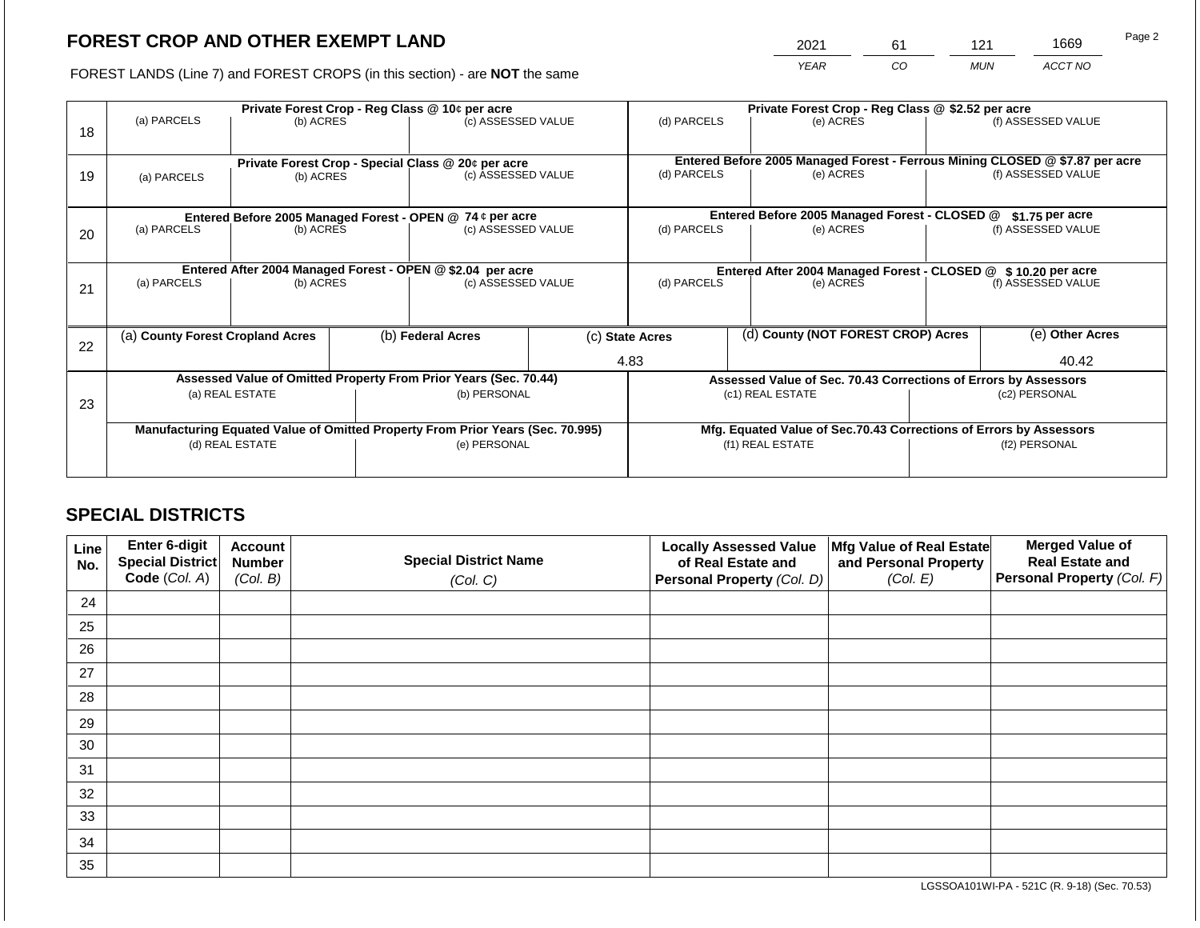## FOREST CROP AND OTHER EXEMPT LAND

FOREST LANDS (Line 7) and FOREST CROPS (in this section) - are **NOT** the same

| 2021 | 61 | 121 | 1669 |
|---|---|---|---|
| *YEAR* | *CO* | *MUN* | *ACCT NO* |

| Line | Private Forest Crop - Reg Class @ 10¢ per acre | | | Private Forest Crop - Reg Class @ $2.52 per acre | | |
|---|---|---|---|---|---|---|
| | (a) PARCELS | (b) ACRES | (c) ASSESSED VALUE | (d) PARCELS | (e) ACRES | (f) ASSESSED VALUE |
| 18 | | | | | | |
| | **Private Forest Crop - Special Class @ 20¢ per acre** | | | **Entered Before 2005 Managed Forest - Ferrous Mining CLOSED @ $7.87 per acre** | | |
| | (a) PARCELS | (b) ACRES | (c) ASSESSED VALUE | (d) PARCELS | (e) ACRES | (f) ASSESSED VALUE |
| 19 | | | | | | |
| | **Entered Before 2005 Managed Forest - OPEN @ 74 ¢ per acre** | | | **Entered Before 2005 Managed Forest - CLOSED @ $1.75 per acre** | | |
| | (a) PARCELS | (b) ACRES | (c) ASSESSED VALUE | (d) PARCELS | (e) ACRES | (f) ASSESSED VALUE |
| 20 | | | | | | |
| | **Entered After 2004 Managed Forest - OPEN @ $2.04 per acre** | | | **Entered After 2004 Managed Forest - CLOSED @ $ 10.20 per acre** | | |
| | (a) PARCELS | (b) ACRES | (c) ASSESSED VALUE | (d) PARCELS | (e) ACRES | (f) ASSESSED VALUE |
| 21 | | | | | | |

| Line | (a) **County Forest Cropland Acres** | (b) **Federal Acres** | (c) **State Acres** | (d) **County (NOT FOREST CROP) Acres** | (e) **Other Acres** |
|---|---|---|---|---|---|
| 22 | | | 4.83 | | 40.42 |

| Line | **Assessed Value of Omitted Property From Prior Years (Sec. 70.44)** | | **Assessed Value of Sec. 70.43 Corrections of Errors by Assessors** | |
|---|---|---|---|---|
| | (a) REAL ESTATE | (b) PERSONAL | (c1) REAL ESTATE | (c2) PERSONAL |
| 23 | | | | |
| | **Manufacturing Equated Value of Omitted Property From Prior Years (Sec. 70.995)** | | **Mfg. Equated Value of Sec.70.43 Corrections of Errors by Assessors** | |
| | (d) REAL ESTATE | (e) PERSONAL | (f1) REAL ESTATE | (f2) PERSONAL |
| | | | | |

## SPECIAL DISTRICTS

| Line No. | Enter 6-digit Special District Code (*Col. A*) | Account Number (*Col. B*) | Special District Name (*Col. C*) | Locally Assessed Value of Real Estate and Personal Property (*Col. D*) | Mfg Value of Real Estate and Personal Property (*Col. E*) | Merged Value of Real Estate and Personal Property (*Col. F*) |
|---|---|---|---|---|---|---|
| 24 | | | | | | |
| 25 | | | | | | |
| 26 | | | | | | |
| 27 | | | | | | |
| 28 | | | | | | |
| 29 | | | | | | |
| 30 | | | | | | |
| 31 | | | | | | |
| 32 | | | | | | |
| 33 | | | | | | |
| 34 | | | | | | |
| 35 | | | | | | |

LGSSOA101WI-PA - 521C (R. 9-18) (Sec. 70.53)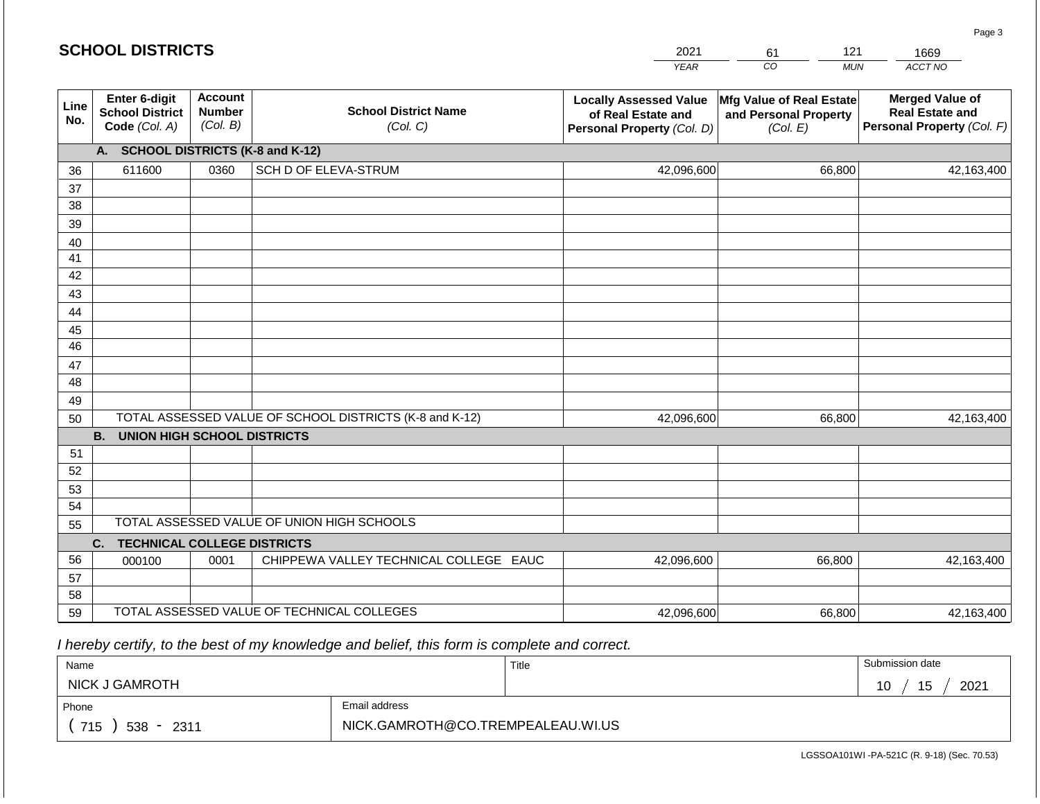## SCHOOL DISTRICTS

| 2021 | 61 | 121 | 1669 |
|---|---|---|---|
| *YEAR* | *CO* | *MUN* | *ACCT NO* |

| Line No. | Enter 6-digit School District Code *(Col. A)* | Account Number *(Col. B)* | School District Name *(Col. C)* | Locally Assessed Value of Real Estate and Personal Property *(Col. D)* | Mfg Value of Real Estate and Personal Property *(Col. E)* | Merged Value of Real Estate and Personal Property *(Col. F)* |
|---|---|---|---|---|---|---|
| | **A. SCHOOL DISTRICTS (K-8 and K-12)** | | | | | |
| 36 | 611600 | 0360 | SCH D OF ELEVA-STRUM | 42,096,600 | 66,800 | 42,163,400 |
| 37 | | | | | | |
| 38 | | | | | | |
| 39 | | | | | | |
| 40 | | | | | | |
| 41 | | | | | | |
| 42 | | | | | | |
| 43 | | | | | | |
| 44 | | | | | | |
| 45 | | | | | | |
| 46 | | | | | | |
| 47 | | | | | | |
| 48 | | | | | | |
| 49 | | | | | | |
| 50 | TOTAL ASSESSED VALUE OF SCHOOL DISTRICTS (K-8 and K-12) | | | 42,096,600 | 66,800 | 42,163,400 |
| | **B. UNION HIGH SCHOOL DISTRICTS** | | | | | |
| 51 | | | | | | |
| 52 | | | | | | |
| 53 | | | | | | |
| 54 | | | | | | |
| 55 | TOTAL ASSESSED VALUE OF UNION HIGH SCHOOLS | | | | | |
| | **C. TECHNICAL COLLEGE DISTRICTS** | | | | | |
| 56 | 000100 | 0001 | CHIPPEWA VALLEY TECHNICAL COLLEGE EAUC | 42,096,600 | 66,800 | 42,163,400 |
| 57 | | | | | | |
| 58 | | | | | | |
| 59 | TOTAL ASSESSED VALUE OF TECHNICAL COLLEGES | | | 42,096,600 | 66,800 | 42,163,400 |

*I hereby certify, to the best of my knowledge and belief, this form is complete and correct.*

| Name | Title | Submission date |
|---|---|---|
| NICK J GAMROTH | | 10 / 15 / 2021 |

| Phone | Email address |
|---|---|
| ( 715 ) 538 - 2311 | NICK.GAMROTH@CO.TREMPEALEAU.WI.US |

LGSSOA101WI -PA-521C (R. 9-18) (Sec. 70.53)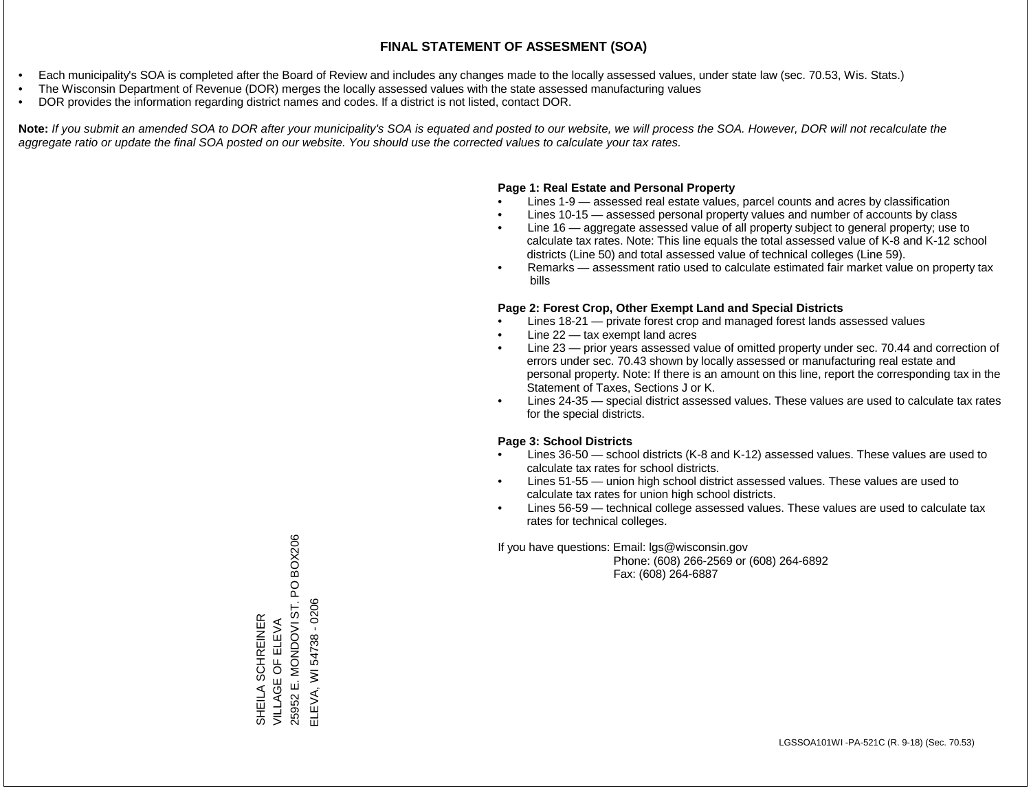# FINAL STATEMENT OF ASSESMENT (SOA)

- Each municipality's SOA is completed after the Board of Review and includes any changes made to the locally assessed values, under state law (sec. 70.53, Wis. Stats.)
- The Wisconsin Department of Revenue (DOR) merges the locally assessed values with the state assessed manufacturing values
- DOR provides the information regarding district names and codes. If a district is not listed, contact DOR.

**Note:** *If you submit an amended SOA to DOR after your municipality's SOA is equated and posted to our website, we will process the SOA. However, DOR will not recalculate the aggregate ratio or update the final SOA posted on our website. You should use the corrected values to calculate your tax rates.*

**Page 1: Real Estate and Personal Property**

- Lines 1-9 — assessed real estate values, parcel counts and acres by classification
- Lines 10-15 — assessed personal property values and number of accounts by class
- Line 16 — aggregate assessed value of all property subject to general property; use to calculate tax rates. Note: This line equals the total assessed value of K-8 and K-12 school districts (Line 50) and total assessed value of technical colleges (Line 59).
- Remarks — assessment ratio used to calculate estimated fair market value on property tax bills

**Page 2: Forest Crop, Other Exempt Land and Special Districts**

- Lines 18-21 — private forest crop and managed forest lands assessed values
- Line 22 — tax exempt land acres
- Line 23 — prior years assessed value of omitted property under sec. 70.44 and correction of errors under sec. 70.43 shown by locally assessed or manufacturing real estate and personal property. Note: If there is an amount on this line, report the corresponding tax in the Statement of Taxes, Sections J or K.
- Lines 24-35 — special district assessed values. These values are used to calculate tax rates for the special districts.

**Page 3: School Districts**

- Lines 36-50 — school districts (K-8 and K-12) assessed values. These values are used to calculate tax rates for school districts.
- Lines 51-55 — union high school district assessed values. These values are used to calculate tax rates for union high school districts.
- Lines 56-59 — technical college assessed values. These values are used to calculate tax rates for technical colleges.

If you have questions: Email: lgs@wisconsin.gov
Phone: (608) 266-2569 or (608) 264-6892
Fax: (608) 264-6887

SHEILA SCHREINER
VILLAGE OF ELEVA
25952 E. MONDOVI ST. PO BOX206
ELEVA, WI 54738 - 0206

LGSSOA101WI -PA-521C (R. 9-18) (Sec. 70.53)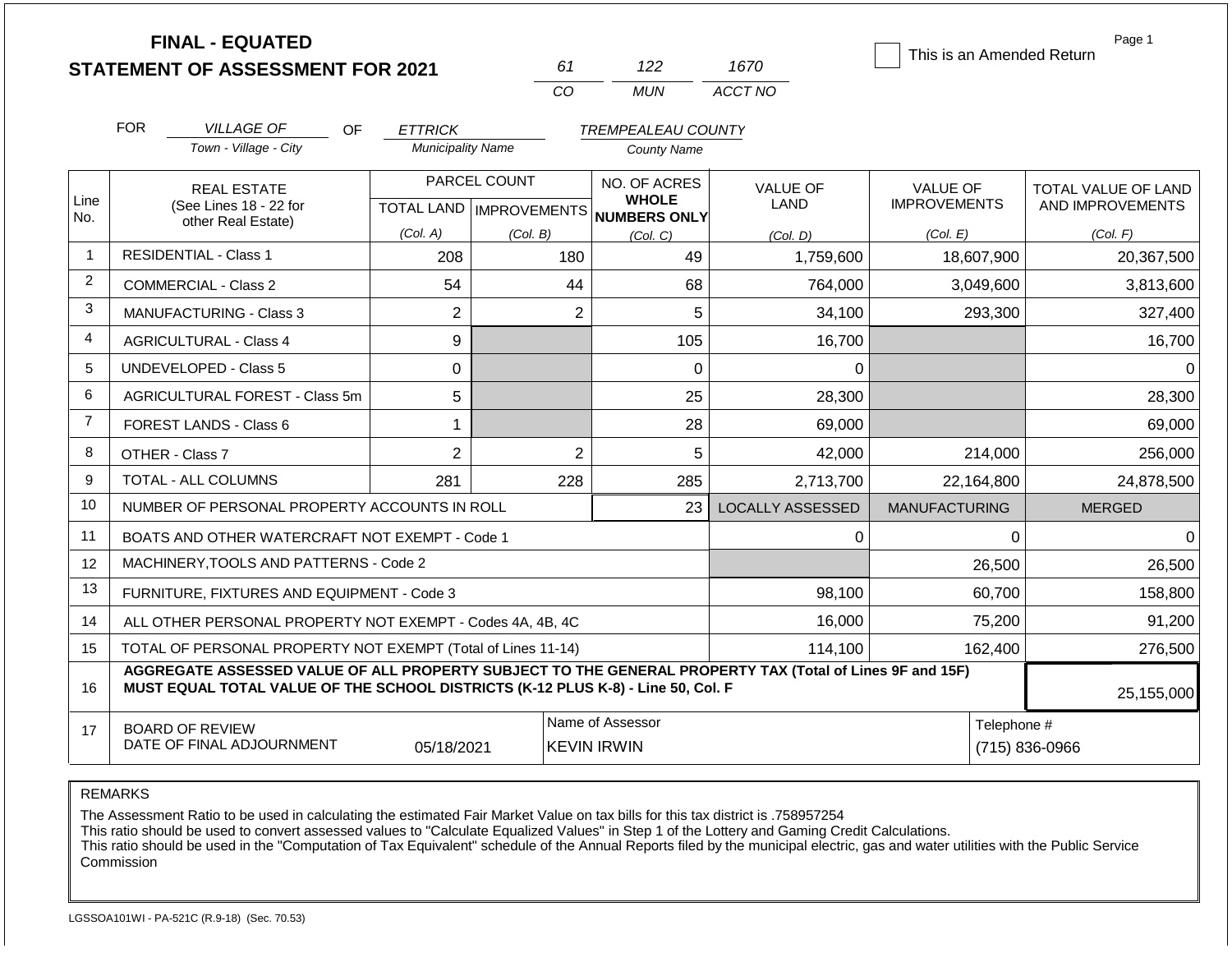**FINAL - EQUATED**
**STATEMENT OF ASSESSMENT FOR 2021**

| 61 | 122 | 1670 |
|---|---|---|
| CO | MUN | ACCT NO |

☐ This is an Amended Return

Page 1

FOR *VILLAGE OF* (Town - Village - City) OF *ETTRICK* (Municipality Name) *TREMPEALEAU COUNTY* (County Name)

| Line No. | REAL ESTATE (See Lines 18 - 22 for other Real Estate) | PARCEL COUNT TOTAL LAND (Col. A) | PARCEL COUNT IMPROVEMENTS (Col. B) | NO. OF ACRES WHOLE NUMBERS ONLY (Col. C) | VALUE OF LAND (Col. D) | VALUE OF IMPROVEMENTS (Col. E) | TOTAL VALUE OF LAND AND IMPROVEMENTS (Col. F) |
|---|---|---|---|---|---|---|---|
| 1 | RESIDENTIAL - Class 1 | 208 | 180 | 49 | 1,759,600 | 18,607,900 | 20,367,500 |
| 2 | COMMERCIAL - Class 2 | 54 | 44 | 68 | 764,000 | 3,049,600 | 3,813,600 |
| 3 | MANUFACTURING - Class 3 | 2 | 2 | 5 | 34,100 | 293,300 | 327,400 |
| 4 | AGRICULTURAL - Class 4 | 9 | | 105 | 16,700 | | 16,700 |
| 5 | UNDEVELOPED - Class 5 | 0 | | 0 | 0 | | 0 |
| 6 | AGRICULTURAL FOREST - Class 5m | 5 | | 25 | 28,300 | | 28,300 |
| 7 | FOREST LANDS - Class 6 | 1 | | 28 | 69,000 | | 69,000 |
| 8 | OTHER - Class 7 | 2 | 2 | 5 | 42,000 | 214,000 | 256,000 |
| 9 | TOTAL - ALL COLUMNS | 281 | 228 | 285 | 2,713,700 | 22,164,800 | 24,878,500 |
| 10 | NUMBER OF PERSONAL PROPERTY ACCOUNTS IN ROLL | | | 23 | LOCALLY ASSESSED | MANUFACTURING | MERGED |
| 11 | BOATS AND OTHER WATERCRAFT NOT EXEMPT - Code 1 | | | | 0 | 0 | 0 |
| 12 | MACHINERY,TOOLS AND PATTERNS - Code 2 | | | | | 26,500 | 26,500 |
| 13 | FURNITURE, FIXTURES AND EQUIPMENT - Code 3 | | | | 98,100 | 60,700 | 158,800 |
| 14 | ALL OTHER PERSONAL PROPERTY NOT EXEMPT - Codes 4A, 4B, 4C | | | | 16,000 | 75,200 | 91,200 |
| 15 | TOTAL OF PERSONAL PROPERTY NOT EXEMPT (Total of Lines 11-14) | | | | 114,100 | 162,400 | 276,500 |
| 16 | **AGGREGATE ASSESSED VALUE OF ALL PROPERTY SUBJECT TO THE GENERAL PROPERTY TAX (Total of Lines 9F and 15F) MUST EQUAL TOTAL VALUE OF THE SCHOOL DISTRICTS (K-12 PLUS K-8) - Line 50, Col. F** | | | | | | 25,155,000 |
| 17 | BOARD OF REVIEW DATE OF FINAL ADJOURNMENT | 05/18/2021 | | Name of Assessor: KEVIN IRWIN | | | Telephone #: (715) 836-0966 |

REMARKS

The Assessment Ratio to be used in calculating the estimated Fair Market Value on tax bills for this tax district is .758957254
This ratio should be used to convert assessed values to "Calculate Equalized Values" in Step 1 of the Lottery and Gaming Credit Calculations.
This ratio should be used in the "Computation of Tax Equivalent" schedule of the Annual Reports filed by the municipal electric, gas and water utilities with the Public Service Commission

LGSSOA101WI - PA-521C (R.9-18) (Sec. 70.53)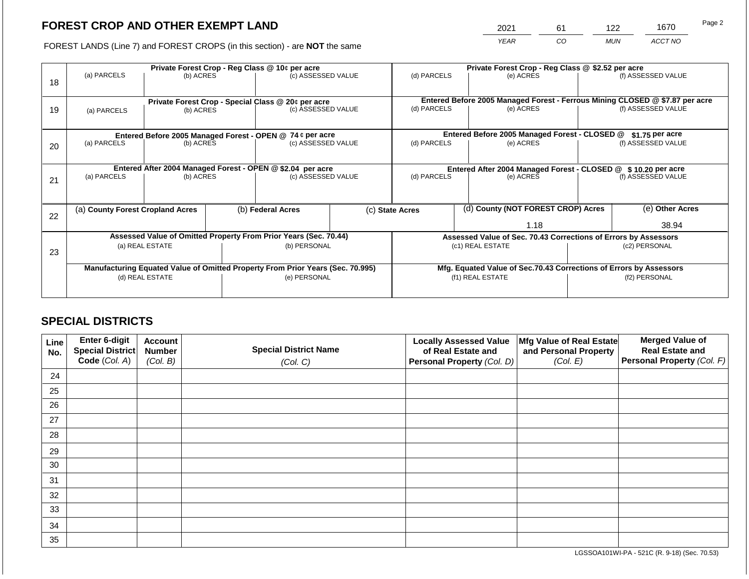## FOREST CROP AND OTHER EXEMPT LAND

FOREST LANDS (Line 7) and FOREST CROPS (in this section) - are **NOT** the same

| YEAR | CO | MUN | ACCT NO |
|---|---|---|---|
| 2021 | 61 | 122 | 1670 |

| Line | | | | | | |
|---|---|---|---|---|---|---|
| 18 | **Private Forest Crop - Reg Class @ 10¢ per acre** (a) PARCELS | (b) ACRES | (c) ASSESSED VALUE | **Private Forest Crop - Reg Class @ $2.52 per acre** (d) PARCELS | (e) ACRES | (f) ASSESSED VALUE |
| 19 | **Private Forest Crop - Special Class @ 20¢ per acre** (a) PARCELS | (b) ACRES | (c) ASSESSED VALUE | **Entered Before 2005 Managed Forest - Ferrous Mining CLOSED @ $7.87 per acre** (d) PARCELS | (e) ACRES | (f) ASSESSED VALUE |
| 20 | **Entered Before 2005 Managed Forest - OPEN @ 74 ¢ per acre** (a) PARCELS | (b) ACRES | (c) ASSESSED VALUE | **Entered Before 2005 Managed Forest - CLOSED @ $1.75 per acre** (d) PARCELS | (e) ACRES | (f) ASSESSED VALUE |
| 21 | **Entered After 2004 Managed Forest - OPEN @ $2.04 per acre** (a) PARCELS | (b) ACRES | (c) ASSESSED VALUE | **Entered After 2004 Managed Forest - CLOSED @ $ 10.20 per acre** (d) PARCELS | (e) ACRES | (f) ASSESSED VALUE |

| Line | (a) **County Forest Cropland Acres** | (b) **Federal Acres** | (c) **State Acres** | (d) **County (NOT FOREST CROP) Acres** | (e) **Other Acres** |
|---|---|---|---|---|---|
| 22 | | | | 1.18 | 38.94 |

| Line | Assessed Value of Omitted Property From Prior Years (Sec. 70.44) | | Assessed Value of Sec. 70.43 Corrections of Errors by Assessors | |
|---|---|---|---|---|
| 23 | (a) REAL ESTATE | (b) PERSONAL | (c1) REAL ESTATE | (c2) PERSONAL |
| | **Manufacturing Equated Value of Omitted Property From Prior Years (Sec. 70.995)** | | **Mfg. Equated Value of Sec.70.43 Corrections of Errors by Assessors** | |
| | (d) REAL ESTATE | (e) PERSONAL | (f1) REAL ESTATE | (f2) PERSONAL |

## SPECIAL DISTRICTS

| Line No. | Enter 6-digit Special District Code *(Col. A)* | Account Number *(Col. B)* | Special District Name *(Col. C)* | Locally Assessed Value of Real Estate and Personal Property *(Col. D)* | Mfg Value of Real Estate and Personal Property *(Col. E)* | Merged Value of Real Estate and Personal Property *(Col. F)* |
|---|---|---|---|---|---|---|
| 24 | | | | | | |
| 25 | | | | | | |
| 26 | | | | | | |
| 27 | | | | | | |
| 28 | | | | | | |
| 29 | | | | | | |
| 30 | | | | | | |
| 31 | | | | | | |
| 32 | | | | | | |
| 33 | | | | | | |
| 34 | | | | | | |
| 35 | | | | | | |

LGSSOA101WI-PA - 521C (R. 9-18) (Sec. 70.53)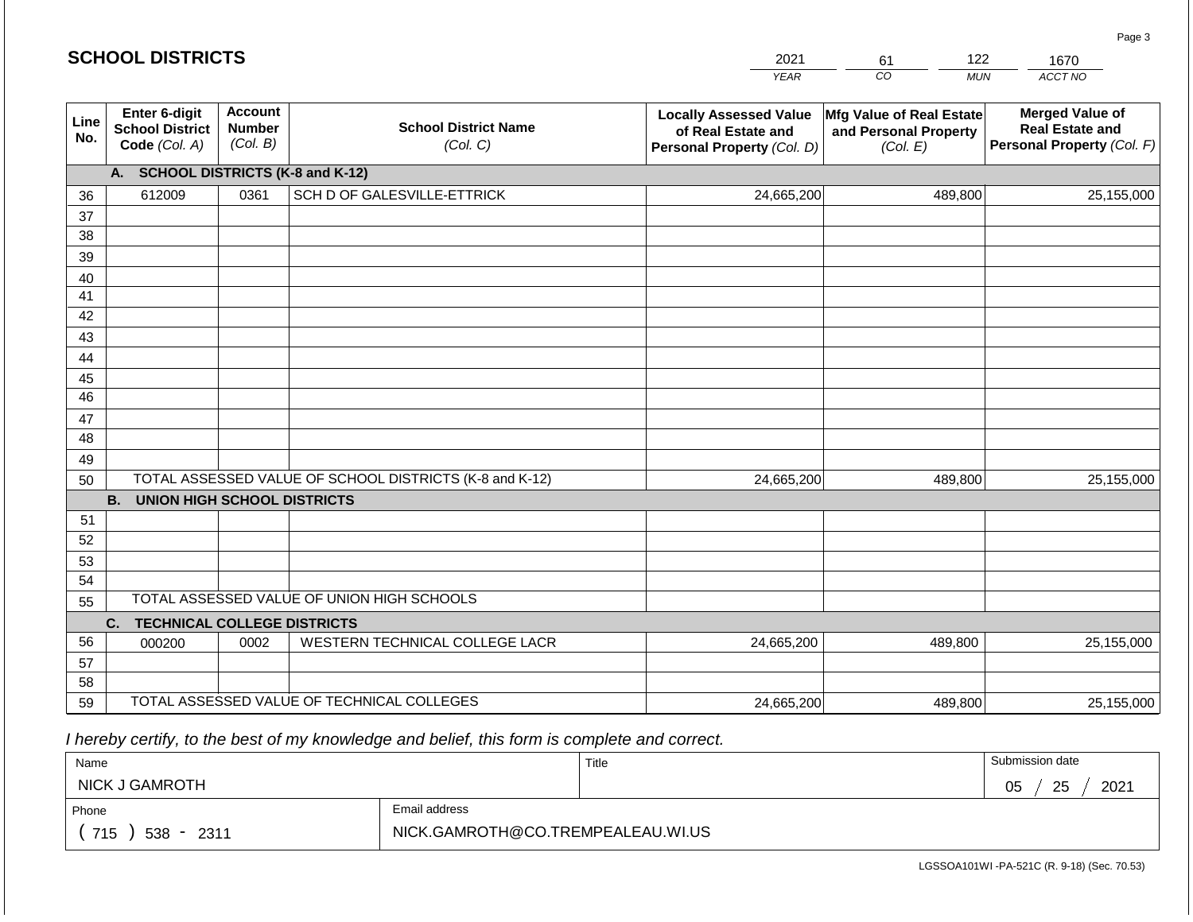# SCHOOL DISTRICTS

| YEAR | CO | MUN | ACCT NO |
|---|---|---|---|
| 2021 | 61 | 122 | 1670 |

| Line No. | Enter 6-digit School District Code (Col. A) | Account Number (Col. B) | School District Name (Col. C) | Locally Assessed Value of Real Estate and Personal Property (Col. D) | Mfg Value of Real Estate and Personal Property (Col. E) | Merged Value of Real Estate and Personal Property (Col. F) |
|---|---|---|---|---|---|---|
| | **A. SCHOOL DISTRICTS (K-8 and K-12)** | | | | | |
| 36 | 612009 | 0361 | SCH D OF GALESVILLE-ETTRICK | 24,665,200 | 489,800 | 25,155,000 |
| 37 | | | | | | |
| 38 | | | | | | |
| 39 | | | | | | |
| 40 | | | | | | |
| 41 | | | | | | |
| 42 | | | | | | |
| 43 | | | | | | |
| 44 | | | | | | |
| 45 | | | | | | |
| 46 | | | | | | |
| 47 | | | | | | |
| 48 | | | | | | |
| 49 | | | | | | |
| 50 | TOTAL ASSESSED VALUE OF SCHOOL DISTRICTS (K-8 and K-12) | | | 24,665,200 | 489,800 | 25,155,000 |
| | **B. UNION HIGH SCHOOL DISTRICTS** | | | | | |
| 51 | | | | | | |
| 52 | | | | | | |
| 53 | | | | | | |
| 54 | | | | | | |
| 55 | TOTAL ASSESSED VALUE OF UNION HIGH SCHOOLS | | | | | |
| | **C. TECHNICAL COLLEGE DISTRICTS** | | | | | |
| 56 | 000200 | 0002 | WESTERN TECHNICAL COLLEGE LACR | 24,665,200 | 489,800 | 25,155,000 |
| 57 | | | | | | |
| 58 | | | | | | |
| 59 | TOTAL ASSESSED VALUE OF TECHNICAL COLLEGES | | | 24,665,200 | 489,800 | 25,155,000 |

*I hereby certify, to the best of my knowledge and belief, this form is complete and correct.*

| Name | Title | Submission date |
|---|---|---|
| NICK J GAMROTH | | 05 / 25 / 2021 |

| Phone | Email address |
|---|---|
| ( 715 ) 538 - 2311 | NICK.GAMROTH@CO.TREMPEALEAU.WI.US |

LGSSOA101WI -PA-521C (R. 9-18) (Sec. 70.53)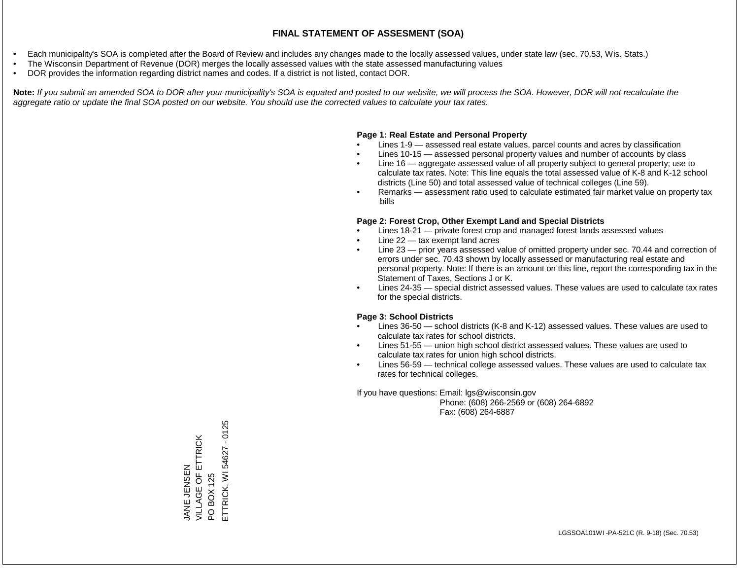# FINAL STATEMENT OF ASSESMENT (SOA)

- Each municipality's SOA is completed after the Board of Review and includes any changes made to the locally assessed values, under state law (sec. 70.53, Wis. Stats.)
- The Wisconsin Department of Revenue (DOR) merges the locally assessed values with the state assessed manufacturing values
- DOR provides the information regarding district names and codes. If a district is not listed, contact DOR.

**Note:** *If you submit an amended SOA to DOR after your municipality's SOA is equated and posted to our website, we will process the SOA. However, DOR will not recalculate the aggregate ratio or update the final SOA posted on our website. You should use the corrected values to calculate your tax rates.*

**Page 1: Real Estate and Personal Property**

- Lines 1-9 — assessed real estate values, parcel counts and acres by classification
- Lines 10-15 — assessed personal property values and number of accounts by class
- Line 16 — aggregate assessed value of all property subject to general property; use to calculate tax rates. Note: This line equals the total assessed value of K-8 and K-12 school districts (Line 50) and total assessed value of technical colleges (Line 59).
- Remarks — assessment ratio used to calculate estimated fair market value on property tax bills

**Page 2: Forest Crop, Other Exempt Land and Special Districts**

- Lines 18-21 — private forest crop and managed forest lands assessed values
- Line 22 — tax exempt land acres
- Line 23 — prior years assessed value of omitted property under sec. 70.44 and correction of errors under sec. 70.43 shown by locally assessed or manufacturing real estate and personal property. Note: If there is an amount on this line, report the corresponding tax in the Statement of Taxes, Sections J or K.
- Lines 24-35 — special district assessed values. These values are used to calculate tax rates for the special districts.

**Page 3: School Districts**

- Lines 36-50 — school districts (K-8 and K-12) assessed values. These values are used to calculate tax rates for school districts.
- Lines 51-55 — union high school district assessed values. These values are used to calculate tax rates for union high school districts.
- Lines 56-59 — technical college assessed values. These values are used to calculate tax rates for technical colleges.

If you have questions: Email: lgs@wisconsin.gov
Phone: (608) 266-2569 or (608) 264-6892
Fax: (608) 264-6887

JANE JENSEN
VILLAGE OF ETTRICK
PO BOX 125
ETTRICK, WI 54627 - 0125

LGSSOA101WI -PA-521C (R. 9-18) (Sec. 70.53)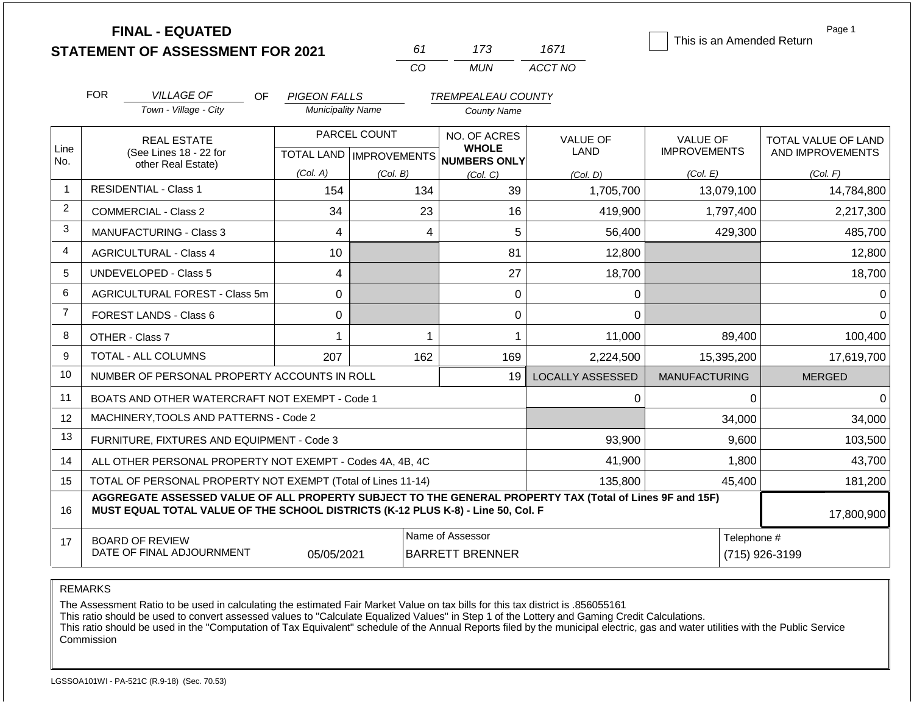# FINAL - EQUATED
## STATEMENT OF ASSESSMENT FOR 2021

| 61 | 173 | 1671 |
|---|---|---|
| CO | MUN | ACCT NO |

☐ This is an Amended Return

Page 1

FOR *VILLAGE OF* (Town - Village - City) OF *PIGEON FALLS* (Municipality Name) *TREMPEALEAU COUNTY* (County Name)

| Line No. | REAL ESTATE (See Lines 18 - 22 for other Real Estate) | PARCEL COUNT TOTAL LAND (Col. A) | PARCEL COUNT IMPROVEMENTS (Col. B) | NO. OF ACRES WHOLE NUMBERS ONLY (Col. C) | VALUE OF LAND (Col. D) | VALUE OF IMPROVEMENTS (Col. E) | TOTAL VALUE OF LAND AND IMPROVEMENTS (Col. F) |
|---|---|---|---|---|---|---|---|
| 1 | RESIDENTIAL - Class 1 | 154 | 134 | 39 | 1,705,700 | 13,079,100 | 14,784,800 |
| 2 | COMMERCIAL - Class 2 | 34 | 23 | 16 | 419,900 | 1,797,400 | 2,217,300 |
| 3 | MANUFACTURING - Class 3 | 4 | 4 | 5 | 56,400 | 429,300 | 485,700 |
| 4 | AGRICULTURAL - Class 4 | 10 | | 81 | 12,800 | | 12,800 |
| 5 | UNDEVELOPED - Class 5 | 4 | | 27 | 18,700 | | 18,700 |
| 6 | AGRICULTURAL FOREST - Class 5m | 0 | | 0 | 0 | | 0 |
| 7 | FOREST LANDS - Class 6 | 0 | | 0 | 0 | | 0 |
| 8 | OTHER - Class 7 | 1 | 1 | 1 | 11,000 | 89,400 | 100,400 |
| 9 | TOTAL - ALL COLUMNS | 207 | 162 | 169 | 2,224,500 | 15,395,200 | 17,619,700 |
| 10 | NUMBER OF PERSONAL PROPERTY ACCOUNTS IN ROLL | | | 19 | LOCALLY ASSESSED | MANUFACTURING | MERGED |
| 11 | BOATS AND OTHER WATERCRAFT NOT EXEMPT - Code 1 | | | | 0 | 0 | 0 |
| 12 | MACHINERY,TOOLS AND PATTERNS - Code 2 | | | | | 34,000 | 34,000 |
| 13 | FURNITURE, FIXTURES AND EQUIPMENT - Code 3 | | | | 93,900 | 9,600 | 103,500 |
| 14 | ALL OTHER PERSONAL PROPERTY NOT EXEMPT - Codes 4A, 4B, 4C | | | | 41,900 | 1,800 | 43,700 |
| 15 | TOTAL OF PERSONAL PROPERTY NOT EXEMPT (Total of Lines 11-14) | | | | 135,800 | 45,400 | 181,200 |
| 16 | **AGGREGATE ASSESSED VALUE OF ALL PROPERTY SUBJECT TO THE GENERAL PROPERTY TAX (Total of Lines 9F and 15F) MUST EQUAL TOTAL VALUE OF THE SCHOOL DISTRICTS (K-12 PLUS K-8) - Line 50, Col. F** | | | | | | 17,800,900 |
| 17 | BOARD OF REVIEW DATE OF FINAL ADJOURNMENT | 05/05/2021 | | Name of Assessor: BARRETT BRENNER | | | Telephone #: (715) 926-3199 |

REMARKS

The Assessment Ratio to be used in calculating the estimated Fair Market Value on tax bills for this tax district is .856055161
This ratio should be used to convert assessed values to "Calculate Equalized Values" in Step 1 of the Lottery and Gaming Credit Calculations.
This ratio should be used in the "Computation of Tax Equivalent" schedule of the Annual Reports filed by the municipal electric, gas and water utilities with the Public Service Commission

LGSSOA101WI - PA-521C (R.9-18) (Sec. 70.53)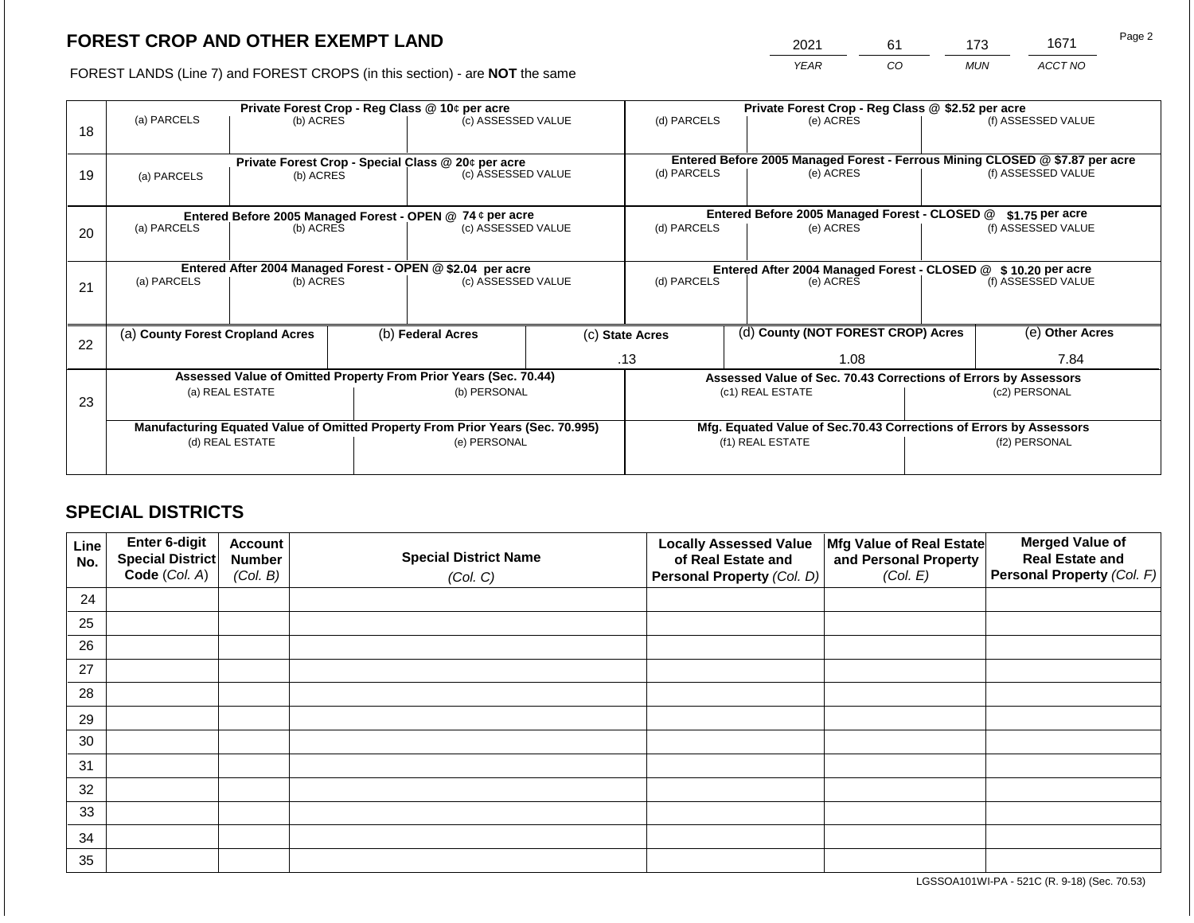# FOREST CROP AND OTHER EXEMPT LAND

FOREST LANDS (Line 7) and FOREST CROPS (in this section) - are **NOT** the same

| YEAR | CO | MUN | ACCT NO |
|---|---|---|---|
| 2021 | 61 | 173 | 1671 |

Page 2

| Line | Private Forest Crop - Reg Class @ 10¢ per acre | | | Private Forest Crop - Reg Class @ $2.52 per acre | | |
|---|---|---|---|---|---|---|
| 18 | (a) PARCELS | (b) ACRES | (c) ASSESSED VALUE | (d) PARCELS | (e) ACRES | (f) ASSESSED VALUE |
| | | | | | | |
| | **Private Forest Crop - Special Class @ 20¢ per acre** | | | **Entered Before 2005 Managed Forest - Ferrous Mining CLOSED @ $7.87 per acre** | | |
| 19 | (a) PARCELS | (b) ACRES | (c) ASSESSED VALUE | (d) PARCELS | (e) ACRES | (f) ASSESSED VALUE |
| | | | | | | |
| | **Entered Before 2005 Managed Forest - OPEN @ 74 ¢ per acre** | | | **Entered Before 2005 Managed Forest - CLOSED @ $1.75 per acre** | | |
| 20 | (a) PARCELS | (b) ACRES | (c) ASSESSED VALUE | (d) PARCELS | (e) ACRES | (f) ASSESSED VALUE |
| | | | | | | |
| | **Entered After 2004 Managed Forest - OPEN @ $2.04 per acre** | | | **Entered After 2004 Managed Forest - CLOSED @ $ 10.20 per acre** | | |
| 21 | (a) PARCELS | (b) ACRES | (c) ASSESSED VALUE | (d) PARCELS | (e) ACRES | (f) ASSESSED VALUE |
| | | | | | | |

| Line | (a) County Forest Cropland Acres | (b) Federal Acres | (c) State Acres | (d) County (NOT FOREST CROP) Acres | (e) Other Acres |
|---|---|---|---|---|---|
| 22 | | | .13 | 1.08 | 7.84 |

| Line | Assessed Value of Omitted Property From Prior Years (Sec. 70.44) | | Assessed Value of Sec. 70.43 Corrections of Errors by Assessors | |
|---|---|---|---|---|
| 23 | (a) REAL ESTATE | (b) PERSONAL | (c1) REAL ESTATE | (c2) PERSONAL |
| | | | | |
| | **Manufacturing Equated Value of Omitted Property From Prior Years (Sec. 70.995)** | | **Mfg. Equated Value of Sec.70.43 Corrections of Errors by Assessors** | |
| | (d) REAL ESTATE | (e) PERSONAL | (f1) REAL ESTATE | (f2) PERSONAL |
| | | | | |

## SPECIAL DISTRICTS

| Line No. | Enter 6-digit Special District Code (Col. A) | Account Number (Col. B) | Special District Name (Col. C) | Locally Assessed Value of Real Estate and Personal Property (Col. D) | Mfg Value of Real Estate and Personal Property (Col. E) | Merged Value of Real Estate and Personal Property (Col. F) |
|---|---|---|---|---|---|---|
| 24 | | | | | | |
| 25 | | | | | | |
| 26 | | | | | | |
| 27 | | | | | | |
| 28 | | | | | | |
| 29 | | | | | | |
| 30 | | | | | | |
| 31 | | | | | | |
| 32 | | | | | | |
| 33 | | | | | | |
| 34 | | | | | | |
| 35 | | | | | | |

LGSSOA101WI-PA - 521C (R. 9-18) (Sec. 70.53)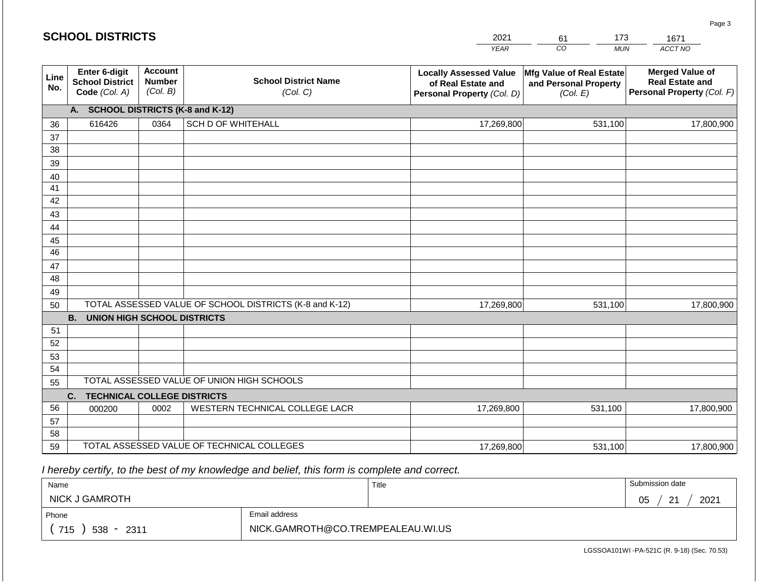# SCHOOL DISTRICTS

| 2021 | 61 | 173 | 1671 |
|---|---|---|---|
| YEAR | CO | MUN | ACCT NO |

| Line No. | Enter 6-digit School District Code (Col. A) | Account Number (Col. B) | School District Name (Col. C) | Locally Assessed Value of Real Estate and Personal Property (Col. D) | Mfg Value of Real Estate and Personal Property (Col. E) | Merged Value of Real Estate and Personal Property (Col. F) |
|---|---|---|---|---|---|---|
| | **A. SCHOOL DISTRICTS (K-8 and K-12)** | | | | | |
| 36 | 616426 | 0364 | SCH D OF WHITEHALL | 17,269,800 | 531,100 | 17,800,900 |
| 37 | | | | | | |
| 38 | | | | | | |
| 39 | | | | | | |
| 40 | | | | | | |
| 41 | | | | | | |
| 42 | | | | | | |
| 43 | | | | | | |
| 44 | | | | | | |
| 45 | | | | | | |
| 46 | | | | | | |
| 47 | | | | | | |
| 48 | | | | | | |
| 49 | | | | | | |
| 50 | TOTAL ASSESSED VALUE OF SCHOOL DISTRICTS (K-8 and K-12) | | | 17,269,800 | 531,100 | 17,800,900 |
| | **B. UNION HIGH SCHOOL DISTRICTS** | | | | | |
| 51 | | | | | | |
| 52 | | | | | | |
| 53 | | | | | | |
| 54 | | | | | | |
| 55 | TOTAL ASSESSED VALUE OF UNION HIGH SCHOOLS | | | | | |
| | **C. TECHNICAL COLLEGE DISTRICTS** | | | | | |
| 56 | 000200 | 0002 | WESTERN TECHNICAL COLLEGE LACR | 17,269,800 | 531,100 | 17,800,900 |
| 57 | | | | | | |
| 58 | | | | | | |
| 59 | TOTAL ASSESSED VALUE OF TECHNICAL COLLEGES | | | 17,269,800 | 531,100 | 17,800,900 |

*I hereby certify, to the best of my knowledge and belief, this form is complete and correct.*

| Name | Title | Submission date |
|---|---|---|
| NICK J GAMROTH | | 05 / 21 / 2021 |
| Phone | Email address | |
| ( 715 ) 538 - 2311 | NICK.GAMROTH@CO.TREMPEALEAU.WI.US | |

LGSSOA101WI -PA-521C (R. 9-18) (Sec. 70.53)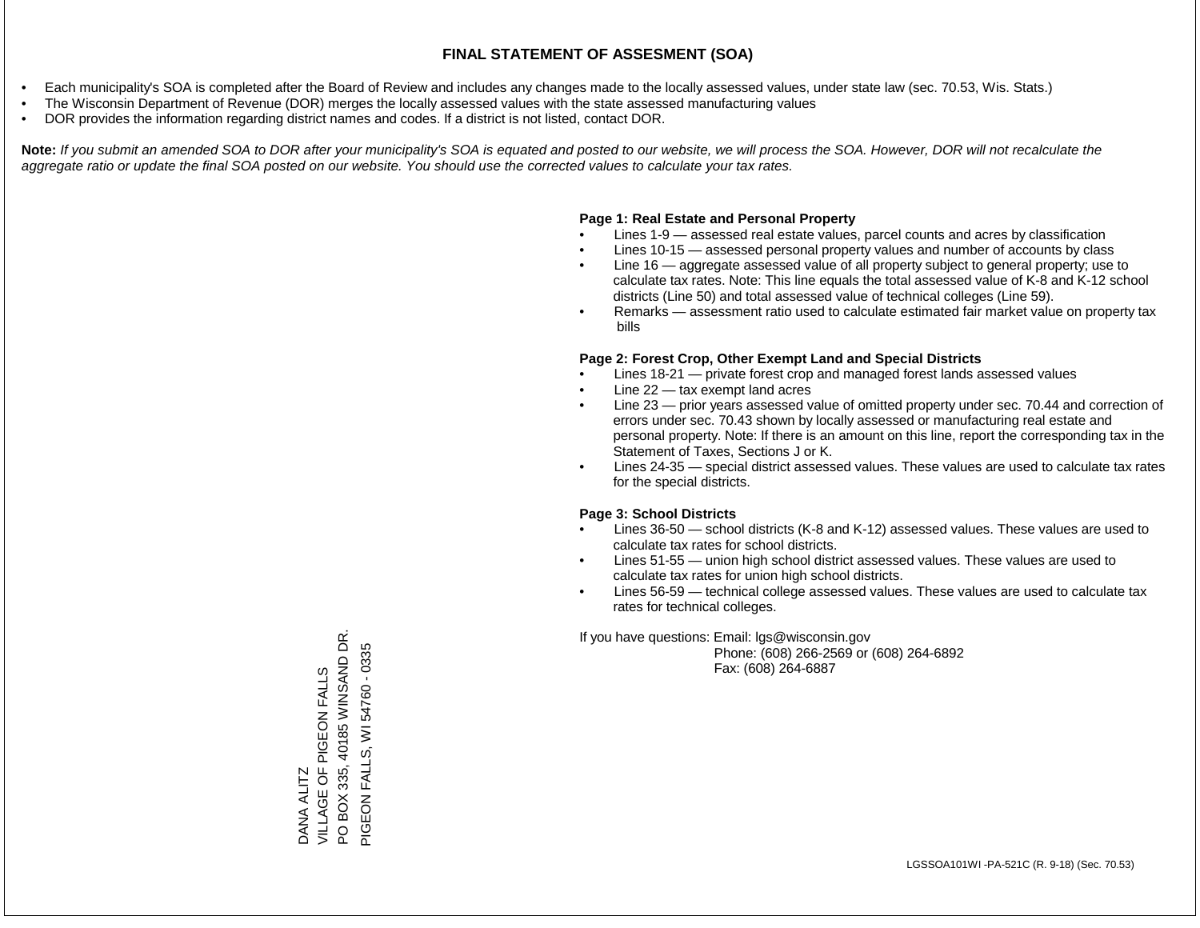# FINAL STATEMENT OF ASSESMENT (SOA)

- Each municipality's SOA is completed after the Board of Review and includes any changes made to the locally assessed values, under state law (sec. 70.53, Wis. Stats.)
- The Wisconsin Department of Revenue (DOR) merges the locally assessed values with the state assessed manufacturing values
- DOR provides the information regarding district names and codes. If a district is not listed, contact DOR.

**Note:** *If you submit an amended SOA to DOR after your municipality's SOA is equated and posted to our website, we will process the SOA. However, DOR will not recalculate the aggregate ratio or update the final SOA posted on our website. You should use the corrected values to calculate your tax rates.*

**Page 1: Real Estate and Personal Property**

- Lines 1-9 — assessed real estate values, parcel counts and acres by classification
- Lines 10-15 — assessed personal property values and number of accounts by class
- Line 16 — aggregate assessed value of all property subject to general property; use to calculate tax rates. Note: This line equals the total assessed value of K-8 and K-12 school districts (Line 50) and total assessed value of technical colleges (Line 59).
- Remarks — assessment ratio used to calculate estimated fair market value on property tax bills

**Page 2: Forest Crop, Other Exempt Land and Special Districts**

- Lines 18-21 — private forest crop and managed forest lands assessed values
- Line 22 — tax exempt land acres
- Line 23 — prior years assessed value of omitted property under sec. 70.44 and correction of errors under sec. 70.43 shown by locally assessed or manufacturing real estate and personal property. Note: If there is an amount on this line, report the corresponding tax in the Statement of Taxes, Sections J or K.
- Lines 24-35 — special district assessed values. These values are used to calculate tax rates for the special districts.

**Page 3: School Districts**

- Lines 36-50 — school districts (K-8 and K-12) assessed values. These values are used to calculate tax rates for school districts.
- Lines 51-55 — union high school district assessed values. These values are used to calculate tax rates for union high school districts.
- Lines 56-59 — technical college assessed values. These values are used to calculate tax rates for technical colleges.

If you have questions: Email: lgs@wisconsin.gov
Phone: (608) 266-2569 or (608) 264-6892
Fax: (608) 264-6887

DANA ALITZ
VILLAGE OF PIGEON FALLS
PO BOX 335, 40185 WINSAND DR.
PIGEON FALLS, WI 54760 - 0335

LGSSOA101WI -PA-521C (R. 9-18) (Sec. 70.53)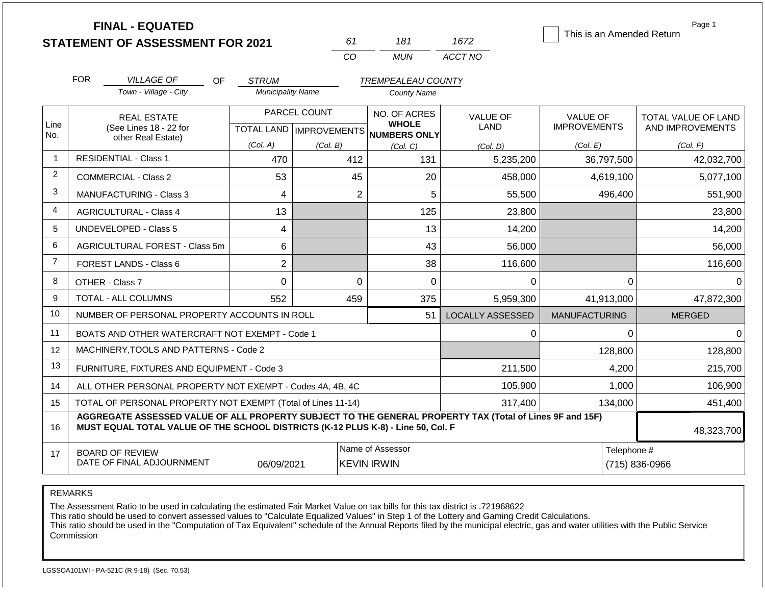# FINAL - EQUATED
## STATEMENT OF ASSESSMENT FOR 2021

61 | 181 | 1672
CO | MUN | ACCT NO

☐ This is an Amended Return

Page 1

FOR *VILLAGE OF* (Town - Village - City) OF *STRUM* (Municipality Name) *TREMPEALEAU COUNTY* (County Name)

| Line No. | REAL ESTATE (See Lines 18 - 22 for other Real Estate) | PARCEL COUNT TOTAL LAND (Col. A) | PARCEL COUNT IMPROVEMENTS (Col. B) | NO. OF ACRES WHOLE NUMBERS ONLY (Col. C) | VALUE OF LAND (Col. D) | VALUE OF IMPROVEMENTS (Col. E) | TOTAL VALUE OF LAND AND IMPROVEMENTS (Col. F) |
|---|---|---|---|---|---|---|---|
| 1 | RESIDENTIAL - Class 1 | 470 | 412 | 131 | 5,235,200 | 36,797,500 | 42,032,700 |
| 2 | COMMERCIAL - Class 2 | 53 | 45 | 20 | 458,000 | 4,619,100 | 5,077,100 |
| 3 | MANUFACTURING - Class 3 | 4 | 2 | 5 | 55,500 | 496,400 | 551,900 |
| 4 | AGRICULTURAL - Class 4 | 13 | | 125 | 23,800 | | 23,800 |
| 5 | UNDEVELOPED - Class 5 | 4 | | 13 | 14,200 | | 14,200 |
| 6 | AGRICULTURAL FOREST - Class 5m | 6 | | 43 | 56,000 | | 56,000 |
| 7 | FOREST LANDS - Class 6 | 2 | | 38 | 116,600 | | 116,600 |
| 8 | OTHER - Class 7 | 0 | 0 | 0 | 0 | 0 | 0 |
| 9 | TOTAL - ALL COLUMNS | 552 | 459 | 375 | 5,959,300 | 41,913,000 | 47,872,300 |
| 10 | NUMBER OF PERSONAL PROPERTY ACCOUNTS IN ROLL | | | 51 | LOCALLY ASSESSED | MANUFACTURING | MERGED |
| 11 | BOATS AND OTHER WATERCRAFT NOT EXEMPT - Code 1 | | | | 0 | 0 | 0 |
| 12 | MACHINERY,TOOLS AND PATTERNS - Code 2 | | | | | 128,800 | 128,800 |
| 13 | FURNITURE, FIXTURES AND EQUIPMENT - Code 3 | | | | 211,500 | 4,200 | 215,700 |
| 14 | ALL OTHER PERSONAL PROPERTY NOT EXEMPT - Codes 4A, 4B, 4C | | | | 105,900 | 1,000 | 106,900 |
| 15 | TOTAL OF PERSONAL PROPERTY NOT EXEMPT (Total of Lines 11-14) | | | | 317,400 | 134,000 | 451,400 |
| 16 | **AGGREGATE ASSESSED VALUE OF ALL PROPERTY SUBJECT TO THE GENERAL PROPERTY TAX (Total of Lines 9F and 15F) MUST EQUAL TOTAL VALUE OF THE SCHOOL DISTRICTS (K-12 PLUS K-8) - Line 50, Col. F** | | | | | | 48,323,700 |
| 17 | BOARD OF REVIEW DATE OF FINAL ADJOURNMENT | 06/09/2021 | | Name of Assessor: KEVIN IRWIN | | Telephone #: (715) 836-0966 | |

REMARKS

The Assessment Ratio to be used in calculating the estimated Fair Market Value on tax bills for this tax district is .721968622
This ratio should be used to convert assessed values to "Calculate Equalized Values" in Step 1 of the Lottery and Gaming Credit Calculations.
This ratio should be used in the "Computation of Tax Equivalent" schedule of the Annual Reports filed by the municipal electric, gas and water utilities with the Public Service Commission

LGSSOA101WI - PA-521C (R.9-18) (Sec. 70.53)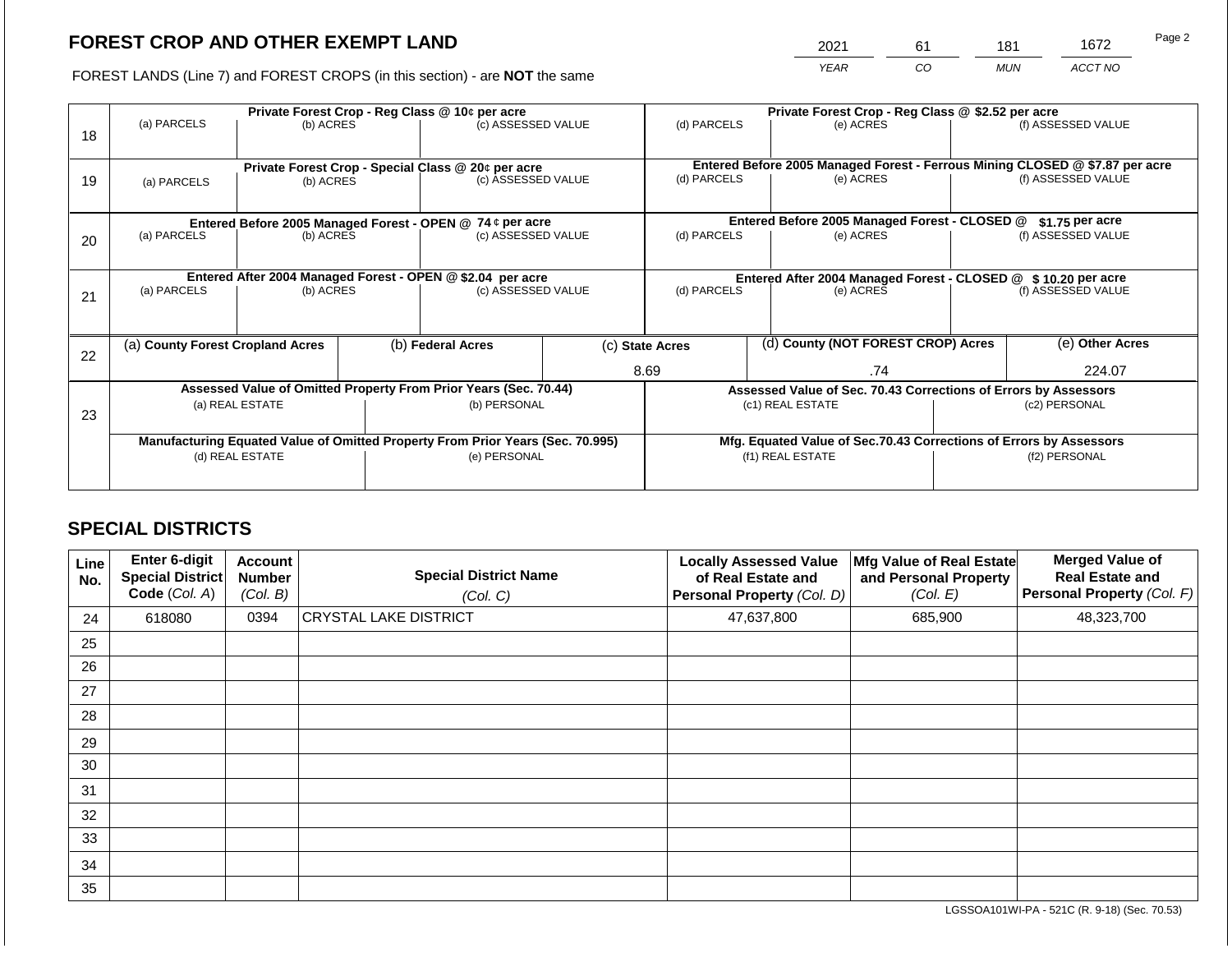## FOREST CROP AND OTHER EXEMPT LAND

| 2021 | 61 | 181 | 1672 |
|---|---|---|---|
| YEAR | CO | MUN | ACCT NO |

FOREST LANDS (Line 7) and FOREST CROPS (in this section) - are **NOT** the same

| Line | Private Forest Crop - Reg Class @ 10¢ per acre | | | Private Forest Crop - Reg Class @ $2.52 per acre | | |
|---|---|---|---|---|---|---|
| 18 | (a) PARCELS | (b) ACRES | (c) ASSESSED VALUE | (d) PARCELS | (e) ACRES | (f) ASSESSED VALUE |
| | **Private Forest Crop - Special Class @ 20¢ per acre** | | | **Entered Before 2005 Managed Forest - Ferrous Mining CLOSED @ $7.87 per acre** | | |
| 19 | (a) PARCELS | (b) ACRES | (c) ASSESSED VALUE | (d) PARCELS | (e) ACRES | (f) ASSESSED VALUE |
| | **Entered Before 2005 Managed Forest - OPEN @ 74 ¢ per acre** | | | **Entered Before 2005 Managed Forest - CLOSED @ $1.75 per acre** | | |
| 20 | (a) PARCELS | (b) ACRES | (c) ASSESSED VALUE | (d) PARCELS | (e) ACRES | (f) ASSESSED VALUE |
| | **Entered After 2004 Managed Forest - OPEN @ $2.04 per acre** | | | **Entered After 2004 Managed Forest - CLOSED @ $ 10.20 per acre** | | |
| 21 | (a) PARCELS | (b) ACRES | (c) ASSESSED VALUE | (d) PARCELS | (e) ACRES | (f) ASSESSED VALUE |

| Line | (a) County Forest Cropland Acres | (b) Federal Acres | (c) State Acres | (d) County (NOT FOREST CROP) Acres | (e) Other Acres |
|---|---|---|---|---|---|
| 22 | | | 8.69 | .74 | 224.07 |

| Line | Assessed Value of Omitted Property From Prior Years (Sec. 70.44) | | Assessed Value of Sec. 70.43 Corrections of Errors by Assessors | |
|---|---|---|---|---|
| 23 | (a) REAL ESTATE | (b) PERSONAL | (c1) REAL ESTATE | (c2) PERSONAL |
| | **Manufacturing Equated Value of Omitted Property From Prior Years (Sec. 70.995)** | | **Mfg. Equated Value of Sec.70.43 Corrections of Errors by Assessors** | |
| | (d) REAL ESTATE | (e) PERSONAL | (f1) REAL ESTATE | (f2) PERSONAL |

## SPECIAL DISTRICTS

| Line No. | Enter 6-digit Special District Code (Col. A) | Account Number (Col. B) | Special District Name (Col. C) | Locally Assessed Value of Real Estate and Personal Property (Col. D) | Mfg Value of Real Estate and Personal Property (Col. E) | Merged Value of Real Estate and Personal Property (Col. F) |
|---|---|---|---|---|---|---|
| 24 | 618080 | 0394 | CRYSTAL LAKE DISTRICT | 47,637,800 | 685,900 | 48,323,700 |
| 25 | | | | | | |
| 26 | | | | | | |
| 27 | | | | | | |
| 28 | | | | | | |
| 29 | | | | | | |
| 30 | | | | | | |
| 31 | | | | | | |
| 32 | | | | | | |
| 33 | | | | | | |
| 34 | | | | | | |
| 35 | | | | | | |

LGSSOA101WI-PA - 521C (R. 9-18) (Sec. 70.53)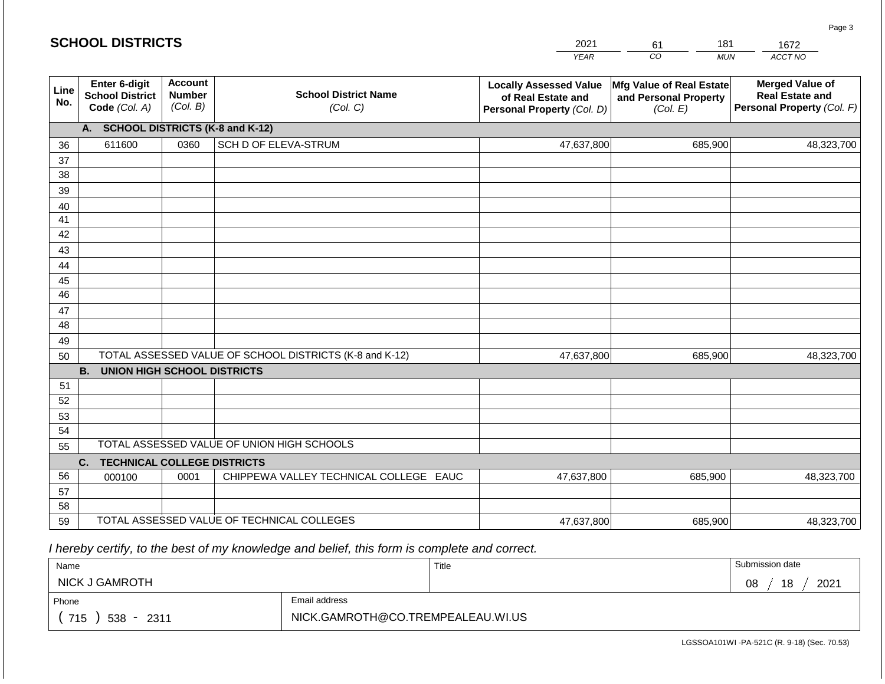# SCHOOL DISTRICTS

| 2021 | 61 | 181 | 1672 |
|---|---|---|---|
| YEAR | CO | MUN | ACCT NO |

| Line No. | Enter 6-digit School District Code (Col. A) | Account Number (Col. B) | School District Name (Col. C) | Locally Assessed Value of Real Estate and Personal Property (Col. D) | Mfg Value of Real Estate and Personal Property (Col. E) | Merged Value of Real Estate and Personal Property (Col. F) |
|---|---|---|---|---|---|---|
| | **A. SCHOOL DISTRICTS (K-8 and K-12)** | | | | | |
| 36 | 611600 | 0360 | SCH D OF ELEVA-STRUM | 47,637,800 | 685,900 | 48,323,700 |
| 37 | | | | | | |
| 38 | | | | | | |
| 39 | | | | | | |
| 40 | | | | | | |
| 41 | | | | | | |
| 42 | | | | | | |
| 43 | | | | | | |
| 44 | | | | | | |
| 45 | | | | | | |
| 46 | | | | | | |
| 47 | | | | | | |
| 48 | | | | | | |
| 49 | | | | | | |
| 50 | TOTAL ASSESSED VALUE OF SCHOOL DISTRICTS (K-8 and K-12) | | | 47,637,800 | 685,900 | 48,323,700 |
| | **B. UNION HIGH SCHOOL DISTRICTS** | | | | | |
| 51 | | | | | | |
| 52 | | | | | | |
| 53 | | | | | | |
| 54 | | | | | | |
| 55 | TOTAL ASSESSED VALUE OF UNION HIGH SCHOOLS | | | | | |
| | **C. TECHNICAL COLLEGE DISTRICTS** | | | | | |
| 56 | 000100 | 0001 | CHIPPEWA VALLEY TECHNICAL COLLEGE EAUC | 47,637,800 | 685,900 | 48,323,700 |
| 57 | | | | | | |
| 58 | | | | | | |
| 59 | TOTAL ASSESSED VALUE OF TECHNICAL COLLEGES | | | 47,637,800 | 685,900 | 48,323,700 |

*I hereby certify, to the best of my knowledge and belief, this form is complete and correct.*

| Name | Title | Submission date |
|---|---|---|
| NICK J GAMROTH | | 08 / 18 / 2021 |

| Phone | Email address |
|---|---|
| ( 715 ) 538 - 2311 | NICK.GAMROTH@CO.TREMPEALEAU.WI.US |

LGSSOA101WI -PA-521C (R. 9-18) (Sec. 70.53)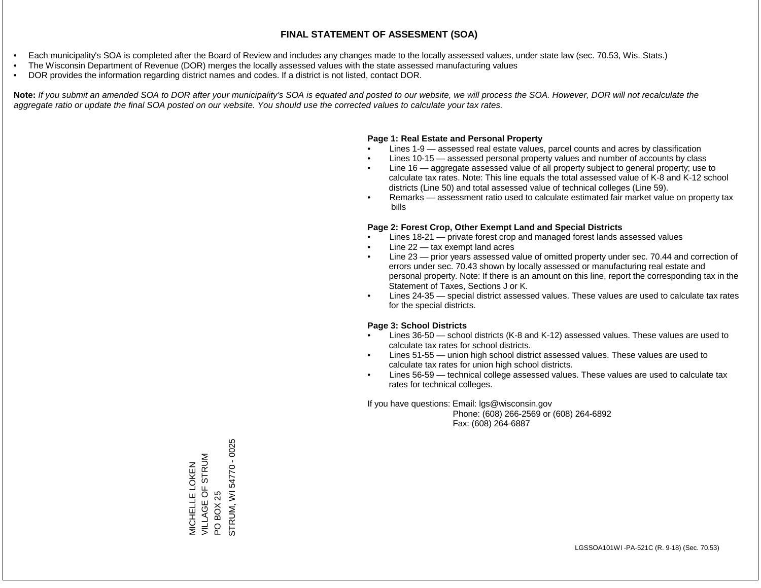# FINAL STATEMENT OF ASSESMENT (SOA)

- Each municipality's SOA is completed after the Board of Review and includes any changes made to the locally assessed values, under state law (sec. 70.53, Wis. Stats.)
- The Wisconsin Department of Revenue (DOR) merges the locally assessed values with the state assessed manufacturing values
- DOR provides the information regarding district names and codes. If a district is not listed, contact DOR.

**Note:** *If you submit an amended SOA to DOR after your municipality's SOA is equated and posted to our website, we will process the SOA. However, DOR will not recalculate the aggregate ratio or update the final SOA posted on our website. You should use the corrected values to calculate your tax rates.*

**Page 1: Real Estate and Personal Property**

- Lines 1-9 — assessed real estate values, parcel counts and acres by classification
- Lines 10-15 — assessed personal property values and number of accounts by class
- Line 16 — aggregate assessed value of all property subject to general property; use to calculate tax rates. Note: This line equals the total assessed value of K-8 and K-12 school districts (Line 50) and total assessed value of technical colleges (Line 59).
- Remarks — assessment ratio used to calculate estimated fair market value on property tax bills

**Page 2: Forest Crop, Other Exempt Land and Special Districts**

- Lines 18-21 — private forest crop and managed forest lands assessed values
- Line 22 — tax exempt land acres
- Line 23 — prior years assessed value of omitted property under sec. 70.44 and correction of errors under sec. 70.43 shown by locally assessed or manufacturing real estate and personal property. Note: If there is an amount on this line, report the corresponding tax in the Statement of Taxes, Sections J or K.
- Lines 24-35 — special district assessed values. These values are used to calculate tax rates for the special districts.

**Page 3: School Districts**

- Lines 36-50 — school districts (K-8 and K-12) assessed values. These values are used to calculate tax rates for school districts.
- Lines 51-55 — union high school district assessed values. These values are used to calculate tax rates for union high school districts.
- Lines 56-59 — technical college assessed values. These values are used to calculate tax rates for technical colleges.

If you have questions: Email: lgs@wisconsin.gov
Phone: (608) 266-2569 or (608) 264-6892
Fax: (608) 264-6887

MICHELLE LOKEN
VILLAGE OF STRUM
PO BOX 25
STRUM, WI 54770 - 0025

LGSSOA101WI -PA-521C (R. 9-18) (Sec. 70.53)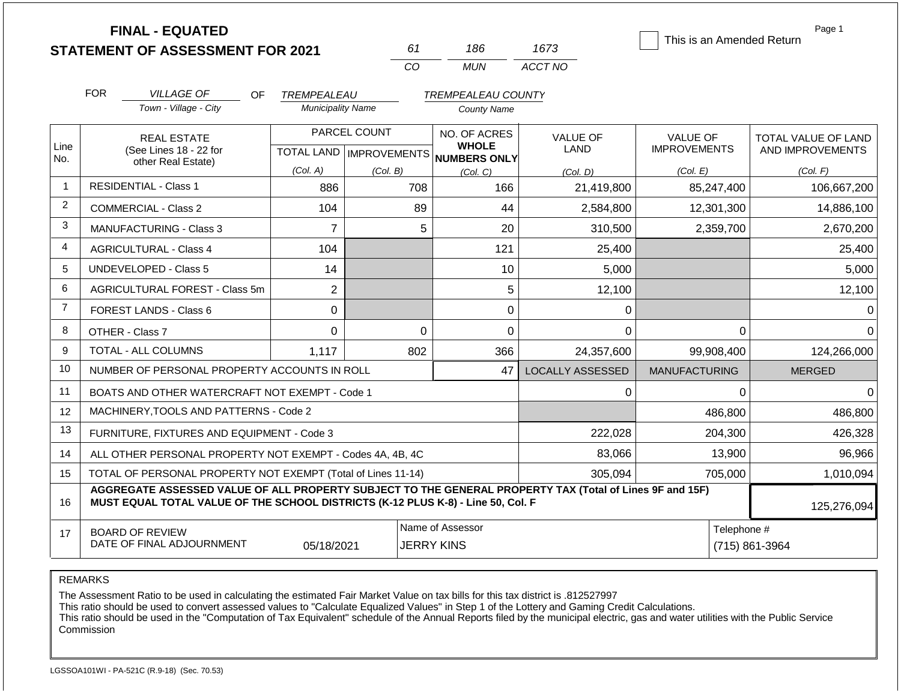**FINAL - EQUATED**
**STATEMENT OF ASSESSMENT FOR 2021**

| 61 | 186 | 1673 |
|---|---|---|
| CO | MUN | ACCT NO |

☐ This is an Amended Return

FOR *VILLAGE OF* (Town - Village - City) OF *TREMPEALEAU* (Municipality Name) *TREMPEALEAU COUNTY* (County Name)

| Line No. | REAL ESTATE (See Lines 18 - 22 for other Real Estate) | PARCEL COUNT TOTAL LAND (Col. A) | PARCEL COUNT IMPROVEMENTS (Col. B) | NO. OF ACRES WHOLE NUMBERS ONLY (Col. C) | VALUE OF LAND (Col. D) | VALUE OF IMPROVEMENTS (Col. E) | TOTAL VALUE OF LAND AND IMPROVEMENTS (Col. F) |
|---|---|---|---|---|---|---|---|
| 1 | RESIDENTIAL - Class 1 | 886 | 708 | 166 | 21,419,800 | 85,247,400 | 106,667,200 |
| 2 | COMMERCIAL - Class 2 | 104 | 89 | 44 | 2,584,800 | 12,301,300 | 14,886,100 |
| 3 | MANUFACTURING - Class 3 | 7 | 5 | 20 | 310,500 | 2,359,700 | 2,670,200 |
| 4 | AGRICULTURAL - Class 4 | 104 | | 121 | 25,400 | | 25,400 |
| 5 | UNDEVELOPED - Class 5 | 14 | | 10 | 5,000 | | 5,000 |
| 6 | AGRICULTURAL FOREST - Class 5m | 2 | | 5 | 12,100 | | 12,100 |
| 7 | FOREST LANDS - Class 6 | 0 | | 0 | 0 | | 0 |
| 8 | OTHER - Class 7 | 0 | 0 | 0 | 0 | 0 | 0 |
| 9 | TOTAL - ALL COLUMNS | 1,117 | 802 | 366 | 24,357,600 | 99,908,400 | 124,266,000 |
| 10 | NUMBER OF PERSONAL PROPERTY ACCOUNTS IN ROLL | | | 47 | LOCALLY ASSESSED | MANUFACTURING | MERGED |
| 11 | BOATS AND OTHER WATERCRAFT NOT EXEMPT - Code 1 | | | | 0 | 0 | 0 |
| 12 | MACHINERY,TOOLS AND PATTERNS - Code 2 | | | | | 486,800 | 486,800 |
| 13 | FURNITURE, FIXTURES AND EQUIPMENT - Code 3 | | | | 222,028 | 204,300 | 426,328 |
| 14 | ALL OTHER PERSONAL PROPERTY NOT EXEMPT - Codes 4A, 4B, 4C | | | | 83,066 | 13,900 | 96,966 |
| 15 | TOTAL OF PERSONAL PROPERTY NOT EXEMPT (Total of Lines 11-14) | | | | 305,094 | 705,000 | 1,010,094 |
| 16 | **AGGREGATE ASSESSED VALUE OF ALL PROPERTY SUBJECT TO THE GENERAL PROPERTY TAX (Total of Lines 9F and 15F) MUST EQUAL TOTAL VALUE OF THE SCHOOL DISTRICTS (K-12 PLUS K-8) - Line 50, Col. F** | | | | | | 125,276,094 |
| 17 | BOARD OF REVIEW DATE OF FINAL ADJOURNMENT | 05/18/2021 | | Name of Assessor: JERRY KINS | | Telephone #: (715) 861-3964 | |

REMARKS

The Assessment Ratio to be used in calculating the estimated Fair Market Value on tax bills for this tax district is .812527997
This ratio should be used to convert assessed values to "Calculate Equalized Values" in Step 1 of the Lottery and Gaming Credit Calculations.
This ratio should be used in the "Computation of Tax Equivalent" schedule of the Annual Reports filed by the municipal electric, gas and water utilities with the Public Service Commission

LGSSOA101WI - PA-521C (R.9-18) (Sec. 70.53)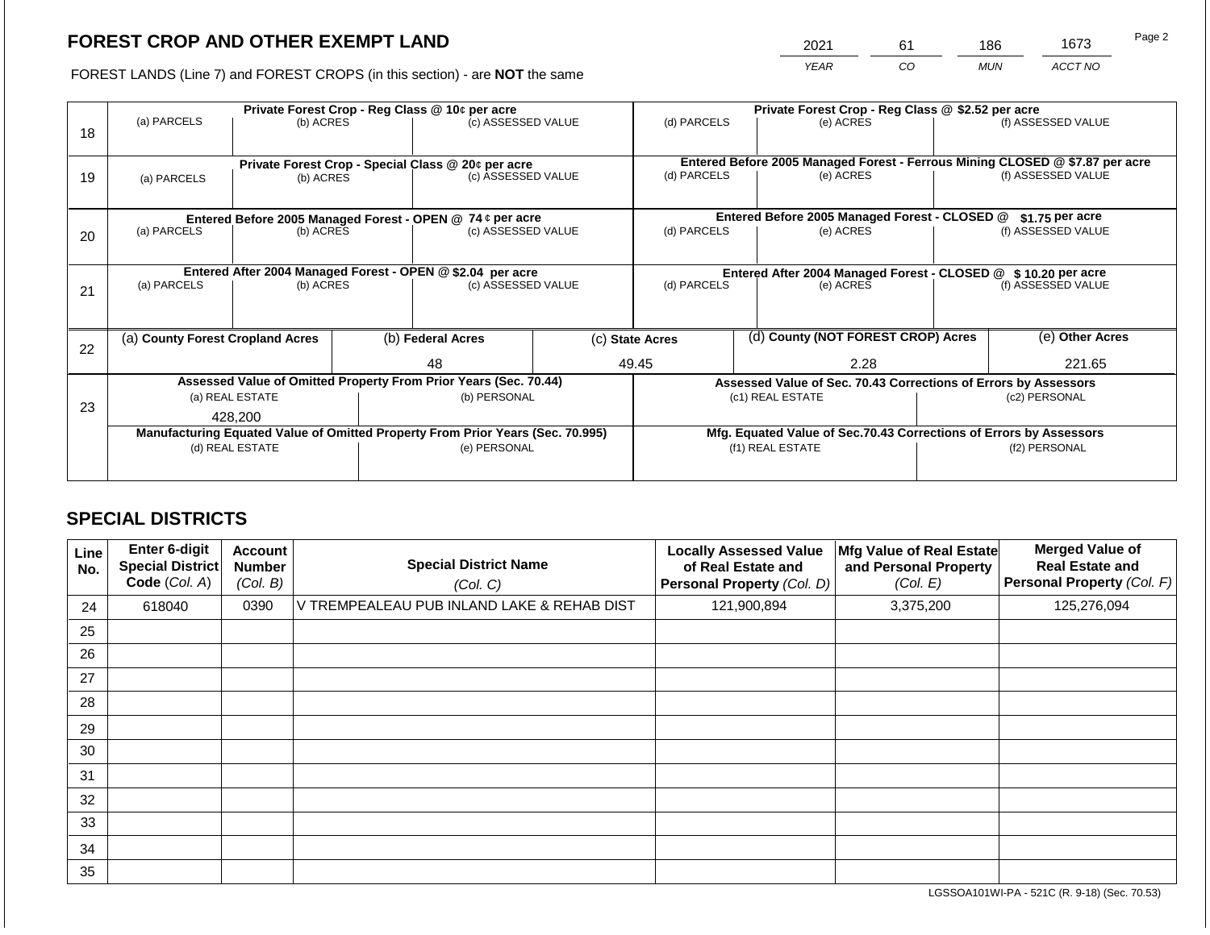## FOREST CROP AND OTHER EXEMPT LAND

FOREST LANDS (Line 7) and FOREST CROPS (in this section) - are **NOT** the same

| 2021 | 61 | 186 | 1673 |
|---|---|---|---|
| YEAR | CO | MUN | ACCT NO |

| Line | Private Forest Crop - Reg Class @ 10¢ per acre | | | Private Forest Crop - Reg Class @ $2.52 per acre | | |
|---|---|---|---|---|---|---|
| 18 | (a) PARCELS | (b) ACRES | (c) ASSESSED VALUE | (d) PARCELS | (e) ACRES | (f) ASSESSED VALUE |
| | **Private Forest Crop - Special Class @ 20¢ per acre** | | | **Entered Before 2005 Managed Forest - Ferrous Mining CLOSED @ $7.87 per acre** | | |
| 19 | (a) PARCELS | (b) ACRES | (c) ASSESSED VALUE | (d) PARCELS | (e) ACRES | (f) ASSESSED VALUE |
| | **Entered Before 2005 Managed Forest - OPEN @ 74 ¢ per acre** | | | **Entered Before 2005 Managed Forest - CLOSED @ $1.75 per acre** | | |
| 20 | (a) PARCELS | (b) ACRES | (c) ASSESSED VALUE | (d) PARCELS | (e) ACRES | (f) ASSESSED VALUE |
| | **Entered After 2004 Managed Forest - OPEN @ $2.04 per acre** | | | **Entered After 2004 Managed Forest - CLOSED @ $ 10.20 per acre** | | |
| 21 | (a) PARCELS | (b) ACRES | (c) ASSESSED VALUE | (d) PARCELS | (e) ACRES | (f) ASSESSED VALUE |

| Line | (a) County Forest Cropland Acres | (b) Federal Acres | (c) State Acres | (d) County (NOT FOREST CROP) Acres | (e) Other Acres |
|---|---|---|---|---|---|
| 22 | | 48 | 49.45 | 2.28 | 221.65 |

| Line | Assessed Value of Omitted Property From Prior Years (Sec. 70.44) | | Assessed Value of Sec. 70.43 Corrections of Errors by Assessors | |
|---|---|---|---|---|
| 23 | (a) REAL ESTATE | (b) PERSONAL | (c1) REAL ESTATE | (c2) PERSONAL |
| | 428,200 | | | |
| | **Manufacturing Equated Value of Omitted Property From Prior Years (Sec. 70.995)** | | **Mfg. Equated Value of Sec.70.43 Corrections of Errors by Assessors** | |
| | (d) REAL ESTATE | (e) PERSONAL | (f1) REAL ESTATE | (f2) PERSONAL |
| | | | | |

## SPECIAL DISTRICTS

| Line No. | Enter 6-digit Special District Code (Col. A) | Account Number (Col. B) | Special District Name (Col. C) | Locally Assessed Value of Real Estate and Personal Property (Col. D) | Mfg Value of Real Estate and Personal Property (Col. E) | Merged Value of Real Estate and Personal Property (Col. F) |
|---|---|---|---|---|---|---|
| 24 | 618040 | 0390 | V TREMPEALEAU PUB INLAND LAKE & REHAB DIST | 121,900,894 | 3,375,200 | 125,276,094 |
| 25 | | | | | | |
| 26 | | | | | | |
| 27 | | | | | | |
| 28 | | | | | | |
| 29 | | | | | | |
| 30 | | | | | | |
| 31 | | | | | | |
| 32 | | | | | | |
| 33 | | | | | | |
| 34 | | | | | | |
| 35 | | | | | | |

LGSSOA101WI-PA - 521C (R. 9-18) (Sec. 70.53)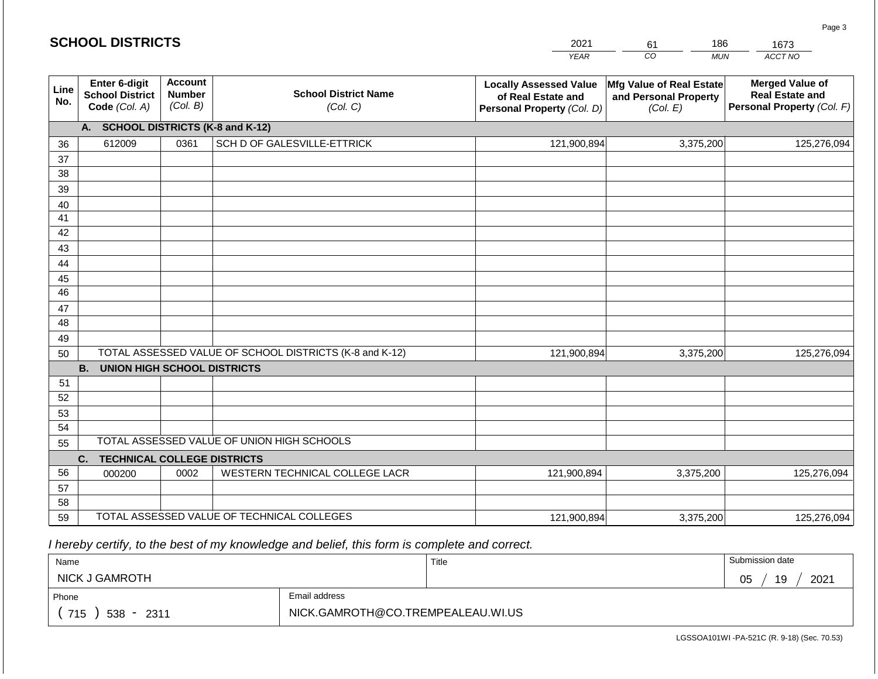# SCHOOL DISTRICTS

| 2021 | 61 | 186 | 1673 |
|---|---|---|---|
| YEAR | CO | MUN | ACCT NO |

| Line No. | Enter 6-digit School District Code (Col. A) | Account Number (Col. B) | School District Name (Col. C) | Locally Assessed Value of Real Estate and Personal Property (Col. D) | Mfg Value of Real Estate and Personal Property (Col. E) | Merged Value of Real Estate and Personal Property (Col. F) |
|---|---|---|---|---|---|---|
| | **A. SCHOOL DISTRICTS (K-8 and K-12)** | | | | | |
| 36 | 612009 | 0361 | SCH D OF GALESVILLE-ETTRICK | 121,900,894 | 3,375,200 | 125,276,094 |
| 37 | | | | | | |
| 38 | | | | | | |
| 39 | | | | | | |
| 40 | | | | | | |
| 41 | | | | | | |
| 42 | | | | | | |
| 43 | | | | | | |
| 44 | | | | | | |
| 45 | | | | | | |
| 46 | | | | | | |
| 47 | | | | | | |
| 48 | | | | | | |
| 49 | | | | | | |
| 50 | TOTAL ASSESSED VALUE OF SCHOOL DISTRICTS (K-8 and K-12) | | | 121,900,894 | 3,375,200 | 125,276,094 |
| | **B. UNION HIGH SCHOOL DISTRICTS** | | | | | |
| 51 | | | | | | |
| 52 | | | | | | |
| 53 | | | | | | |
| 54 | | | | | | |
| 55 | TOTAL ASSESSED VALUE OF UNION HIGH SCHOOLS | | | | | |
| | **C. TECHNICAL COLLEGE DISTRICTS** | | | | | |
| 56 | 000200 | 0002 | WESTERN TECHNICAL COLLEGE LACR | 121,900,894 | 3,375,200 | 125,276,094 |
| 57 | | | | | | |
| 58 | | | | | | |
| 59 | TOTAL ASSESSED VALUE OF TECHNICAL COLLEGES | | | 121,900,894 | 3,375,200 | 125,276,094 |

*I hereby certify, to the best of my knowledge and belief, this form is complete and correct.*

| Name | Title | Submission date |
|---|---|---|
| NICK J GAMROTH | | 05 / 19 / 2021 |
| **Phone** | **Email address** | |
| ( 715 ) 538 - 2311 | NICK.GAMROTH@CO.TREMPEALEAU.WI.US | |

LGSSOA101WI -PA-521C (R. 9-18) (Sec. 70.53)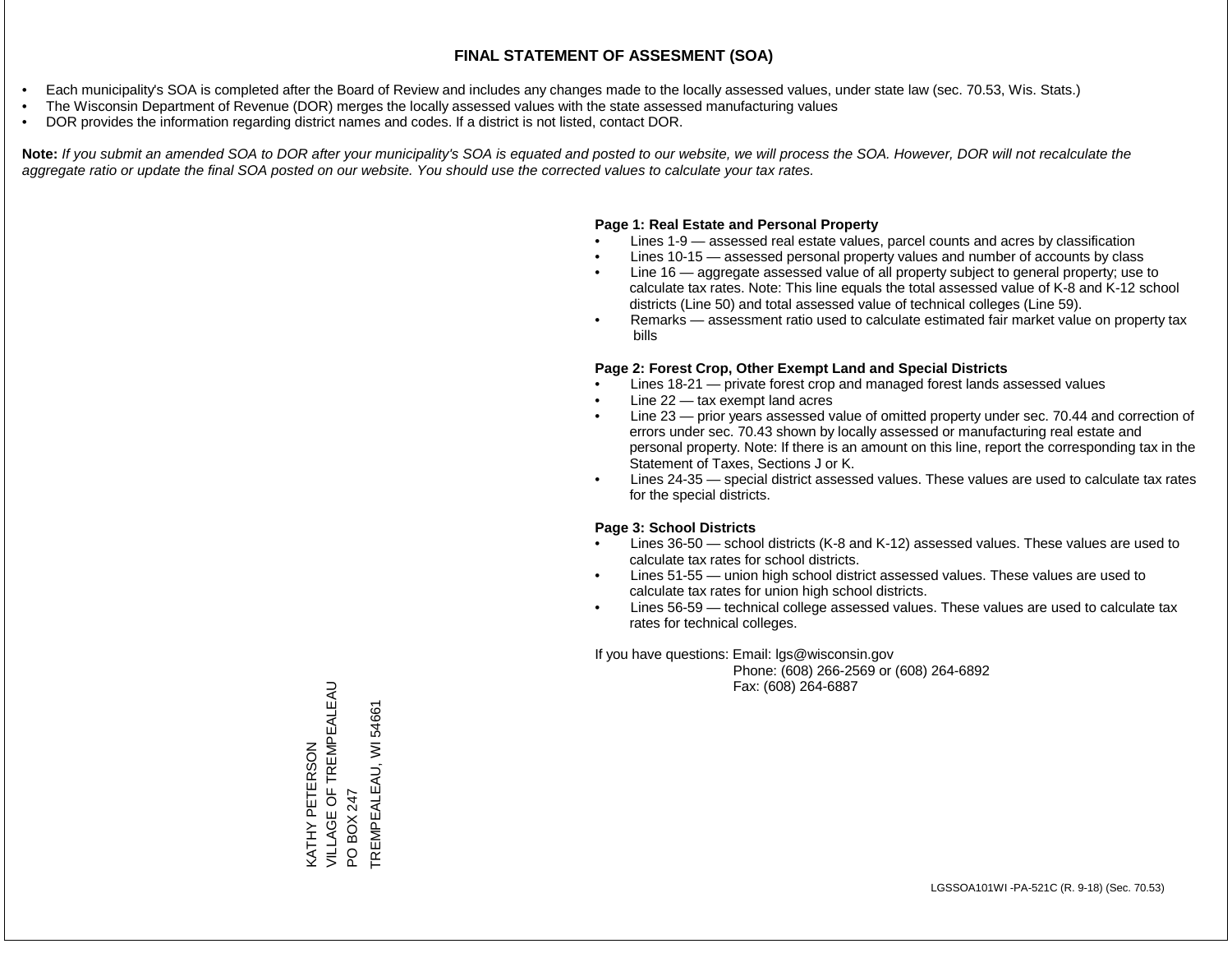# FINAL STATEMENT OF ASSESMENT (SOA)

- Each municipality's SOA is completed after the Board of Review and includes any changes made to the locally assessed values, under state law (sec. 70.53, Wis. Stats.)
- The Wisconsin Department of Revenue (DOR) merges the locally assessed values with the state assessed manufacturing values
- DOR provides the information regarding district names and codes. If a district is not listed, contact DOR.

**Note:** *If you submit an amended SOA to DOR after your municipality's SOA is equated and posted to our website, we will process the SOA. However, DOR will not recalculate the aggregate ratio or update the final SOA posted on our website. You should use the corrected values to calculate your tax rates.*

**Page 1: Real Estate and Personal Property**

- Lines 1-9 — assessed real estate values, parcel counts and acres by classification
- Lines 10-15 — assessed personal property values and number of accounts by class
- Line 16 — aggregate assessed value of all property subject to general property; use to calculate tax rates. Note: This line equals the total assessed value of K-8 and K-12 school districts (Line 50) and total assessed value of technical colleges (Line 59).
- Remarks — assessment ratio used to calculate estimated fair market value on property tax bills

**Page 2: Forest Crop, Other Exempt Land and Special Districts**

- Lines 18-21 — private forest crop and managed forest lands assessed values
- Line 22 — tax exempt land acres
- Line 23 — prior years assessed value of omitted property under sec. 70.44 and correction of errors under sec. 70.43 shown by locally assessed or manufacturing real estate and personal property. Note: If there is an amount on this line, report the corresponding tax in the Statement of Taxes, Sections J or K.
- Lines 24-35 — special district assessed values. These values are used to calculate tax rates for the special districts.

**Page 3: School Districts**

- Lines 36-50 — school districts (K-8 and K-12) assessed values. These values are used to calculate tax rates for school districts.
- Lines 51-55 — union high school district assessed values. These values are used to calculate tax rates for union high school districts.
- Lines 56-59 — technical college assessed values. These values are used to calculate tax rates for technical colleges.

If you have questions: Email: lgs@wisconsin.gov
Phone: (608) 266-2569 or (608) 264-6892
Fax: (608) 264-6887

KATHY PETERSON
VILLAGE OF TREMPEALEAU
PO BOX 247
TREMPEALEAU, WI 54661

LGSSOA101WI -PA-521C (R. 9-18) (Sec. 70.53)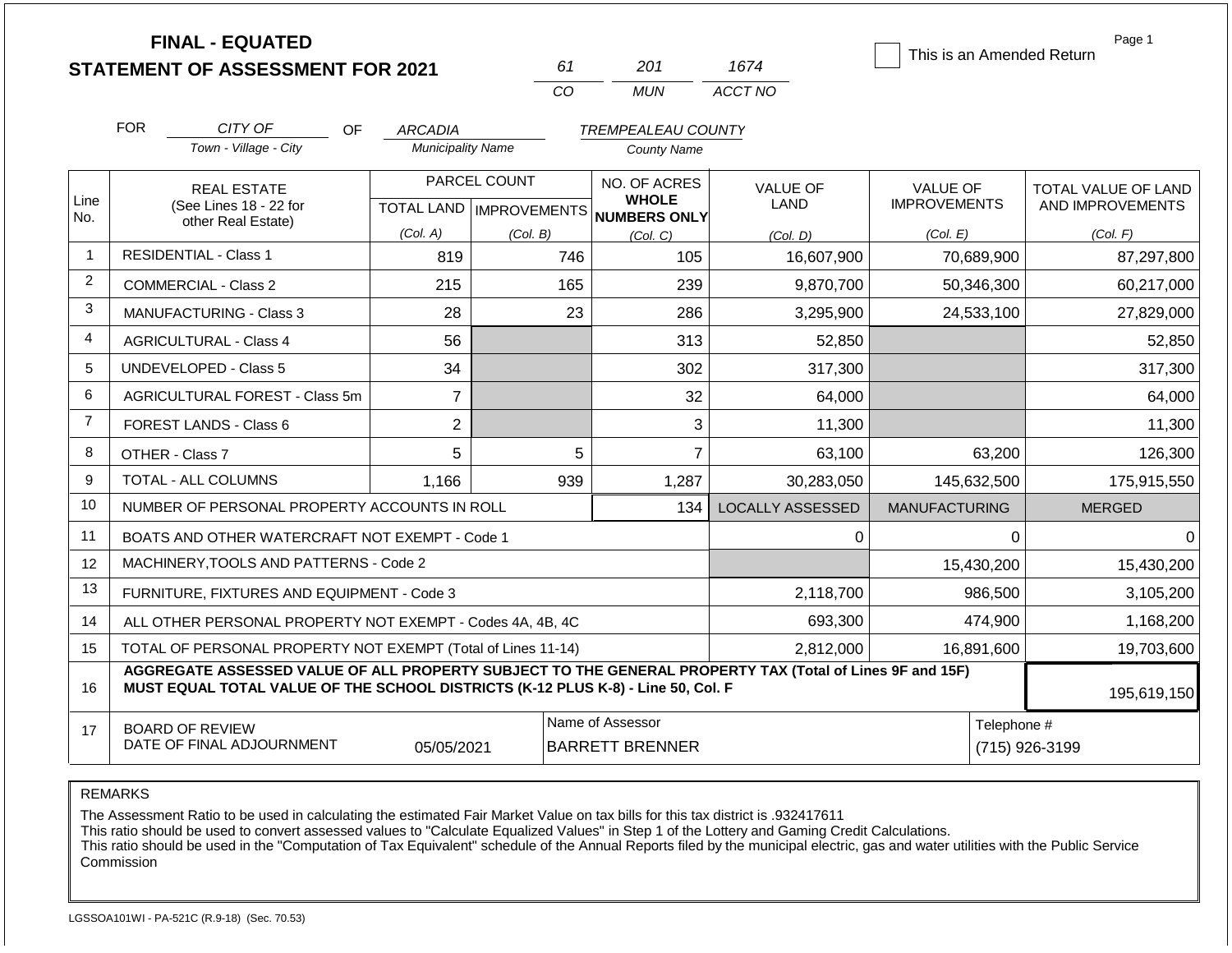# FINAL - EQUATED
# STATEMENT OF ASSESSMENT FOR 2021

| 61 | 201 | 1674 |
|---|---|---|
| CO | MUN | ACCT NO |

☐ This is an Amended Return

Page 1

FOR CITY OF (Town - Village - City) OF ARCADIA (Municipality Name) TREMPEALEAU COUNTY (County Name)

| Line No. | REAL ESTATE (See Lines 18 - 22 for other Real Estate) | PARCEL COUNT TOTAL LAND (Col. A) | PARCEL COUNT IMPROVEMENTS (Col. B) | NO. OF ACRES WHOLE NUMBERS ONLY (Col. C) | VALUE OF LAND (Col. D) | VALUE OF IMPROVEMENTS (Col. E) | TOTAL VALUE OF LAND AND IMPROVEMENTS (Col. F) |
|---|---|---|---|---|---|---|---|
| 1 | RESIDENTIAL - Class 1 | 819 | 746 | 105 | 16,607,900 | 70,689,900 | 87,297,800 |
| 2 | COMMERCIAL - Class 2 | 215 | 165 | 239 | 9,870,700 | 50,346,300 | 60,217,000 |
| 3 | MANUFACTURING - Class 3 | 28 | 23 | 286 | 3,295,900 | 24,533,100 | 27,829,000 |
| 4 | AGRICULTURAL - Class 4 | 56 | | 313 | 52,850 | | 52,850 |
| 5 | UNDEVELOPED - Class 5 | 34 | | 302 | 317,300 | | 317,300 |
| 6 | AGRICULTURAL FOREST - Class 5m | 7 | | 32 | 64,000 | | 64,000 |
| 7 | FOREST LANDS - Class 6 | 2 | | 3 | 11,300 | | 11,300 |
| 8 | OTHER - Class 7 | 5 | 5 | 7 | 63,100 | 63,200 | 126,300 |
| 9 | TOTAL - ALL COLUMNS | 1,166 | 939 | 1,287 | 30,283,050 | 145,632,500 | 175,915,550 |
| 10 | NUMBER OF PERSONAL PROPERTY ACCOUNTS IN ROLL | | | 134 | LOCALLY ASSESSED | MANUFACTURING | MERGED |
| 11 | BOATS AND OTHER WATERCRAFT NOT EXEMPT - Code 1 | | | | 0 | 0 | 0 |
| 12 | MACHINERY,TOOLS AND PATTERNS - Code 2 | | | | | 15,430,200 | 15,430,200 |
| 13 | FURNITURE, FIXTURES AND EQUIPMENT - Code 3 | | | | 2,118,700 | 986,500 | 3,105,200 |
| 14 | ALL OTHER PERSONAL PROPERTY NOT EXEMPT - Codes 4A, 4B, 4C | | | | 693,300 | 474,900 | 1,168,200 |
| 15 | TOTAL OF PERSONAL PROPERTY NOT EXEMPT (Total of Lines 11-14) | | | | 2,812,000 | 16,891,600 | 19,703,600 |
| 16 | **AGGREGATE ASSESSED VALUE OF ALL PROPERTY SUBJECT TO THE GENERAL PROPERTY TAX (Total of Lines 9F and 15F) MUST EQUAL TOTAL VALUE OF THE SCHOOL DISTRICTS (K-12 PLUS K-8) - Line 50, Col. F** | | | | | | 195,619,150 |
| 17 | BOARD OF REVIEW DATE OF FINAL ADJOURNMENT | 05/05/2021 | | Name of Assessor: BARRETT BRENNER | | Telephone #: (715) 926-3199 | |

REMARKS

The Assessment Ratio to be used in calculating the estimated Fair Market Value on tax bills for this tax district is .932417611
This ratio should be used to convert assessed values to "Calculate Equalized Values" in Step 1 of the Lottery and Gaming Credit Calculations.
This ratio should be used in the "Computation of Tax Equivalent" schedule of the Annual Reports filed by the municipal electric, gas and water utilities with the Public Service Commission

LGSSOA101WI - PA-521C (R.9-18) (Sec. 70.53)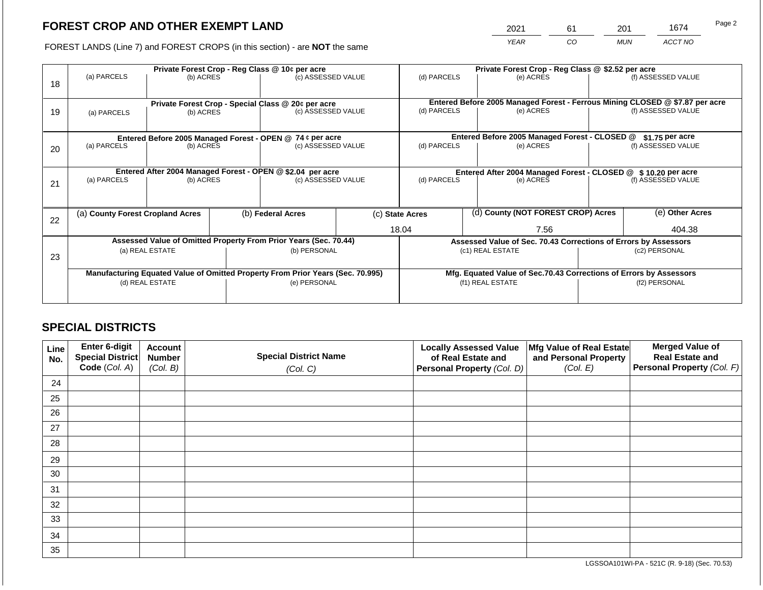# FOREST CROP AND OTHER EXEMPT LAND

FOREST LANDS (Line 7) and FOREST CROPS (in this section) - are **NOT** the same

| 2021 | 61 | 201 | 1674 |
|---|---|---|---|
| *YEAR* | *CO* | *MUN* | *ACCT NO* |

| Line | Private Forest Crop - Reg Class @ 10¢ per acre | | | Private Forest Crop - Reg Class @ $2.52 per acre | | |
|---|---|---|---|---|---|---|
| | (a) PARCELS | (b) ACRES | (c) ASSESSED VALUE | (d) PARCELS | (e) ACRES | (f) ASSESSED VALUE |
| 18 | | | | | | |
| | **Private Forest Crop - Special Class @ 20¢ per acre** | | | **Entered Before 2005 Managed Forest - Ferrous Mining CLOSED @ $7.87 per acre** | | |
| 19 | (a) PARCELS | (b) ACRES | (c) ASSESSED VALUE | (d) PARCELS | (e) ACRES | (f) ASSESSED VALUE |
| | **Entered Before 2005 Managed Forest - OPEN @ 74 ¢ per acre** | | | **Entered Before 2005 Managed Forest - CLOSED @ $1.75 per acre** | | |
| 20 | (a) PARCELS | (b) ACRES | (c) ASSESSED VALUE | (d) PARCELS | (e) ACRES | (f) ASSESSED VALUE |
| | **Entered After 2004 Managed Forest - OPEN @ $2.04 per acre** | | | **Entered After 2004 Managed Forest - CLOSED @ $ 10.20 per acre** | | |
| 21 | (a) PARCELS | (b) ACRES | (c) ASSESSED VALUE | (d) PARCELS | (e) ACRES | (f) ASSESSED VALUE |

| Line | (a) County Forest Cropland Acres | (b) Federal Acres | (c) State Acres | (d) County (NOT FOREST CROP) Acres | (e) Other Acres |
|---|---|---|---|---|---|
| 22 | | | 18.04 | 7.56 | 404.38 |

| Line | Assessed Value of Omitted Property From Prior Years (Sec. 70.44) | | Assessed Value of Sec. 70.43 Corrections of Errors by Assessors | |
|---|---|---|---|---|
| 23 | (a) REAL ESTATE | (b) PERSONAL | (c1) REAL ESTATE | (c2) PERSONAL |
| | | | | |
| | **Manufacturing Equated Value of Omitted Property From Prior Years (Sec. 70.995)** | | **Mfg. Equated Value of Sec.70.43 Corrections of Errors by Assessors** | |
| | (d) REAL ESTATE | (e) PERSONAL | (f1) REAL ESTATE | (f2) PERSONAL |
| | | | | |

## SPECIAL DISTRICTS

| Line No. | Enter 6-digit Special District Code (*Col. A*) | Account Number (*Col. B*) | Special District Name (*Col. C*) | Locally Assessed Value of Real Estate and Personal Property (*Col. D*) | Mfg Value of Real Estate and Personal Property (*Col. E*) | Merged Value of Real Estate and Personal Property (*Col. F*) |
|---|---|---|---|---|---|---|
| 24 | | | | | | |
| 25 | | | | | | |
| 26 | | | | | | |
| 27 | | | | | | |
| 28 | | | | | | |
| 29 | | | | | | |
| 30 | | | | | | |
| 31 | | | | | | |
| 32 | | | | | | |
| 33 | | | | | | |
| 34 | | | | | | |
| 35 | | | | | | |

LGSSOA101WI-PA - 521C (R. 9-18) (Sec. 70.53)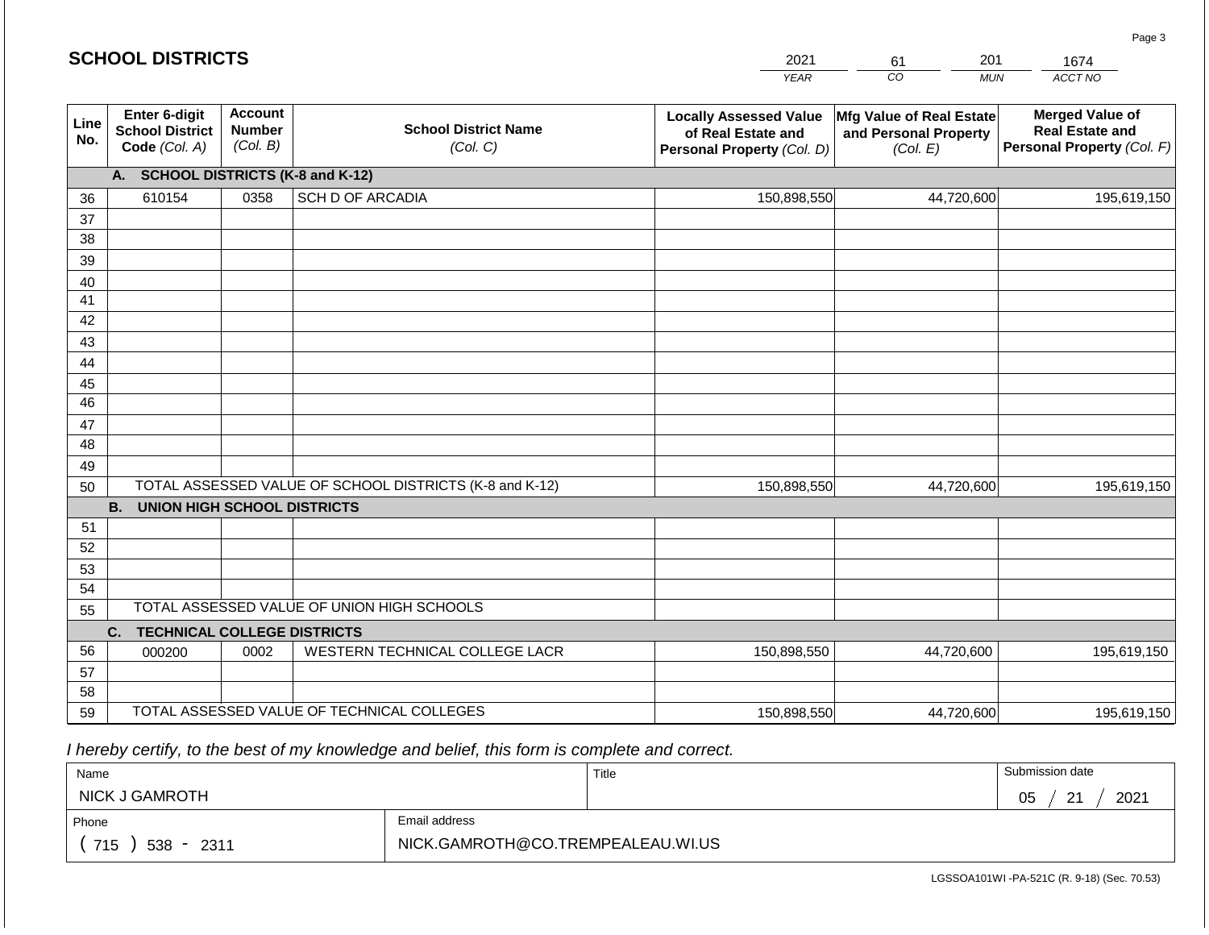# SCHOOL DISTRICTS

| 2021 | 61 | 201 | 1674 |
|---|---|---|---|
| *YEAR* | *CO* | *MUN* | *ACCT NO* |

| Line No. | Enter 6-digit School District Code *(Col. A)* | Account Number *(Col. B)* | School District Name *(Col. C)* | Locally Assessed Value of Real Estate and Personal Property *(Col. D)* | Mfg Value of Real Estate and Personal Property *(Col. E)* | Merged Value of Real Estate and Personal Property *(Col. F)* |
|---|---|---|---|---|---|---|
| | **A. SCHOOL DISTRICTS (K-8 and K-12)** | | | | | |
| 36 | 610154 | 0358 | SCH D OF ARCADIA | 150,898,550 | 44,720,600 | 195,619,150 |
| 37 | | | | | | |
| 38 | | | | | | |
| 39 | | | | | | |
| 40 | | | | | | |
| 41 | | | | | | |
| 42 | | | | | | |
| 43 | | | | | | |
| 44 | | | | | | |
| 45 | | | | | | |
| 46 | | | | | | |
| 47 | | | | | | |
| 48 | | | | | | |
| 49 | | | | | | |
| 50 | TOTAL ASSESSED VALUE OF SCHOOL DISTRICTS (K-8 and K-12) | | | 150,898,550 | 44,720,600 | 195,619,150 |
| | **B. UNION HIGH SCHOOL DISTRICTS** | | | | | |
| 51 | | | | | | |
| 52 | | | | | | |
| 53 | | | | | | |
| 54 | | | | | | |
| 55 | TOTAL ASSESSED VALUE OF UNION HIGH SCHOOLS | | | | | |
| | **C. TECHNICAL COLLEGE DISTRICTS** | | | | | |
| 56 | 000200 | 0002 | WESTERN TECHNICAL COLLEGE LACR | 150,898,550 | 44,720,600 | 195,619,150 |
| 57 | | | | | | |
| 58 | | | | | | |
| 59 | TOTAL ASSESSED VALUE OF TECHNICAL COLLEGES | | | 150,898,550 | 44,720,600 | 195,619,150 |

*I hereby certify, to the best of my knowledge and belief, this form is complete and correct.*

| Name | Title | Submission date |
|---|---|---|
| NICK J GAMROTH | | 05 / 21 / 2021 |
| **Phone** | **Email address** | |
| ( 715 ) 538 - 2311 | NICK.GAMROTH@CO.TREMPEALEAU.WI.US | |

LGSSOA101WI -PA-521C (R. 9-18) (Sec. 70.53)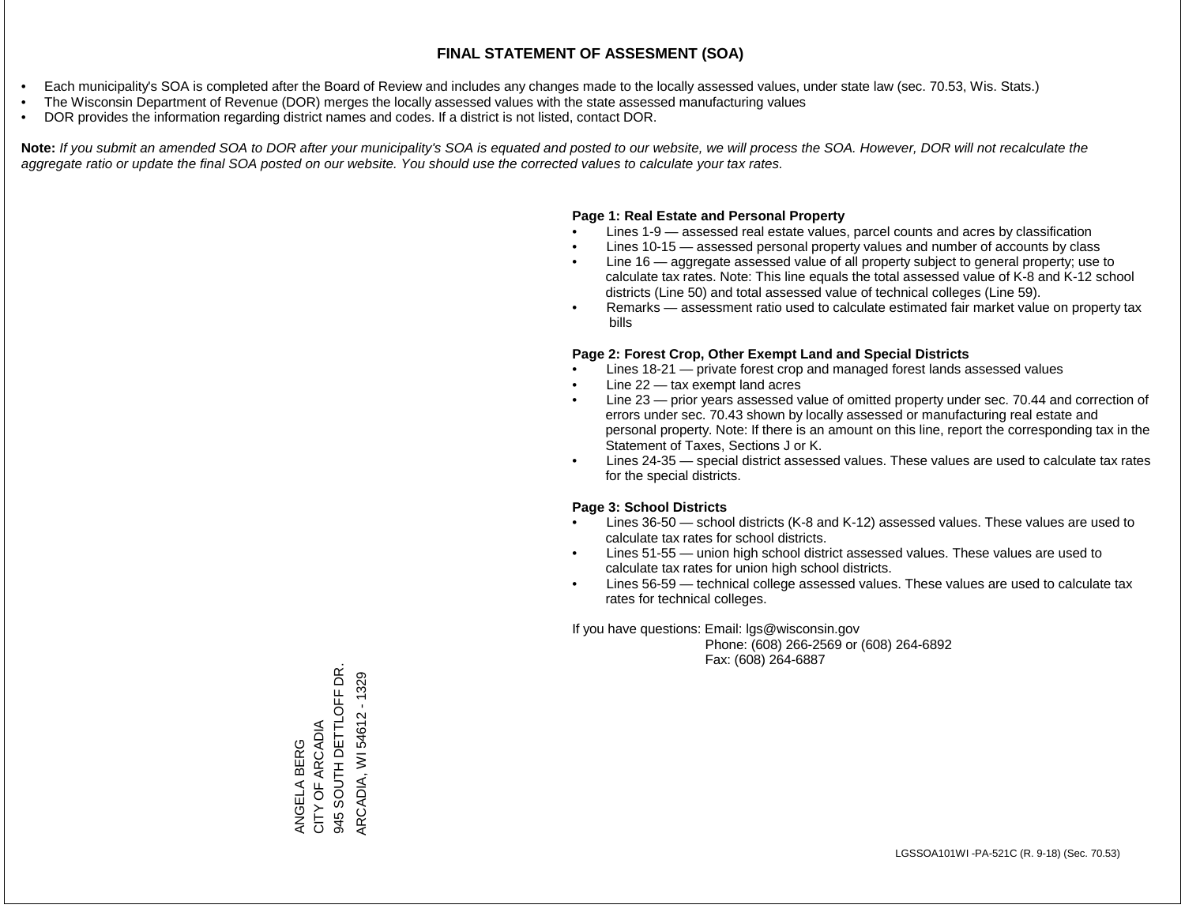# FINAL STATEMENT OF ASSESMENT (SOA)

- Each municipality's SOA is completed after the Board of Review and includes any changes made to the locally assessed values, under state law (sec. 70.53, Wis. Stats.)
- The Wisconsin Department of Revenue (DOR) merges the locally assessed values with the state assessed manufacturing values
- DOR provides the information regarding district names and codes. If a district is not listed, contact DOR.

**Note:** *If you submit an amended SOA to DOR after your municipality's SOA is equated and posted to our website, we will process the SOA. However, DOR will not recalculate the aggregate ratio or update the final SOA posted on our website. You should use the corrected values to calculate your tax rates.*

**Page 1: Real Estate and Personal Property**

- Lines 1-9 — assessed real estate values, parcel counts and acres by classification
- Lines 10-15 — assessed personal property values and number of accounts by class
- Line 16 — aggregate assessed value of all property subject to general property; use to calculate tax rates. Note: This line equals the total assessed value of K-8 and K-12 school districts (Line 50) and total assessed value of technical colleges (Line 59).
- Remarks — assessment ratio used to calculate estimated fair market value on property tax bills

**Page 2: Forest Crop, Other Exempt Land and Special Districts**

- Lines 18-21 — private forest crop and managed forest lands assessed values
- Line 22 — tax exempt land acres
- Line 23 — prior years assessed value of omitted property under sec. 70.44 and correction of errors under sec. 70.43 shown by locally assessed or manufacturing real estate and personal property. Note: If there is an amount on this line, report the corresponding tax in the Statement of Taxes, Sections J or K.
- Lines 24-35 — special district assessed values. These values are used to calculate tax rates for the special districts.

**Page 3: School Districts**

- Lines 36-50 — school districts (K-8 and K-12) assessed values. These values are used to calculate tax rates for school districts.
- Lines 51-55 — union high school district assessed values. These values are used to calculate tax rates for union high school districts.
- Lines 56-59 — technical college assessed values. These values are used to calculate tax rates for technical colleges.

If you have questions: Email: lgs@wisconsin.gov
Phone: (608) 266-2569 or (608) 264-6892
Fax: (608) 264-6887

ANGELA BERG
CITY OF ARCADIA
945 SOUTH DETTLOFF DR.
ARCADIA, WI 54612 - 1329

LGSSOA101WI -PA-521C (R. 9-18) (Sec. 70.53)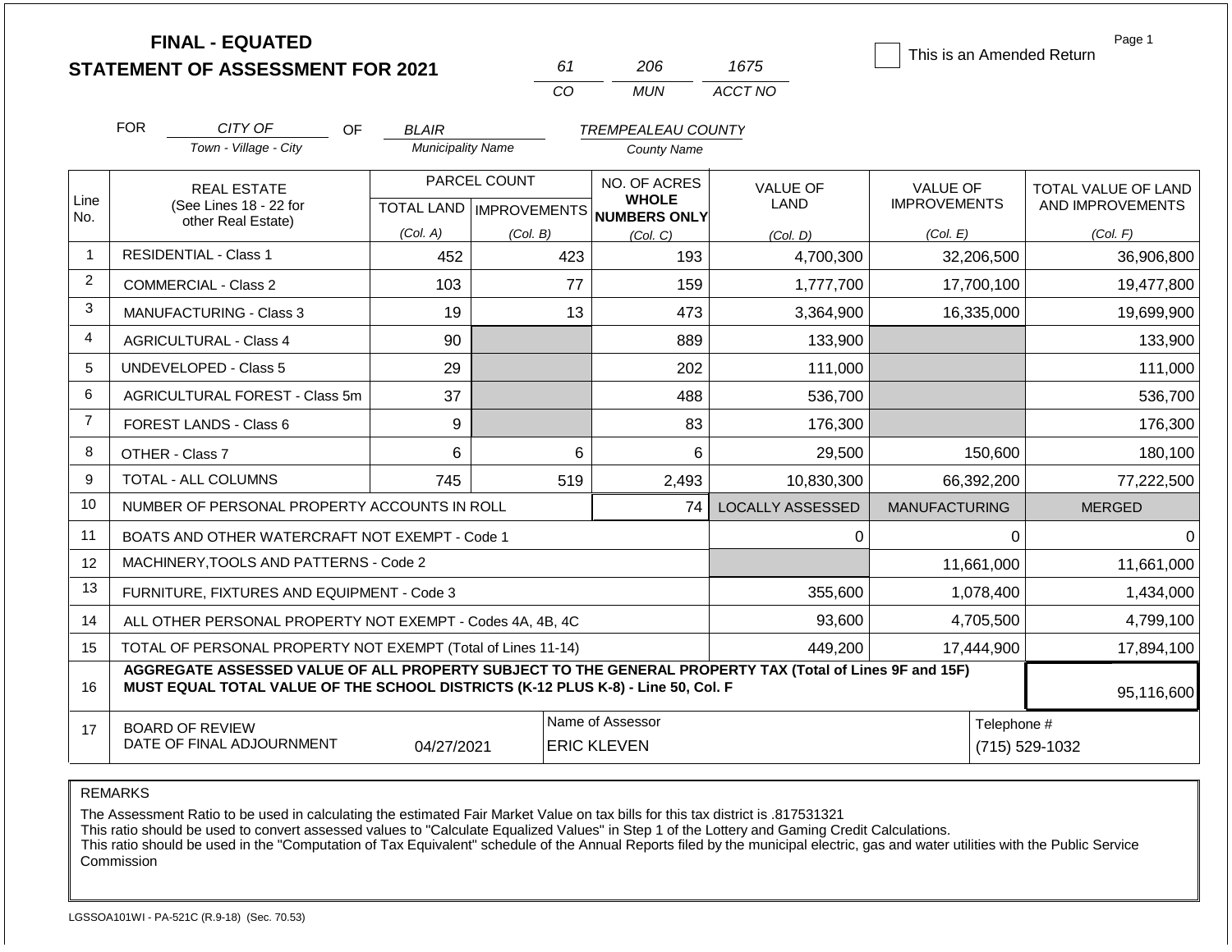# FINAL - EQUATED
## STATEMENT OF ASSESSMENT FOR 2021

| 61 | 206 | 1675 |
|---|---|---|
| CO | MUN | ACCT NO |

☐ This is an Amended Return

Page 1

FOR *CITY OF* (Town - Village - City) OF *BLAIR* (Municipality Name) *TREMPEALEAU COUNTY* (County Name)

| Line No. | REAL ESTATE (See Lines 18 - 22 for other Real Estate) | PARCEL COUNT TOTAL LAND (Col. A) | PARCEL COUNT IMPROVEMENTS (Col. B) | NO. OF ACRES WHOLE NUMBERS ONLY (Col. C) | VALUE OF LAND (Col. D) | VALUE OF IMPROVEMENTS (Col. E) | TOTAL VALUE OF LAND AND IMPROVEMENTS (Col. F) |
|---|---|---|---|---|---|---|---|
| 1 | RESIDENTIAL - Class 1 | 452 | 423 | 193 | 4,700,300 | 32,206,500 | 36,906,800 |
| 2 | COMMERCIAL - Class 2 | 103 | 77 | 159 | 1,777,700 | 17,700,100 | 19,477,800 |
| 3 | MANUFACTURING - Class 3 | 19 | 13 | 473 | 3,364,900 | 16,335,000 | 19,699,900 |
| 4 | AGRICULTURAL - Class 4 | 90 | | 889 | 133,900 | | 133,900 |
| 5 | UNDEVELOPED - Class 5 | 29 | | 202 | 111,000 | | 111,000 |
| 6 | AGRICULTURAL FOREST - Class 5m | 37 | | 488 | 536,700 | | 536,700 |
| 7 | FOREST LANDS - Class 6 | 9 | | 83 | 176,300 | | 176,300 |
| 8 | OTHER - Class 7 | 6 | 6 | 6 | 29,500 | 150,600 | 180,100 |
| 9 | TOTAL - ALL COLUMNS | 745 | 519 | 2,493 | 10,830,300 | 66,392,200 | 77,222,500 |
| 10 | NUMBER OF PERSONAL PROPERTY ACCOUNTS IN ROLL | | | 74 | LOCALLY ASSESSED | MANUFACTURING | MERGED |
| 11 | BOATS AND OTHER WATERCRAFT NOT EXEMPT - Code 1 | | | | 0 | 0 | 0 |
| 12 | MACHINERY,TOOLS AND PATTERNS - Code 2 | | | | | 11,661,000 | 11,661,000 |
| 13 | FURNITURE, FIXTURES AND EQUIPMENT - Code 3 | | | | 355,600 | 1,078,400 | 1,434,000 |
| 14 | ALL OTHER PERSONAL PROPERTY NOT EXEMPT - Codes 4A, 4B, 4C | | | | 93,600 | 4,705,500 | 4,799,100 |
| 15 | TOTAL OF PERSONAL PROPERTY NOT EXEMPT (Total of Lines 11-14) | | | | 449,200 | 17,444,900 | 17,894,100 |
| 16 | **AGGREGATE ASSESSED VALUE OF ALL PROPERTY SUBJECT TO THE GENERAL PROPERTY TAX (Total of Lines 9F and 15F) MUST EQUAL TOTAL VALUE OF THE SCHOOL DISTRICTS (K-12 PLUS K-8) - Line 50, Col. F** | | | | | | 95,116,600 |
| 17 | BOARD OF REVIEW DATE OF FINAL ADJOURNMENT | 04/27/2021 | Name of Assessor: ERIC KLEVEN | | | Telephone #: (715) 529-1032 | |

REMARKS

The Assessment Ratio to be used in calculating the estimated Fair Market Value on tax bills for this tax district is .817531321
This ratio should be used to convert assessed values to "Calculate Equalized Values" in Step 1 of the Lottery and Gaming Credit Calculations.
This ratio should be used in the "Computation of Tax Equivalent" schedule of the Annual Reports filed by the municipal electric, gas and water utilities with the Public Service Commission

LGSSOA101WI - PA-521C (R.9-18) (Sec. 70.53)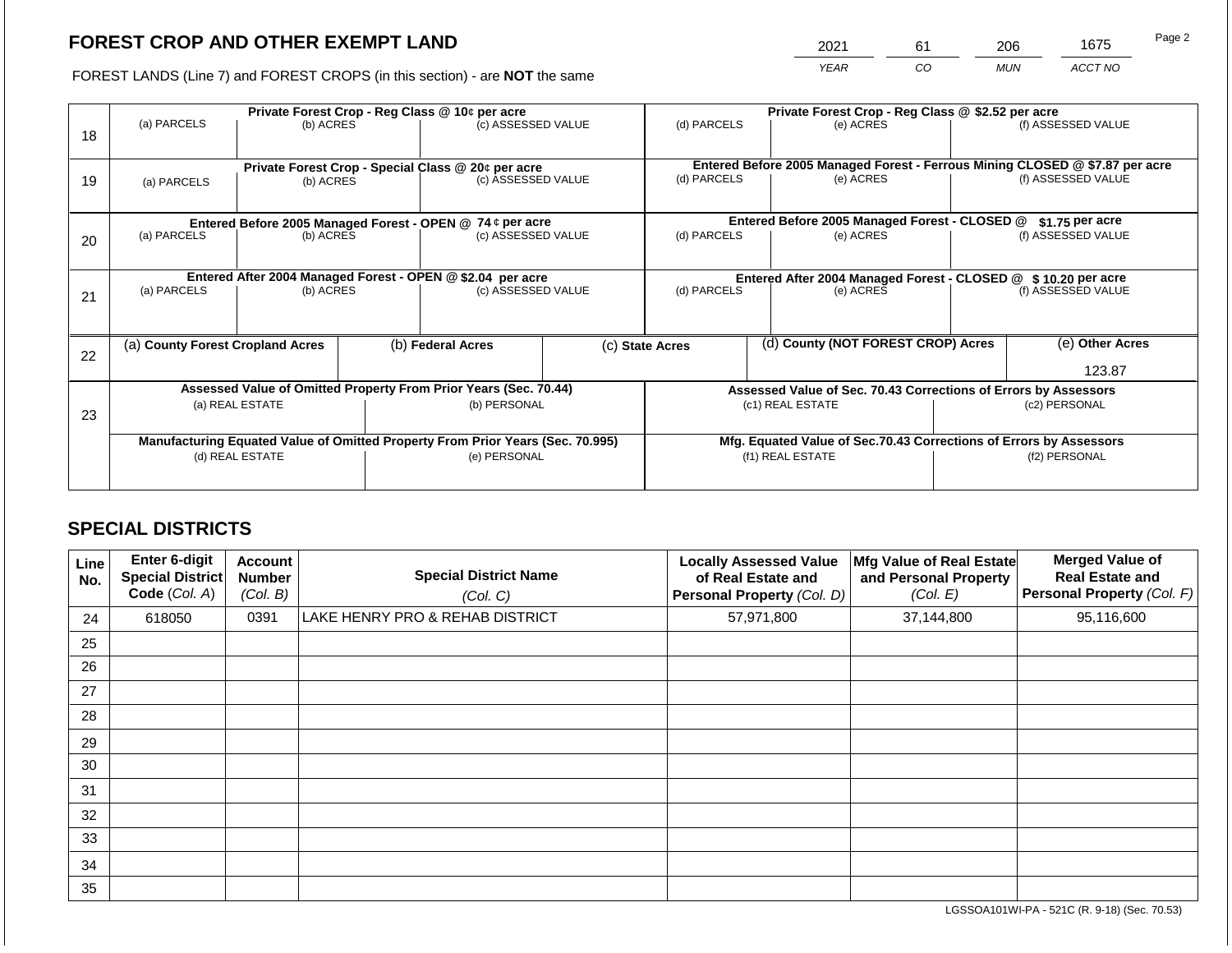## FOREST CROP AND OTHER EXEMPT LAND

FOREST LANDS (Line 7) and FOREST CROPS (in this section) - are **NOT** the same

| YEAR | CO | MUN | ACCT NO |
|---|---|---|---|
| 2021 | 61 | 206 | 1675 |

| Line | Private Forest Crop - Reg Class @ 10¢ per acre | | | Private Forest Crop - Reg Class @ $2.52 per acre | | |
|---|---|---|---|---|---|---|
| 18 | (a) PARCELS | (b) ACRES | (c) ASSESSED VALUE | (d) PARCELS | (e) ACRES | (f) ASSESSED VALUE |
| | **Private Forest Crop - Special Class @ 20¢ per acre** | | | **Entered Before 2005 Managed Forest - Ferrous Mining CLOSED @ $7.87 per acre** | | |
| 19 | (a) PARCELS | (b) ACRES | (c) ASSESSED VALUE | (d) PARCELS | (e) ACRES | (f) ASSESSED VALUE |
| | **Entered Before 2005 Managed Forest - OPEN @ 74 ¢ per acre** | | | **Entered Before 2005 Managed Forest - CLOSED @ $1.75 per acre** | | |
| 20 | (a) PARCELS | (b) ACRES | (c) ASSESSED VALUE | (d) PARCELS | (e) ACRES | (f) ASSESSED VALUE |
| | **Entered After 2004 Managed Forest - OPEN @ $2.04 per acre** | | | **Entered After 2004 Managed Forest - CLOSED @ $ 10.20 per acre** | | |
| 21 | (a) PARCELS | (b) ACRES | (c) ASSESSED VALUE | (d) PARCELS | (e) ACRES | (f) ASSESSED VALUE |

| Line | (a) County Forest Cropland Acres | (b) Federal Acres | (c) State Acres | (d) County (NOT FOREST CROP) Acres | (e) Other Acres |
|---|---|---|---|---|---|
| 22 | | | | | 123.87 |

| Line | Assessed Value of Omitted Property From Prior Years (Sec. 70.44) | | Assessed Value of Sec. 70.43 Corrections of Errors by Assessors | |
|---|---|---|---|---|
| 23 | (a) REAL ESTATE | (b) PERSONAL | (c1) REAL ESTATE | (c2) PERSONAL |
| | **Manufacturing Equated Value of Omitted Property From Prior Years (Sec. 70.995)** | | **Mfg. Equated Value of Sec.70.43 Corrections of Errors by Assessors** | |
| | (d) REAL ESTATE | (e) PERSONAL | (f1) REAL ESTATE | (f2) PERSONAL |

## SPECIAL DISTRICTS

| Line No. | Enter 6-digit Special District Code (Col. A) | Account Number (Col. B) | Special District Name (Col. C) | Locally Assessed Value of Real Estate and Personal Property (Col. D) | Mfg Value of Real Estate and Personal Property (Col. E) | Merged Value of Real Estate and Personal Property (Col. F) |
|---|---|---|---|---|---|---|
| 24 | 618050 | 0391 | LAKE HENRY PRO & REHAB DISTRICT | 57,971,800 | 37,144,800 | 95,116,600 |
| 25 | | | | | | |
| 26 | | | | | | |
| 27 | | | | | | |
| 28 | | | | | | |
| 29 | | | | | | |
| 30 | | | | | | |
| 31 | | | | | | |
| 32 | | | | | | |
| 33 | | | | | | |
| 34 | | | | | | |
| 35 | | | | | | |

LGSSOA101WI-PA - 521C (R. 9-18) (Sec. 70.53)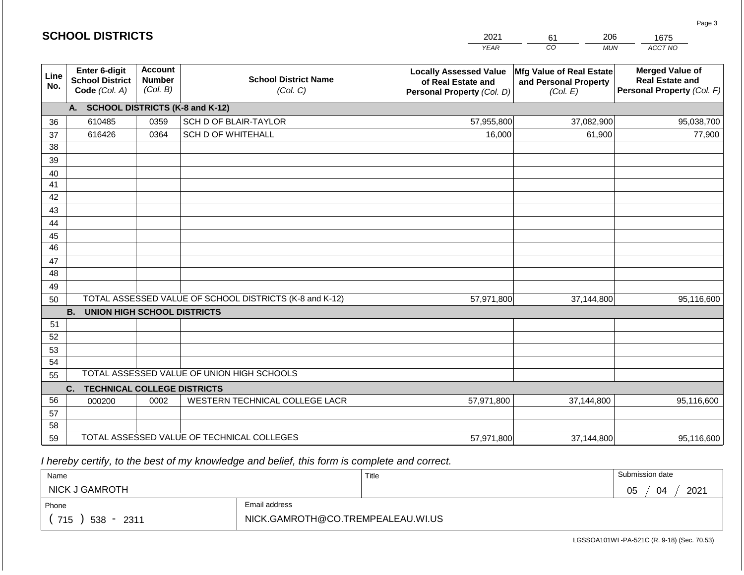# SCHOOL DISTRICTS

| 2021 | 61 | 206 | 1675 |
|---|---|---|---|
| *YEAR* | *CO* | *MUN* | *ACCT NO* |

| Line No. | Enter 6-digit School District Code *(Col. A)* | Account Number *(Col. B)* | School District Name *(Col. C)* | Locally Assessed Value of Real Estate and Personal Property *(Col. D)* | Mfg Value of Real Estate and Personal Property *(Col. E)* | Merged Value of Real Estate and Personal Property *(Col. F)* |
|---|---|---|---|---|---|---|
| | **A. SCHOOL DISTRICTS (K-8 and K-12)** | | | | | |
| 36 | 610485 | 0359 | SCH D OF BLAIR-TAYLOR | 57,955,800 | 37,082,900 | 95,038,700 |
| 37 | 616426 | 0364 | SCH D OF WHITEHALL | 16,000 | 61,900 | 77,900 |
| 38 | | | | | | |
| 39 | | | | | | |
| 40 | | | | | | |
| 41 | | | | | | |
| 42 | | | | | | |
| 43 | | | | | | |
| 44 | | | | | | |
| 45 | | | | | | |
| 46 | | | | | | |
| 47 | | | | | | |
| 48 | | | | | | |
| 49 | | | | | | |
| 50 | TOTAL ASSESSED VALUE OF SCHOOL DISTRICTS (K-8 and K-12) | | | 57,971,800 | 37,144,800 | 95,116,600 |
| | **B. UNION HIGH SCHOOL DISTRICTS** | | | | | |
| 51 | | | | | | |
| 52 | | | | | | |
| 53 | | | | | | |
| 54 | | | | | | |
| 55 | TOTAL ASSESSED VALUE OF UNION HIGH SCHOOLS | | | | | |
| | **C. TECHNICAL COLLEGE DISTRICTS** | | | | | |
| 56 | 000200 | 0002 | WESTERN TECHNICAL COLLEGE LACR | 57,971,800 | 37,144,800 | 95,116,600 |
| 57 | | | | | | |
| 58 | | | | | | |
| 59 | TOTAL ASSESSED VALUE OF TECHNICAL COLLEGES | | | 57,971,800 | 37,144,800 | 95,116,600 |

*I hereby certify, to the best of my knowledge and belief, this form is complete and correct.*

| Name | | Title | Submission date |
|---|---|---|---|
| NICK J GAMROTH | | | 05 / 04 / 2021 |
| Phone | Email address | | |
| ( 715 ) 538 - 2311 | NICK.GAMROTH@CO.TREMPEALEAU.WI.US | | |

LGSSOA101WI -PA-521C (R. 9-18) (Sec. 70.53)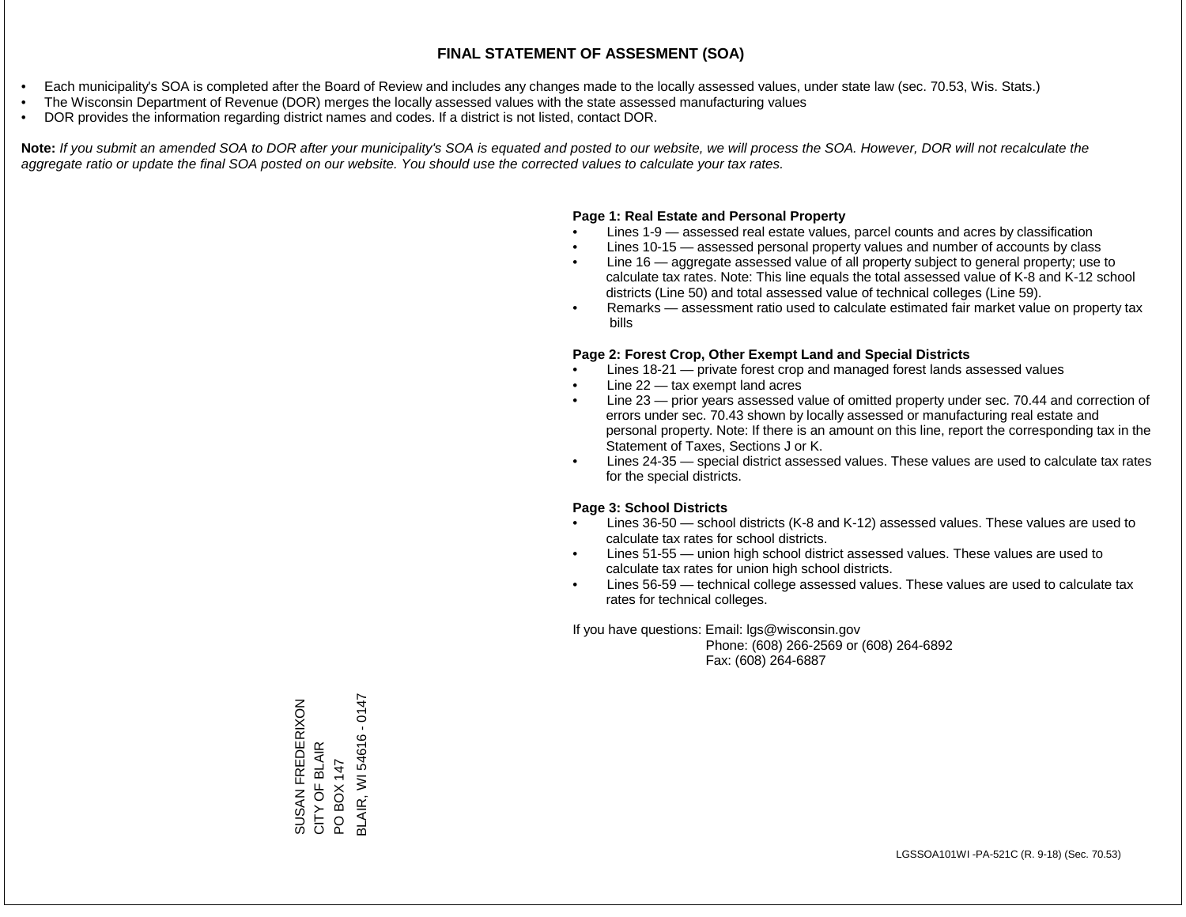# FINAL STATEMENT OF ASSESMENT (SOA)

- Each municipality's SOA is completed after the Board of Review and includes any changes made to the locally assessed values, under state law (sec. 70.53, Wis. Stats.)
- The Wisconsin Department of Revenue (DOR) merges the locally assessed values with the state assessed manufacturing values
- DOR provides the information regarding district names and codes. If a district is not listed, contact DOR.

**Note:** *If you submit an amended SOA to DOR after your municipality's SOA is equated and posted to our website, we will process the SOA. However, DOR will not recalculate the aggregate ratio or update the final SOA posted on our website. You should use the corrected values to calculate your tax rates.*

**Page 1: Real Estate and Personal Property**

- Lines 1-9 — assessed real estate values, parcel counts and acres by classification
- Lines 10-15 — assessed personal property values and number of accounts by class
- Line 16 — aggregate assessed value of all property subject to general property; use to calculate tax rates. Note: This line equals the total assessed value of K-8 and K-12 school districts (Line 50) and total assessed value of technical colleges (Line 59).
- Remarks — assessment ratio used to calculate estimated fair market value on property tax bills

**Page 2: Forest Crop, Other Exempt Land and Special Districts**

- Lines 18-21 — private forest crop and managed forest lands assessed values
- Line 22 — tax exempt land acres
- Line 23 — prior years assessed value of omitted property under sec. 70.44 and correction of errors under sec. 70.43 shown by locally assessed or manufacturing real estate and personal property. Note: If there is an amount on this line, report the corresponding tax in the Statement of Taxes, Sections J or K.
- Lines 24-35 — special district assessed values. These values are used to calculate tax rates for the special districts.

**Page 3: School Districts**

- Lines 36-50 — school districts (K-8 and K-12) assessed values. These values are used to calculate tax rates for school districts.
- Lines 51-55 — union high school district assessed values. These values are used to calculate tax rates for union high school districts.
- Lines 56-59 — technical college assessed values. These values are used to calculate tax rates for technical colleges.

If you have questions: Email: lgs@wisconsin.gov
Phone: (608) 266-2569 or (608) 264-6892
Fax: (608) 264-6887

SUSAN FREDERIXON
CITY OF BLAIR
PO BOX 147
BLAIR, WI 54616 - 0147

LGSSOA101WI -PA-521C (R. 9-18) (Sec. 70.53)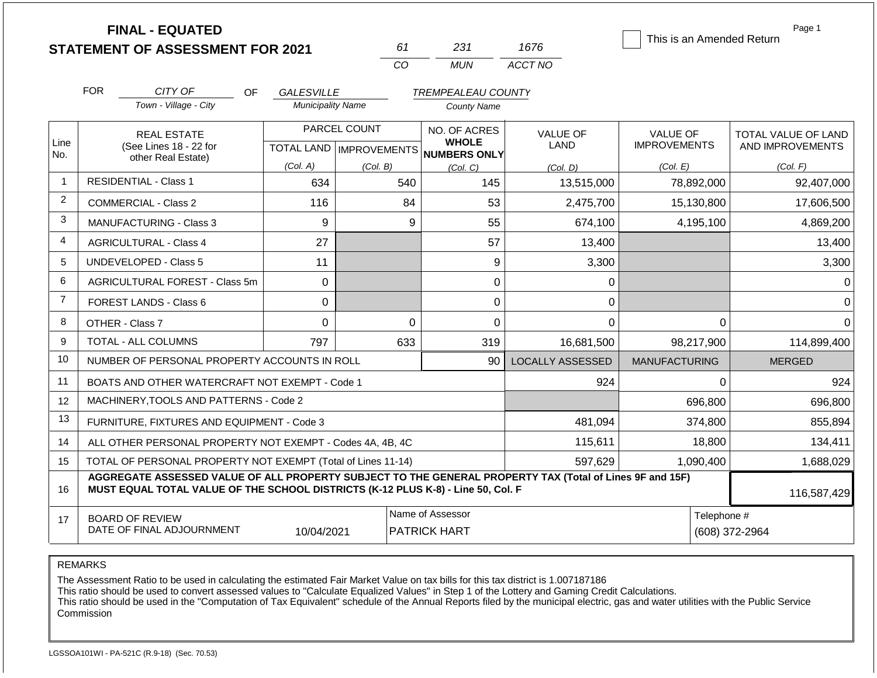# FINAL - EQUATED
# STATEMENT OF ASSESSMENT FOR 2021

| 61 | 231 | 1676 |
|---|---|---|
| CO | MUN | ACCT NO |

This is an Amended Return

FOR *CITY OF* (Town - Village - City) OF *GALESVILLE* (Municipality Name) *TREMPEALEAU COUNTY* (County Name)

| Line No. | REAL ESTATE (See Lines 18 - 22 for other Real Estate) | PARCEL COUNT TOTAL LAND (Col. A) | PARCEL COUNT IMPROVEMENTS (Col. B) | NO. OF ACRES WHOLE NUMBERS ONLY (Col. C) | VALUE OF LAND (Col. D) | VALUE OF IMPROVEMENTS (Col. E) | TOTAL VALUE OF LAND AND IMPROVEMENTS (Col. F) |
|---|---|---|---|---|---|---|---|
| 1 | RESIDENTIAL - Class 1 | 634 | 540 | 145 | 13,515,000 | 78,892,000 | 92,407,000 |
| 2 | COMMERCIAL - Class 2 | 116 | 84 | 53 | 2,475,700 | 15,130,800 | 17,606,500 |
| 3 | MANUFACTURING - Class 3 | 9 | 9 | 55 | 674,100 | 4,195,100 | 4,869,200 |
| 4 | AGRICULTURAL - Class 4 | 27 | | 57 | 13,400 | | 13,400 |
| 5 | UNDEVELOPED - Class 5 | 11 | | 9 | 3,300 | | 3,300 |
| 6 | AGRICULTURAL FOREST - Class 5m | 0 | | 0 | 0 | | 0 |
| 7 | FOREST LANDS - Class 6 | 0 | | 0 | 0 | | 0 |
| 8 | OTHER - Class 7 | 0 | 0 | 0 | 0 | 0 | 0 |
| 9 | TOTAL - ALL COLUMNS | 797 | 633 | 319 | 16,681,500 | 98,217,900 | 114,899,400 |

| Line No. | | | LOCALLY ASSESSED | MANUFACTURING | MERGED |
|---|---|---|---|---|---|
| 10 | NUMBER OF PERSONAL PROPERTY ACCOUNTS IN ROLL | 90 | | | |
| 11 | BOATS AND OTHER WATERCRAFT NOT EXEMPT - Code 1 | | 924 | 0 | 924 |
| 12 | MACHINERY,TOOLS AND PATTERNS - Code 2 | | | 696,800 | 696,800 |
| 13 | FURNITURE, FIXTURES AND EQUIPMENT - Code 3 | | 481,094 | 374,800 | 855,894 |
| 14 | ALL OTHER PERSONAL PROPERTY NOT EXEMPT - Codes 4A, 4B, 4C | | 115,611 | 18,800 | 134,411 |
| 15 | TOTAL OF PERSONAL PROPERTY NOT EXEMPT (Total of Lines 11-14) | | 597,629 | 1,090,400 | 1,688,029 |
| 16 | **AGGREGATE ASSESSED VALUE OF ALL PROPERTY SUBJECT TO THE GENERAL PROPERTY TAX (Total of Lines 9F and 15F) MUST EQUAL TOTAL VALUE OF THE SCHOOL DISTRICTS (K-12 PLUS K-8) - Line 50, Col. F** | | | | 116,587,429 |

| 17 | BOARD OF REVIEW DATE OF FINAL ADJOURNMENT | 10/04/2021 | Name of Assessor: PATRICK HART | Telephone #: (608) 372-2964 |
|---|---|---|---|---|

REMARKS

The Assessment Ratio to be used in calculating the estimated Fair Market Value on tax bills for this tax district is 1.007187186
This ratio should be used to convert assessed values to "Calculate Equalized Values" in Step 1 of the Lottery and Gaming Credit Calculations.
This ratio should be used in the "Computation of Tax Equivalent" schedule of the Annual Reports filed by the municipal electric, gas and water utilities with the Public Service Commission

LGSSOA101WI - PA-521C (R.9-18) (Sec. 70.53)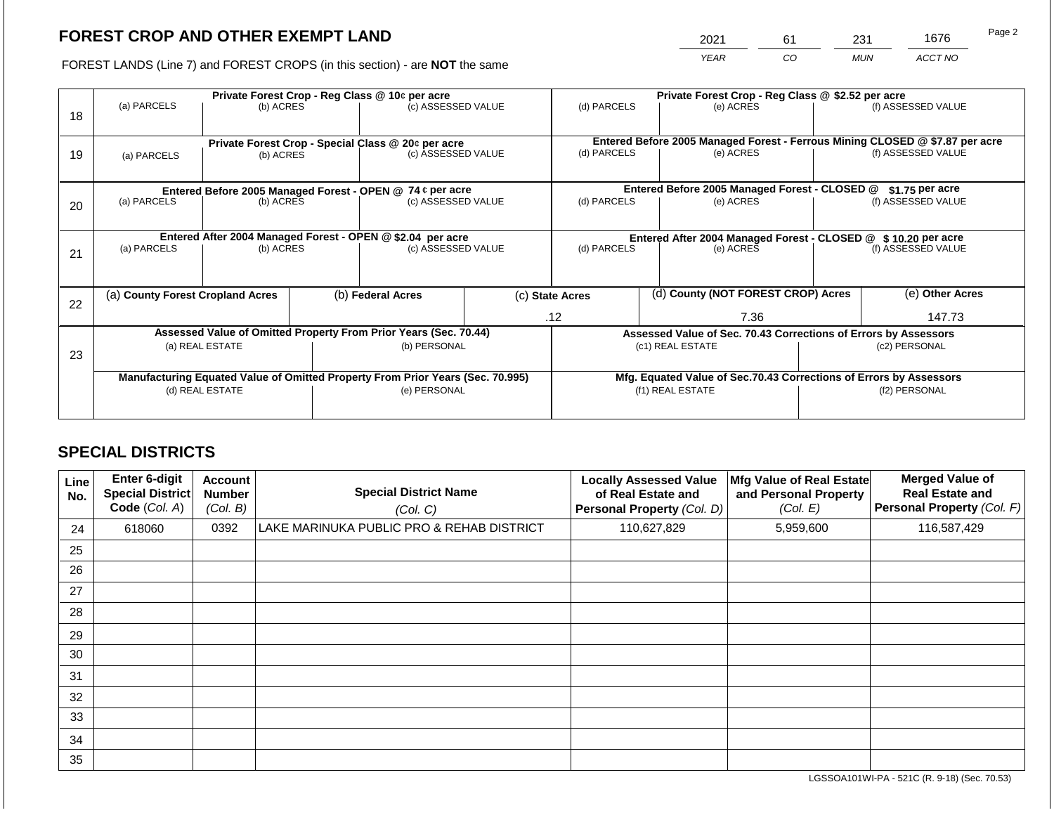# FOREST CROP AND OTHER EXEMPT LAND

FOREST LANDS (Line 7) and FOREST CROPS (in this section) - are **NOT** the same

| YEAR | CO | MUN | ACCT NO |
|---|---|---|---|
| 2021 | 61 | 231 | 1676 |

| Line | Private Forest Crop - Reg Class @ 10¢ per acre | | | Private Forest Crop - Reg Class @ $2.52 per acre | | |
|---|---|---|---|---|---|---|
| 18 | (a) PARCELS | (b) ACRES | (c) ASSESSED VALUE | (d) PARCELS | (e) ACRES | (f) ASSESSED VALUE |
| | | | | | | |
| | **Private Forest Crop - Special Class @ 20¢ per acre** | | | **Entered Before 2005 Managed Forest - Ferrous Mining CLOSED @ $7.87 per acre** | | |
| 19 | (a) PARCELS | (b) ACRES | (c) ASSESSED VALUE | (d) PARCELS | (e) ACRES | (f) ASSESSED VALUE |
| | | | | | | |
| | **Entered Before 2005 Managed Forest - OPEN @ 74 ¢ per acre** | | | **Entered Before 2005 Managed Forest - CLOSED @ $1.75 per acre** | | |
| 20 | (a) PARCELS | (b) ACRES | (c) ASSESSED VALUE | (d) PARCELS | (e) ACRES | (f) ASSESSED VALUE |
| | | | | | | |
| | **Entered After 2004 Managed Forest - OPEN @ $2.04 per acre** | | | **Entered After 2004 Managed Forest - CLOSED @ $ 10.20 per acre** | | |
| 21 | (a) PARCELS | (b) ACRES | (c) ASSESSED VALUE | (d) PARCELS | (e) ACRES | (f) ASSESSED VALUE |
| | | | | | | |

| Line | (a) County Forest Cropland Acres | (b) Federal Acres | (c) State Acres | (d) County (NOT FOREST CROP) Acres | (e) Other Acres |
|---|---|---|---|---|---|
| 22 | | | .12 | 7.36 | 147.73 |

| Line | Assessed Value of Omitted Property From Prior Years (Sec. 70.44) | | Assessed Value of Sec. 70.43 Corrections of Errors by Assessors | |
|---|---|---|---|---|
| 23 | (a) REAL ESTATE | (b) PERSONAL | (c1) REAL ESTATE | (c2) PERSONAL |
| | | | | |
| | **Manufacturing Equated Value of Omitted Property From Prior Years (Sec. 70.995)** | | **Mfg. Equated Value of Sec.70.43 Corrections of Errors by Assessors** | |
| | (d) REAL ESTATE | (e) PERSONAL | (f1) REAL ESTATE | (f2) PERSONAL |
| | | | | |

## SPECIAL DISTRICTS

| Line No. | Enter 6-digit Special District Code (Col. A) | Account Number (Col. B) | Special District Name (Col. C) | Locally Assessed Value of Real Estate and Personal Property (Col. D) | Mfg Value of Real Estate and Personal Property (Col. E) | Merged Value of Real Estate and Personal Property (Col. F) |
|---|---|---|---|---|---|---|
| 24 | 618060 | 0392 | LAKE MARINUKA PUBLIC PRO & REHAB DISTRICT | 110,627,829 | 5,959,600 | 116,587,429 |
| 25 | | | | | | |
| 26 | | | | | | |
| 27 | | | | | | |
| 28 | | | | | | |
| 29 | | | | | | |
| 30 | | | | | | |
| 31 | | | | | | |
| 32 | | | | | | |
| 33 | | | | | | |
| 34 | | | | | | |
| 35 | | | | | | |

LGSSOA101WI-PA - 521C (R. 9-18) (Sec. 70.53)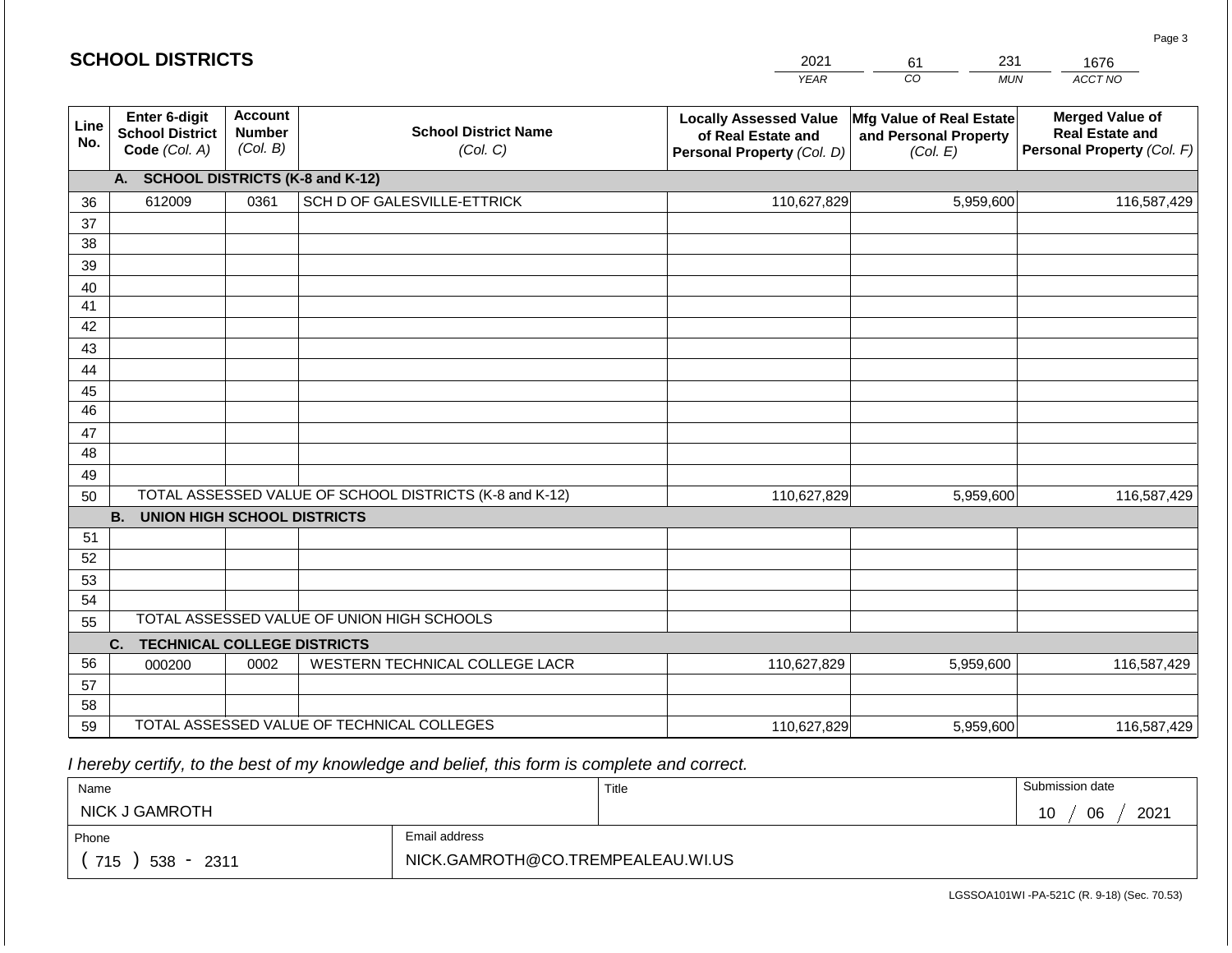## SCHOOL DISTRICTS

| 2021 | 61 | 231 | 1676 |
|---|---|---|---|
| *YEAR* | *CO* | *MUN* | *ACCT NO* |

| Line No. | Enter 6-digit School District Code *(Col. A)* | Account Number *(Col. B)* | School District Name *(Col. C)* | Locally Assessed Value of Real Estate and Personal Property *(Col. D)* | Mfg Value of Real Estate and Personal Property *(Col. E)* | Merged Value of Real Estate and Personal Property *(Col. F)* |
|---|---|---|---|---|---|---|
| | **A. SCHOOL DISTRICTS (K-8 and K-12)** | | | | | |
| 36 | 612009 | 0361 | SCH D OF GALESVILLE-ETTRICK | 110,627,829 | 5,959,600 | 116,587,429 |
| 37 | | | | | | |
| 38 | | | | | | |
| 39 | | | | | | |
| 40 | | | | | | |
| 41 | | | | | | |
| 42 | | | | | | |
| 43 | | | | | | |
| 44 | | | | | | |
| 45 | | | | | | |
| 46 | | | | | | |
| 47 | | | | | | |
| 48 | | | | | | |
| 49 | | | | | | |
| 50 | TOTAL ASSESSED VALUE OF SCHOOL DISTRICTS (K-8 and K-12) | | | 110,627,829 | 5,959,600 | 116,587,429 |
| | **B. UNION HIGH SCHOOL DISTRICTS** | | | | | |
| 51 | | | | | | |
| 52 | | | | | | |
| 53 | | | | | | |
| 54 | | | | | | |
| 55 | TOTAL ASSESSED VALUE OF UNION HIGH SCHOOLS | | | | | |
| | **C. TECHNICAL COLLEGE DISTRICTS** | | | | | |
| 56 | 000200 | 0002 | WESTERN TECHNICAL COLLEGE LACR | 110,627,829 | 5,959,600 | 116,587,429 |
| 57 | | | | | | |
| 58 | | | | | | |
| 59 | TOTAL ASSESSED VALUE OF TECHNICAL COLLEGES | | | 110,627,829 | 5,959,600 | 116,587,429 |

*I hereby certify, to the best of my knowledge and belief, this form is complete and correct.*

| Name | | Title | Submission date |
|---|---|---|---|
| NICK J GAMROTH | | | 10 / 06 / 2021 |
| Phone | Email address | | |
| ( 715 ) 538 - 2311 | NICK.GAMROTH@CO.TREMPEALEAU.WI.US | | |

LGSSOA101WI -PA-521C (R. 9-18) (Sec. 70.53)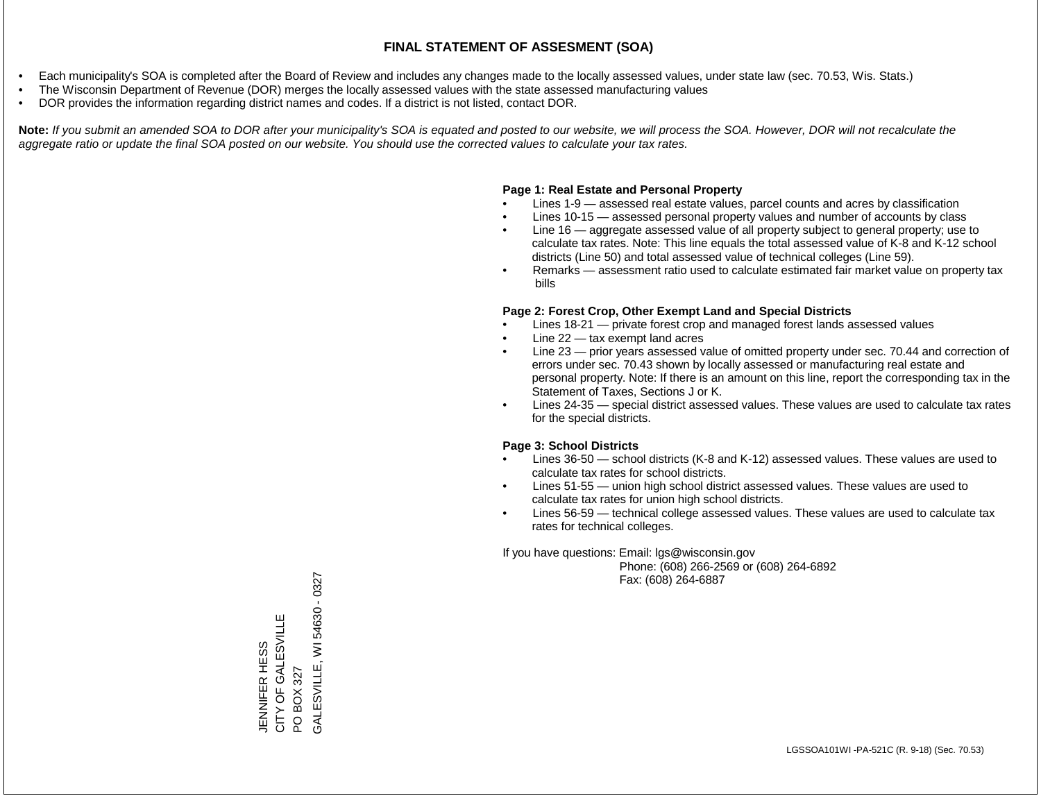# FINAL STATEMENT OF ASSESMENT (SOA)

- Each municipality's SOA is completed after the Board of Review and includes any changes made to the locally assessed values, under state law (sec. 70.53, Wis. Stats.)
- The Wisconsin Department of Revenue (DOR) merges the locally assessed values with the state assessed manufacturing values
- DOR provides the information regarding district names and codes. If a district is not listed, contact DOR.

**Note:** *If you submit an amended SOA to DOR after your municipality's SOA is equated and posted to our website, we will process the SOA. However, DOR will not recalculate the aggregate ratio or update the final SOA posted on our website. You should use the corrected values to calculate your tax rates.*

**Page 1: Real Estate and Personal Property**

- Lines 1-9 — assessed real estate values, parcel counts and acres by classification
- Lines 10-15 — assessed personal property values and number of accounts by class
- Line 16 — aggregate assessed value of all property subject to general property; use to calculate tax rates. Note: This line equals the total assessed value of K-8 and K-12 school districts (Line 50) and total assessed value of technical colleges (Line 59).
- Remarks — assessment ratio used to calculate estimated fair market value on property tax bills

**Page 2: Forest Crop, Other Exempt Land and Special Districts**

- Lines 18-21 — private forest crop and managed forest lands assessed values
- Line 22 — tax exempt land acres
- Line 23 — prior years assessed value of omitted property under sec. 70.44 and correction of errors under sec. 70.43 shown by locally assessed or manufacturing real estate and personal property. Note: If there is an amount on this line, report the corresponding tax in the Statement of Taxes, Sections J or K.
- Lines 24-35 — special district assessed values. These values are used to calculate tax rates for the special districts.

**Page 3: School Districts**

- Lines 36-50 — school districts (K-8 and K-12) assessed values. These values are used to calculate tax rates for school districts.
- Lines 51-55 — union high school district assessed values. These values are used to calculate tax rates for union high school districts.
- Lines 56-59 — technical college assessed values. These values are used to calculate tax rates for technical colleges.

If you have questions: Email: lgs@wisconsin.gov
Phone: (608) 266-2569 or (608) 264-6892
Fax: (608) 264-6887

JENNIFER HESS
CITY OF GALESVILLE
PO BOX 327
GALESVILLE, WI 54630 - 0327

LGSSOA101WI -PA-521C (R. 9-18) (Sec. 70.53)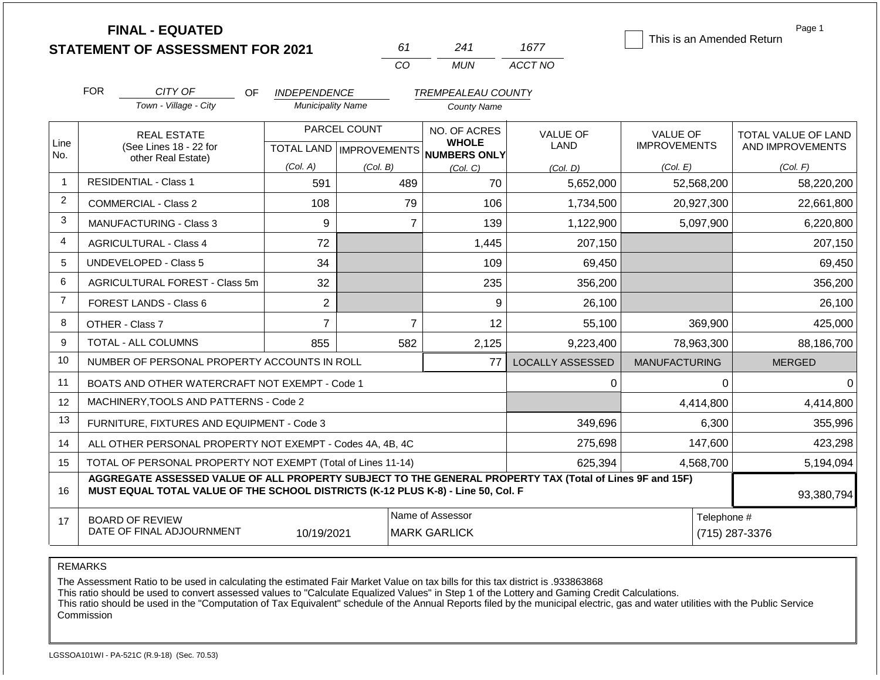# FINAL - EQUATED
# STATEMENT OF ASSESSMENT FOR 2021

| 61 | 241 | 1677 |
|---|---|---|
| CO | MUN | ACCT NO |

☐ This is an Amended Return

Page 1

FOR *CITY OF* (Town - Village - City) OF *INDEPENDENCE* (Municipality Name) *TREMPEALEAU COUNTY* (County Name)

| Line No. | REAL ESTATE (See Lines 18 - 22 for other Real Estate) | PARCEL COUNT TOTAL LAND (Col. A) | PARCEL COUNT IMPROVEMENTS (Col. B) | NO. OF ACRES WHOLE NUMBERS ONLY (Col. C) | VALUE OF LAND (Col. D) | VALUE OF IMPROVEMENTS (Col. E) | TOTAL VALUE OF LAND AND IMPROVEMENTS (Col. F) |
|---|---|---|---|---|---|---|---|
| 1 | RESIDENTIAL - Class 1 | 591 | 489 | 70 | 5,652,000 | 52,568,200 | 58,220,200 |
| 2 | COMMERCIAL - Class 2 | 108 | 79 | 106 | 1,734,500 | 20,927,300 | 22,661,800 |
| 3 | MANUFACTURING - Class 3 | 9 | 7 | 139 | 1,122,900 | 5,097,900 | 6,220,800 |
| 4 | AGRICULTURAL - Class 4 | 72 | | 1,445 | 207,150 | | 207,150 |
| 5 | UNDEVELOPED - Class 5 | 34 | | 109 | 69,450 | | 69,450 |
| 6 | AGRICULTURAL FOREST - Class 5m | 32 | | 235 | 356,200 | | 356,200 |
| 7 | FOREST LANDS - Class 6 | 2 | | 9 | 26,100 | | 26,100 |
| 8 | OTHER - Class 7 | 7 | 7 | 12 | 55,100 | 369,900 | 425,000 |
| 9 | TOTAL - ALL COLUMNS | 855 | 582 | 2,125 | 9,223,400 | 78,963,300 | 88,186,700 |
| 10 | NUMBER OF PERSONAL PROPERTY ACCOUNTS IN ROLL | | | 77 | LOCALLY ASSESSED | MANUFACTURING | MERGED |
| 11 | BOATS AND OTHER WATERCRAFT NOT EXEMPT - Code 1 | | | | 0 | 0 | 0 |
| 12 | MACHINERY,TOOLS AND PATTERNS - Code 2 | | | | | 4,414,800 | 4,414,800 |
| 13 | FURNITURE, FIXTURES AND EQUIPMENT - Code 3 | | | | 349,696 | 6,300 | 355,996 |
| 14 | ALL OTHER PERSONAL PROPERTY NOT EXEMPT - Codes 4A, 4B, 4C | | | | 275,698 | 147,600 | 423,298 |
| 15 | TOTAL OF PERSONAL PROPERTY NOT EXEMPT (Total of Lines 11-14) | | | | 625,394 | 4,568,700 | 5,194,094 |
| 16 | **AGGREGATE ASSESSED VALUE OF ALL PROPERTY SUBJECT TO THE GENERAL PROPERTY TAX (Total of Lines 9F and 15F) MUST EQUAL TOTAL VALUE OF THE SCHOOL DISTRICTS (K-12 PLUS K-8) - Line 50, Col. F** | | | | | | 93,380,794 |
| 17 | BOARD OF REVIEW DATE OF FINAL ADJOURNMENT | 10/19/2021 | Name of Assessor: MARK GARLICK | | | Telephone #: (715) 287-3376 | |

REMARKS

The Assessment Ratio to be used in calculating the estimated Fair Market Value on tax bills for this tax district is .933863868
This ratio should be used to convert assessed values to "Calculate Equalized Values" in Step 1 of the Lottery and Gaming Credit Calculations.
This ratio should be used in the "Computation of Tax Equivalent" schedule of the Annual Reports filed by the municipal electric, gas and water utilities with the Public Service Commission

LGSSOA101WI - PA-521C (R.9-18) (Sec. 70.53)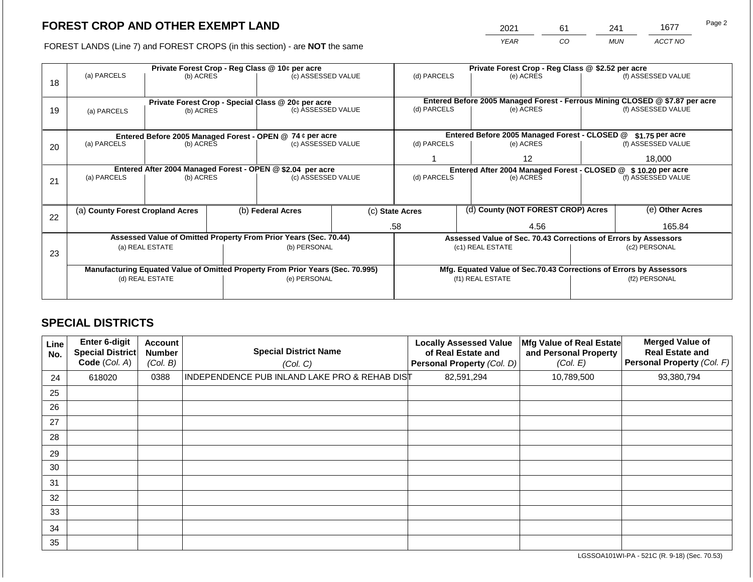# FOREST CROP AND OTHER EXEMPT LAND

| 2021 | 61 | 241 | 1677 |
|---|---|---|---|
| YEAR | CO | MUN | ACCT NO |

FOREST LANDS (Line 7) and FOREST CROPS (in this section) - are **NOT** the same

| Line | (a) PARCELS | (b) ACRES | (c) ASSESSED VALUE | (d) PARCELS | (e) ACRES | (f) ASSESSED VALUE |
|---|---|---|---|---|---|---|
| 18 | Private Forest Crop - Reg Class @ 10¢ per acre | | | Private Forest Crop - Reg Class @ $2.52 per acre | | |
| | | | | | | |
| 19 | Private Forest Crop - Special Class @ 20¢ per acre | | | Entered Before 2005 Managed Forest - Ferrous Mining CLOSED @ $7.87 per acre | | |
| | | | | | | |
| 20 | Entered Before 2005 Managed Forest - OPEN @ 74 ¢ per acre | | | Entered Before 2005 Managed Forest - CLOSED @ $1.75 per acre | | |
| | | | | 1 | 12 | 18,000 |
| 21 | Entered After 2004 Managed Forest - OPEN @ $2.04 per acre | | | Entered After 2004 Managed Forest - CLOSED @ $ 10.20 per acre | | |
| | | | | | | |

| Line | (a) County Forest Cropland Acres | (b) Federal Acres | (c) State Acres | (d) County (NOT FOREST CROP) Acres | (e) Other Acres |
|---|---|---|---|---|---|
| 22 | | | .58 | 4.56 | 165.84 |

| Line | Assessed Value of Omitted Property From Prior Years (Sec. 70.44) | | Assessed Value of Sec. 70.43 Corrections of Errors by Assessors | |
|---|---|---|---|---|
| 23 | (a) REAL ESTATE | (b) PERSONAL | (c1) REAL ESTATE | (c2) PERSONAL |
| | | | | |
| | **Manufacturing Equated Value of Omitted Property From Prior Years (Sec. 70.995)** | | **Mfg. Equated Value of Sec.70.43 Corrections of Errors by Assessors** | |
| | (d) REAL ESTATE | (e) PERSONAL | (f1) REAL ESTATE | (f2) PERSONAL |
| | | | | |

## SPECIAL DISTRICTS

| Line No. | Enter 6-digit Special District Code (Col. A) | Account Number (Col. B) | Special District Name (Col. C) | Locally Assessed Value of Real Estate and Personal Property (Col. D) | Mfg Value of Real Estate and Personal Property (Col. E) | Merged Value of Real Estate and Personal Property (Col. F) |
|---|---|---|---|---|---|---|
| 24 | 618020 | 0388 | INDEPENDENCE PUB INLAND LAKE PRO & REHAB DIST | 82,591,294 | 10,789,500 | 93,380,794 |
| 25 | | | | | | |
| 26 | | | | | | |
| 27 | | | | | | |
| 28 | | | | | | |
| 29 | | | | | | |
| 30 | | | | | | |
| 31 | | | | | | |
| 32 | | | | | | |
| 33 | | | | | | |
| 34 | | | | | | |
| 35 | | | | | | |

LGSSOA101WI-PA - 521C (R. 9-18) (Sec. 70.53)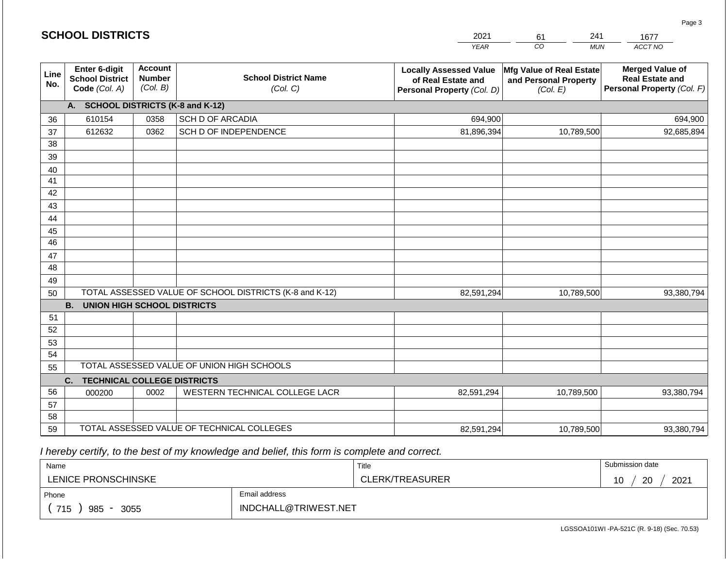# SCHOOL DISTRICTS

| 2021 | 61 | 241 | 1677 |
|---|---|---|---|
| YEAR | CO | MUN | ACCT NO |

| Line No. | Enter 6-digit School District Code (Col. A) | Account Number (Col. B) | School District Name (Col. C) | Locally Assessed Value of Real Estate and Personal Property (Col. D) | Mfg Value of Real Estate and Personal Property (Col. E) | Merged Value of Real Estate and Personal Property (Col. F) |
|---|---|---|---|---|---|---|
| | **A. SCHOOL DISTRICTS (K-8 and K-12)** | | | | | |
| 36 | 610154 | 0358 | SCH D OF ARCADIA | 694,900 | | 694,900 |
| 37 | 612632 | 0362 | SCH D OF INDEPENDENCE | 81,896,394 | 10,789,500 | 92,685,894 |
| 38 | | | | | | |
| 39 | | | | | | |
| 40 | | | | | | |
| 41 | | | | | | |
| 42 | | | | | | |
| 43 | | | | | | |
| 44 | | | | | | |
| 45 | | | | | | |
| 46 | | | | | | |
| 47 | | | | | | |
| 48 | | | | | | |
| 49 | | | | | | |
| 50 | TOTAL ASSESSED VALUE OF SCHOOL DISTRICTS (K-8 and K-12) | | | 82,591,294 | 10,789,500 | 93,380,794 |
| | **B. UNION HIGH SCHOOL DISTRICTS** | | | | | |
| 51 | | | | | | |
| 52 | | | | | | |
| 53 | | | | | | |
| 54 | | | | | | |
| 55 | TOTAL ASSESSED VALUE OF UNION HIGH SCHOOLS | | | | | |
| | **C. TECHNICAL COLLEGE DISTRICTS** | | | | | |
| 56 | 000200 | 0002 | WESTERN TECHNICAL COLLEGE LACR | 82,591,294 | 10,789,500 | 93,380,794 |
| 57 | | | | | | |
| 58 | | | | | | |
| 59 | TOTAL ASSESSED VALUE OF TECHNICAL COLLEGES | | | 82,591,294 | 10,789,500 | 93,380,794 |

*I hereby certify, to the best of my knowledge and belief, this form is complete and correct.*

| Name | Title | Submission date |
|---|---|---|
| LENICE PRONSCHINSKE | CLERK/TREASURER | 10 / 20 / 2021 |
| Phone | Email address | |
| ( 715 ) 985 - 3055 | INDCHALL@TRIWEST.NET | |

LGSSOA101WI -PA-521C (R. 9-18) (Sec. 70.53)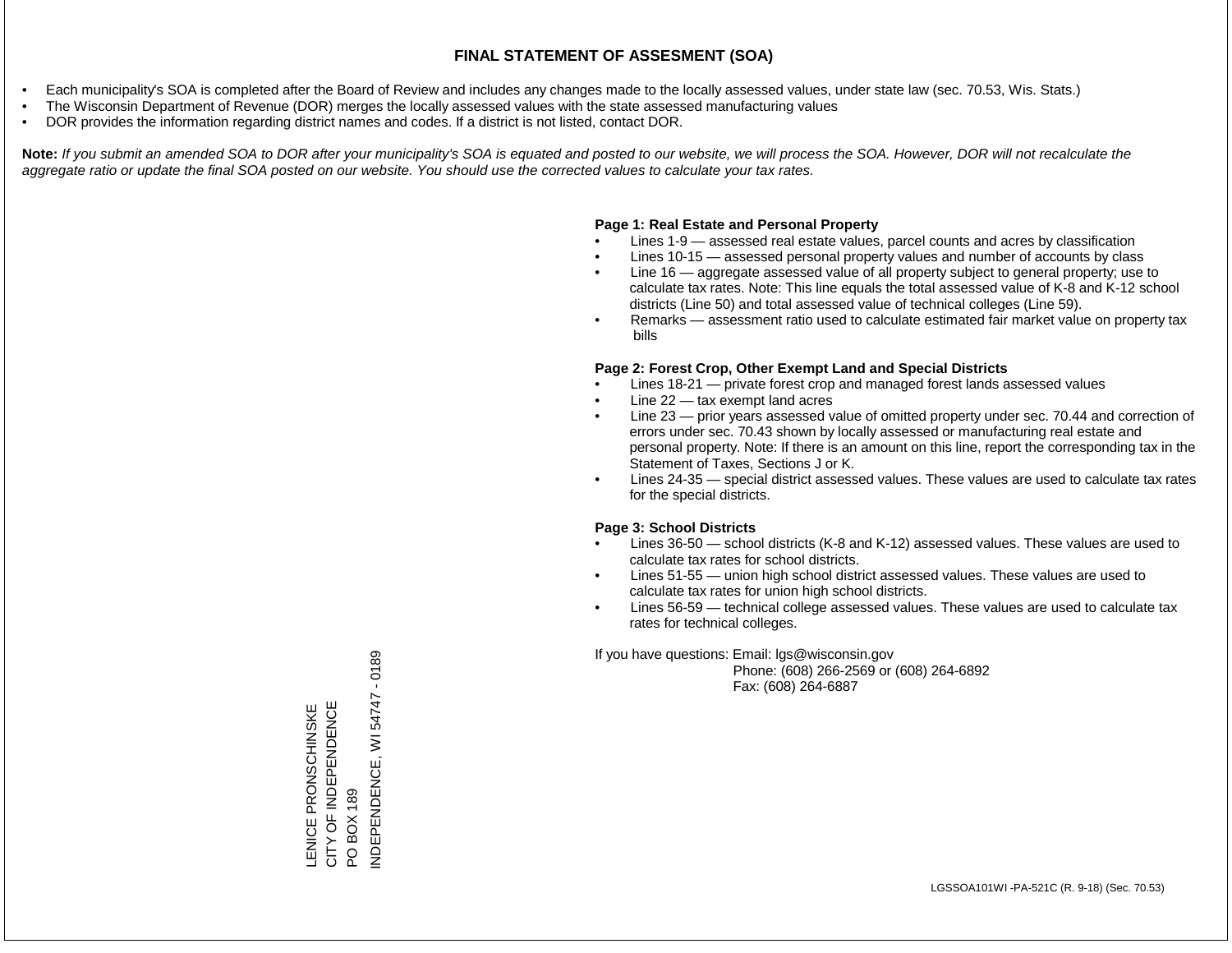# FINAL STATEMENT OF ASSESMENT (SOA)

- Each municipality's SOA is completed after the Board of Review and includes any changes made to the locally assessed values, under state law (sec. 70.53, Wis. Stats.)
- The Wisconsin Department of Revenue (DOR) merges the locally assessed values with the state assessed manufacturing values
- DOR provides the information regarding district names and codes. If a district is not listed, contact DOR.

**Note:** *If you submit an amended SOA to DOR after your municipality's SOA is equated and posted to our website, we will process the SOA. However, DOR will not recalculate the aggregate ratio or update the final SOA posted on our website. You should use the corrected values to calculate your tax rates.*

**Page 1: Real Estate and Personal Property**

- Lines 1-9 — assessed real estate values, parcel counts and acres by classification
- Lines 10-15 — assessed personal property values and number of accounts by class
- Line 16 — aggregate assessed value of all property subject to general property; use to calculate tax rates. Note: This line equals the total assessed value of K-8 and K-12 school districts (Line 50) and total assessed value of technical colleges (Line 59).
- Remarks — assessment ratio used to calculate estimated fair market value on property tax bills

**Page 2: Forest Crop, Other Exempt Land and Special Districts**

- Lines 18-21 — private forest crop and managed forest lands assessed values
- Line 22 — tax exempt land acres
- Line 23 — prior years assessed value of omitted property under sec. 70.44 and correction of errors under sec. 70.43 shown by locally assessed or manufacturing real estate and personal property. Note: If there is an amount on this line, report the corresponding tax in the Statement of Taxes, Sections J or K.
- Lines 24-35 — special district assessed values. These values are used to calculate tax rates for the special districts.

**Page 3: School Districts**

- Lines 36-50 — school districts (K-8 and K-12) assessed values. These values are used to calculate tax rates for school districts.
- Lines 51-55 — union high school district assessed values. These values are used to calculate tax rates for union high school districts.
- Lines 56-59 — technical college assessed values. These values are used to calculate tax rates for technical colleges.

If you have questions: Email: lgs@wisconsin.gov
Phone: (608) 266-2569 or (608) 264-6892
Fax: (608) 264-6887

LENICE PRONSCHINSKE
CITY OF INDEPENDENCE
PO BOX 189
INDEPENDENCE, WI 54747 - 0189

LGSSOA101WI -PA-521C (R. 9-18) (Sec. 70.53)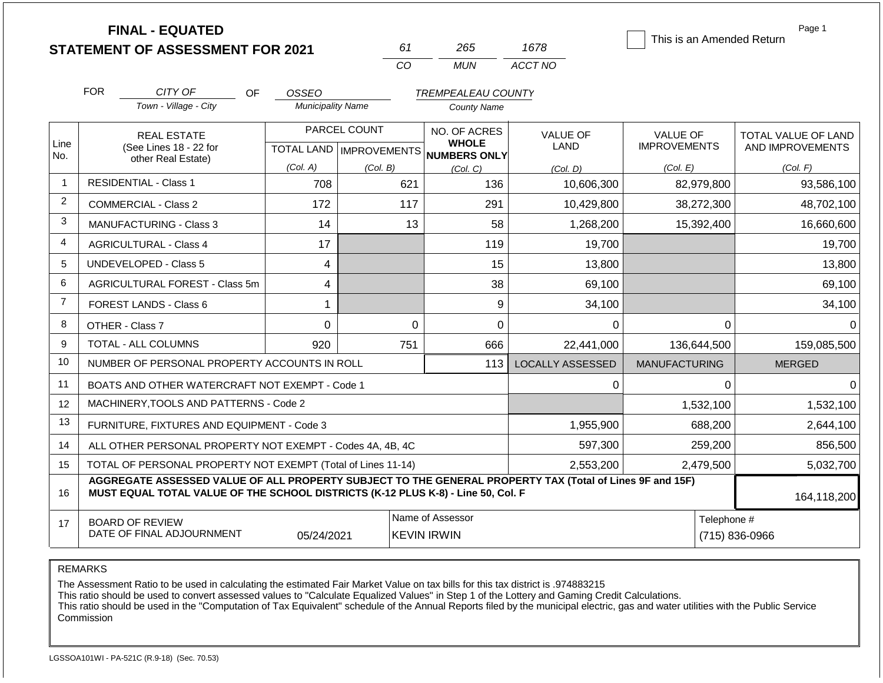**FINAL - EQUATED**
**STATEMENT OF ASSESSMENT FOR 2021**

| 61 | 265 | 1678 |
|---|---|---|
| CO | MUN | ACCT NO |

☐ This is an Amended Return

Page 1

FOR *CITY OF* (Town - Village - City) OF *OSSEO* (Municipality Name) *TREMPEALEAU COUNTY* (County Name)

| Line No. | REAL ESTATE (See Lines 18 - 22 for other Real Estate) | PARCEL COUNT TOTAL LAND (Col. A) | PARCEL COUNT IMPROVEMENTS (Col. B) | NO. OF ACRES WHOLE NUMBERS ONLY (Col. C) | VALUE OF LAND (Col. D) | VALUE OF IMPROVEMENTS (Col. E) | TOTAL VALUE OF LAND AND IMPROVEMENTS (Col. F) |
|---|---|---|---|---|---|---|---|
| 1 | RESIDENTIAL - Class 1 | 708 | 621 | 136 | 10,606,300 | 82,979,800 | 93,586,100 |
| 2 | COMMERCIAL - Class 2 | 172 | 117 | 291 | 10,429,800 | 38,272,300 | 48,702,100 |
| 3 | MANUFACTURING - Class 3 | 14 | 13 | 58 | 1,268,200 | 15,392,400 | 16,660,600 |
| 4 | AGRICULTURAL - Class 4 | 17 | | 119 | 19,700 | | 19,700 |
| 5 | UNDEVELOPED - Class 5 | 4 | | 15 | 13,800 | | 13,800 |
| 6 | AGRICULTURAL FOREST - Class 5m | 4 | | 38 | 69,100 | | 69,100 |
| 7 | FOREST LANDS - Class 6 | 1 | | 9 | 34,100 | | 34,100 |
| 8 | OTHER - Class 7 | 0 | 0 | 0 | 0 | 0 | 0 |
| 9 | TOTAL - ALL COLUMNS | 920 | 751 | 666 | 22,441,000 | 136,644,500 | 159,085,500 |
| 10 | NUMBER OF PERSONAL PROPERTY ACCOUNTS IN ROLL | | | 113 | LOCALLY ASSESSED | MANUFACTURING | MERGED |
| 11 | BOATS AND OTHER WATERCRAFT NOT EXEMPT - Code 1 | | | | 0 | 0 | 0 |
| 12 | MACHINERY,TOOLS AND PATTERNS - Code 2 | | | | | 1,532,100 | 1,532,100 |
| 13 | FURNITURE, FIXTURES AND EQUIPMENT - Code 3 | | | | 1,955,900 | 688,200 | 2,644,100 |
| 14 | ALL OTHER PERSONAL PROPERTY NOT EXEMPT - Codes 4A, 4B, 4C | | | | 597,300 | 259,200 | 856,500 |
| 15 | TOTAL OF PERSONAL PROPERTY NOT EXEMPT (Total of Lines 11-14) | | | | 2,553,200 | 2,479,500 | 5,032,700 |
| 16 | **AGGREGATE ASSESSED VALUE OF ALL PROPERTY SUBJECT TO THE GENERAL PROPERTY TAX (Total of Lines 9F and 15F) MUST EQUAL TOTAL VALUE OF THE SCHOOL DISTRICTS (K-12 PLUS K-8) - Line 50, Col. F** | | | | | | 164,118,200 |
| 17 | BOARD OF REVIEW DATE OF FINAL ADJOURNMENT | 05/24/2021 | Name of Assessor | KEVIN IRWIN | | Telephone # | (715) 836-0966 |

REMARKS

The Assessment Ratio to be used in calculating the estimated Fair Market Value on tax bills for this tax district is .974883215
This ratio should be used to convert assessed values to "Calculate Equalized Values" in Step 1 of the Lottery and Gaming Credit Calculations.
This ratio should be used in the "Computation of Tax Equivalent" schedule of the Annual Reports filed by the municipal electric, gas and water utilities with the Public Service Commission

LGSSOA101WI - PA-521C (R.9-18) (Sec. 70.53)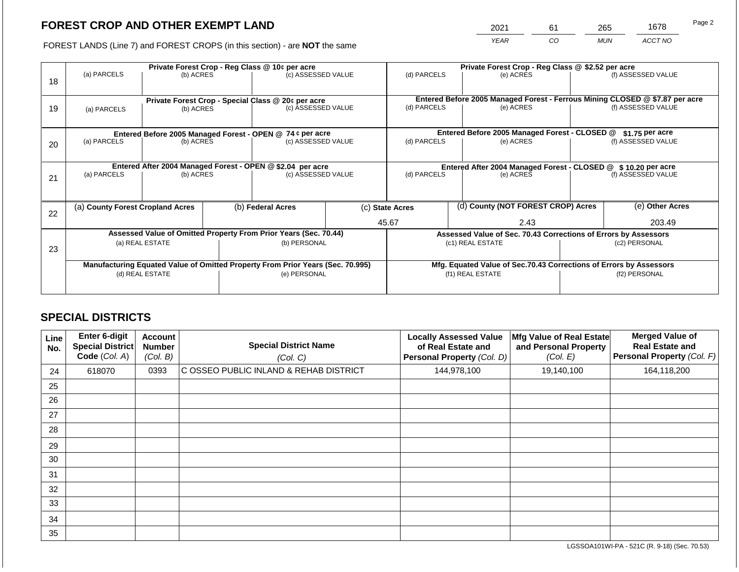## FOREST CROP AND OTHER EXEMPT LAND

FOREST LANDS (Line 7) and FOREST CROPS (in this section) - are **NOT** the same

| 2021 | 61 | 265 | 1678 |
|---|---|---|---|
| YEAR | CO | MUN | ACCT NO |

| Line | | | | | | |
|---|---|---|---|---|---|---|
| 18 | **Private Forest Crop - Reg Class @ 10¢ per acre** | | | **Private Forest Crop - Reg Class @ $2.52 per acre** | | |
| | (a) PARCELS | (b) ACRES | (c) ASSESSED VALUE | (d) PARCELS | (e) ACRES | (f) ASSESSED VALUE |
| | | | | | | |
| 19 | **Private Forest Crop - Special Class @ 20¢ per acre** | | | **Entered Before 2005 Managed Forest - Ferrous Mining CLOSED @ $7.87 per acre** | | |
| | (a) PARCELS | (b) ACRES | (c) ASSESSED VALUE | (d) PARCELS | (e) ACRES | (f) ASSESSED VALUE |
| | | | | | | |
| 20 | **Entered Before 2005 Managed Forest - OPEN @ 74 ¢ per acre** | | | **Entered Before 2005 Managed Forest - CLOSED @ $1.75 per acre** | | |
| | (a) PARCELS | (b) ACRES | (c) ASSESSED VALUE | (d) PARCELS | (e) ACRES | (f) ASSESSED VALUE |
| | | | | | | |
| 21 | **Entered After 2004 Managed Forest - OPEN @ $2.04 per acre** | | | **Entered After 2004 Managed Forest - CLOSED @ $ 10.20 per acre** | | |
| | (a) PARCELS | (b) ACRES | (c) ASSESSED VALUE | (d) PARCELS | (e) ACRES | (f) ASSESSED VALUE |
| | | | | | | |

| Line | (a) **County Forest Cropland Acres** | (b) **Federal Acres** | (c) **State Acres** | (d) **County (NOT FOREST CROP) Acres** | (e) **Other Acres** |
|---|---|---|---|---|---|
| 22 | | | 45.67 | 2.43 | 203.49 |

| Line | **Assessed Value of Omitted Property From Prior Years (Sec. 70.44)** | | **Assessed Value of Sec. 70.43 Corrections of Errors by Assessors** | |
|---|---|---|---|---|
| 23 | (a) REAL ESTATE | (b) PERSONAL | (c1) REAL ESTATE | (c2) PERSONAL |
| | | | | |
| | **Manufacturing Equated Value of Omitted Property From Prior Years (Sec. 70.995)** | | **Mfg. Equated Value of Sec.70.43 Corrections of Errors by Assessors** | |
| | (d) REAL ESTATE | (e) PERSONAL | (f1) REAL ESTATE | (f2) PERSONAL |
| | | | | |

## SPECIAL DISTRICTS

| Line No. | Enter 6-digit Special District Code (Col. A) | Account Number (Col. B) | Special District Name (Col. C) | Locally Assessed Value of Real Estate and Personal Property (Col. D) | Mfg Value of Real Estate and Personal Property (Col. E) | Merged Value of Real Estate and Personal Property (Col. F) |
|---|---|---|---|---|---|---|
| 24 | 618070 | 0393 | C OSSEO PUBLIC INLAND & REHAB DISTRICT | 144,978,100 | 19,140,100 | 164,118,200 |
| 25 | | | | | | |
| 26 | | | | | | |
| 27 | | | | | | |
| 28 | | | | | | |
| 29 | | | | | | |
| 30 | | | | | | |
| 31 | | | | | | |
| 32 | | | | | | |
| 33 | | | | | | |
| 34 | | | | | | |
| 35 | | | | | | |

LGSSOA101WI-PA - 521C (R. 9-18) (Sec. 70.53)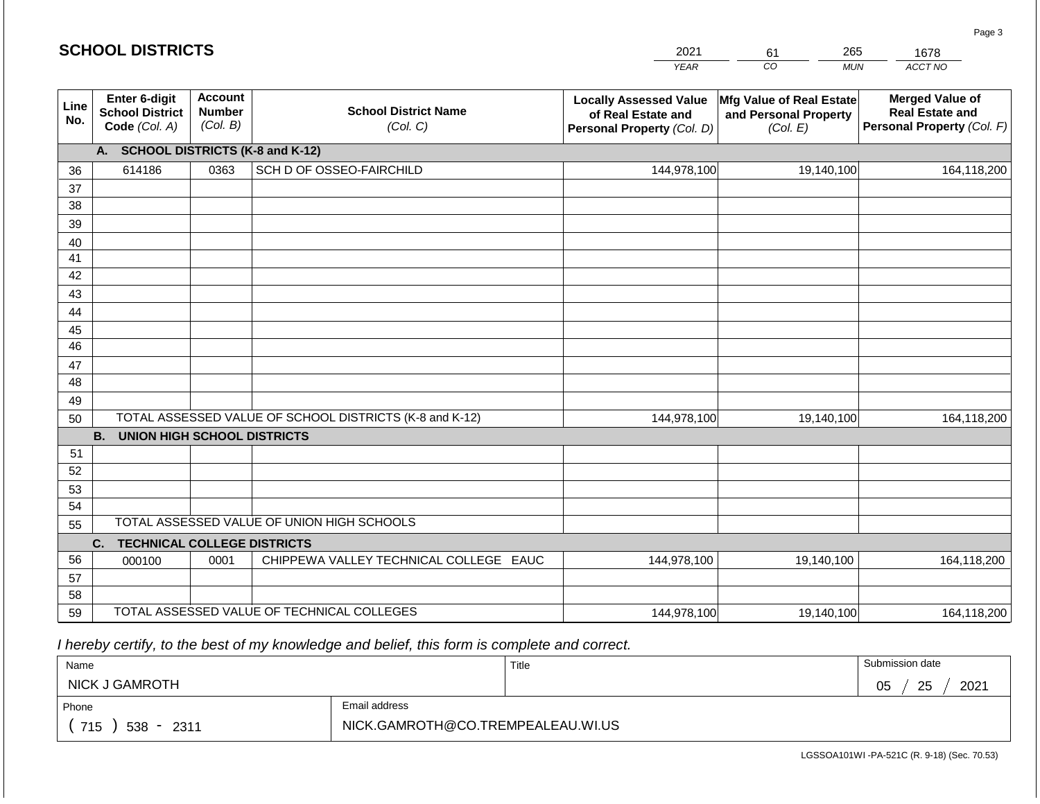## SCHOOL DISTRICTS

| 2021 | 61 | 265 | 1678 |
|---|---|---|---|
| YEAR | CO | MUN | ACCT NO |

| Line No. | Enter 6-digit School District Code (Col. A) | Account Number (Col. B) | School District Name (Col. C) | Locally Assessed Value of Real Estate and Personal Property (Col. D) | Mfg Value of Real Estate and Personal Property (Col. E) | Merged Value of Real Estate and Personal Property (Col. F) |
|---|---|---|---|---|---|---|
| | **A. SCHOOL DISTRICTS (K-8 and K-12)** | | | | | |
| 36 | 614186 | 0363 | SCH D OF OSSEO-FAIRCHILD | 144,978,100 | 19,140,100 | 164,118,200 |
| 37 | | | | | | |
| 38 | | | | | | |
| 39 | | | | | | |
| 40 | | | | | | |
| 41 | | | | | | |
| 42 | | | | | | |
| 43 | | | | | | |
| 44 | | | | | | |
| 45 | | | | | | |
| 46 | | | | | | |
| 47 | | | | | | |
| 48 | | | | | | |
| 49 | | | | | | |
| 50 | TOTAL ASSESSED VALUE OF SCHOOL DISTRICTS (K-8 and K-12) | | | 144,978,100 | 19,140,100 | 164,118,200 |
| | **B. UNION HIGH SCHOOL DISTRICTS** | | | | | |
| 51 | | | | | | |
| 52 | | | | | | |
| 53 | | | | | | |
| 54 | | | | | | |
| 55 | TOTAL ASSESSED VALUE OF UNION HIGH SCHOOLS | | | | | |
| | **C. TECHNICAL COLLEGE DISTRICTS** | | | | | |
| 56 | 000100 | 0001 | CHIPPEWA VALLEY TECHNICAL COLLEGE EAUC | 144,978,100 | 19,140,100 | 164,118,200 |
| 57 | | | | | | |
| 58 | | | | | | |
| 59 | TOTAL ASSESSED VALUE OF TECHNICAL COLLEGES | | | 144,978,100 | 19,140,100 | 164,118,200 |

*I hereby certify, to the best of my knowledge and belief, this form is complete and correct.*

| Name | Title | Submission date |
|---|---|---|
| NICK J GAMROTH | | 05 / 25 / 2021 |

| Phone | Email address |
|---|---|
| ( 715 ) 538 - 2311 | NICK.GAMROTH@CO.TREMPEALEAU.WI.US |

LGSSOA101WI -PA-521C (R. 9-18) (Sec. 70.53)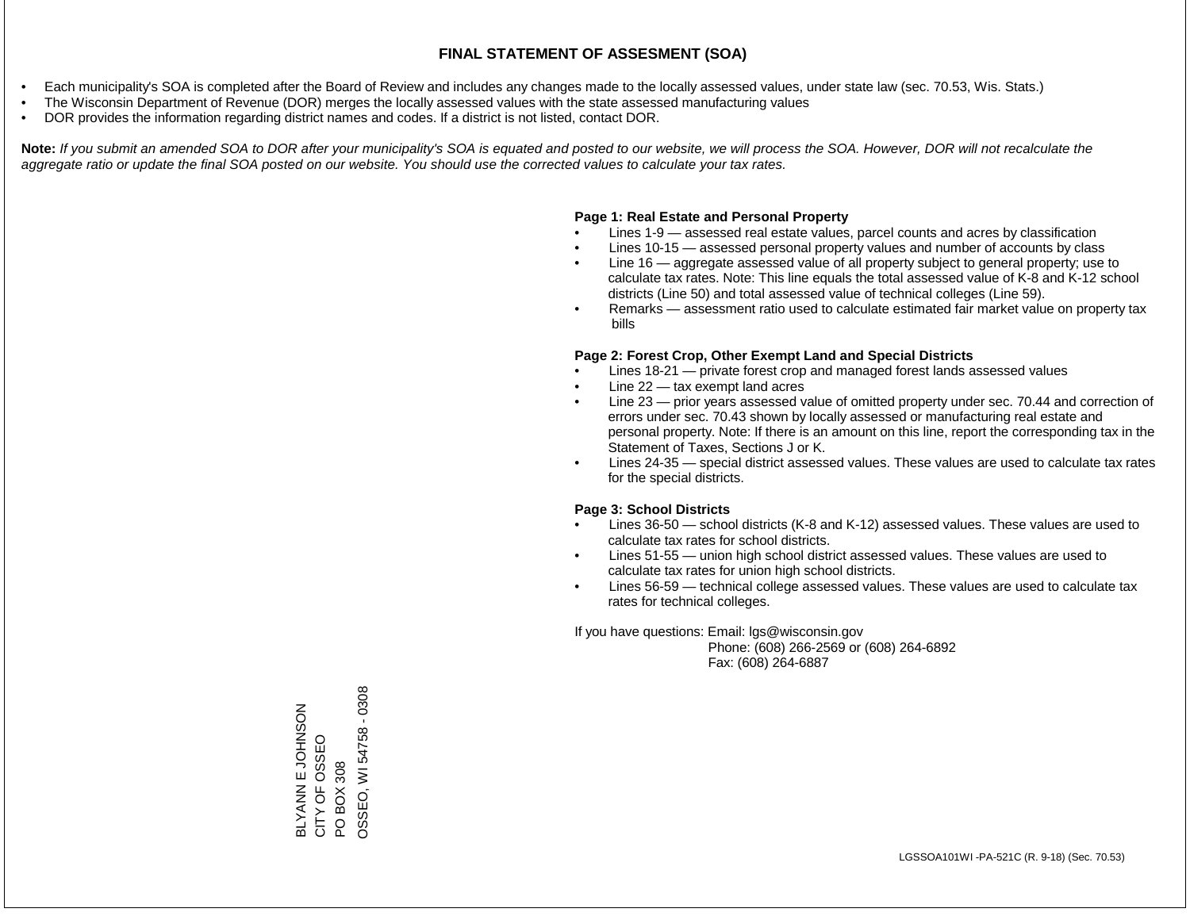# FINAL STATEMENT OF ASSESMENT (SOA)

- Each municipality's SOA is completed after the Board of Review and includes any changes made to the locally assessed values, under state law (sec. 70.53, Wis. Stats.)
- The Wisconsin Department of Revenue (DOR) merges the locally assessed values with the state assessed manufacturing values
- DOR provides the information regarding district names and codes. If a district is not listed, contact DOR.

**Note:** *If you submit an amended SOA to DOR after your municipality's SOA is equated and posted to our website, we will process the SOA. However, DOR will not recalculate the aggregate ratio or update the final SOA posted on our website. You should use the corrected values to calculate your tax rates.*

**Page 1: Real Estate and Personal Property**

- Lines 1-9 — assessed real estate values, parcel counts and acres by classification
- Lines 10-15 — assessed personal property values and number of accounts by class
- Line 16 — aggregate assessed value of all property subject to general property; use to calculate tax rates. Note: This line equals the total assessed value of K-8 and K-12 school districts (Line 50) and total assessed value of technical colleges (Line 59).
- Remarks — assessment ratio used to calculate estimated fair market value on property tax bills

**Page 2: Forest Crop, Other Exempt Land and Special Districts**

- Lines 18-21 — private forest crop and managed forest lands assessed values
- Line 22 — tax exempt land acres
- Line 23 — prior years assessed value of omitted property under sec. 70.44 and correction of errors under sec. 70.43 shown by locally assessed or manufacturing real estate and personal property. Note: If there is an amount on this line, report the corresponding tax in the Statement of Taxes, Sections J or K.
- Lines 24-35 — special district assessed values. These values are used to calculate tax rates for the special districts.

**Page 3: School Districts**

- Lines 36-50 — school districts (K-8 and K-12) assessed values. These values are used to calculate tax rates for school districts.
- Lines 51-55 — union high school district assessed values. These values are used to calculate tax rates for union high school districts.
- Lines 56-59 — technical college assessed values. These values are used to calculate tax rates for technical colleges.

If you have questions: Email: lgs@wisconsin.gov
Phone: (608) 266-2569 or (608) 264-6892
Fax: (608) 264-6887

BLYANN E JOHNSON
CITY OF OSSEO
PO BOX 308
OSSEO, WI 54758 - 0308

LGSSOA101WI -PA-521C (R. 9-18) (Sec. 70.53)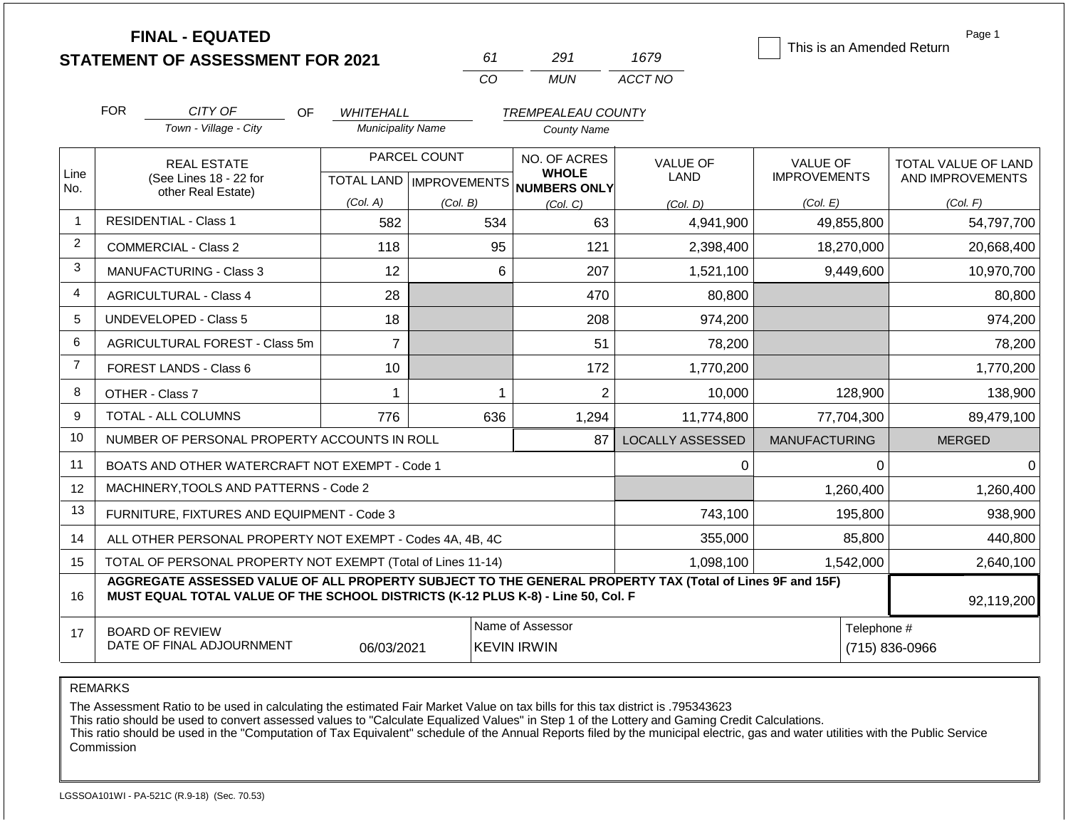**FINAL - EQUATED**
**STATEMENT OF ASSESSMENT FOR 2021**

| 61 | 291 | 1679 |
|---|---|---|
| CO | MUN | ACCT NO |

☐ This is an Amended Return

FOR *CITY OF* (Town - Village - City) OF *WHITEHALL* (Municipality Name) *TREMPEALEAU COUNTY* (County Name)

| Line No. | REAL ESTATE (See Lines 18 - 22 for other Real Estate) | PARCEL COUNT TOTAL LAND (Col. A) | PARCEL COUNT IMPROVEMENTS (Col. B) | NO. OF ACRES WHOLE NUMBERS ONLY (Col. C) | VALUE OF LAND (Col. D) | VALUE OF IMPROVEMENTS (Col. E) | TOTAL VALUE OF LAND AND IMPROVEMENTS (Col. F) |
|---|---|---|---|---|---|---|---|
| 1 | RESIDENTIAL - Class 1 | 582 | 534 | 63 | 4,941,900 | 49,855,800 | 54,797,700 |
| 2 | COMMERCIAL - Class 2 | 118 | 95 | 121 | 2,398,400 | 18,270,000 | 20,668,400 |
| 3 | MANUFACTURING - Class 3 | 12 | 6 | 207 | 1,521,100 | 9,449,600 | 10,970,700 |
| 4 | AGRICULTURAL - Class 4 | 28 | | 470 | 80,800 | | 80,800 |
| 5 | UNDEVELOPED - Class 5 | 18 | | 208 | 974,200 | | 974,200 |
| 6 | AGRICULTURAL FOREST - Class 5m | 7 | | 51 | 78,200 | | 78,200 |
| 7 | FOREST LANDS - Class 6 | 10 | | 172 | 1,770,200 | | 1,770,200 |
| 8 | OTHER - Class 7 | 1 | 1 | 2 | 10,000 | 128,900 | 138,900 |
| 9 | TOTAL - ALL COLUMNS | 776 | 636 | 1,294 | 11,774,800 | 77,704,300 | 89,479,100 |
| 10 | NUMBER OF PERSONAL PROPERTY ACCOUNTS IN ROLL | | | 87 | LOCALLY ASSESSED | MANUFACTURING | MERGED |
| 11 | BOATS AND OTHER WATERCRAFT NOT EXEMPT - Code 1 | | | | 0 | 0 | 0 |
| 12 | MACHINERY,TOOLS AND PATTERNS - Code 2 | | | | | 1,260,400 | 1,260,400 |
| 13 | FURNITURE, FIXTURES AND EQUIPMENT - Code 3 | | | | 743,100 | 195,800 | 938,900 |
| 14 | ALL OTHER PERSONAL PROPERTY NOT EXEMPT - Codes 4A, 4B, 4C | | | | 355,000 | 85,800 | 440,800 |
| 15 | TOTAL OF PERSONAL PROPERTY NOT EXEMPT (Total of Lines 11-14) | | | | 1,098,100 | 1,542,000 | 2,640,100 |
| 16 | **AGGREGATE ASSESSED VALUE OF ALL PROPERTY SUBJECT TO THE GENERAL PROPERTY TAX (Total of Lines 9F and 15F) MUST EQUAL TOTAL VALUE OF THE SCHOOL DISTRICTS (K-12 PLUS K-8) - Line 50, Col. F** | | | | | | 92,119,200 |
| 17 | BOARD OF REVIEW DATE OF FINAL ADJOURNMENT | 06/03/2021 | Name of Assessor: KEVIN IRWIN | | | Telephone #: (715) 836-0966 | |

REMARKS

The Assessment Ratio to be used in calculating the estimated Fair Market Value on tax bills for this tax district is .795343623
This ratio should be used to convert assessed values to "Calculate Equalized Values" in Step 1 of the Lottery and Gaming Credit Calculations.
This ratio should be used in the "Computation of Tax Equivalent" schedule of the Annual Reports filed by the municipal electric, gas and water utilities with the Public Service Commission

LGSSOA101WI - PA-521C (R.9-18) (Sec. 70.53)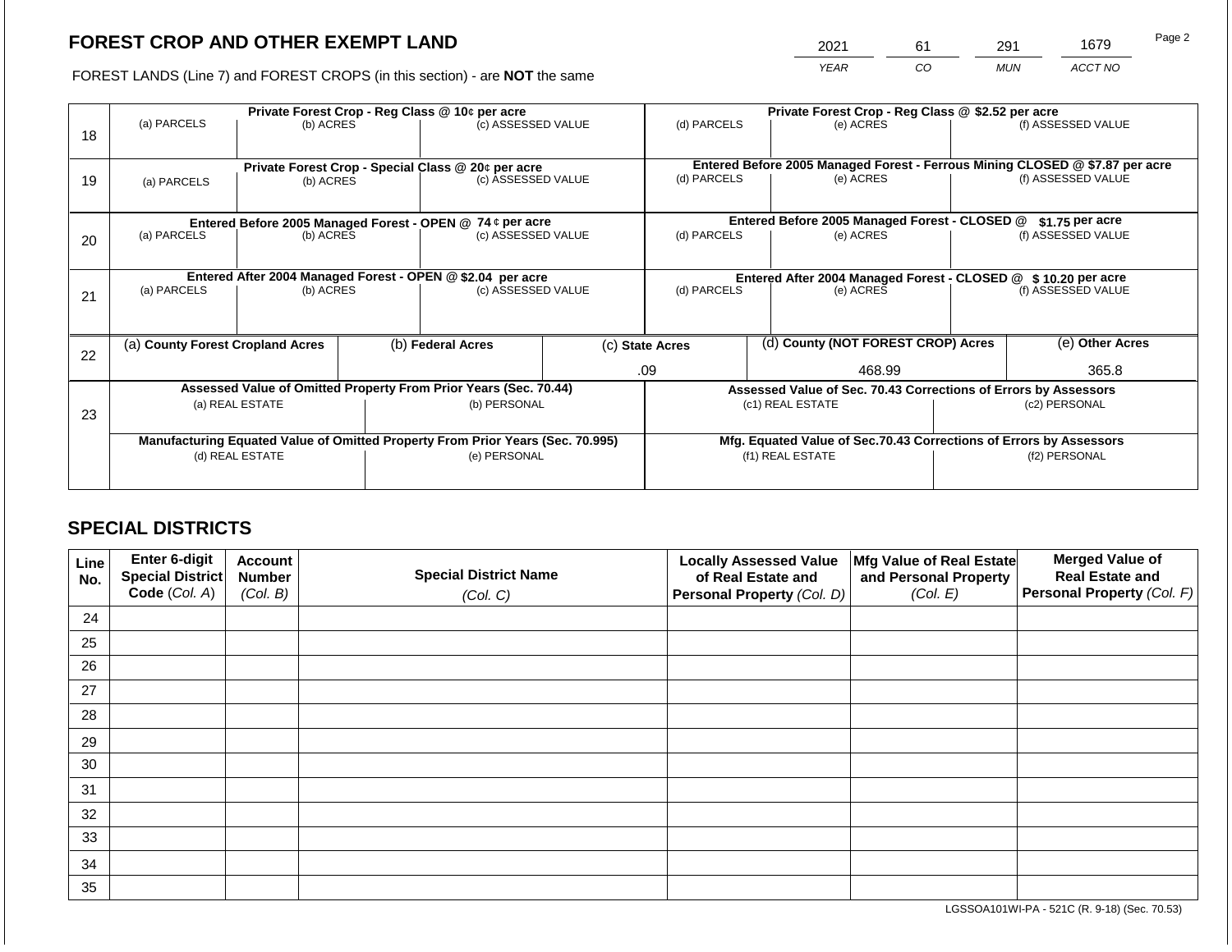# FOREST CROP AND OTHER EXEMPT LAND

FOREST LANDS (Line 7) and FOREST CROPS (in this section) - are **NOT** the same

| 2021 | 61 | 291 | 1679 |
|---|---|---|---|
| YEAR | CO | MUN | ACCT NO |

| | Private Forest Crop - Reg Class @ 10¢ per acre | | | Private Forest Crop - Reg Class @ $2.52 per acre | | |
|---|---|---|---|---|---|---|
| 18 | (a) PARCELS | (b) ACRES | (c) ASSESSED VALUE | (d) PARCELS | (e) ACRES | (f) ASSESSED VALUE |
| | **Private Forest Crop - Special Class @ 20¢ per acre** | | | **Entered Before 2005 Managed Forest - Ferrous Mining CLOSED @ $7.87 per acre** | | |
| 19 | (a) PARCELS | (b) ACRES | (c) ASSESSED VALUE | (d) PARCELS | (e) ACRES | (f) ASSESSED VALUE |
| | **Entered Before 2005 Managed Forest - OPEN @ 74 ¢ per acre** | | | **Entered Before 2005 Managed Forest - CLOSED @ $1.75 per acre** | | |
| 20 | (a) PARCELS | (b) ACRES | (c) ASSESSED VALUE | (d) PARCELS | (e) ACRES | (f) ASSESSED VALUE |
| | **Entered After 2004 Managed Forest - OPEN @ $2.04 per acre** | | | **Entered After 2004 Managed Forest - CLOSED @ $ 10.20 per acre** | | |
| 21 | (a) PARCELS | (b) ACRES | (c) ASSESSED VALUE | (d) PARCELS | (e) ACRES | (f) ASSESSED VALUE |

| 22 | (a) County Forest Cropland Acres | (b) Federal Acres | (c) State Acres | (d) County (NOT FOREST CROP) Acres | (e) Other Acres |
|---|---|---|---|---|---|
| | | | .09 | 468.99 | 365.8 |

| 23 | Assessed Value of Omitted Property From Prior Years (Sec. 70.44) | | Assessed Value of Sec. 70.43 Corrections of Errors by Assessors | |
|---|---|---|---|---|
| | (a) REAL ESTATE | (b) PERSONAL | (c1) REAL ESTATE | (c2) PERSONAL |
| | **Manufacturing Equated Value of Omitted Property From Prior Years (Sec. 70.995)** | | **Mfg. Equated Value of Sec.70.43 Corrections of Errors by Assessors** | |
| | (d) REAL ESTATE | (e) PERSONAL | (f1) REAL ESTATE | (f2) PERSONAL |

## SPECIAL DISTRICTS

| Line No. | Enter 6-digit Special District Code (Col. A) | Account Number (Col. B) | Special District Name (Col. C) | Locally Assessed Value of Real Estate and Personal Property (Col. D) | Mfg Value of Real Estate and Personal Property (Col. E) | Merged Value of Real Estate and Personal Property (Col. F) |
|---|---|---|---|---|---|---|
| 24 | | | | | | |
| 25 | | | | | | |
| 26 | | | | | | |
| 27 | | | | | | |
| 28 | | | | | | |
| 29 | | | | | | |
| 30 | | | | | | |
| 31 | | | | | | |
| 32 | | | | | | |
| 33 | | | | | | |
| 34 | | | | | | |
| 35 | | | | | | |

LGSSOA101WI-PA - 521C (R. 9-18) (Sec. 70.53)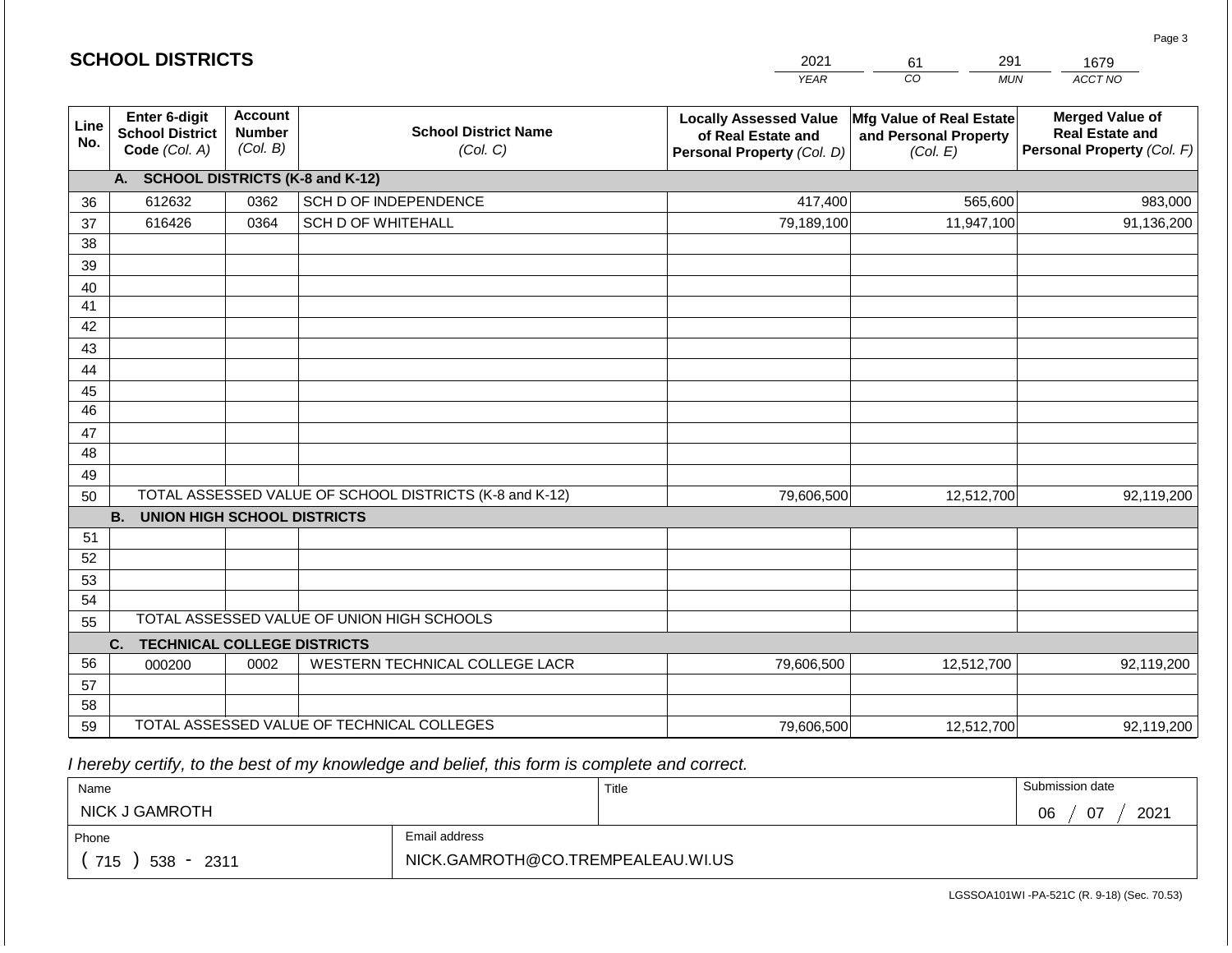# SCHOOL DISTRICTS

| 2021 | 61 | 291 | 1679 |
|---|---|---|---|
| YEAR | CO | MUN | ACCT NO |

| Line No. | Enter 6-digit School District Code (Col. A) | Account Number (Col. B) | School District Name (Col. C) | Locally Assessed Value of Real Estate and Personal Property (Col. D) | Mfg Value of Real Estate and Personal Property (Col. E) | Merged Value of Real Estate and Personal Property (Col. F) |
|---|---|---|---|---|---|---|
| | **A. SCHOOL DISTRICTS (K-8 and K-12)** | | | | | |
| 36 | 612632 | 0362 | SCH D OF INDEPENDENCE | 417,400 | 565,600 | 983,000 |
| 37 | 616426 | 0364 | SCH D OF WHITEHALL | 79,189,100 | 11,947,100 | 91,136,200 |
| 38 | | | | | | |
| 39 | | | | | | |
| 40 | | | | | | |
| 41 | | | | | | |
| 42 | | | | | | |
| 43 | | | | | | |
| 44 | | | | | | |
| 45 | | | | | | |
| 46 | | | | | | |
| 47 | | | | | | |
| 48 | | | | | | |
| 49 | | | | | | |
| 50 | TOTAL ASSESSED VALUE OF SCHOOL DISTRICTS (K-8 and K-12) | | | 79,606,500 | 12,512,700 | 92,119,200 |
| | **B. UNION HIGH SCHOOL DISTRICTS** | | | | | |
| 51 | | | | | | |
| 52 | | | | | | |
| 53 | | | | | | |
| 54 | | | | | | |
| 55 | TOTAL ASSESSED VALUE OF UNION HIGH SCHOOLS | | | | | |
| | **C. TECHNICAL COLLEGE DISTRICTS** | | | | | |
| 56 | 000200 | 0002 | WESTERN TECHNICAL COLLEGE LACR | 79,606,500 | 12,512,700 | 92,119,200 |
| 57 | | | | | | |
| 58 | | | | | | |
| 59 | TOTAL ASSESSED VALUE OF TECHNICAL COLLEGES | | | 79,606,500 | 12,512,700 | 92,119,200 |

*I hereby certify, to the best of my knowledge and belief, this form is complete and correct.*

| Name | Title | Submission date |
|---|---|---|
| NICK J GAMROTH | | 06 / 07 / 2021 |

| Phone | Email address |
|---|---|
| ( 715 ) 538 - 2311 | NICK.GAMROTH@CO.TREMPEALEAU.WI.US |

LGSSOA101WI -PA-521C (R. 9-18) (Sec. 70.53)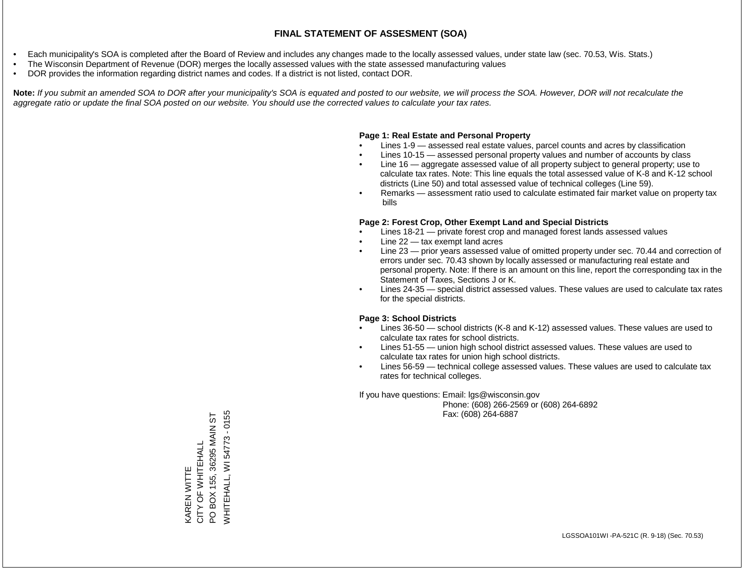# FINAL STATEMENT OF ASSESMENT (SOA)

- Each municipality's SOA is completed after the Board of Review and includes any changes made to the locally assessed values, under state law (sec. 70.53, Wis. Stats.)
- The Wisconsin Department of Revenue (DOR) merges the locally assessed values with the state assessed manufacturing values
- DOR provides the information regarding district names and codes. If a district is not listed, contact DOR.

**Note:** *If you submit an amended SOA to DOR after your municipality's SOA is equated and posted to our website, we will process the SOA. However, DOR will not recalculate the aggregate ratio or update the final SOA posted on our website. You should use the corrected values to calculate your tax rates.*

**Page 1: Real Estate and Personal Property**

- Lines 1-9 — assessed real estate values, parcel counts and acres by classification
- Lines 10-15 — assessed personal property values and number of accounts by class
- Line 16 — aggregate assessed value of all property subject to general property; use to calculate tax rates. Note: This line equals the total assessed value of K-8 and K-12 school districts (Line 50) and total assessed value of technical colleges (Line 59).
- Remarks — assessment ratio used to calculate estimated fair market value on property tax bills

**Page 2: Forest Crop, Other Exempt Land and Special Districts**

- Lines 18-21 — private forest crop and managed forest lands assessed values
- Line 22 — tax exempt land acres
- Line 23 — prior years assessed value of omitted property under sec. 70.44 and correction of errors under sec. 70.43 shown by locally assessed or manufacturing real estate and personal property. Note: If there is an amount on this line, report the corresponding tax in the Statement of Taxes, Sections J or K.
- Lines 24-35 — special district assessed values. These values are used to calculate tax rates for the special districts.

**Page 3: School Districts**

- Lines 36-50 — school districts (K-8 and K-12) assessed values. These values are used to calculate tax rates for school districts.
- Lines 51-55 — union high school district assessed values. These values are used to calculate tax rates for union high school districts.
- Lines 56-59 — technical college assessed values. These values are used to calculate tax rates for technical colleges.

If you have questions: Email: lgs@wisconsin.gov
Phone: (608) 266-2569 or (608) 264-6892
Fax: (608) 264-6887

KAREN WITTE
CITY OF WHITEHALL
PO BOX 155, 36295 MAIN ST
WHITEHALL, WI 54773 - 0155

LGSSOA101WI -PA-521C (R. 9-18) (Sec. 70.53)